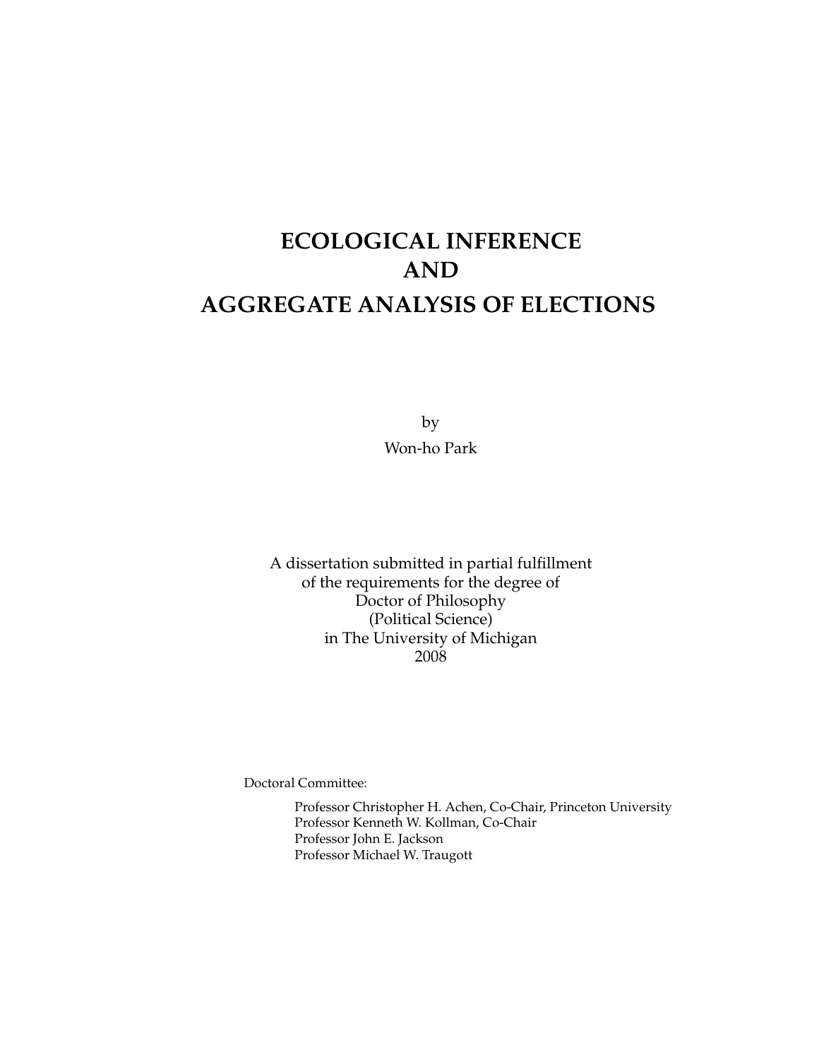# ECOLOGICAL INFERENCE
# AND
# AGGREGATE ANALYSIS OF ELECTIONS

by

Won-ho Park

A dissertation submitted in partial fulfillment
of the requirements for the degree of
Doctor of Philosophy
(Political Science)
in The University of Michigan
2008

Doctoral Committee:

Professor Christopher H. Achen, Co-Chair, Princeton University
Professor Kenneth W. Kollman, Co-Chair
Professor John E. Jackson
Professor Michael W. Traugott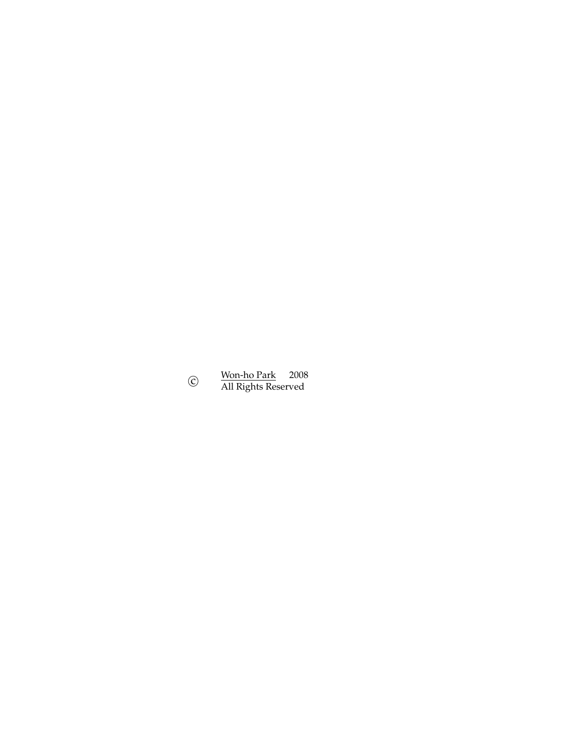© Won-ho Park 2008
All Rights Reserved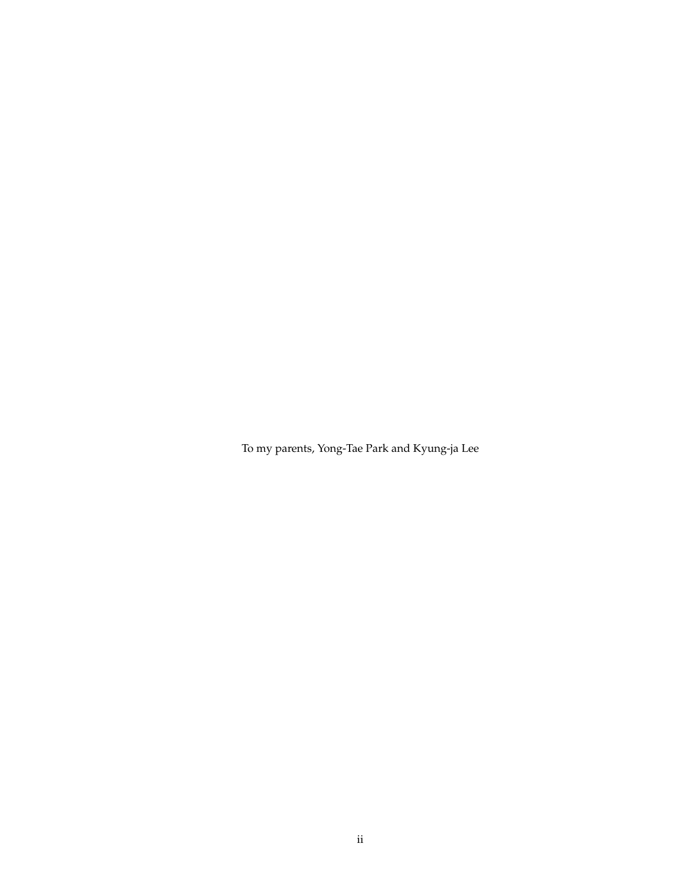To my parents, Yong-Tae Park and Kyung-ja Lee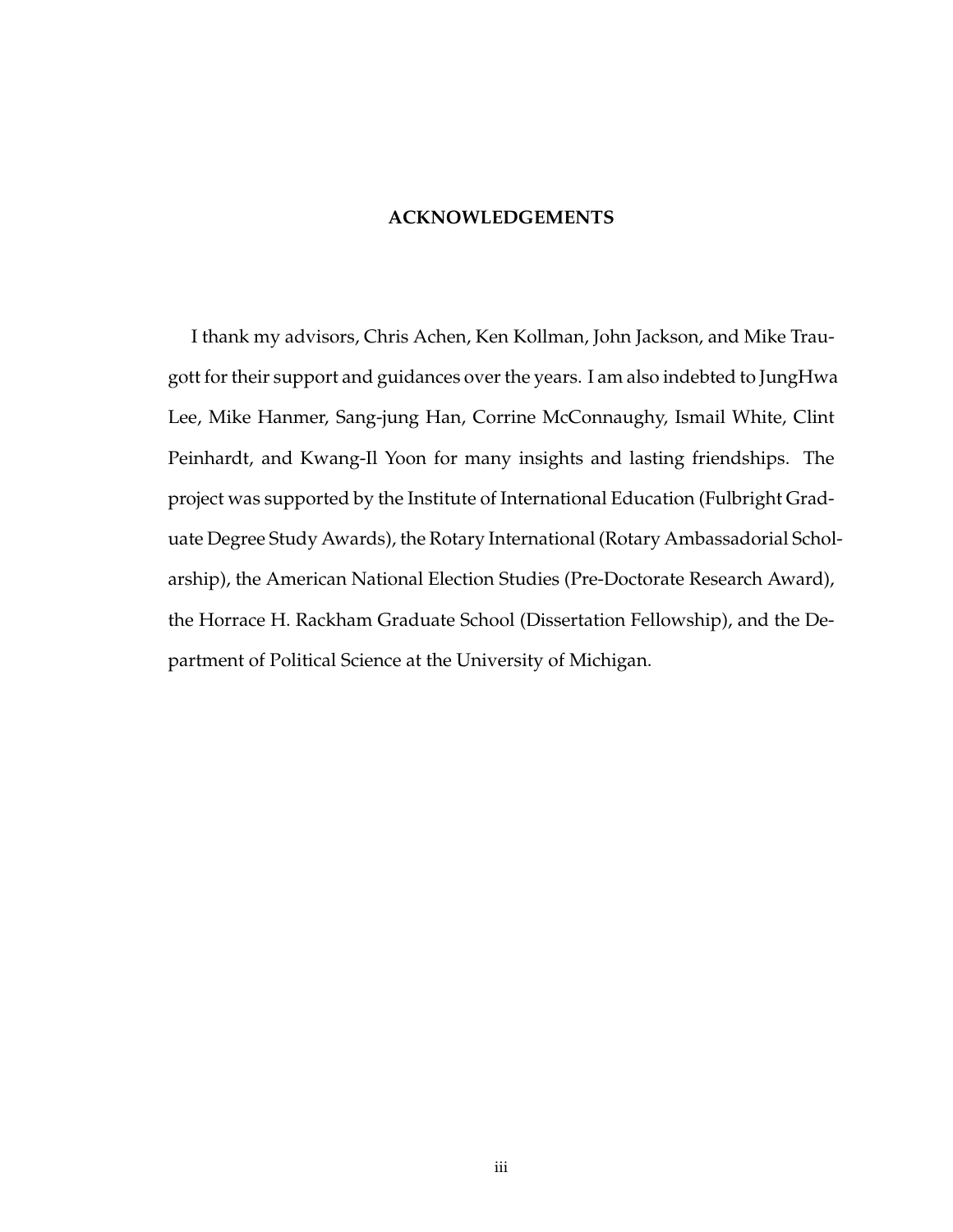# ACKNOWLEDGEMENTS

I thank my advisors, Chris Achen, Ken Kollman, John Jackson, and Mike Traugott for their support and guidances over the years. I am also indebted to JungHwa Lee, Mike Hanmer, Sang-jung Han, Corrine McConnaughy, Ismail White, Clint Peinhardt, and Kwang-Il Yoon for many insights and lasting friendships. The project was supported by the Institute of International Education (Fulbright Graduate Degree Study Awards), the Rotary International (Rotary Ambassadorial Scholarship), the American National Election Studies (Pre-Doctorate Research Award), the Horrace H. Rackham Graduate School (Dissertation Fellowship), and the Department of Political Science at the University of Michigan.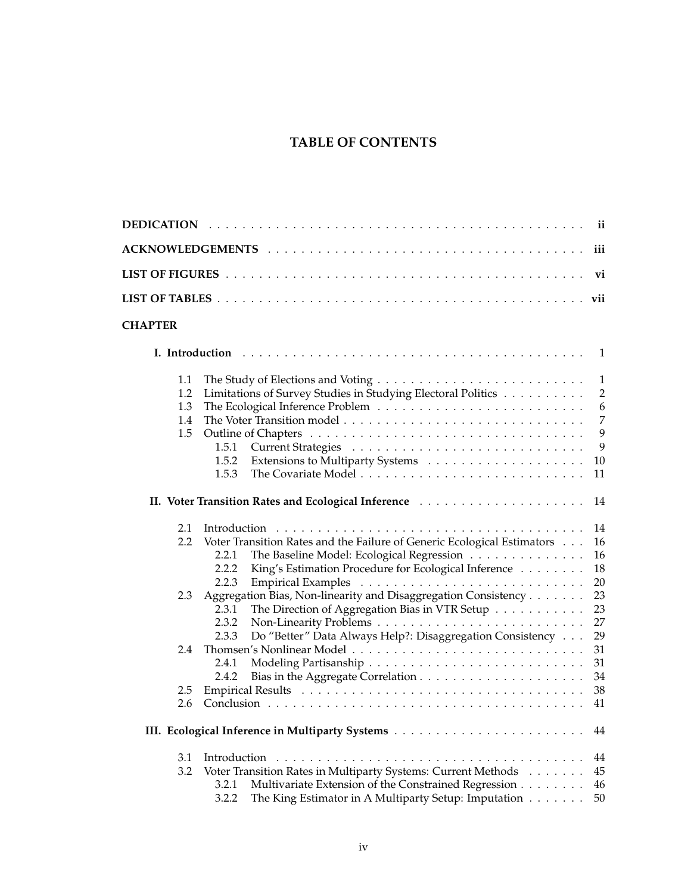# TABLE OF CONTENTS

**DEDICATION** . . . . . . . . . . . . . . . . . . . . . . . . . . . . . . . . . . . . . . . . . . . . . . . **ii**

**ACKNOWLEDGEMENTS** . . . . . . . . . . . . . . . . . . . . . . . . . . . . . . . . . . . . . . . . **iii**

**LIST OF FIGURES** . . . . . . . . . . . . . . . . . . . . . . . . . . . . . . . . . . . . . . . . . . . **vi**

**LIST OF TABLES** . . . . . . . . . . . . . . . . . . . . . . . . . . . . . . . . . . . . . . . . . . . **vii**

**CHAPTER**

**I. Introduction** . . . . . . . . . . . . . . . . . . . . . . . . . . . . . . . . . . . . . . . . . 1

- 1.1 The Study of Elections and Voting . . . . . . . . . . . . . . . . . . . . . . . . 1
- 1.2 Limitations of Survey Studies in Studying Electoral Politics . . . . . . . . . . 2
- 1.3 The Ecological Inference Problem . . . . . . . . . . . . . . . . . . . . . . . . 6
- 1.4 The Voter Transition model . . . . . . . . . . . . . . . . . . . . . . . . . . . 7
- 1.5 Outline of Chapters . . . . . . . . . . . . . . . . . . . . . . . . . . . . . . . 9
  - 1.5.1 Current Strategies . . . . . . . . . . . . . . . . . . . . . . . . . . . 9
  - 1.5.2 Extensions to Multiparty Systems . . . . . . . . . . . . . . . . . . 10
  - 1.5.3 The Covariate Model . . . . . . . . . . . . . . . . . . . . . . . . . . 11

**II. Voter Transition Rates and Ecological Inference** . . . . . . . . . . . . . . . . . . . 14

- 2.1 Introduction . . . . . . . . . . . . . . . . . . . . . . . . . . . . . . . . . . . 14
- 2.2 Voter Transition Rates and the Failure of Generic Ecological Estimators . . . 16
  - 2.2.1 The Baseline Model: Ecological Regression . . . . . . . . . . . . . . 16
  - 2.2.2 King's Estimation Procedure for Ecological Inference . . . . . . . . 18
  - 2.2.3 Empirical Examples . . . . . . . . . . . . . . . . . . . . . . . . . . 20
- 2.3 Aggregation Bias, Non-linearity and Disaggregation Consistency . . . . . . . 23
  - 2.3.1 The Direction of Aggregation Bias in VTR Setup . . . . . . . . . . . 23
  - 2.3.2 Non-Linearity Problems . . . . . . . . . . . . . . . . . . . . . . . . . 27
  - 2.3.3 Do "Better" Data Always Help?: Disaggregation Consistency . . . 29
- 2.4 Thomsen's Nonlinear Model . . . . . . . . . . . . . . . . . . . . . . . . . . . 31
  - 2.4.1 Modeling Partisanship . . . . . . . . . . . . . . . . . . . . . . . . . 31
  - 2.4.2 Bias in the Aggregate Correlation . . . . . . . . . . . . . . . . . . . 34
- 2.5 Empirical Results . . . . . . . . . . . . . . . . . . . . . . . . . . . . . . . . 38
- 2.6 Conclusion . . . . . . . . . . . . . . . . . . . . . . . . . . . . . . . . . . . . 41

**III. Ecological Inference in Multiparty Systems** . . . . . . . . . . . . . . . . . . . . . . 44

- 3.1 Introduction . . . . . . . . . . . . . . . . . . . . . . . . . . . . . . . . . . . 44
- 3.2 Voter Transition Rates in Multiparty Systems: Current Methods . . . . . . . 45
  - 3.2.1 Multivariate Extension of the Constrained Regression . . . . . . . . 46
  - 3.2.2 The King Estimator in A Multiparty Setup: Imputation . . . . . . . 50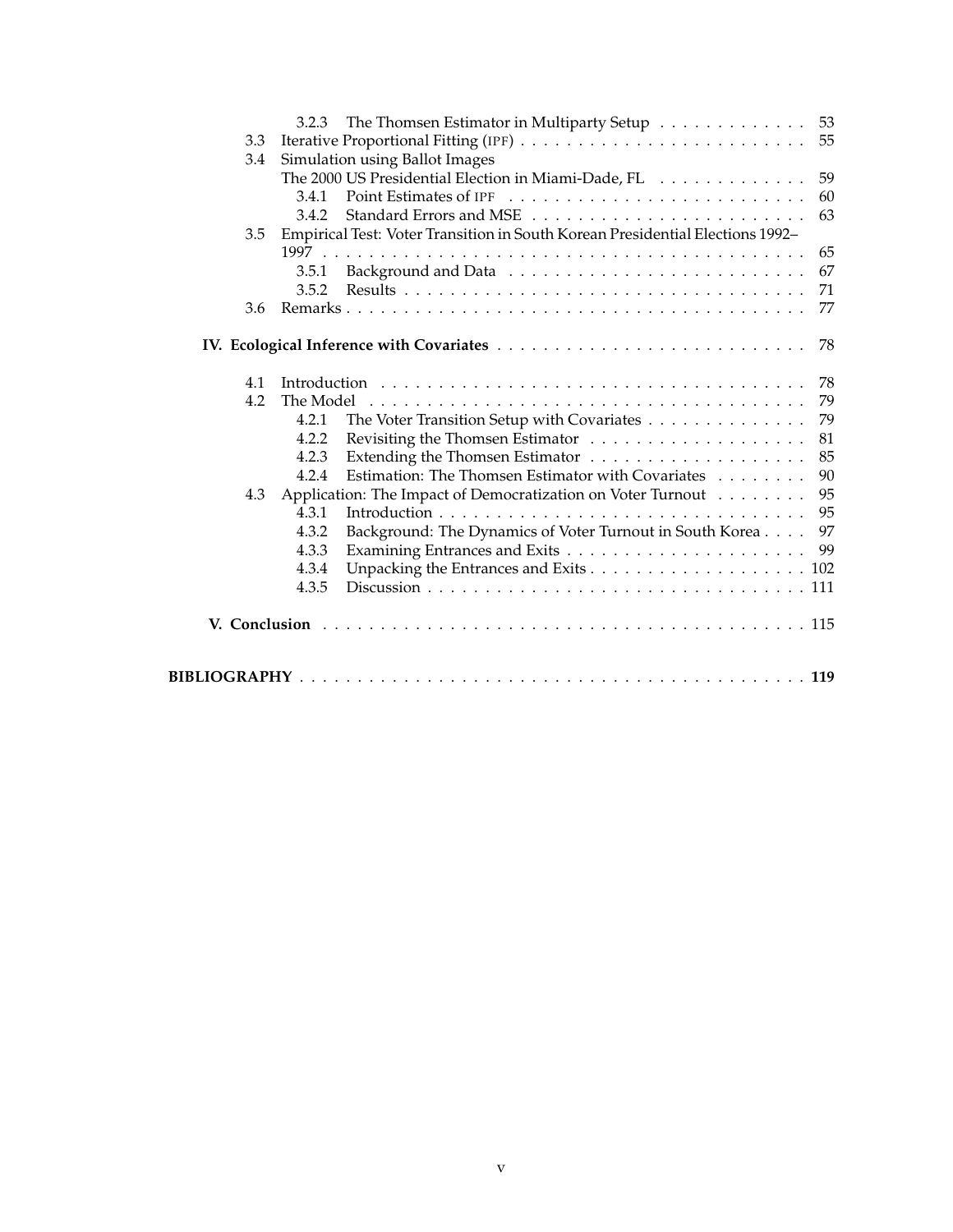- 3.2.3 The Thomsen Estimator in Multiparty Setup . . . . . . . . . . . . . 53
- 3.3 Iterative Proportional Fitting (IPF) . . . . . . . . . . . . . . . . . . . . . . . . 55
- 3.4 Simulation using Ballot Images
  The 2000 US Presidential Election in Miami-Dade, FL . . . . . . . . . . . . . 59
  - 3.4.1 Point Estimates of IPF . . . . . . . . . . . . . . . . . . . . . . . . . . 60
  - 3.4.2 Standard Errors and MSE . . . . . . . . . . . . . . . . . . . . . . . . 63
- 3.5 Empirical Test: Voter Transition in South Korean Presidential Elections 1992–1997 . . . . . . . . . . . . . . . . . . . . . . . . . . . . . . . . . . . . . . . . . . 65
  - 3.5.1 Background and Data . . . . . . . . . . . . . . . . . . . . . . . . . . 67
  - 3.5.2 Results . . . . . . . . . . . . . . . . . . . . . . . . . . . . . . . . . . 71
- 3.6 Remarks . . . . . . . . . . . . . . . . . . . . . . . . . . . . . . . . . . . . . . . 77

**IV. Ecological Inference with Covariates** . . . . . . . . . . . . . . . . . . . . . . . . . . 78

- 4.1 Introduction . . . . . . . . . . . . . . . . . . . . . . . . . . . . . . . . . . . . . 78
- 4.2 The Model . . . . . . . . . . . . . . . . . . . . . . . . . . . . . . . . . . . . . 79
  - 4.2.1 The Voter Transition Setup with Covariates . . . . . . . . . . . . . . 79
  - 4.2.2 Revisiting the Thomsen Estimator . . . . . . . . . . . . . . . . . . . 81
  - 4.2.3 Extending the Thomsen Estimator . . . . . . . . . . . . . . . . . . . 85
  - 4.2.4 Estimation: The Thomsen Estimator with Covariates . . . . . . . . 90
- 4.3 Application: The Impact of Democratization on Voter Turnout . . . . . . . . 95
  - 4.3.1 Introduction . . . . . . . . . . . . . . . . . . . . . . . . . . . . . . . . 95
  - 4.3.2 Background: The Dynamics of Voter Turnout in South Korea . . . . 97
  - 4.3.3 Examining Entrances and Exits . . . . . . . . . . . . . . . . . . . . . 99
  - 4.3.4 Unpacking the Entrances and Exits . . . . . . . . . . . . . . . . . . . 102
  - 4.3.5 Discussion . . . . . . . . . . . . . . . . . . . . . . . . . . . . . . . . . 111

**V. Conclusion** . . . . . . . . . . . . . . . . . . . . . . . . . . . . . . . . . . . . . . . . . . 115

**BIBLIOGRAPHY** . . . . . . . . . . . . . . . . . . . . . . . . . . . . . . . . . . . . . . . . . . **119**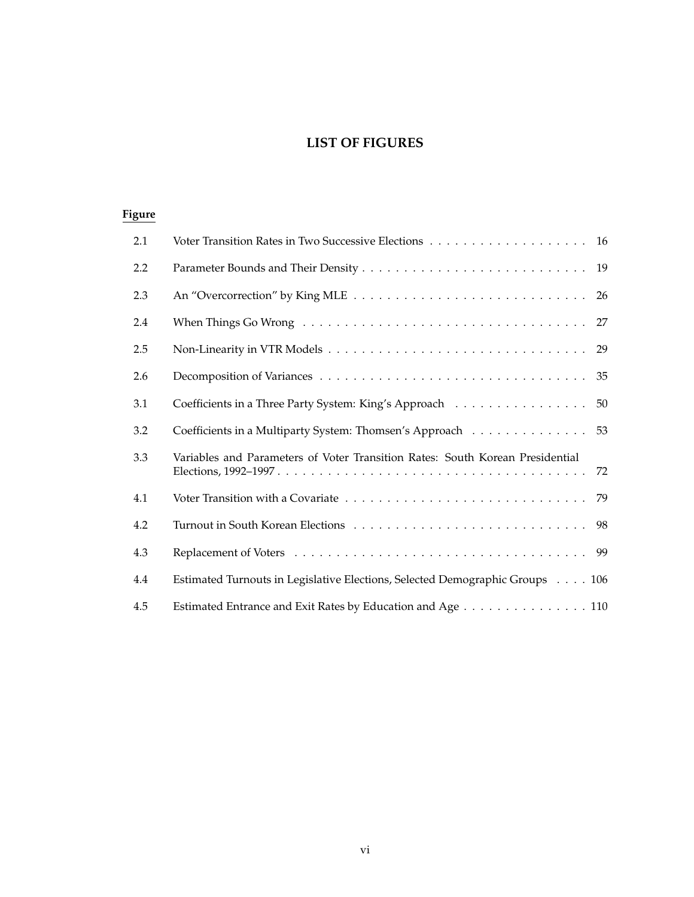# LIST OF FIGURES

**Figure**

| | | |
|---|---|---|
| 2.1 | Voter Transition Rates in Two Successive Elections | 16 |
| 2.2 | Parameter Bounds and Their Density | 19 |
| 2.3 | An “Overcorrection” by King MLE | 26 |
| 2.4 | When Things Go Wrong | 27 |
| 2.5 | Non-Linearity in VTR Models | 29 |
| 2.6 | Decomposition of Variances | 35 |
| 3.1 | Coefficients in a Three Party System: King’s Approach | 50 |
| 3.2 | Coefficients in a Multiparty System: Thomsen’s Approach | 53 |
| 3.3 | Variables and Parameters of Voter Transition Rates: South Korean Presidential Elections, 1992–1997 | 72 |
| 4.1 | Voter Transition with a Covariate | 79 |
| 4.2 | Turnout in South Korean Elections | 98 |
| 4.3 | Replacement of Voters | 99 |
| 4.4 | Estimated Turnouts in Legislative Elections, Selected Demographic Groups | 106 |
| 4.5 | Estimated Entrance and Exit Rates by Education and Age | 110 |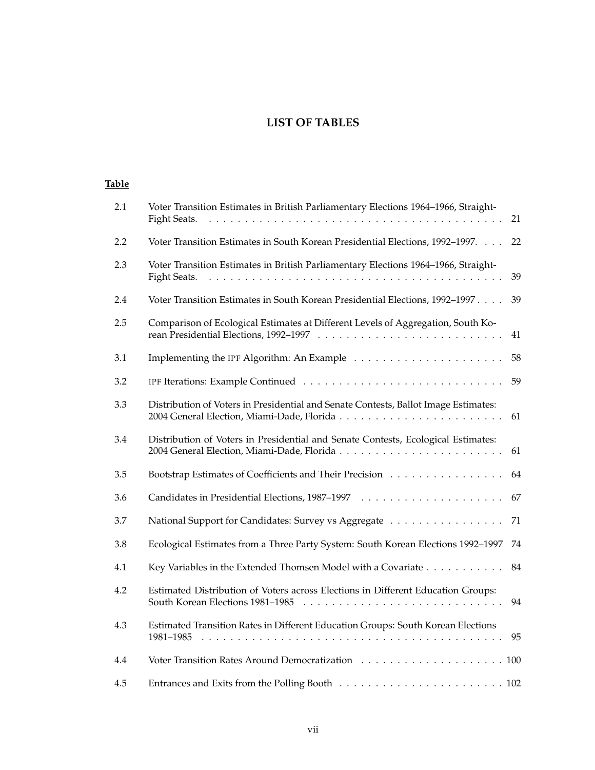# LIST OF TABLES

**Table**

| | | |
|---|---|---|
| 2.1 | Voter Transition Estimates in British Parliamentary Elections 1964–1966, Straight-Fight Seats. | 21 |
| 2.2 | Voter Transition Estimates in South Korean Presidential Elections, 1992–1997. | 22 |
| 2.3 | Voter Transition Estimates in British Parliamentary Elections 1964–1966, Straight-Fight Seats. | 39 |
| 2.4 | Voter Transition Estimates in South Korean Presidential Elections, 1992–1997 | 39 |
| 2.5 | Comparison of Ecological Estimates at Different Levels of Aggregation, South Korean Presidential Elections, 1992–1997 | 41 |
| 3.1 | Implementing the IPF Algorithm: An Example | 58 |
| 3.2 | IPF Iterations: Example Continued | 59 |
| 3.3 | Distribution of Voters in Presidential and Senate Contests, Ballot Image Estimates: 2004 General Election, Miami-Dade, Florida | 61 |
| 3.4 | Distribution of Voters in Presidential and Senate Contests, Ecological Estimates: 2004 General Election, Miami-Dade, Florida | 61 |
| 3.5 | Bootstrap Estimates of Coefficients and Their Precision | 64 |
| 3.6 | Candidates in Presidential Elections, 1987–1997 | 67 |
| 3.7 | National Support for Candidates: Survey vs Aggregate | 71 |
| 3.8 | Ecological Estimates from a Three Party System: South Korean Elections 1992–1997 | 74 |
| 4.1 | Key Variables in the Extended Thomsen Model with a Covariate | 84 |
| 4.2 | Estimated Distribution of Voters across Elections in Different Education Groups: South Korean Elections 1981–1985 | 94 |
| 4.3 | Estimated Transition Rates in Different Education Groups: South Korean Elections 1981–1985 | 95 |
| 4.4 | Voter Transition Rates Around Democratization | 100 |
| 4.5 | Entrances and Exits from the Polling Booth | 102 |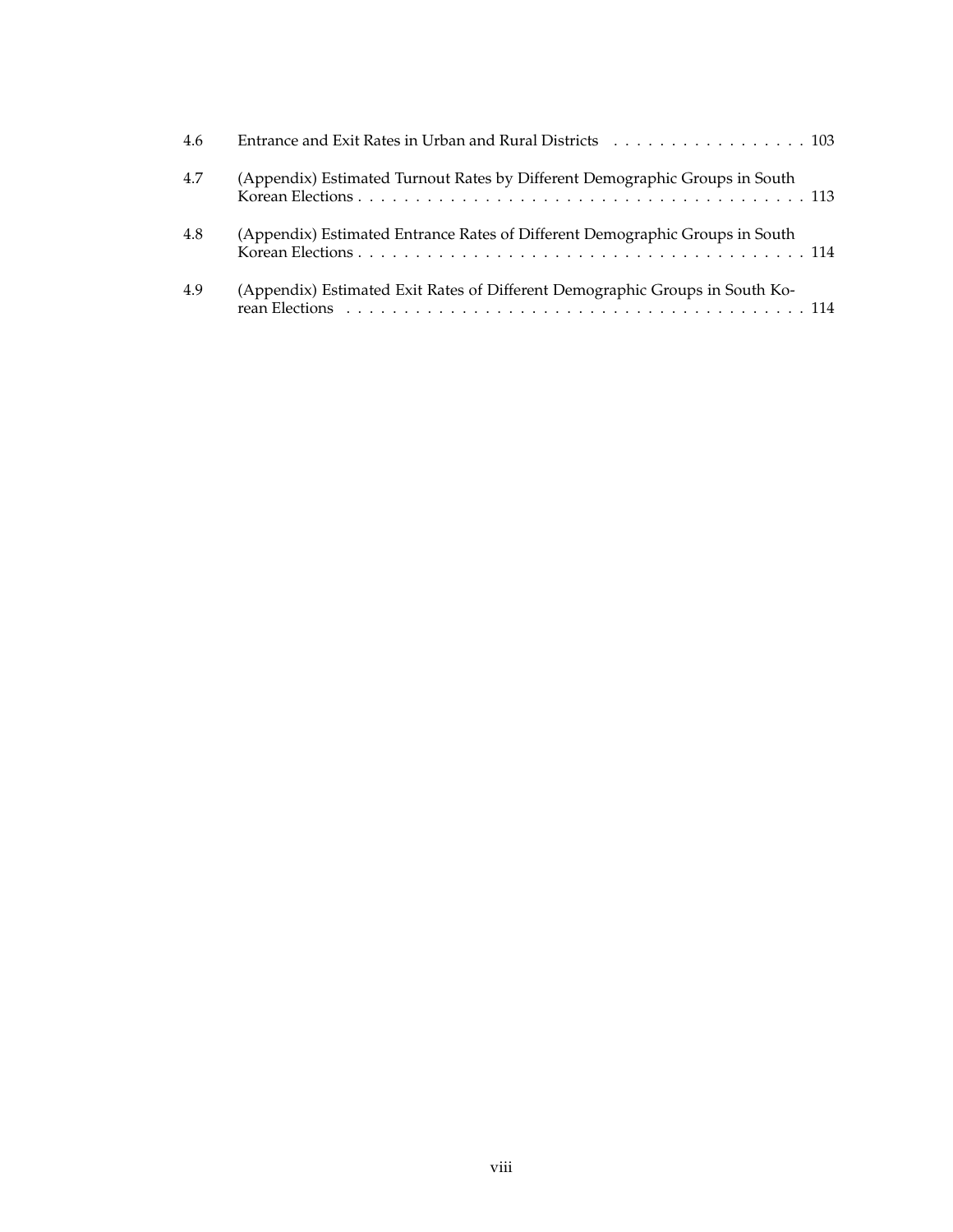| | | |
|---|---|---|
| 4.6 | Entrance and Exit Rates in Urban and Rural Districts | 103 |
| 4.7 | (Appendix) Estimated Turnout Rates by Different Demographic Groups in South Korean Elections | 113 |
| 4.8 | (Appendix) Estimated Entrance Rates of Different Demographic Groups in South Korean Elections | 114 |
| 4.9 | (Appendix) Estimated Exit Rates of Different Demographic Groups in South Korean Elections | 114 |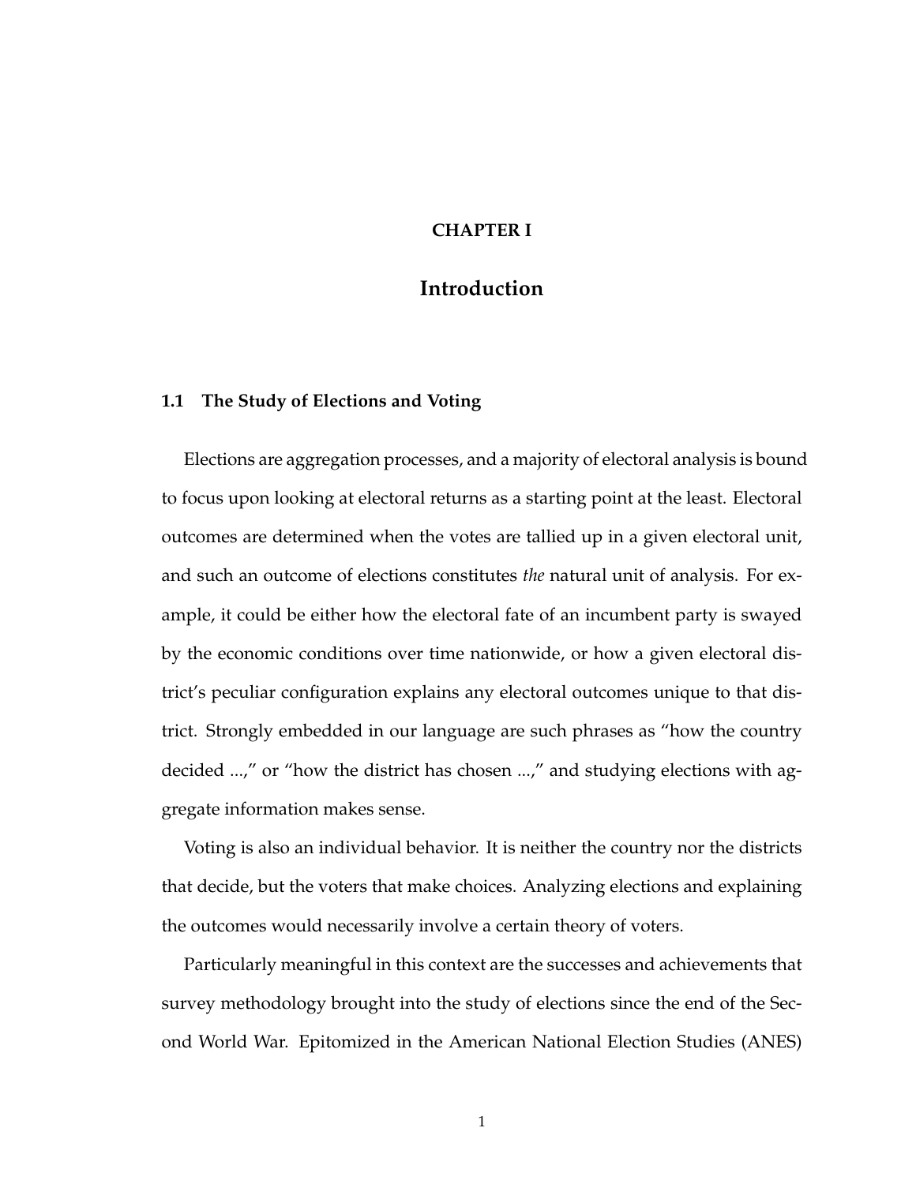# CHAPTER I

# Introduction

## 1.1 The Study of Elections and Voting

Elections are aggregation processes, and a majority of electoral analysis is bound to focus upon looking at electoral returns as a starting point at the least. Electoral outcomes are determined when the votes are tallied up in a given electoral unit, and such an outcome of elections constitutes *the* natural unit of analysis. For example, it could be either how the electoral fate of an incumbent party is swayed by the economic conditions over time nationwide, or how a given electoral district's peculiar configuration explains any electoral outcomes unique to that district. Strongly embedded in our language are such phrases as "how the country decided ...," or "how the district has chosen ...," and studying elections with aggregate information makes sense.

Voting is also an individual behavior. It is neither the country nor the districts that decide, but the voters that make choices. Analyzing elections and explaining the outcomes would necessarily involve a certain theory of voters.

Particularly meaningful in this context are the successes and achievements that survey methodology brought into the study of elections since the end of the Second World War. Epitomized in the American National Election Studies (ANES)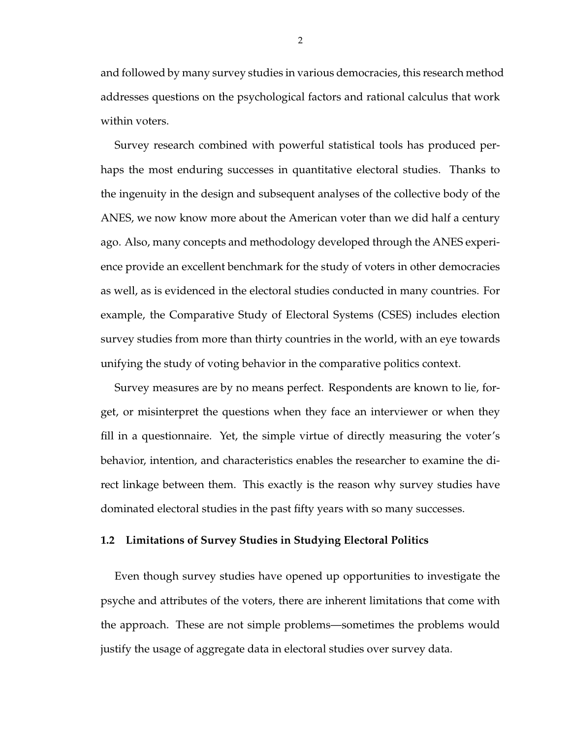and followed by many survey studies in various democracies, this research method addresses questions on the psychological factors and rational calculus that work within voters.

Survey research combined with powerful statistical tools has produced perhaps the most enduring successes in quantitative electoral studies. Thanks to the ingenuity in the design and subsequent analyses of the collective body of the ANES, we now know more about the American voter than we did half a century ago. Also, many concepts and methodology developed through the ANES experience provide an excellent benchmark for the study of voters in other democracies as well, as is evidenced in the electoral studies conducted in many countries. For example, the Comparative Study of Electoral Systems (CSES) includes election survey studies from more than thirty countries in the world, with an eye towards unifying the study of voting behavior in the comparative politics context.

Survey measures are by no means perfect. Respondents are known to lie, forget, or misinterpret the questions when they face an interviewer or when they fill in a questionnaire. Yet, the simple virtue of directly measuring the voter's behavior, intention, and characteristics enables the researcher to examine the direct linkage between them. This exactly is the reason why survey studies have dominated electoral studies in the past fifty years with so many successes.

### 1.2 Limitations of Survey Studies in Studying Electoral Politics

Even though survey studies have opened up opportunities to investigate the psyche and attributes of the voters, there are inherent limitations that come with the approach. These are not simple problems—sometimes the problems would justify the usage of aggregate data in electoral studies over survey data.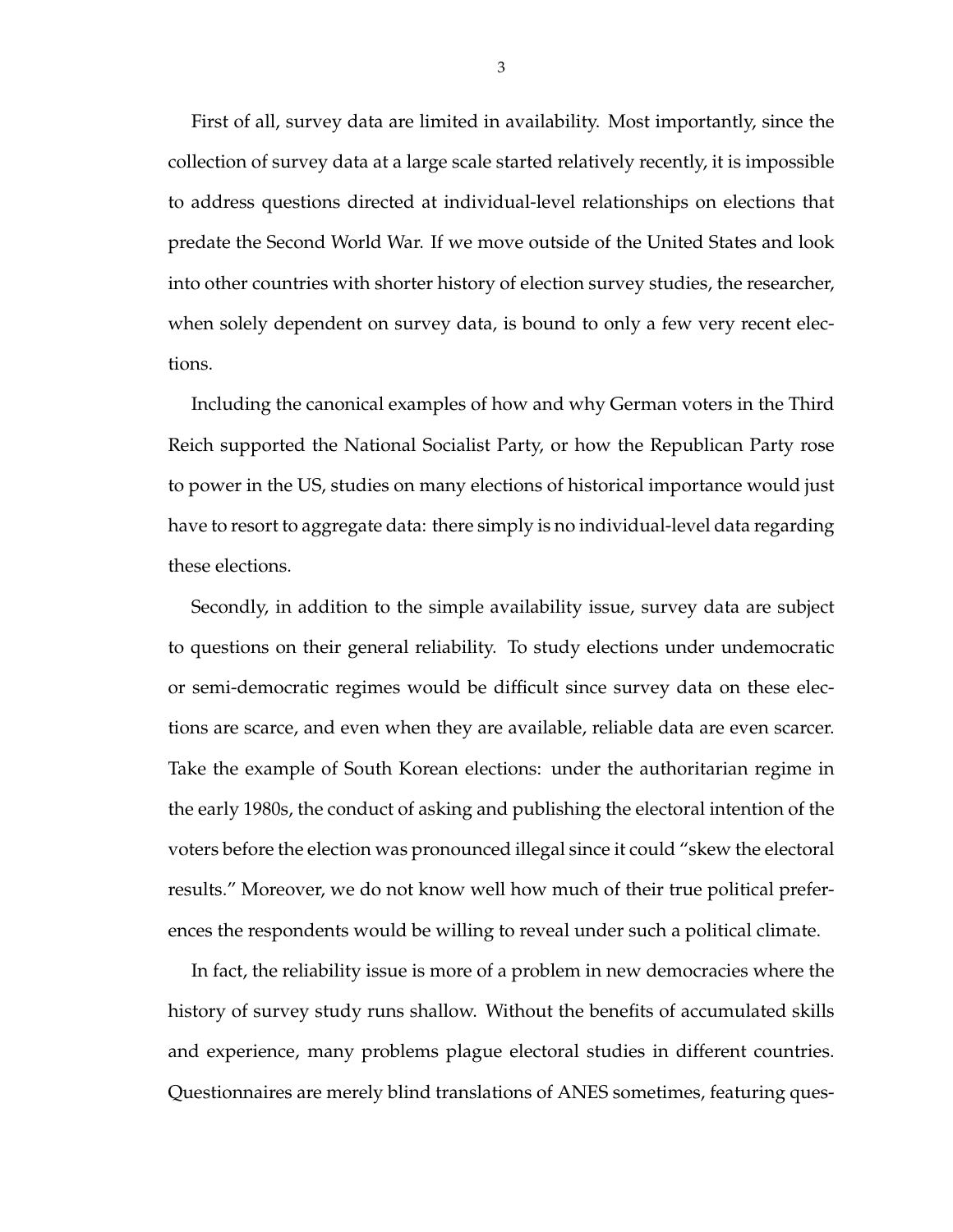First of all, survey data are limited in availability. Most importantly, since the collection of survey data at a large scale started relatively recently, it is impossible to address questions directed at individual-level relationships on elections that predate the Second World War. If we move outside of the United States and look into other countries with shorter history of election survey studies, the researcher, when solely dependent on survey data, is bound to only a few very recent elections.

Including the canonical examples of how and why German voters in the Third Reich supported the National Socialist Party, or how the Republican Party rose to power in the US, studies on many elections of historical importance would just have to resort to aggregate data: there simply is no individual-level data regarding these elections.

Secondly, in addition to the simple availability issue, survey data are subject to questions on their general reliability. To study elections under undemocratic or semi-democratic regimes would be difficult since survey data on these elections are scarce, and even when they are available, reliable data are even scarcer. Take the example of South Korean elections: under the authoritarian regime in the early 1980s, the conduct of asking and publishing the electoral intention of the voters before the election was pronounced illegal since it could "skew the electoral results." Moreover, we do not know well how much of their true political preferences the respondents would be willing to reveal under such a political climate.

In fact, the reliability issue is more of a problem in new democracies where the history of survey study runs shallow. Without the benefits of accumulated skills and experience, many problems plague electoral studies in different countries. Questionnaires are merely blind translations of ANES sometimes, featuring ques-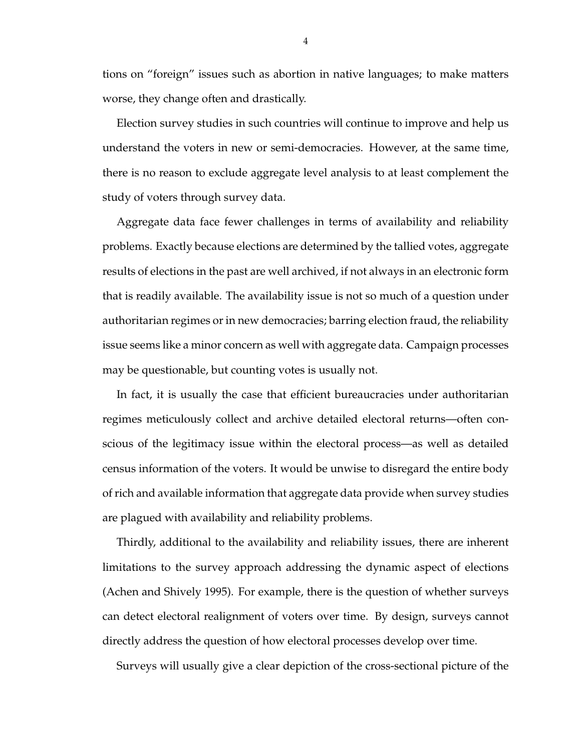tions on “foreign” issues such as abortion in native languages; to make matters worse, they change often and drastically.

Election survey studies in such countries will continue to improve and help us understand the voters in new or semi-democracies. However, at the same time, there is no reason to exclude aggregate level analysis to at least complement the study of voters through survey data.

Aggregate data face fewer challenges in terms of availability and reliability problems. Exactly because elections are determined by the tallied votes, aggregate results of elections in the past are well archived, if not always in an electronic form that is readily available. The availability issue is not so much of a question under authoritarian regimes or in new democracies; barring election fraud, the reliability issue seems like a minor concern as well with aggregate data. Campaign processes may be questionable, but counting votes is usually not.

In fact, it is usually the case that efficient bureaucracies under authoritarian regimes meticulously collect and archive detailed electoral returns—often conscious of the legitimacy issue within the electoral process—as well as detailed census information of the voters. It would be unwise to disregard the entire body of rich and available information that aggregate data provide when survey studies are plagued with availability and reliability problems.

Thirdly, additional to the availability and reliability issues, there are inherent limitations to the survey approach addressing the dynamic aspect of elections (Achen and Shively 1995). For example, there is the question of whether surveys can detect electoral realignment of voters over time. By design, surveys cannot directly address the question of how electoral processes develop over time.

Surveys will usually give a clear depiction of the cross-sectional picture of the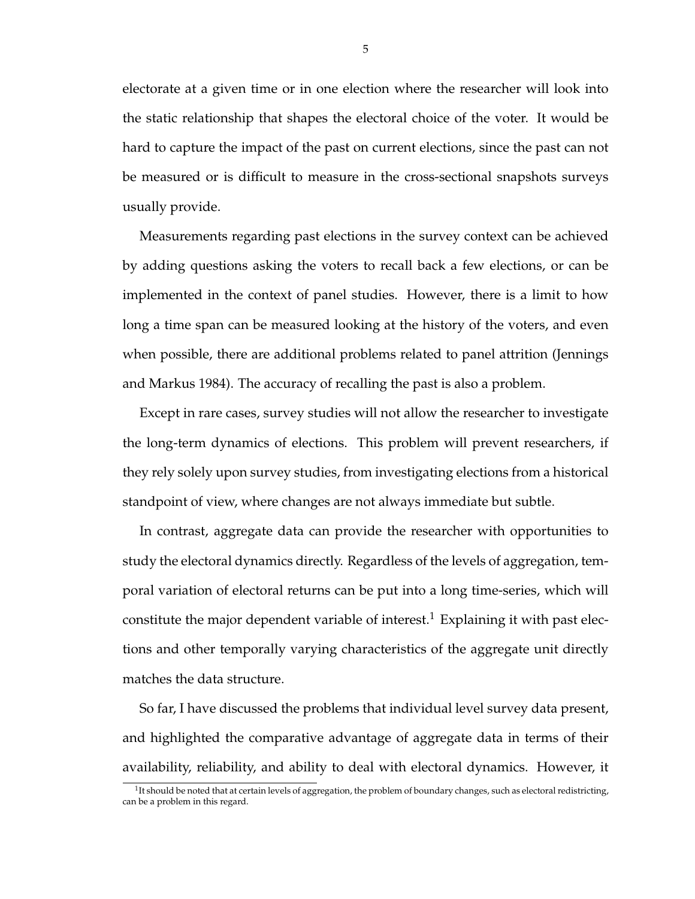electorate at a given time or in one election where the researcher will look into the static relationship that shapes the electoral choice of the voter. It would be hard to capture the impact of the past on current elections, since the past can not be measured or is difficult to measure in the cross-sectional snapshots surveys usually provide.

Measurements regarding past elections in the survey context can be achieved by adding questions asking the voters to recall back a few elections, or can be implemented in the context of panel studies. However, there is a limit to how long a time span can be measured looking at the history of the voters, and even when possible, there are additional problems related to panel attrition (Jennings and Markus 1984). The accuracy of recalling the past is also a problem.

Except in rare cases, survey studies will not allow the researcher to investigate the long-term dynamics of elections. This problem will prevent researchers, if they rely solely upon survey studies, from investigating elections from a historical standpoint of view, where changes are not always immediate but subtle.

In contrast, aggregate data can provide the researcher with opportunities to study the electoral dynamics directly. Regardless of the levels of aggregation, temporal variation of electoral returns can be put into a long time-series, which will constitute the major dependent variable of interest.[1] Explaining it with past elections and other temporally varying characteristics of the aggregate unit directly matches the data structure.

So far, I have discussed the problems that individual level survey data present, and highlighted the comparative advantage of aggregate data in terms of their availability, reliability, and ability to deal with electoral dynamics. However, it

[1] It should be noted that at certain levels of aggregation, the problem of boundary changes, such as electoral redistricting, can be a problem in this regard.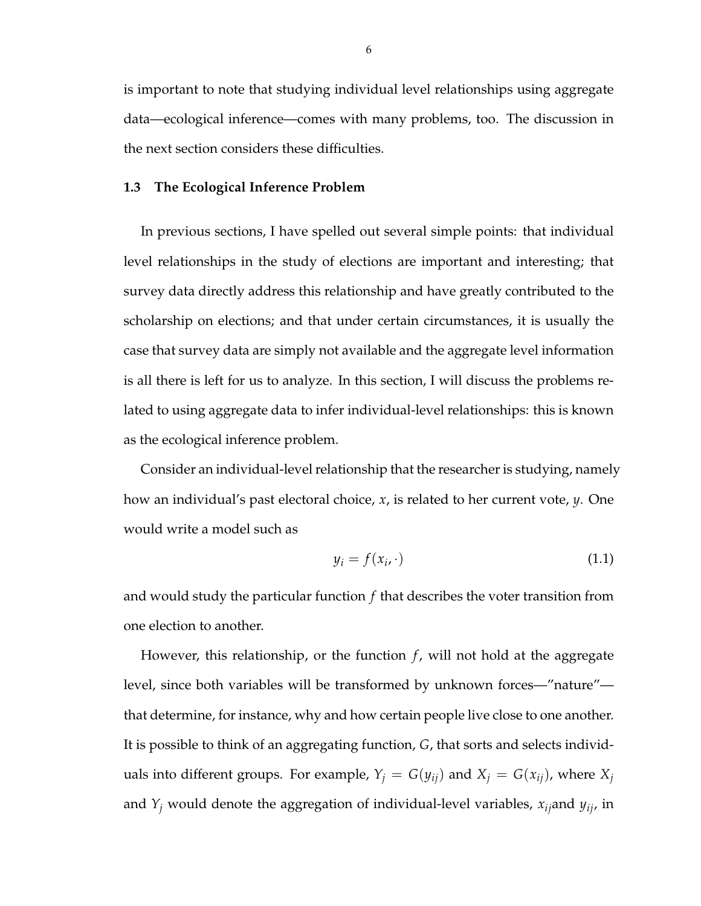is important to note that studying individual level relationships using aggregate data—ecological inference—comes with many problems, too. The discussion in the next section considers these difficulties.

### 1.3 The Ecological Inference Problem

In previous sections, I have spelled out several simple points: that individual level relationships in the study of elections are important and interesting; that survey data directly address this relationship and have greatly contributed to the scholarship on elections; and that under certain circumstances, it is usually the case that survey data are simply not available and the aggregate level information is all there is left for us to analyze. In this section, I will discuss the problems related to using aggregate data to infer individual-level relationships: this is known as the ecological inference problem.

Consider an individual-level relationship that the researcher is studying, namely how an individual's past electoral choice, $x$, is related to her current vote, $y$. One would write a model such as

$$y_i = f(x_i, \cdot) \tag{1.1}$$

and would study the particular function $f$ that describes the voter transition from one election to another.

However, this relationship, or the function $f$, will not hold at the aggregate level, since both variables will be transformed by unknown forces—"nature"—that determine, for instance, why and how certain people live close to one another. It is possible to think of an aggregating function, $G$, that sorts and selects individuals into different groups. For example, $Y_j = G(y_{ij})$ and $X_j = G(x_{ij})$, where $X_j$ and $Y_j$ would denote the aggregation of individual-level variables, $x_{ij}$and $y_{ij}$, in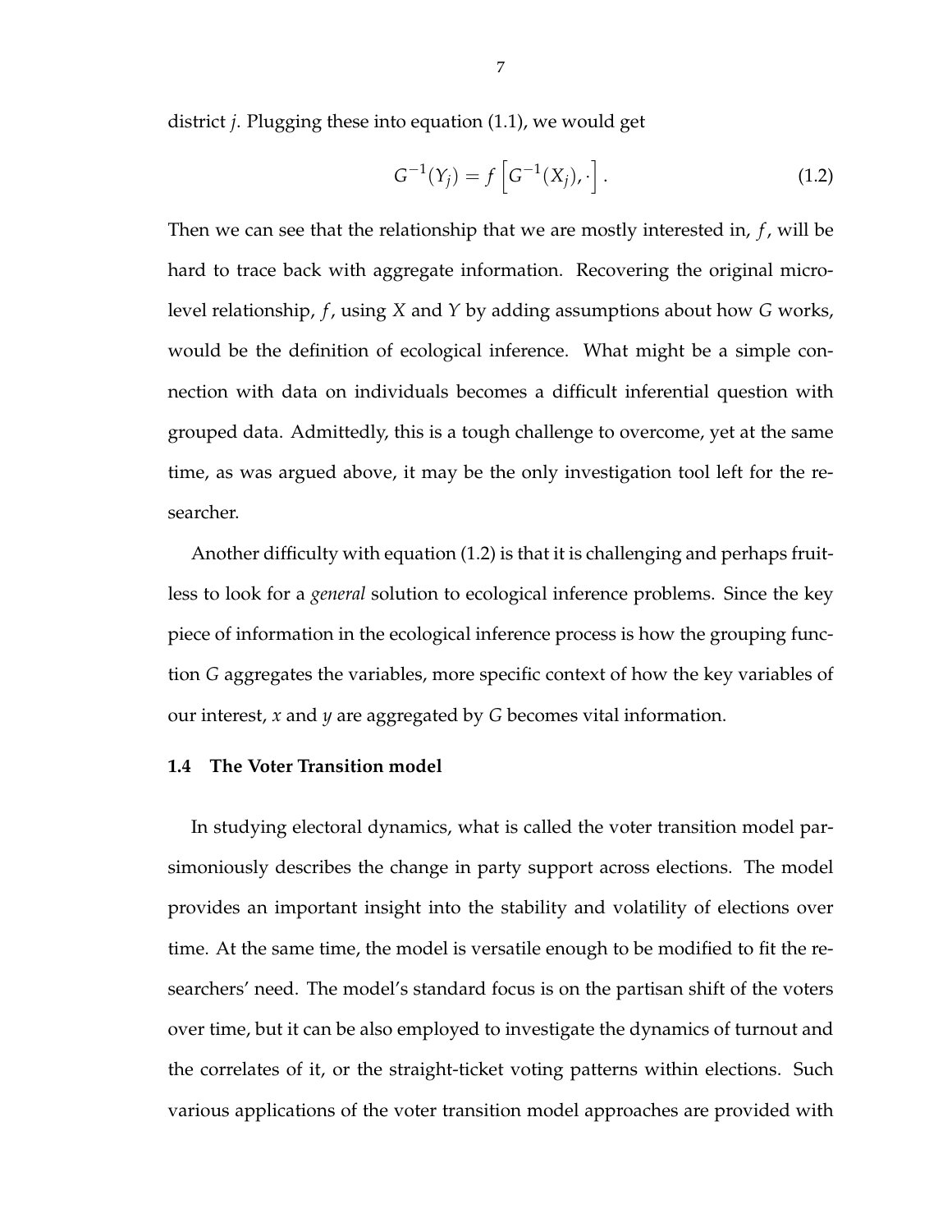district $j$. Plugging these into equation (1.1), we would get

$$G^{-1}(Y_j) = f\left[G^{-1}(X_j), \cdot\right]. \tag{1.2}$$

Then we can see that the relationship that we are mostly interested in, $f$, will be hard to trace back with aggregate information. Recovering the original micro-level relationship, $f$, using $X$ and $Y$ by adding assumptions about how $G$ works, would be the definition of ecological inference. What might be a simple connection with data on individuals becomes a difficult inferential question with grouped data. Admittedly, this is a tough challenge to overcome, yet at the same time, as was argued above, it may be the only investigation tool left for the researcher.

Another difficulty with equation (1.2) is that it is challenging and perhaps fruitless to look for a *general* solution to ecological inference problems. Since the key piece of information in the ecological inference process is how the grouping function $G$ aggregates the variables, more specific context of how the key variables of our interest, $x$ and $y$ are aggregated by $G$ becomes vital information.

### 1.4 The Voter Transition model

In studying electoral dynamics, what is called the voter transition model parsimoniously describes the change in party support across elections. The model provides an important insight into the stability and volatility of elections over time. At the same time, the model is versatile enough to be modified to fit the researchers' need. The model's standard focus is on the partisan shift of the voters over time, but it can be also employed to investigate the dynamics of turnout and the correlates of it, or the straight-ticket voting patterns within elections. Such various applications of the voter transition model approaches are provided with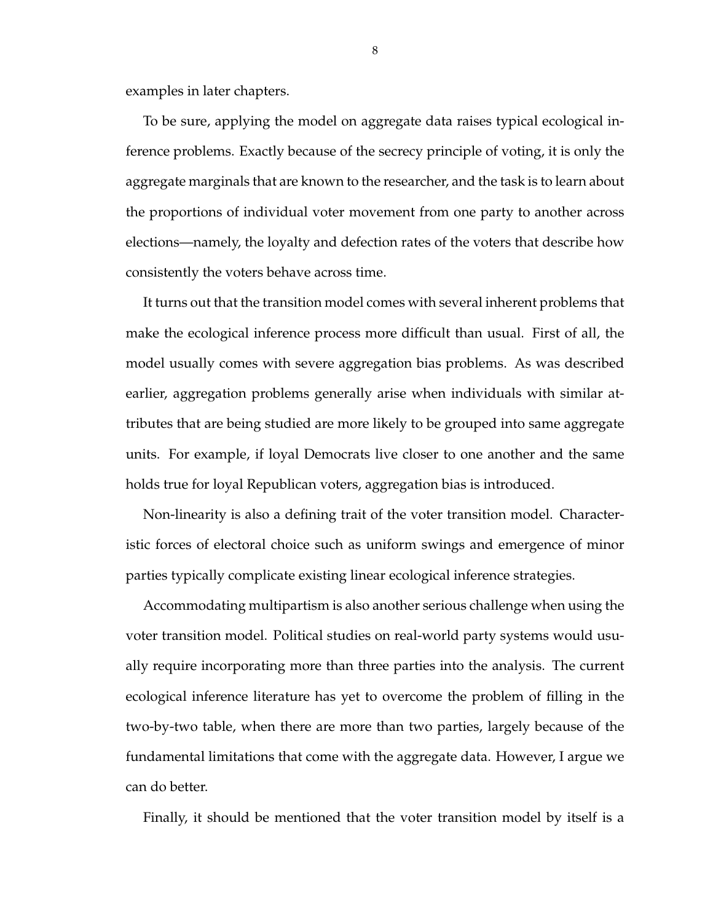examples in later chapters.

To be sure, applying the model on aggregate data raises typical ecological inference problems. Exactly because of the secrecy principle of voting, it is only the aggregate marginals that are known to the researcher, and the task is to learn about the proportions of individual voter movement from one party to another across elections—namely, the loyalty and defection rates of the voters that describe how consistently the voters behave across time.

It turns out that the transition model comes with several inherent problems that make the ecological inference process more difficult than usual. First of all, the model usually comes with severe aggregation bias problems. As was described earlier, aggregation problems generally arise when individuals with similar attributes that are being studied are more likely to be grouped into same aggregate units. For example, if loyal Democrats live closer to one another and the same holds true for loyal Republican voters, aggregation bias is introduced.

Non-linearity is also a defining trait of the voter transition model. Characteristic forces of electoral choice such as uniform swings and emergence of minor parties typically complicate existing linear ecological inference strategies.

Accommodating multipartism is also another serious challenge when using the voter transition model. Political studies on real-world party systems would usually require incorporating more than three parties into the analysis. The current ecological inference literature has yet to overcome the problem of filling in the two-by-two table, when there are more than two parties, largely because of the fundamental limitations that come with the aggregate data. However, I argue we can do better.

Finally, it should be mentioned that the voter transition model by itself is a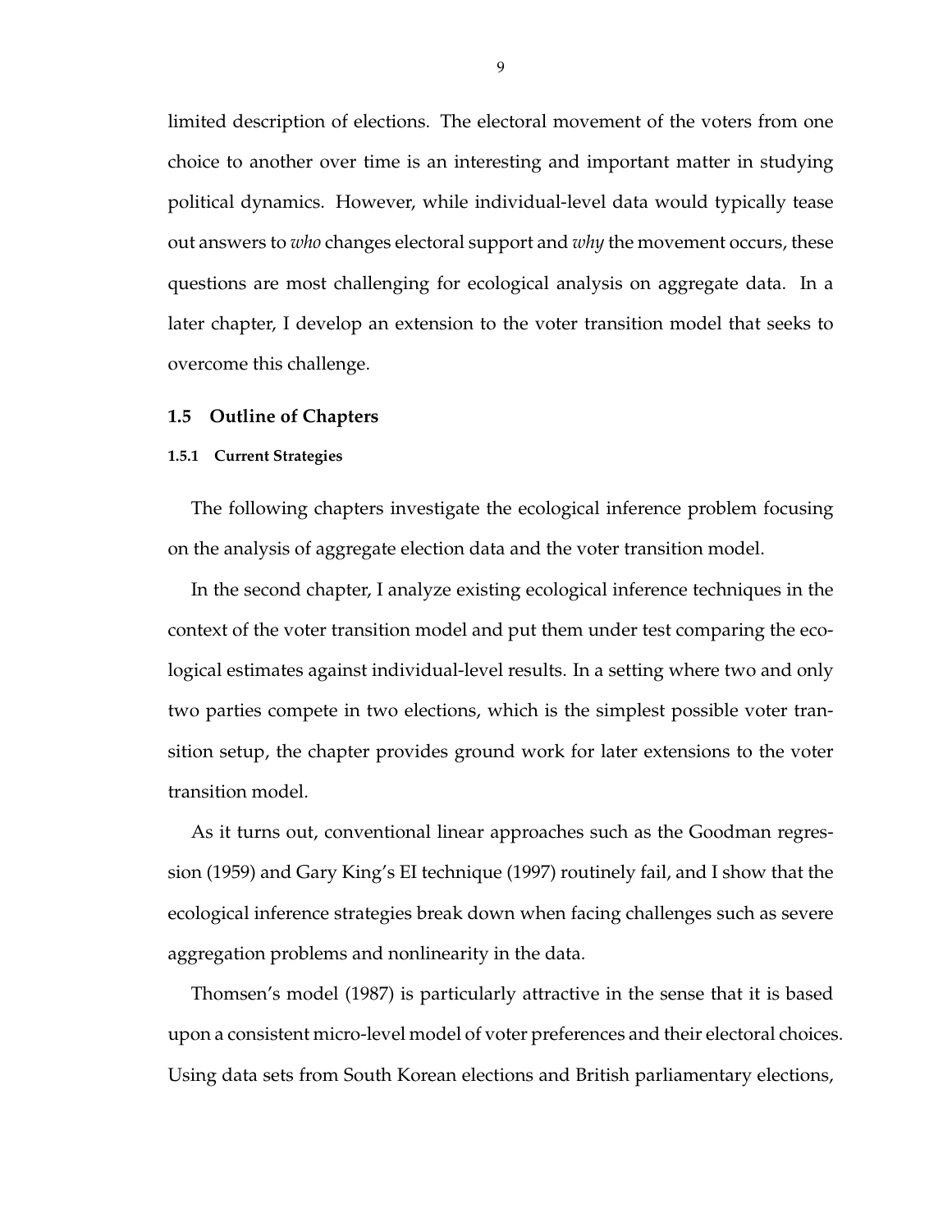limited description of elections. The electoral movement of the voters from one choice to another over time is an interesting and important matter in studying political dynamics. However, while individual-level data would typically tease out answers to *who* changes electoral support and *why* the movement occurs, these questions are most challenging for ecological analysis on aggregate data. In a later chapter, I develop an extension to the voter transition model that seeks to overcome this challenge.

## 1.5 Outline of Chapters

### 1.5.1 Current Strategies

The following chapters investigate the ecological inference problem focusing on the analysis of aggregate election data and the voter transition model.

In the second chapter, I analyze existing ecological inference techniques in the context of the voter transition model and put them under test comparing the ecological estimates against individual-level results. In a setting where two and only two parties compete in two elections, which is the simplest possible voter transition setup, the chapter provides ground work for later extensions to the voter transition model.

As it turns out, conventional linear approaches such as the Goodman regression (1959) and Gary King's EI technique (1997) routinely fail, and I show that the ecological inference strategies break down when facing challenges such as severe aggregation problems and nonlinearity in the data.

Thomsen's model (1987) is particularly attractive in the sense that it is based upon a consistent micro-level model of voter preferences and their electoral choices. Using data sets from South Korean elections and British parliamentary elections,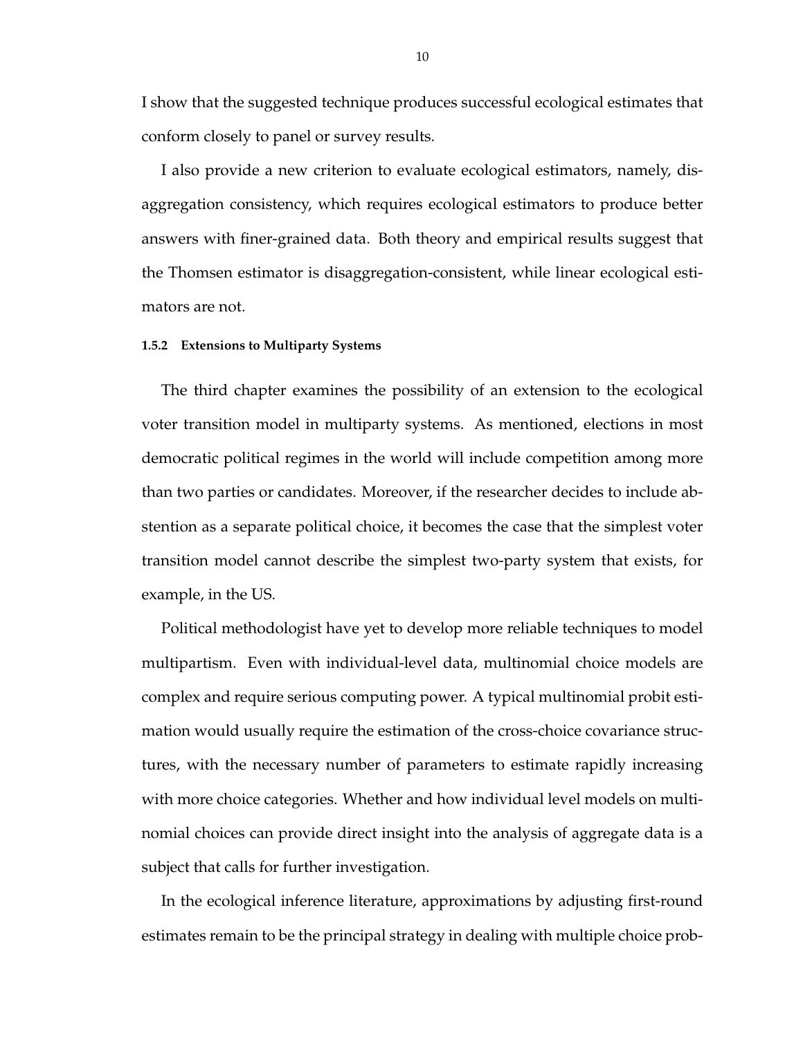I show that the suggested technique produces successful ecological estimates that conform closely to panel or survey results.

I also provide a new criterion to evaluate ecological estimators, namely, disaggregation consistency, which requires ecological estimators to produce better answers with finer-grained data. Both theory and empirical results suggest that the Thomsen estimator is disaggregation-consistent, while linear ecological estimators are not.

#### 1.5.2 Extensions to Multiparty Systems

The third chapter examines the possibility of an extension to the ecological voter transition model in multiparty systems. As mentioned, elections in most democratic political regimes in the world will include competition among more than two parties or candidates. Moreover, if the researcher decides to include abstention as a separate political choice, it becomes the case that the simplest voter transition model cannot describe the simplest two-party system that exists, for example, in the US.

Political methodologist have yet to develop more reliable techniques to model multipartism. Even with individual-level data, multinomial choice models are complex and require serious computing power. A typical multinomial probit estimation would usually require the estimation of the cross-choice covariance structures, with the necessary number of parameters to estimate rapidly increasing with more choice categories. Whether and how individual level models on multinomial choices can provide direct insight into the analysis of aggregate data is a subject that calls for further investigation.

In the ecological inference literature, approximations by adjusting first-round estimates remain to be the principal strategy in dealing with multiple choice prob-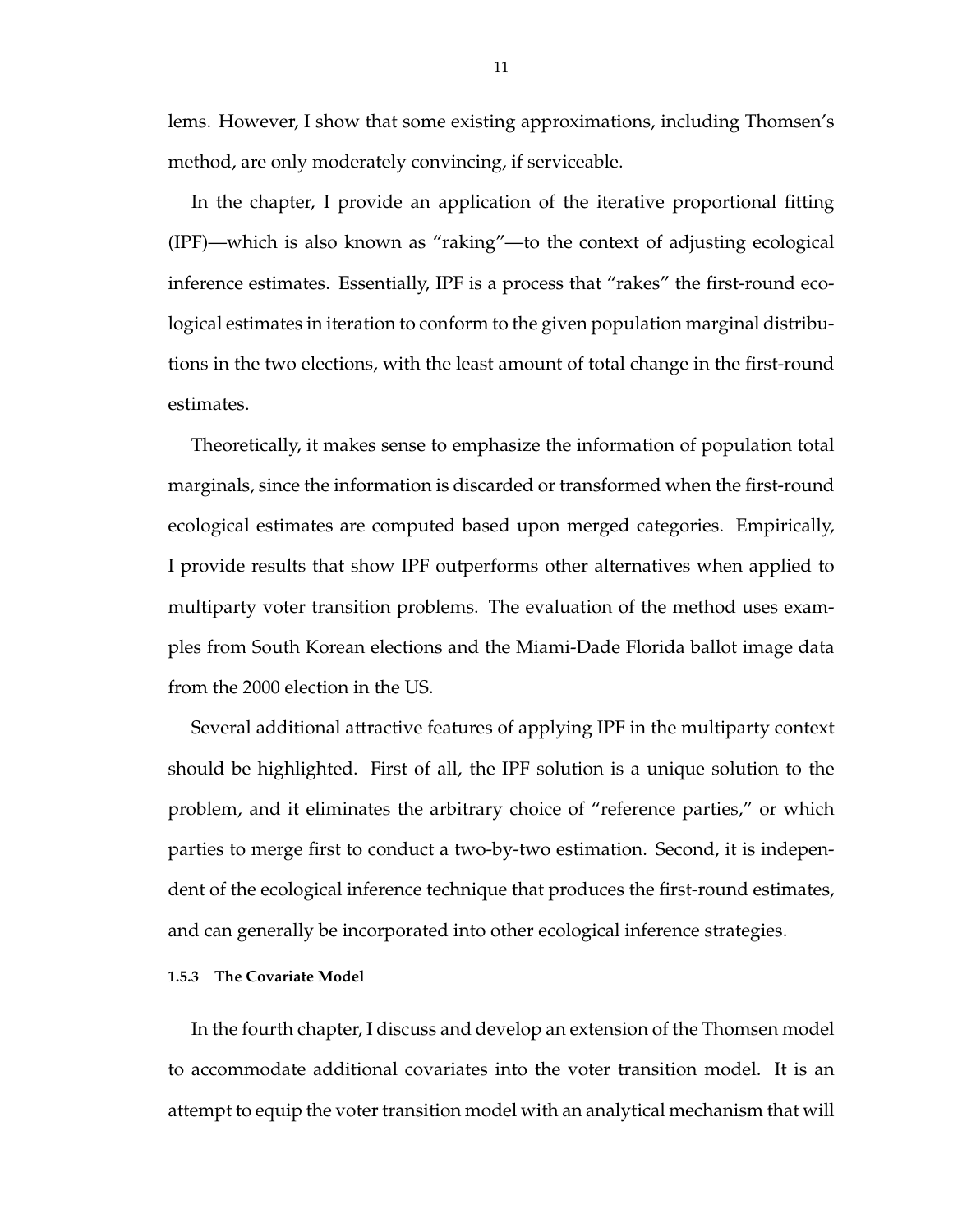lems. However, I show that some existing approximations, including Thomsen's method, are only moderately convincing, if serviceable.

In the chapter, I provide an application of the iterative proportional fitting (IPF)—which is also known as "raking"—to the context of adjusting ecological inference estimates. Essentially, IPF is a process that "rakes" the first-round ecological estimates in iteration to conform to the given population marginal distributions in the two elections, with the least amount of total change in the first-round estimates.

Theoretically, it makes sense to emphasize the information of population total marginals, since the information is discarded or transformed when the first-round ecological estimates are computed based upon merged categories. Empirically, I provide results that show IPF outperforms other alternatives when applied to multiparty voter transition problems. The evaluation of the method uses examples from South Korean elections and the Miami-Dade Florida ballot image data from the 2000 election in the US.

Several additional attractive features of applying IPF in the multiparty context should be highlighted. First of all, the IPF solution is a unique solution to the problem, and it eliminates the arbitrary choice of "reference parties," or which parties to merge first to conduct a two-by-two estimation. Second, it is independent of the ecological inference technique that produces the first-round estimates, and can generally be incorporated into other ecological inference strategies.

### 1.5.3 The Covariate Model

In the fourth chapter, I discuss and develop an extension of the Thomsen model to accommodate additional covariates into the voter transition model. It is an attempt to equip the voter transition model with an analytical mechanism that will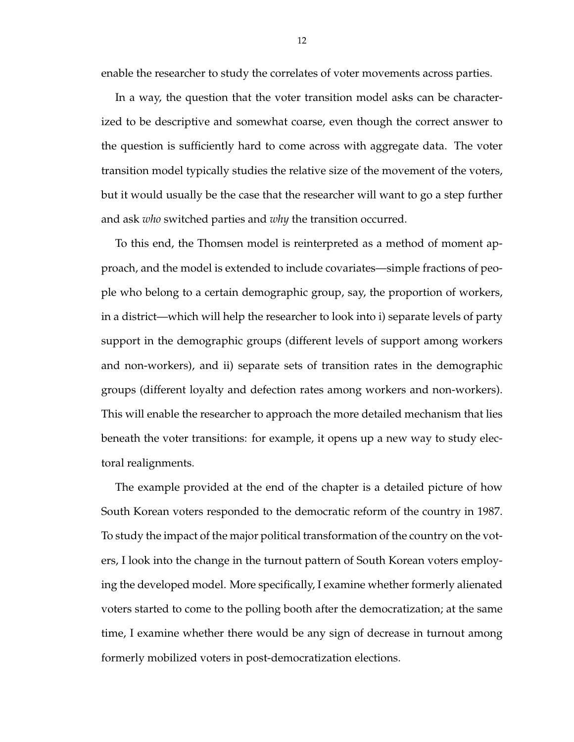enable the researcher to study the correlates of voter movements across parties.

In a way, the question that the voter transition model asks can be characterized to be descriptive and somewhat coarse, even though the correct answer to the question is sufficiently hard to come across with aggregate data. The voter transition model typically studies the relative size of the movement of the voters, but it would usually be the case that the researcher will want to go a step further and ask *who* switched parties and *why* the transition occurred.

To this end, the Thomsen model is reinterpreted as a method of moment approach, and the model is extended to include covariates—simple fractions of people who belong to a certain demographic group, say, the proportion of workers, in a district—which will help the researcher to look into i) separate levels of party support in the demographic groups (different levels of support among workers and non-workers), and ii) separate sets of transition rates in the demographic groups (different loyalty and defection rates among workers and non-workers). This will enable the researcher to approach the more detailed mechanism that lies beneath the voter transitions: for example, it opens up a new way to study electoral realignments.

The example provided at the end of the chapter is a detailed picture of how South Korean voters responded to the democratic reform of the country in 1987. To study the impact of the major political transformation of the country on the voters, I look into the change in the turnout pattern of South Korean voters employing the developed model. More specifically, I examine whether formerly alienated voters started to come to the polling booth after the democratization; at the same time, I examine whether there would be any sign of decrease in turnout among formerly mobilized voters in post-democratization elections.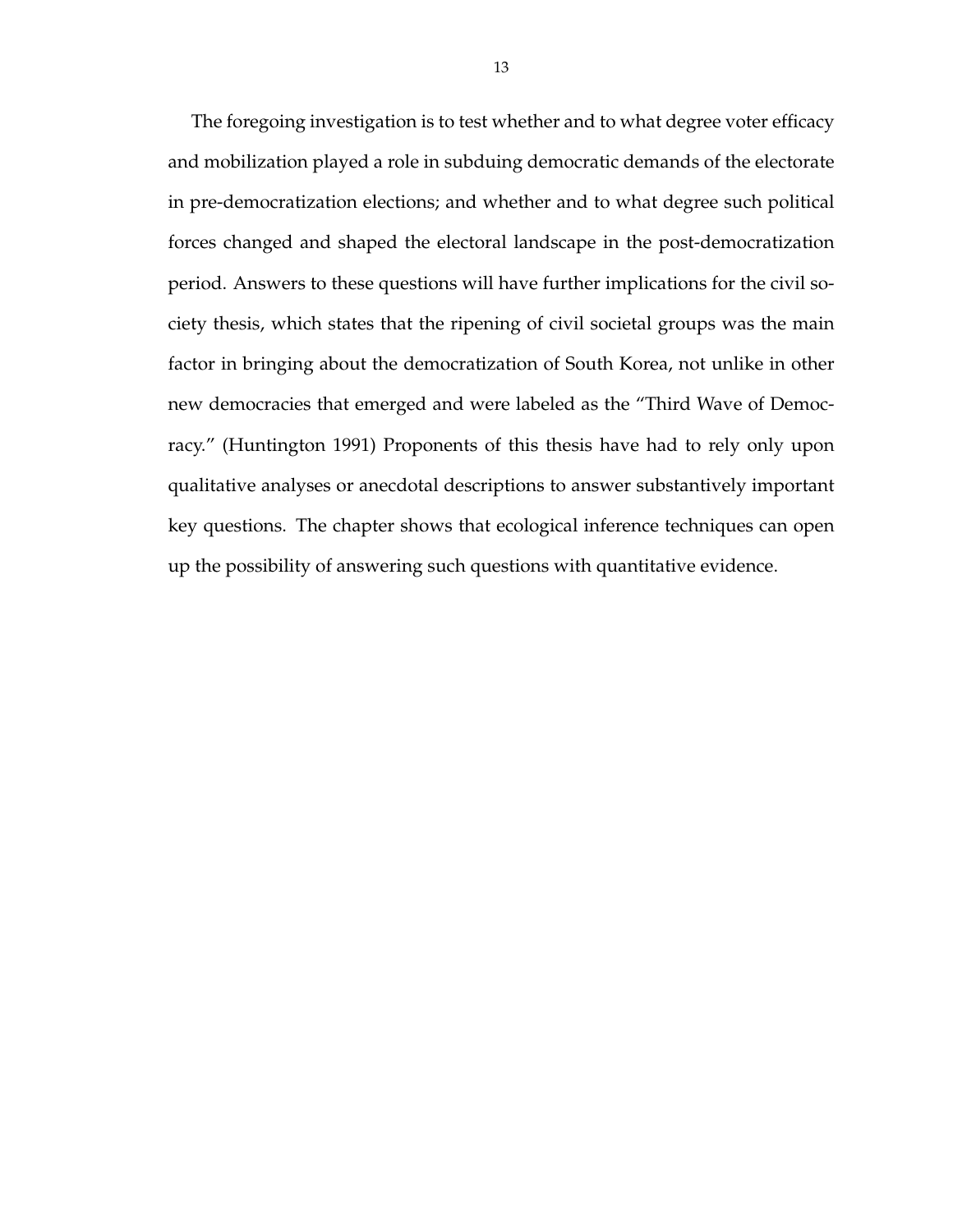The foregoing investigation is to test whether and to what degree voter efficacy and mobilization played a role in subduing democratic demands of the electorate in pre-democratization elections; and whether and to what degree such political forces changed and shaped the electoral landscape in the post-democratization period. Answers to these questions will have further implications for the civil society thesis, which states that the ripening of civil societal groups was the main factor in bringing about the democratization of South Korea, not unlike in other new democracies that emerged and were labeled as the "Third Wave of Democracy." (Huntington 1991) Proponents of this thesis have had to rely only upon qualitative analyses or anecdotal descriptions to answer substantively important key questions. The chapter shows that ecological inference techniques can open up the possibility of answering such questions with quantitative evidence.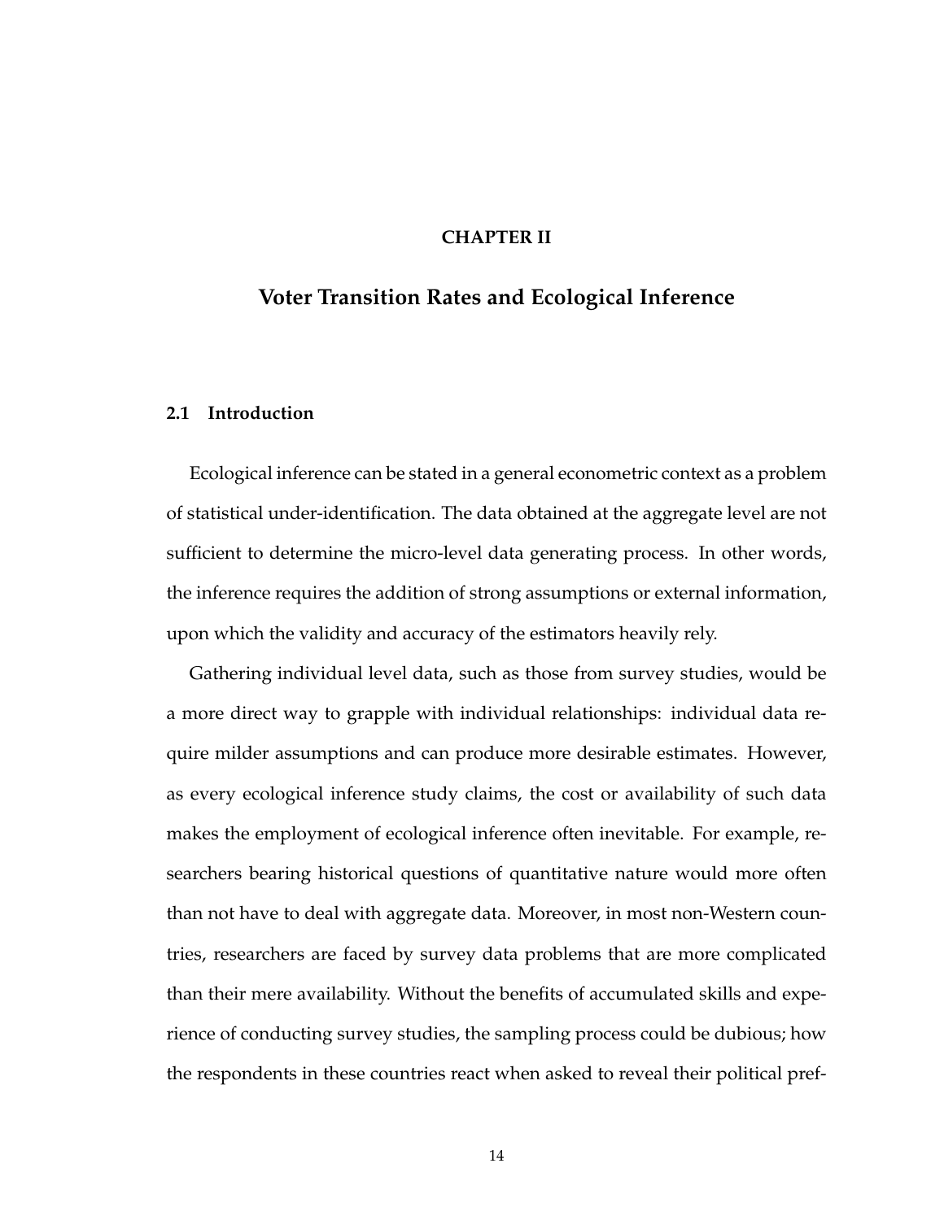# CHAPTER II

# Voter Transition Rates and Ecological Inference

## 2.1 Introduction

Ecological inference can be stated in a general econometric context as a problem of statistical under-identification. The data obtained at the aggregate level are not sufficient to determine the micro-level data generating process. In other words, the inference requires the addition of strong assumptions or external information, upon which the validity and accuracy of the estimators heavily rely.

Gathering individual level data, such as those from survey studies, would be a more direct way to grapple with individual relationships: individual data require milder assumptions and can produce more desirable estimates. However, as every ecological inference study claims, the cost or availability of such data makes the employment of ecological inference often inevitable. For example, researchers bearing historical questions of quantitative nature would more often than not have to deal with aggregate data. Moreover, in most non-Western countries, researchers are faced by survey data problems that are more complicated than their mere availability. Without the benefits of accumulated skills and experience of conducting survey studies, the sampling process could be dubious; how the respondents in these countries react when asked to reveal their political pref-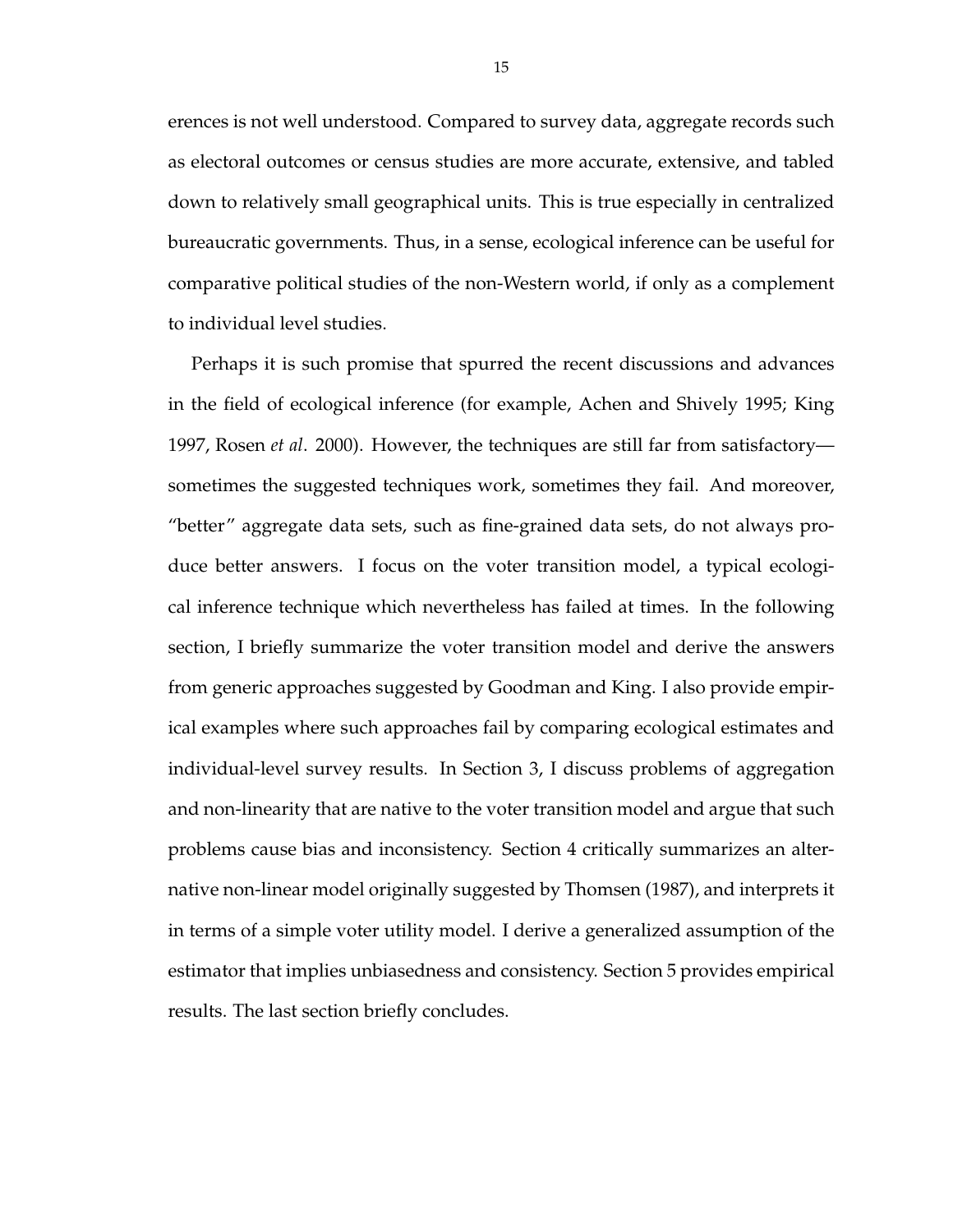erences is not well understood. Compared to survey data, aggregate records such as electoral outcomes or census studies are more accurate, extensive, and tabled down to relatively small geographical units. This is true especially in centralized bureaucratic governments. Thus, in a sense, ecological inference can be useful for comparative political studies of the non-Western world, if only as a complement to individual level studies.

Perhaps it is such promise that spurred the recent discussions and advances in the field of ecological inference (for example, Achen and Shively 1995; King 1997, Rosen *et al*. 2000). However, the techniques are still far from satisfactory—sometimes the suggested techniques work, sometimes they fail. And moreover, "better" aggregate data sets, such as fine-grained data sets, do not always produce better answers. I focus on the voter transition model, a typical ecological inference technique which nevertheless has failed at times. In the following section, I briefly summarize the voter transition model and derive the answers from generic approaches suggested by Goodman and King. I also provide empirical examples where such approaches fail by comparing ecological estimates and individual-level survey results. In Section 3, I discuss problems of aggregation and non-linearity that are native to the voter transition model and argue that such problems cause bias and inconsistency. Section 4 critically summarizes an alternative non-linear model originally suggested by Thomsen (1987), and interprets it in terms of a simple voter utility model. I derive a generalized assumption of the estimator that implies unbiasedness and consistency. Section 5 provides empirical results. The last section briefly concludes.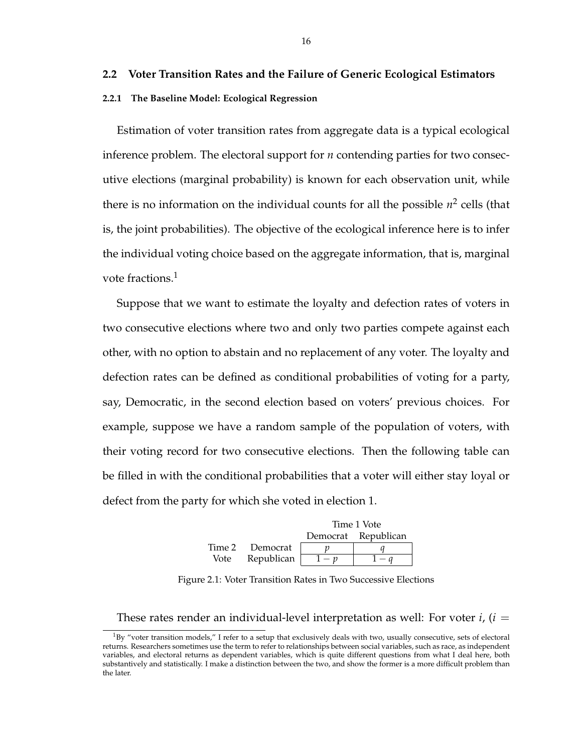## 2.2 Voter Transition Rates and the Failure of Generic Ecological Estimators

### 2.2.1 The Baseline Model: Ecological Regression

Estimation of voter transition rates from aggregate data is a typical ecological inference problem. The electoral support for $n$ contending parties for two consecutive elections (marginal probability) is known for each observation unit, while there is no information on the individual counts for all the possible $n^2$ cells (that is, the joint probabilities). The objective of the ecological inference here is to infer the individual voting choice based on the aggregate information, that is, marginal vote fractions.[1]

Suppose that we want to estimate the loyalty and defection rates of voters in two consecutive elections where two and only two parties compete against each other, with no option to abstain and no replacement of any voter. The loyalty and defection rates can be defined as conditional probabilities of voting for a party, say, Democratic, in the second election based on voters' previous choices. For example, suppose we have a random sample of the population of voters, with their voting record for two consecutive elections. Then the following table can be filled in with the conditional probabilities that a voter will either stay loyal or defect from the party for which she voted in election 1.

| | | Time 1 Vote | |
|---|---|---|---|
| | | Democrat | Republican |
| Time 2 | Democrat | $p$ | $q$ |
| Vote | Republican | $1-p$ | $1-q$ |

Figure 2.1: Voter Transition Rates in Two Successive Elections

These rates render an individual-level interpretation as well: For voter $i$, ($i =$

[1] By "voter transition models," I refer to a setup that exclusively deals with two, usually consecutive, sets of electoral returns. Researchers sometimes use the term to refer to relationships between social variables, such as race, as independent variables, and electoral returns as dependent variables, which is quite different questions from what I deal here, both substantively and statistically. I make a distinction between the two, and show the former is a more difficult problem than the later.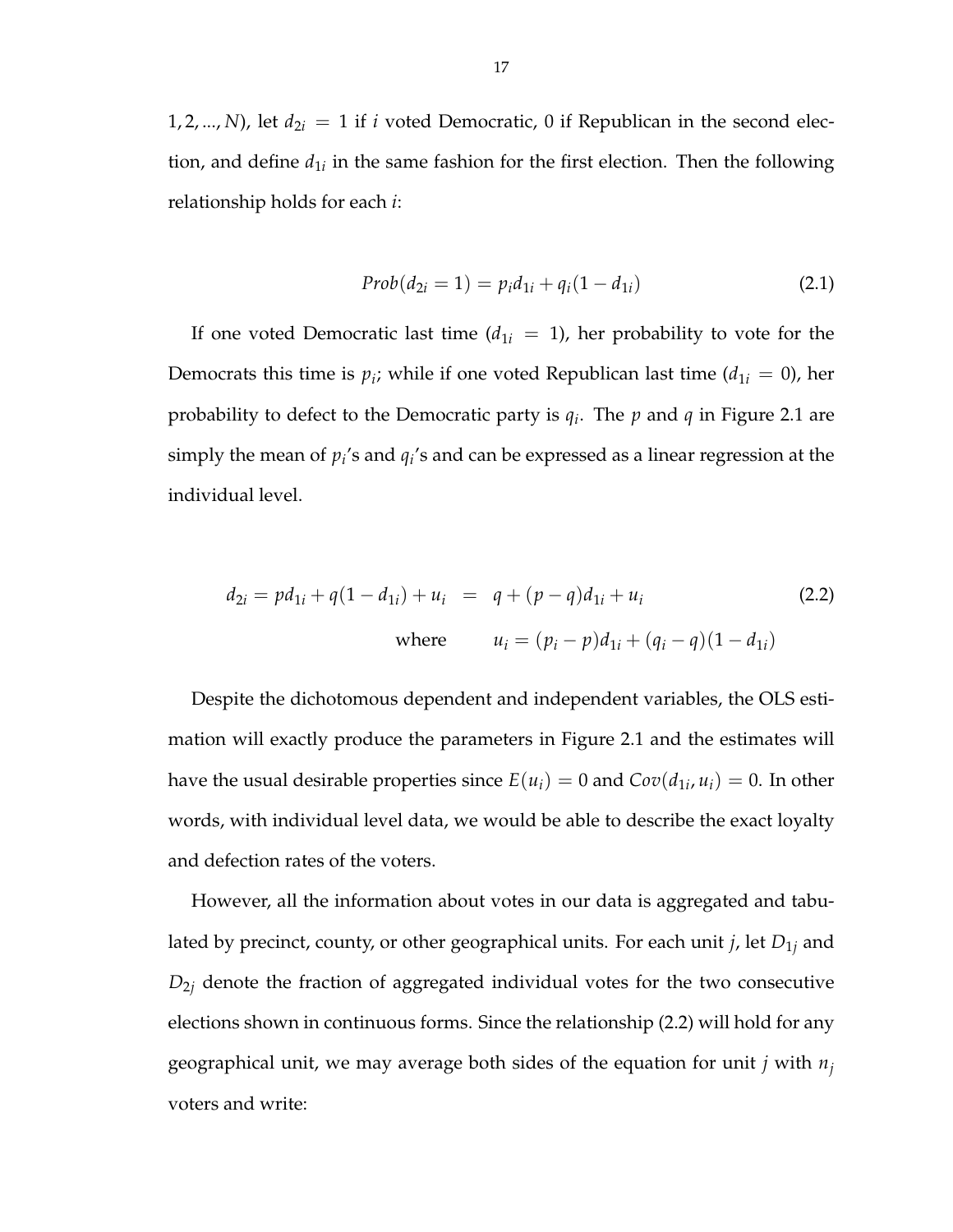$1, 2, ..., N$), let $d_{2i} = 1$ if $i$ voted Democratic, 0 if Republican in the second election, and define $d_{1i}$ in the same fashion for the first election. Then the following relationship holds for each $i$:

$$Prob(d_{2i} = 1) = p_i d_{1i} + q_i(1 - d_{1i}) \tag{2.1}$$

If one voted Democratic last time ($d_{1i} = 1$), her probability to vote for the Democrats this time is $p_i$; while if one voted Republican last time ($d_{1i} = 0$), her probability to defect to the Democratic party is $q_i$. The $p$ and $q$ in Figure 2.1 are simply the mean of $p_i$'s and $q_i$'s and can be expressed as a linear regression at the individual level.

$$\begin{aligned} d_{2i} = pd_{1i} + q(1 - d_{1i}) + u_i \;\; &= \;\; q + (p - q)d_{1i} + u_i \\ \text{where} \qquad u_i &= (p_i - p)d_{1i} + (q_i - q)(1 - d_{1i}) \end{aligned} \tag{2.2}$$

Despite the dichotomous dependent and independent variables, the OLS estimation will exactly produce the parameters in Figure 2.1 and the estimates will have the usual desirable properties since $E(u_i) = 0$ and $Cov(d_{1i}, u_i) = 0$. In other words, with individual level data, we would be able to describe the exact loyalty and defection rates of the voters.

However, all the information about votes in our data is aggregated and tabulated by precinct, county, or other geographical units. For each unit $j$, let $D_{1j}$ and $D_{2j}$ denote the fraction of aggregated individual votes for the two consecutive elections shown in continuous forms. Since the relationship (2.2) will hold for any geographical unit, we may average both sides of the equation for unit $j$ with $n_j$ voters and write: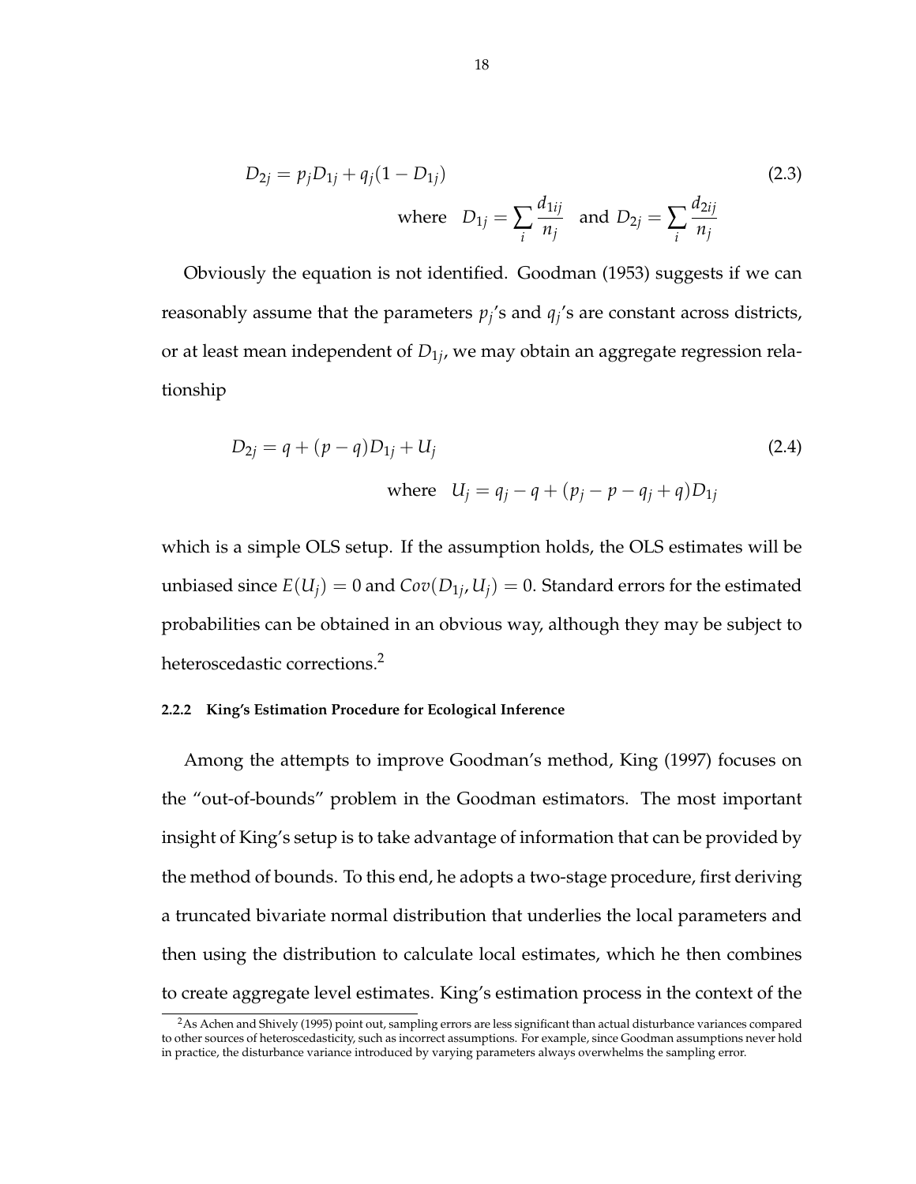$$D_{2j} = p_j D_{1j} + q_j(1 - D_{1j}) \tag{2.3}$$

$$\text{where} \quad D_{1j} = \sum_i \frac{d_{1ij}}{n_j} \quad \text{and } D_{2j} = \sum_i \frac{d_{2ij}}{n_j}$$

Obviously the equation is not identified. Goodman (1953) suggests if we can reasonably assume that the parameters $p_j$'s and $q_j$'s are constant across districts, or at least mean independent of $D_{1j}$, we may obtain an aggregate regression relationship

$$D_{2j} = q + (p - q)D_{1j} + U_j \tag{2.4}$$

$$\text{where} \quad U_j = q_j - q + (p_j - p - q_j + q)D_{1j}$$

which is a simple OLS setup. If the assumption holds, the OLS estimates will be unbiased since $E(U_j) = 0$ and $Cov(D_{1j}, U_j) = 0$. Standard errors for the estimated probabilities can be obtained in an obvious way, although they may be subject to heteroscedastic corrections.[2]

#### 2.2.2 King's Estimation Procedure for Ecological Inference

Among the attempts to improve Goodman's method, King (1997) focuses on the "out-of-bounds" problem in the Goodman estimators. The most important insight of King's setup is to take advantage of information that can be provided by the method of bounds. To this end, he adopts a two-stage procedure, first deriving a truncated bivariate normal distribution that underlies the local parameters and then using the distribution to calculate local estimates, which he then combines to create aggregate level estimates. King's estimation process in the context of the

[2] As Achen and Shively (1995) point out, sampling errors are less significant than actual disturbance variances compared to other sources of heteroscedasticity, such as incorrect assumptions. For example, since Goodman assumptions never hold in practice, the disturbance variance introduced by varying parameters always overwhelms the sampling error.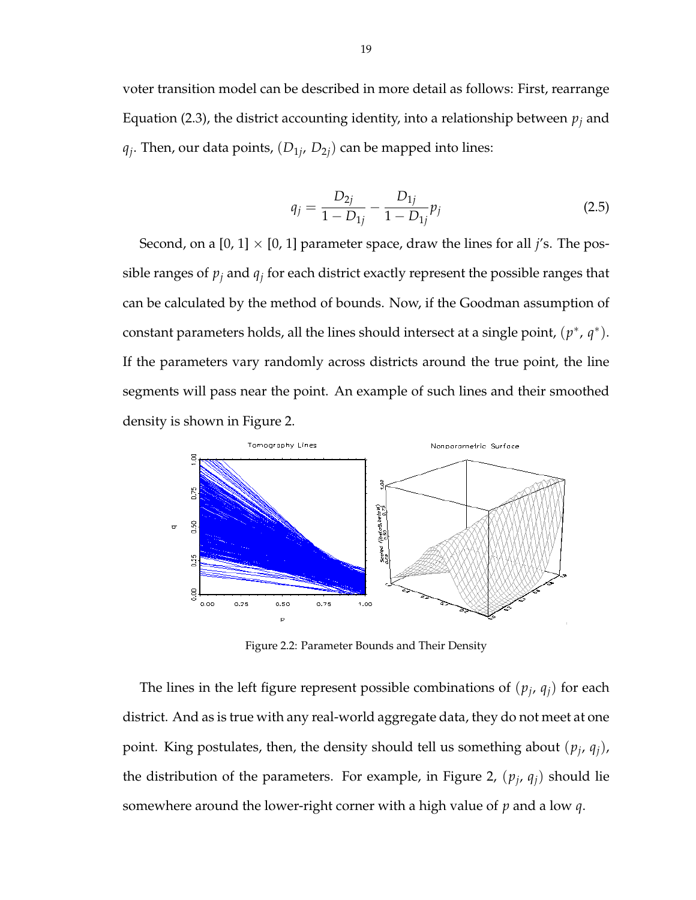voter transition model can be described in more detail as follows: First, rearrange Equation (2.3), the district accounting identity, into a relationship between $p_j$ and $q_j$. Then, our data points, $(D_{1j}, D_{2j})$ can be mapped into lines:

$$q_j = \frac{D_{2j}}{1 - D_{1j}} - \frac{D_{1j}}{1 - D_{1j}} p_j \tag{2.5}$$

Second, on a [0, 1] $\times$ [0, 1] parameter space, draw the lines for all $j$'s. The possible ranges of $p_j$ and $q_j$ for each district exactly represent the possible ranges that can be calculated by the method of bounds. Now, if the Goodman assumption of constant parameters holds, all the lines should intersect at a single point, $(p^*, q^*)$. If the parameters vary randomly across districts around the true point, the line segments will pass near the point. An example of such lines and their smoothed density is shown in Figure 2.

Figure 2.2: Parameter Bounds and Their Density

The lines in the left figure represent possible combinations of $(p_j, q_j)$ for each district. And as is true with any real-world aggregate data, they do not meet at one point. King postulates, then, the density should tell us something about $(p_j, q_j)$, the distribution of the parameters. For example, in Figure 2, $(p_j, q_j)$ should lie somewhere around the lower-right corner with a high value of $p$ and a low $q$.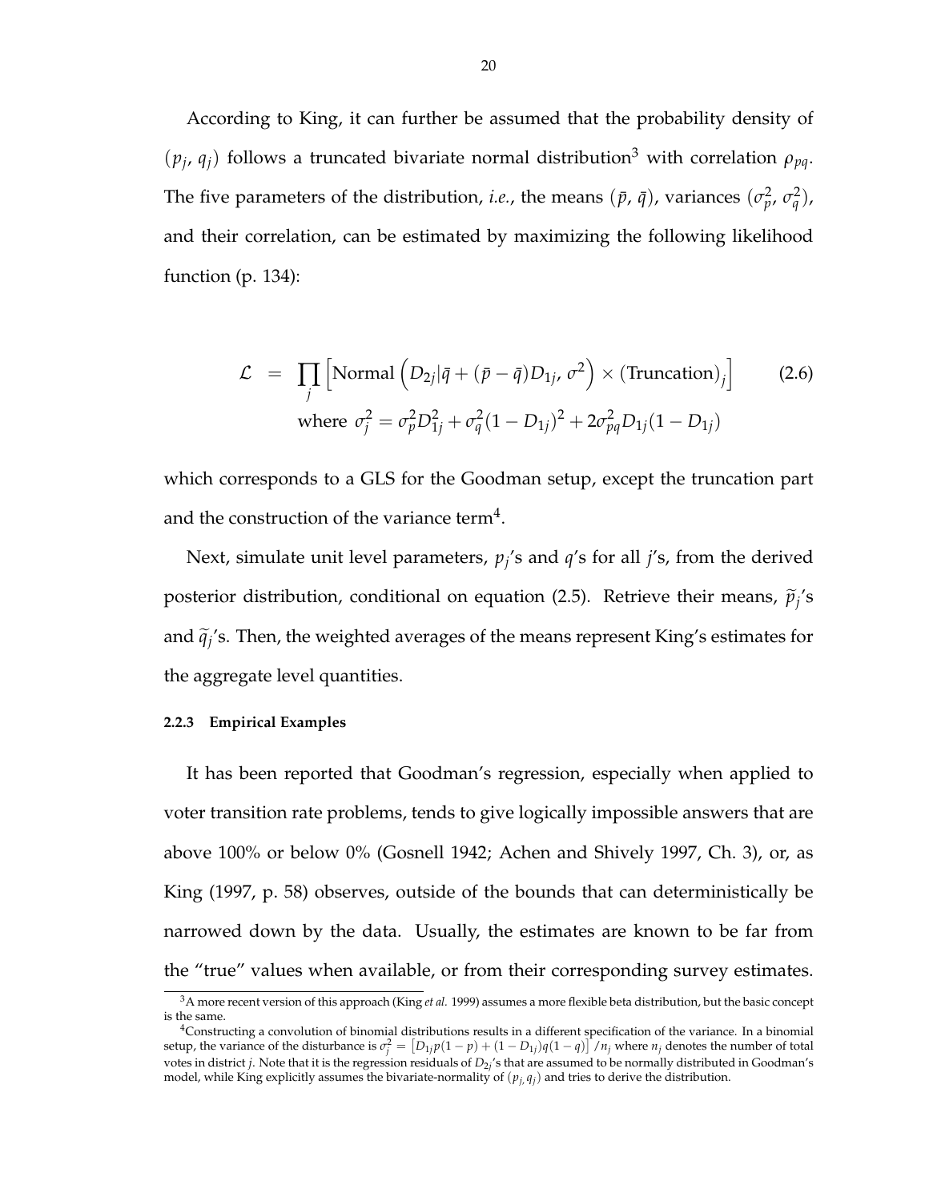According to King, it can further be assumed that the probability density of $(p_j, q_j)$ follows a truncated bivariate normal distribution[3] with correlation $\rho_{pq}$. The five parameters of the distribution, *i.e.*, the means $(\bar{p}, \bar{q})$, variances $(\sigma_p^2, \sigma_q^2)$, and their correlation, can be estimated by maximizing the following likelihood function (p. 134):

$$
\begin{aligned}
\mathcal{L} &= \prod_j \left[ \text{Normal}\left( D_{2j} | \bar{q} + (\bar{p} - \bar{q}) D_{1j}, \sigma^2 \right) \times (\text{Truncation})_j \right] \qquad (2.6) \\
&\quad \text{where } \sigma_j^2 = \sigma_p^2 D_{1j}^2 + \sigma_q^2 (1 - D_{1j})^2 + 2\sigma_{pq}^2 D_{1j}(1 - D_{1j})
\end{aligned}
$$

which corresponds to a GLS for the Goodman setup, except the truncation part and the construction of the variance term[4].

Next, simulate unit level parameters, $p_j$'s and $q$'s for all $j$'s, from the derived posterior distribution, conditional on equation (2.5). Retrieve their means, $\widetilde{p}_j$'s and $\widetilde{q}_j$'s. Then, the weighted averages of the means represent King's estimates for the aggregate level quantities.

#### 2.2.3 Empirical Examples

It has been reported that Goodman's regression, especially when applied to voter transition rate problems, tends to give logically impossible answers that are above 100% or below 0% (Gosnell 1942; Achen and Shively 1997, Ch. 3), or, as King (1997, p. 58) observes, outside of the bounds that can deterministically be narrowed down by the data. Usually, the estimates are known to be far from the "true" values when available, or from their corresponding survey estimates.

---

[3] A more recent version of this approach (King *et al.* 1999) assumes a more flexible beta distribution, but the basic concept is the same.

[4] Constructing a convolution of binomial distributions results in a different specification of the variance. In a binomial setup, the variance of the disturbance is $\sigma_j^2 = \left[ D_{1j} p(1-p) + (1 - D_{1j}) q(1-q) \right] / n_j$ where $n_j$ denotes the number of total votes in district $j$. Note that it is the regression residuals of $D_{2j}$'s that are assumed to be normally distributed in Goodman's model, while King explicitly assumes the bivariate-normality of $(p_j, q_j)$ and tries to derive the distribution.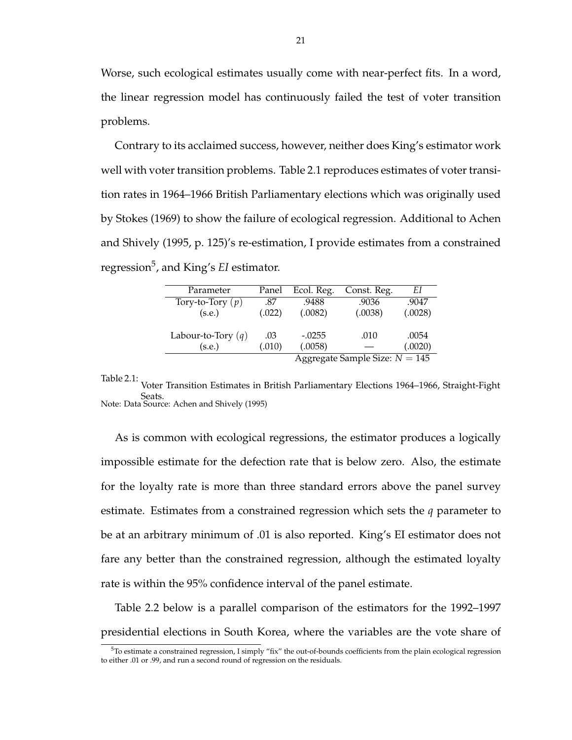Worse, such ecological estimates usually come with near-perfect fits. In a word, the linear regression model has continuously failed the test of voter transition problems.

Contrary to its acclaimed success, however, neither does King's estimator work well with voter transition problems. Table 2.1 reproduces estimates of voter transition rates in 1964–1966 British Parliamentary elections which was originally used by Stokes (1969) to show the failure of ecological regression. Additional to Achen and Shively (1995, p. 125)'s re-estimation, I provide estimates from a constrained regression[5], and King's *EI* estimator.

| Parameter | Panel | Ecol. Reg. | Const. Reg. | *EI* |
|---|---|---|---|---|
| Tory-to-Tory ($p$) | .87 | .9488 | .9036 | .9047 |
| (s.e.) | (.022) | (.0082) | (.0038) | (.0028) |
| | | | | |
| Labour-to-Tory ($q$) | .03 | -.0255 | .010 | .0054 |
| (s.e.) | (.010) | (.0058) | — | (.0020) |
| | | Aggregate Sample Size: $N = 145$ | | |

Table 2.1: Voter Transition Estimates in British Parliamentary Elections 1964–1966, Straight-Fight Seats.
Note: Data Source: Achen and Shively (1995)

As is common with ecological regressions, the estimator produces a logically impossible estimate for the defection rate that is below zero. Also, the estimate for the loyalty rate is more than three standard errors above the panel survey estimate. Estimates from a constrained regression which sets the $q$ parameter to be at an arbitrary minimum of .01 is also reported. King's EI estimator does not fare any better than the constrained regression, although the estimated loyalty rate is within the 95% confidence interval of the panel estimate.

Table 2.2 below is a parallel comparison of the estimators for the 1992–1997 presidential elections in South Korea, where the variables are the vote share of

[5] To estimate a constrained regression, I simply "fix" the out-of-bounds coefficients from the plain ecological regression to either .01 or .99, and run a second round of regression on the residuals.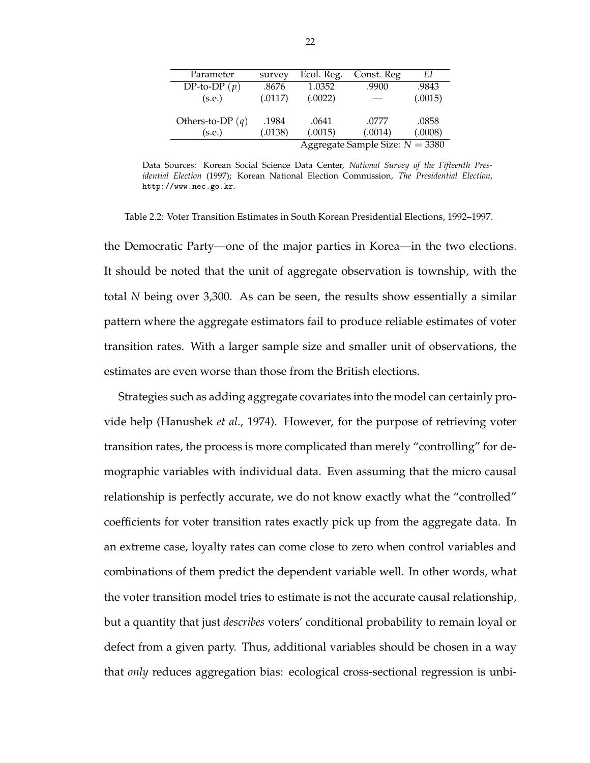| Parameter | survey | Ecol. Reg. | Const. Reg | *EI* |
|---|---|---|---|---|
| DP-to-DP ($p$) | .8676 | 1.0352 | .9900 | .9843 |
| (s.e.) | (.0117) | (.0022) | — | (.0015) |
| | | | | |
| Others-to-DP ($q$) | .1984 | .0641 | .0777 | .0858 |
| (s.e.) | (.0138) | (.0015) | (.0014) | (.0008) |
| | | Aggregate Sample Size: $N = 3380$ | | |

Data Sources: Korean Social Science Data Center, *National Survey of the Fifteenth Presidential Election* (1997); Korean National Election Commission, *The Presidential Election*, `http://www.nec.go.kr`.

Table 2.2: Voter Transition Estimates in South Korean Presidential Elections, 1992–1997.

the Democratic Party—one of the major parties in Korea—in the two elections. It should be noted that the unit of aggregate observation is township, with the total $N$ being over 3,300. As can be seen, the results show essentially a similar pattern where the aggregate estimators fail to produce reliable estimates of voter transition rates. With a larger sample size and smaller unit of observations, the estimates are even worse than those from the British elections.

Strategies such as adding aggregate covariates into the model can certainly provide help (Hanushek *et al.*, 1974). However, for the purpose of retrieving voter transition rates, the process is more complicated than merely "controlling" for demographic variables with individual data. Even assuming that the micro causal relationship is perfectly accurate, we do not know exactly what the "controlled" coefficients for voter transition rates exactly pick up from the aggregate data. In an extreme case, loyalty rates can come close to zero when control variables and combinations of them predict the dependent variable well. In other words, what the voter transition model tries to estimate is not the accurate causal relationship, but a quantity that just *describes* voters' conditional probability to remain loyal or defect from a given party. Thus, additional variables should be chosen in a way that *only* reduces aggregation bias: ecological cross-sectional regression is unbi-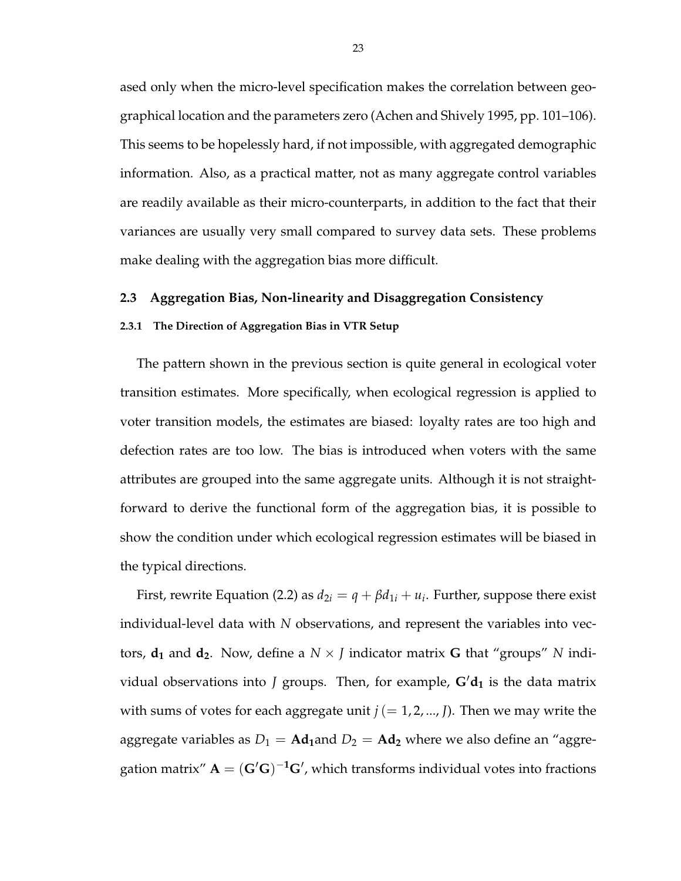ased only when the micro-level specification makes the correlation between geographical location and the parameters zero (Achen and Shively 1995, pp. 101–106). This seems to be hopelessly hard, if not impossible, with aggregated demographic information. Also, as a practical matter, not as many aggregate control variables are readily available as their micro-counterparts, in addition to the fact that their variances are usually very small compared to survey data sets. These problems make dealing with the aggregation bias more difficult.

## 2.3 Aggregation Bias, Non-linearity and Disaggregation Consistency

### 2.3.1 The Direction of Aggregation Bias in VTR Setup

The pattern shown in the previous section is quite general in ecological voter transition estimates. More specifically, when ecological regression is applied to voter transition models, the estimates are biased: loyalty rates are too high and defection rates are too low. The bias is introduced when voters with the same attributes are grouped into the same aggregate units. Although it is not straightforward to derive the functional form of the aggregation bias, it is possible to show the condition under which ecological regression estimates will be biased in the typical directions.

First, rewrite Equation (2.2) as $d_{2i} = q + \beta d_{1i} + u_i$. Further, suppose there exist individual-level data with $N$ observations, and represent the variables into vectors, $\mathbf{d_1}$ and $\mathbf{d_2}$. Now, define a $N \times J$ indicator matrix $\mathbf{G}$ that "groups" $N$ individual observations into $J$ groups. Then, for example, $\mathbf{G'd_1}$ is the data matrix with sums of votes for each aggregate unit $j \,(= 1, 2, ..., J)$. Then we may write the aggregate variables as $D_1 = \mathbf{Ad_1}$and $D_2 = \mathbf{Ad_2}$ where we also define an "aggregation matrix" $\mathbf{A} = (\mathbf{G'G})^{-1}\mathbf{G'}$, which transforms individual votes into fractions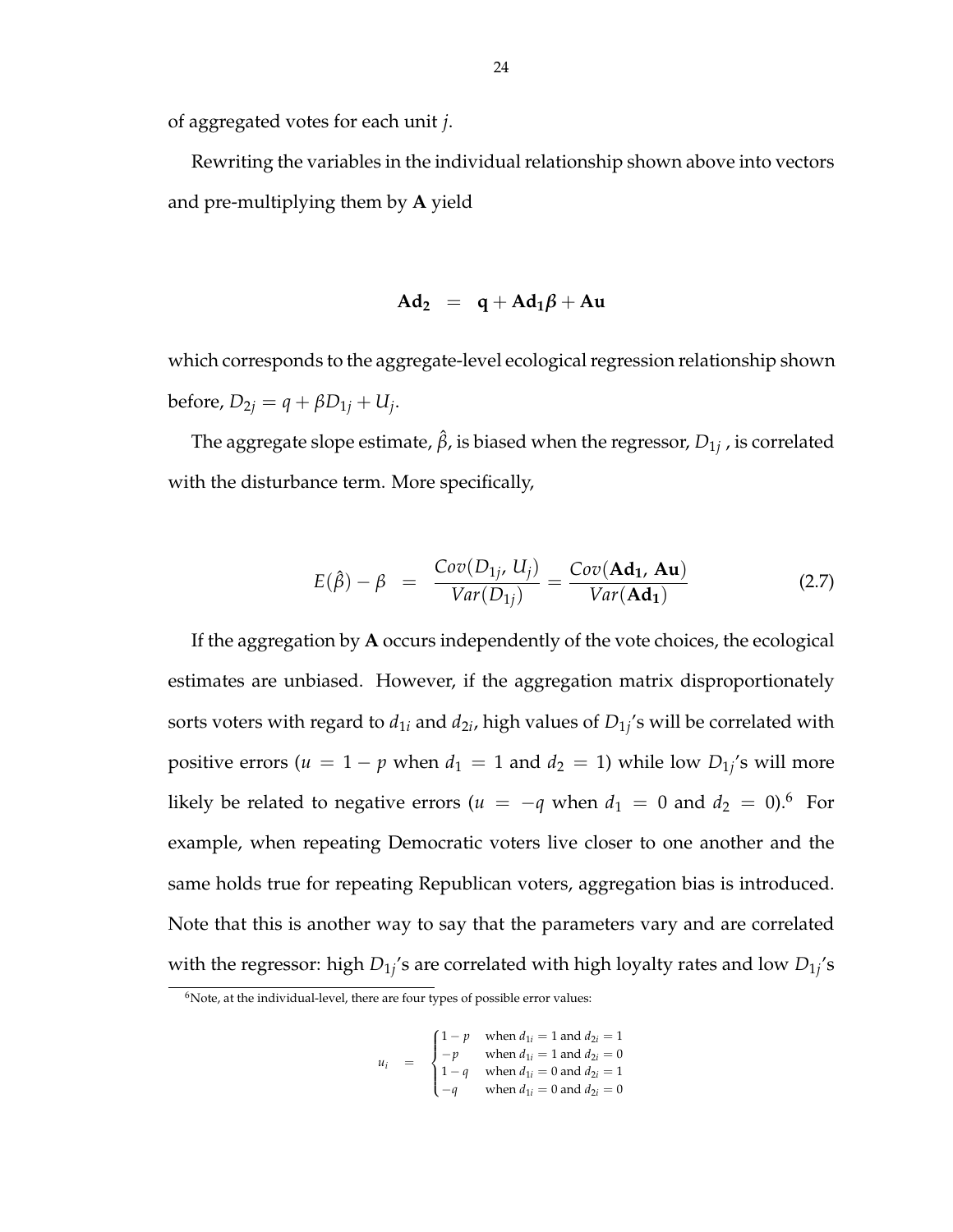of aggregated votes for each unit $j$.

Rewriting the variables in the individual relationship shown above into vectors and pre-multiplying them by $\mathbf{A}$ yield

$$\mathbf{Ad_2} \quad = \quad \mathbf{q} + \mathbf{Ad_1}\boldsymbol{\beta} + \mathbf{Au}$$

which corresponds to the aggregate-level ecological regression relationship shown before, $D_{2j} = q + \beta D_{1j} + U_j$.

The aggregate slope estimate, $\hat{\beta}$, is biased when the regressor, $D_{1j}$ , is correlated with the disturbance term. More specifically,

$$E(\hat{\beta}) - \beta \quad = \quad \frac{Cov(D_{1j},\, U_j)}{Var(D_{1j})} = \frac{Cov(\mathbf{Ad_1},\, \mathbf{Au})}{Var(\mathbf{Ad_1})} \tag{2.7}$$

If the aggregation by $\mathbf{A}$ occurs independently of the vote choices, the ecological estimates are unbiased. However, if the aggregation matrix disproportionately sorts voters with regard to $d_{1i}$ and $d_{2i}$, high values of $D_{1j}$'s will be correlated with positive errors ($u = 1 - p$ when $d_1 = 1$ and $d_2 = 1$) while low $D_{1j}$'s will more likely be related to negative errors ($u = -q$ when $d_1 = 0$ and $d_2 = 0$).[6] For example, when repeating Democratic voters live closer to one another and the same holds true for repeating Republican voters, aggregation bias is introduced. Note that this is another way to say that the parameters vary and are correlated with the regressor: high $D_{1j}$'s are correlated with high loyalty rates and low $D_{1j}$'s

[6]Note, at the individual-level, there are four types of possible error values:

$$u_i \quad = \quad \begin{cases} 1-p & \text{when } d_{1i} = 1 \text{ and } d_{2i} = 1 \\ -p & \text{when } d_{1i} = 1 \text{ and } d_{2i} = 0 \\ 1-q & \text{when } d_{1i} = 0 \text{ and } d_{2i} = 1 \\ -q & \text{when } d_{1i} = 0 \text{ and } d_{2i} = 0 \end{cases}$$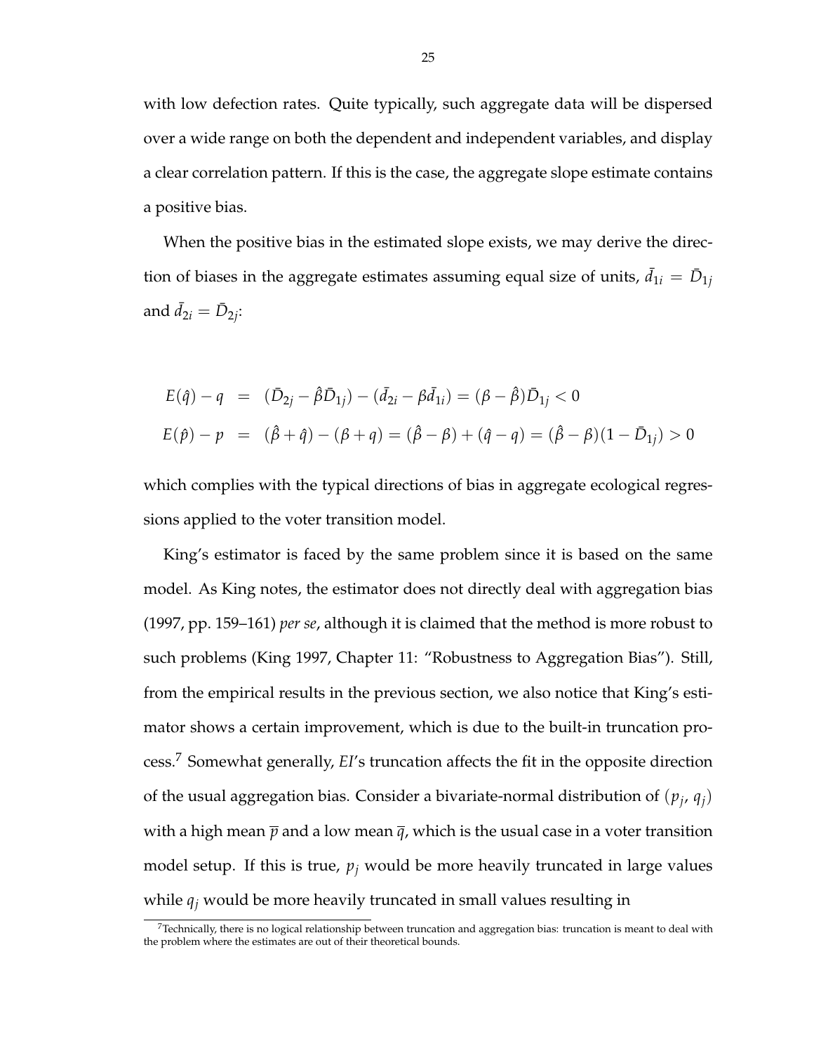with low defection rates. Quite typically, such aggregate data will be dispersed over a wide range on both the dependent and independent variables, and display a clear correlation pattern. If this is the case, the aggregate slope estimate contains a positive bias.

When the positive bias in the estimated slope exists, we may derive the direction of biases in the aggregate estimates assuming equal size of units, $\bar{d}_{1i} = \bar{D}_{1j}$ and $\bar{d}_{2i} = \bar{D}_{2j}$:

$$
\begin{aligned}
E(\hat{q}) - q &= (\bar{D}_{2j} - \hat{\beta}\bar{D}_{1j}) - (\bar{d}_{2i} - \beta\bar{d}_{1i}) = (\beta - \hat{\beta})\bar{D}_{1j} < 0 \\
E(\hat{p}) - p &= (\hat{\beta} + \hat{q}) - (\beta + q) = (\hat{\beta} - \beta) + (\hat{q} - q) = (\hat{\beta} - \beta)(1 - \bar{D}_{1j}) > 0
\end{aligned}
$$

which complies with the typical directions of bias in aggregate ecological regressions applied to the voter transition model.

King's estimator is faced by the same problem since it is based on the same model. As King notes, the estimator does not directly deal with aggregation bias (1997, pp. 159–161) *per se*, although it is claimed that the method is more robust to such problems (King 1997, Chapter 11: "Robustness to Aggregation Bias"). Still, from the empirical results in the previous section, we also notice that King's estimator shows a certain improvement, which is due to the built-in truncation process.[7] Somewhat generally, *EI*'s truncation affects the fit in the opposite direction of the usual aggregation bias. Consider a bivariate-normal distribution of $(p_j, q_j)$ with a high mean $\overline{p}$ and a low mean $\overline{q}$, which is the usual case in a voter transition model setup. If this is true, $p_j$ would be more heavily truncated in large values while $q_j$ would be more heavily truncated in small values resulting in

[7] Technically, there is no logical relationship between truncation and aggregation bias: truncation is meant to deal with the problem where the estimates are out of their theoretical bounds.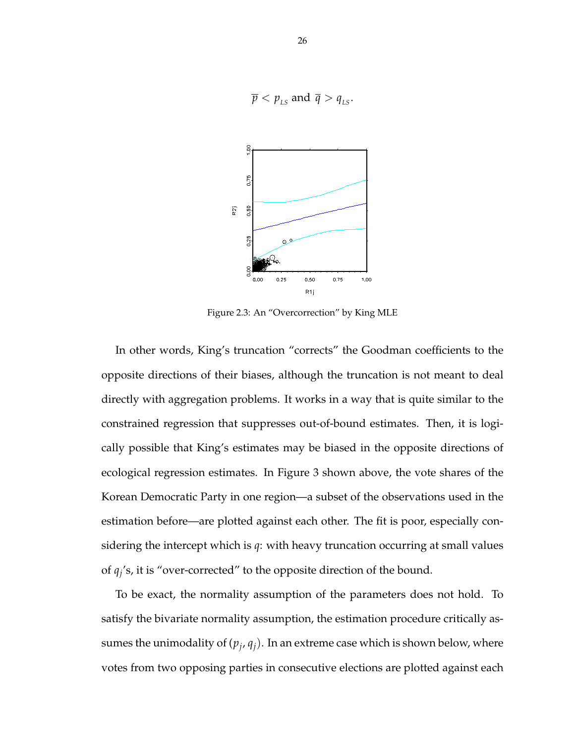$$\overline{p} < p_{LS} \text{ and } \overline{q} > q_{LS}.$$

Figure 2.3: An “Overcorrection” by King MLE

In other words, King’s truncation “corrects” the Goodman coefficients to the opposite directions of their biases, although the truncation is not meant to deal directly with aggregation problems. It works in a way that is quite similar to the constrained regression that suppresses out-of-bound estimates. Then, it is logically possible that King’s estimates may be biased in the opposite directions of ecological regression estimates. In Figure 3 shown above, the vote shares of the Korean Democratic Party in one region—a subset of the observations used in the estimation before—are plotted against each other. The fit is poor, especially considering the intercept which is $q$: with heavy truncation occurring at small values of $q_j$’s, it is “over-corrected” to the opposite direction of the bound.

To be exact, the normality assumption of the parameters does not hold. To satisfy the bivariate normality assumption, the estimation procedure critically assumes the unimodality of $(p_j, q_j)$. In an extreme case which is shown below, where votes from two opposing parties in consecutive elections are plotted against each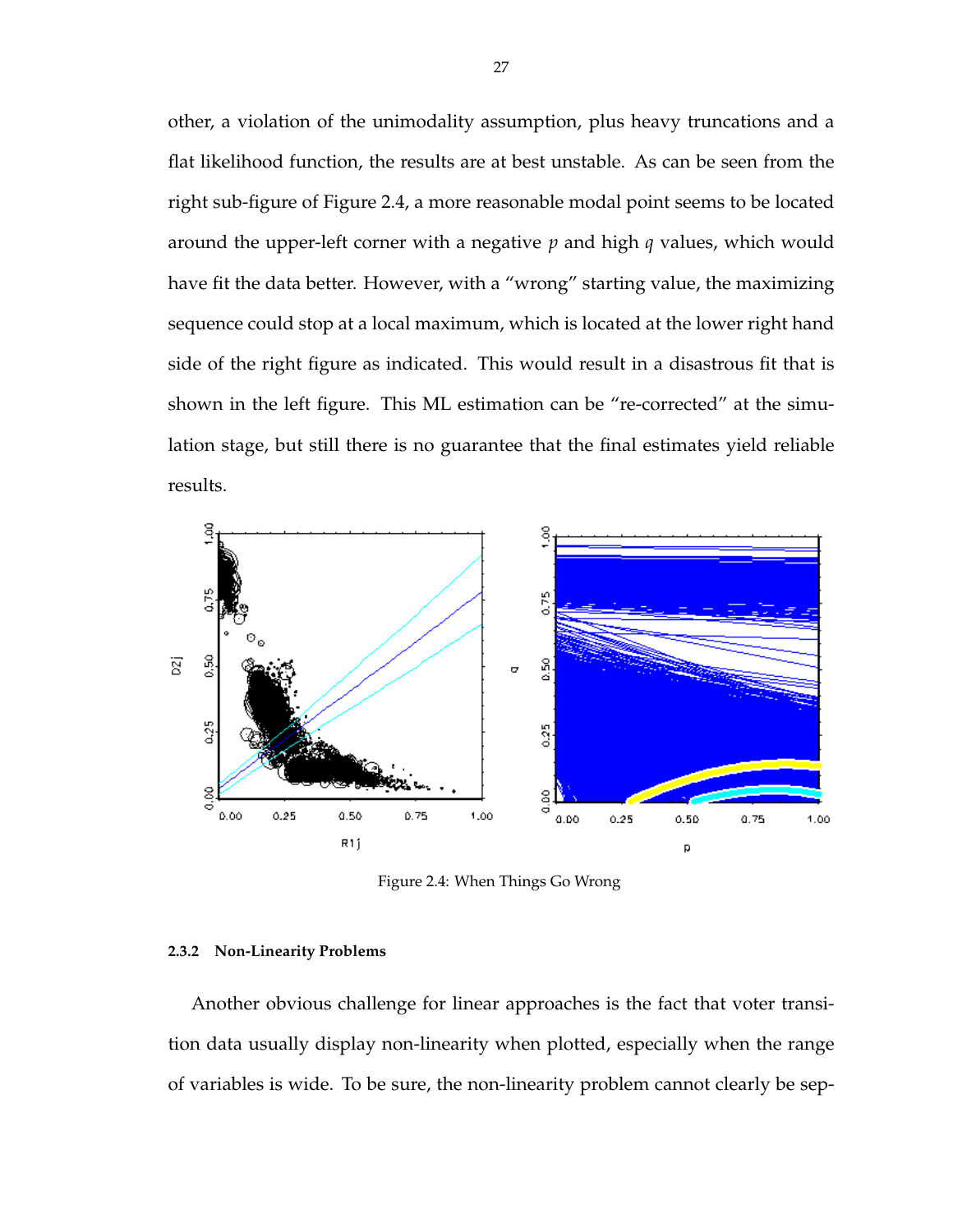other, a violation of the unimodality assumption, plus heavy truncations and a flat likelihood function, the results are at best unstable. As can be seen from the right sub-figure of Figure 2.4, a more reasonable modal point seems to be located around the upper-left corner with a negative $p$ and high $q$ values, which would have fit the data better. However, with a "wrong" starting value, the maximizing sequence could stop at a local maximum, which is located at the lower right hand side of the right figure as indicated. This would result in a disastrous fit that is shown in the left figure. This ML estimation can be "re-corrected" at the simulation stage, but still there is no guarantee that the final estimates yield reliable results.

Figure 2.4: When Things Go Wrong

### 2.3.2 Non-Linearity Problems

Another obvious challenge for linear approaches is the fact that voter transition data usually display non-linearity when plotted, especially when the range of variables is wide. To be sure, the non-linearity problem cannot clearly be sep-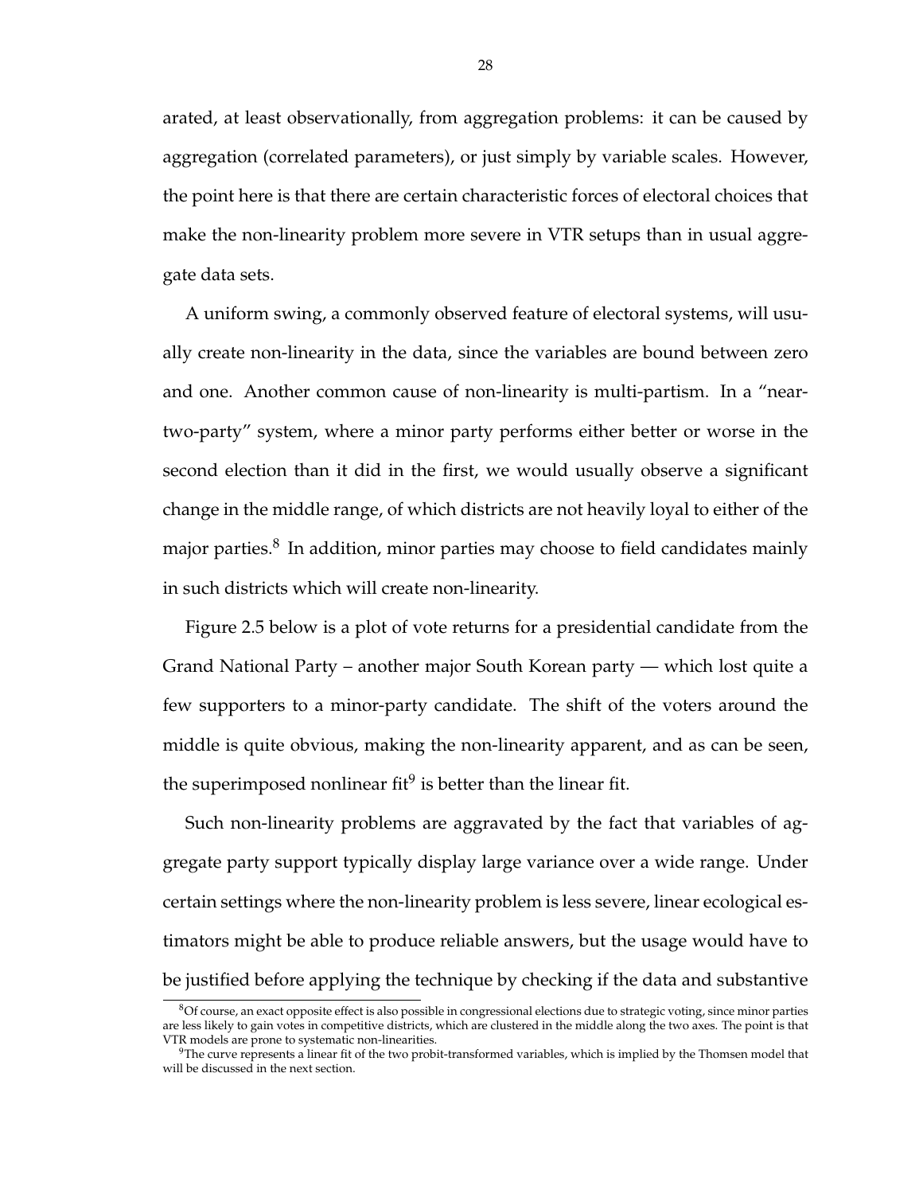arated, at least observationally, from aggregation problems: it can be caused by aggregation (correlated parameters), or just simply by variable scales. However, the point here is that there are certain characteristic forces of electoral choices that make the non-linearity problem more severe in VTR setups than in usual aggregate data sets.

A uniform swing, a commonly observed feature of electoral systems, will usually create non-linearity in the data, since the variables are bound between zero and one. Another common cause of non-linearity is multi-partism. In a "near-two-party" system, where a minor party performs either better or worse in the second election than it did in the first, we would usually observe a significant change in the middle range, of which districts are not heavily loyal to either of the major parties.[8] In addition, minor parties may choose to field candidates mainly in such districts which will create non-linearity.

Figure 2.5 below is a plot of vote returns for a presidential candidate from the Grand National Party – another major South Korean party — which lost quite a few supporters to a minor-party candidate. The shift of the voters around the middle is quite obvious, making the non-linearity apparent, and as can be seen, the superimposed nonlinear fit[9] is better than the linear fit.

Such non-linearity problems are aggravated by the fact that variables of aggregate party support typically display large variance over a wide range. Under certain settings where the non-linearity problem is less severe, linear ecological estimators might be able to produce reliable answers, but the usage would have to be justified before applying the technique by checking if the data and substantive

[8] Of course, an exact opposite effect is also possible in congressional elections due to strategic voting, since minor parties are less likely to gain votes in competitive districts, which are clustered in the middle along the two axes. The point is that VTR models are prone to systematic non-linearities.

[9] The curve represents a linear fit of the two probit-transformed variables, which is implied by the Thomsen model that will be discussed in the next section.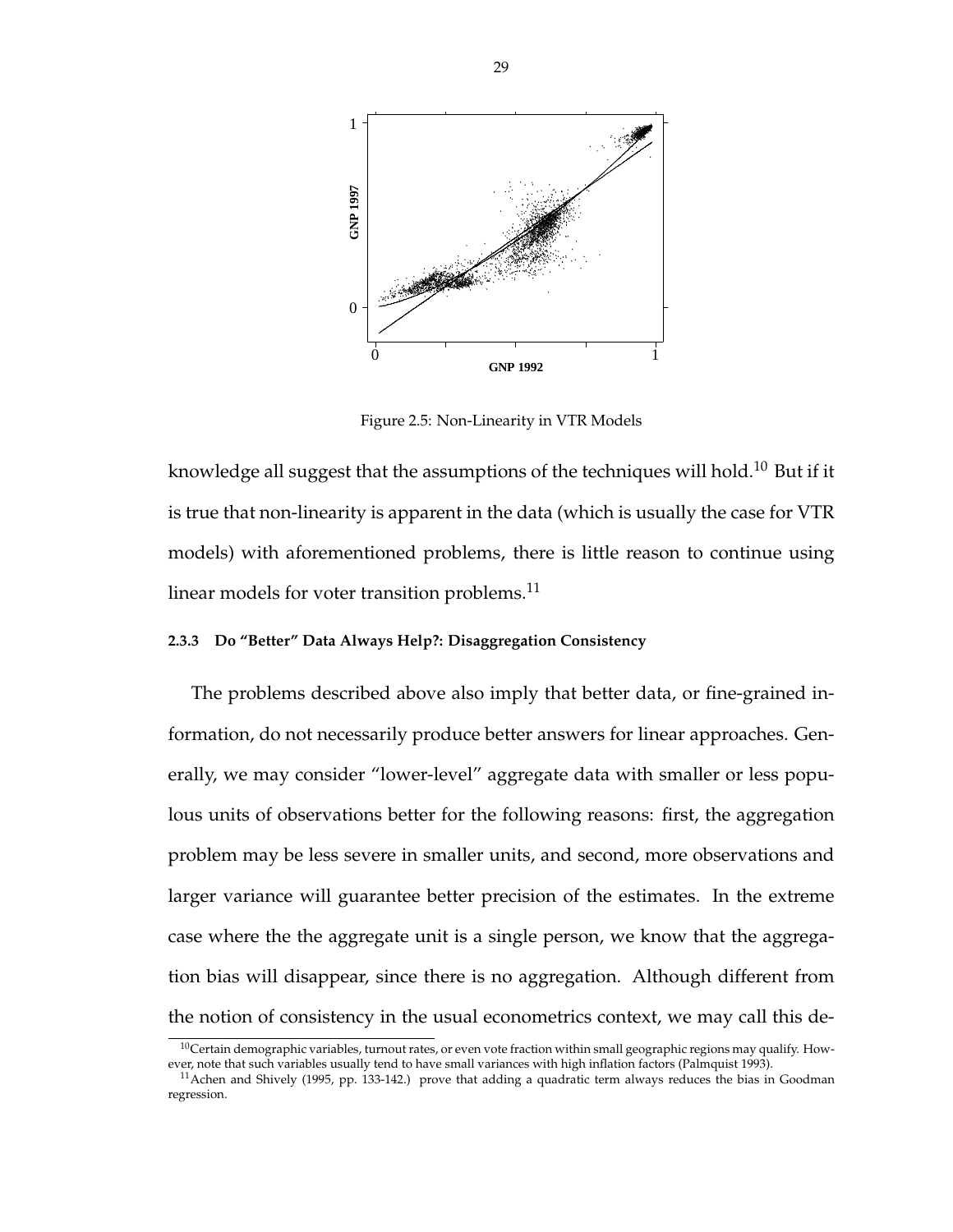Figure 2.5: Non-Linearity in VTR Models

knowledge all suggest that the assumptions of the techniques will hold.[10] But if it is true that non-linearity is apparent in the data (which is usually the case for VTR models) with aforementioned problems, there is little reason to continue using linear models for voter transition problems.[11]

### 2.3.3 Do "Better" Data Always Help?: Disaggregation Consistency

The problems described above also imply that better data, or fine-grained information, do not necessarily produce better answers for linear approaches. Generally, we may consider "lower-level" aggregate data with smaller or less populous units of observations better for the following reasons: first, the aggregation problem may be less severe in smaller units, and second, more observations and larger variance will guarantee better precision of the estimates. In the extreme case where the the aggregate unit is a single person, we know that the aggregation bias will disappear, since there is no aggregation. Although different from the notion of consistency in the usual econometrics context, we may call this de-

[10] Certain demographic variables, turnout rates, or even vote fraction within small geographic regions may qualify. However, note that such variables usually tend to have small variances with high inflation factors (Palmquist 1993).

[11] Achen and Shively (1995, pp. 133-142.) prove that adding a quadratic term always reduces the bias in Goodman regression.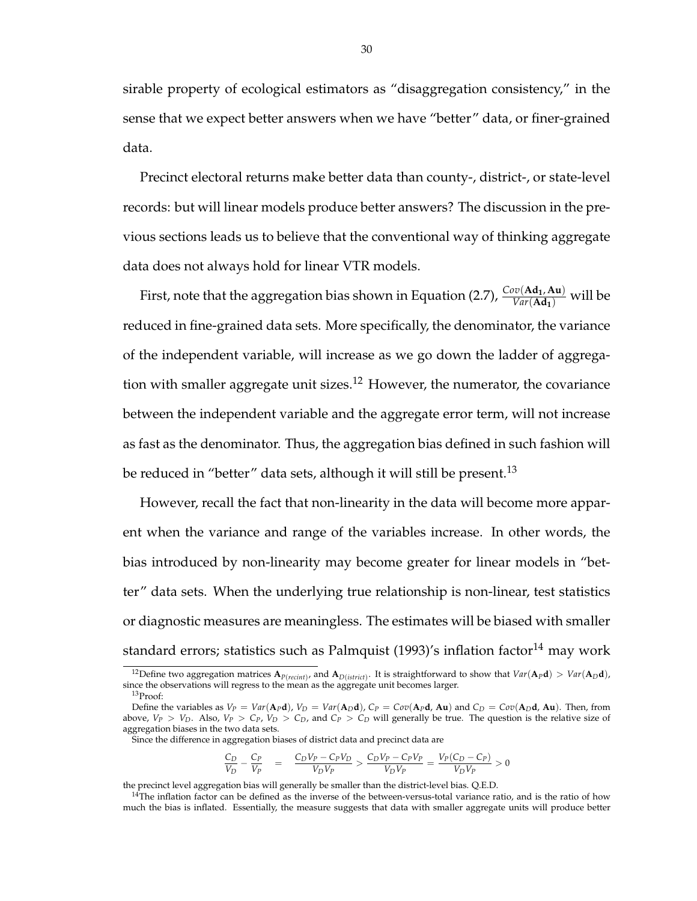sirable property of ecological estimators as "disaggregation consistency," in the sense that we expect better answers when we have "better" data, or finer-grained data.

Precinct electoral returns make better data than county-, district-, or state-level records: but will linear models produce better answers? The discussion in the previous sections leads us to believe that the conventional way of thinking aggregate data does not always hold for linear VTR models.

First, note that the aggregation bias shown in Equation (2.7), $\frac{Cov(\mathbf{Ad_1}, \mathbf{Au})}{Var(\mathbf{Ad_1})}$ will be reduced in fine-grained data sets. More specifically, the denominator, the variance of the independent variable, will increase as we go down the ladder of aggregation with smaller aggregate unit sizes.[12] However, the numerator, the covariance between the independent variable and the aggregate error term, will not increase as fast as the denominator. Thus, the aggregation bias defined in such fashion will be reduced in "better" data sets, although it will still be present.[13]

However, recall the fact that non-linearity in the data will become more apparent when the variance and range of the variables increase. In other words, the bias introduced by non-linearity may become greater for linear models in "better" data sets. When the underlying true relationship is non-linear, test statistics or diagnostic measures are meaningless. The estimates will be biased with smaller standard errors; statistics such as Palmquist (1993)'s inflation factor[14] may work

---

[12]Define two aggregation matrices $\mathbf{A}_{P(recint)}$, and $\mathbf{A}_{D(istrict)}$. It is straightforward to show that $Var(\mathbf{A}_P\mathbf{d}) > Var(\mathbf{A}_D\mathbf{d})$, since the observations will regress to the mean as the aggregate unit becomes larger.

[13]Proof:

Define the variables as $V_P = Var(\mathbf{A}_P\mathbf{d})$, $V_D = Var(\mathbf{A}_D\mathbf{d})$, $C_P = Cov(\mathbf{A}_P\mathbf{d}, \mathbf{Au})$ and $C_D = Cov(\mathbf{A}_D\mathbf{d}, \mathbf{Au})$. Then, from above, $V_P > V_D$. Also, $V_P > C_P$, $V_D > C_D$, and $C_P > C_D$ will generally be true. The question is the relative size of aggregation biases in the two data sets.

Since the difference in aggregation biases of district data and precinct data are

$$\frac{C_D}{V_D} - \frac{C_P}{V_P} = \frac{C_D V_P - C_P V_D}{V_D V_P} > \frac{C_D V_P - C_P V_P}{V_D V_P} = \frac{V_P (C_D - C_P)}{V_D V_P} > 0$$

the precinct level aggregation bias will generally be smaller than the district-level bias. Q.E.D.

[14]The inflation factor can be defined as the inverse of the between-versus-total variance ratio, and is the ratio of how much the bias is inflated. Essentially, the measure suggests that data with smaller aggregate units will produce better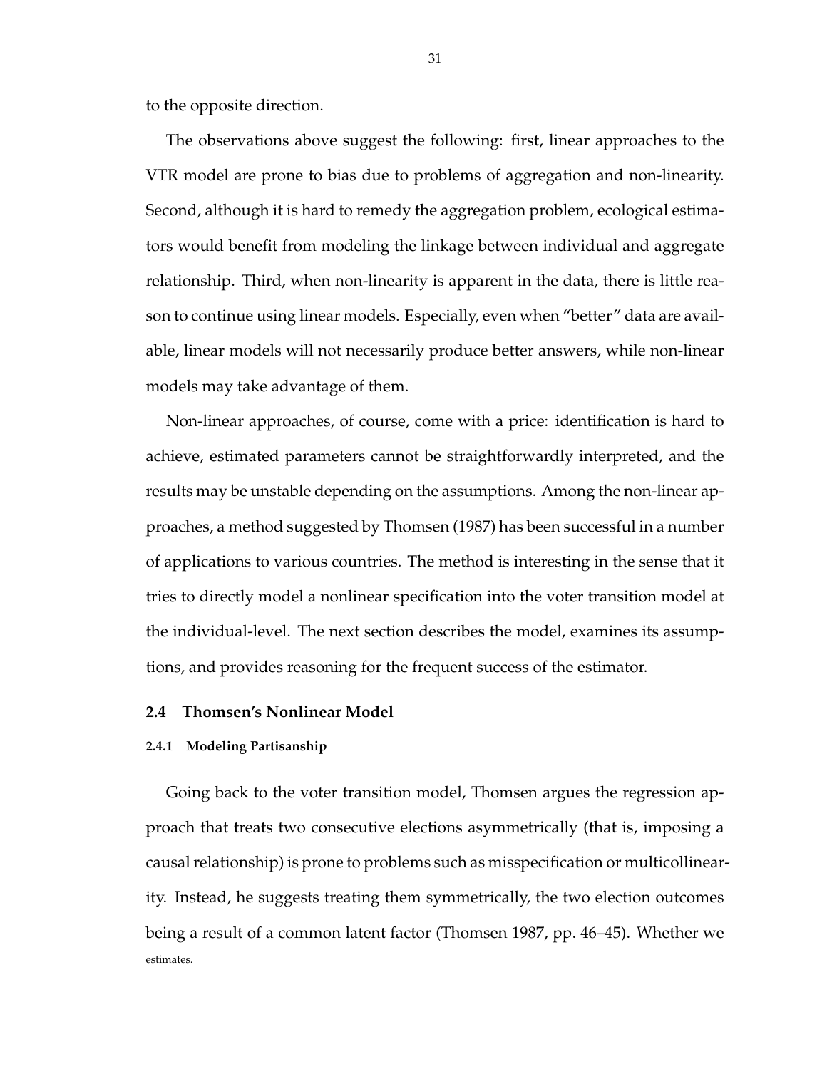to the opposite direction.

The observations above suggest the following: first, linear approaches to the VTR model are prone to bias due to problems of aggregation and non-linearity. Second, although it is hard to remedy the aggregation problem, ecological estimators would benefit from modeling the linkage between individual and aggregate relationship. Third, when non-linearity is apparent in the data, there is little reason to continue using linear models. Especially, even when "better" data are available, linear models will not necessarily produce better answers, while non-linear models may take advantage of them.

Non-linear approaches, of course, come with a price: identification is hard to achieve, estimated parameters cannot be straightforwardly interpreted, and the results may be unstable depending on the assumptions. Among the non-linear approaches, a method suggested by Thomsen (1987) has been successful in a number of applications to various countries. The method is interesting in the sense that it tries to directly model a nonlinear specification into the voter transition model at the individual-level. The next section describes the model, examines its assumptions, and provides reasoning for the frequent success of the estimator.

## 2.4 Thomsen's Nonlinear Model

### 2.4.1 Modeling Partisanship

Going back to the voter transition model, Thomsen argues the regression approach that treats two consecutive elections asymmetrically (that is, imposing a causal relationship) is prone to problems such as misspecification or multicollinearity. Instead, he suggests treating them symmetrically, the two election outcomes being a result of a common latent factor (Thomsen 1987, pp. 46–45). Whether we

estimates.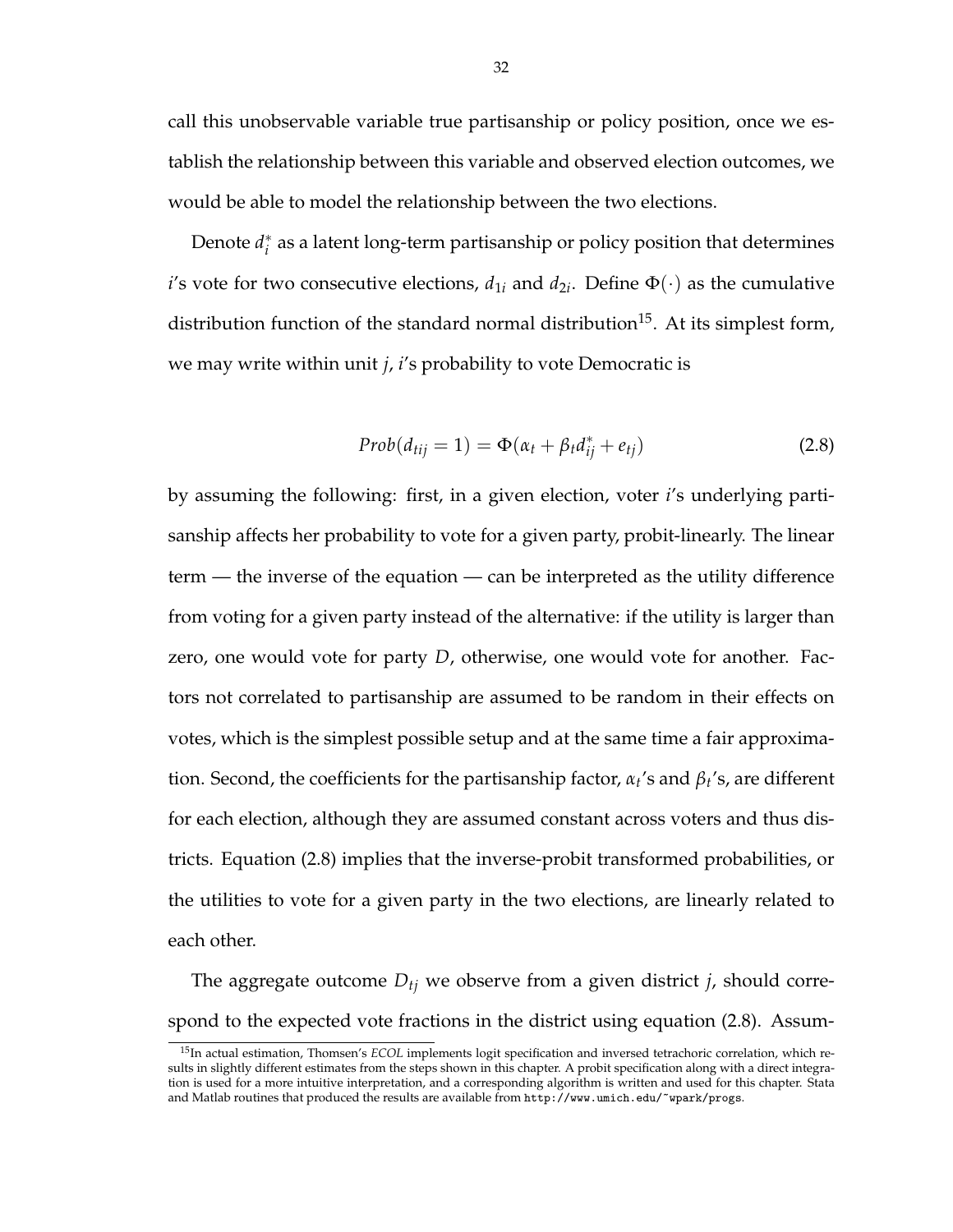call this unobservable variable true partisanship or policy position, once we establish the relationship between this variable and observed election outcomes, we would be able to model the relationship between the two elections.

Denote $d_i^*$ as a latent long-term partisanship or policy position that determines $i$'s vote for two consecutive elections, $d_{1i}$ and $d_{2i}$. Define $\Phi(\cdot)$ as the cumulative distribution function of the standard normal distribution[15]. At its simplest form, we may write within unit $j$, $i$'s probability to vote Democratic is

$$Prob(d_{tij} = 1) = \Phi(\alpha_t + \beta_t d_{ij}^* + e_{tj}) \tag{2.8}$$

by assuming the following: first, in a given election, voter $i$'s underlying partisanship affects her probability to vote for a given party, probit-linearly. The linear term — the inverse of the equation — can be interpreted as the utility difference from voting for a given party instead of the alternative: if the utility is larger than zero, one would vote for party $D$, otherwise, one would vote for another. Factors not correlated to partisanship are assumed to be random in their effects on votes, which is the simplest possible setup and at the same time a fair approximation. Second, the coefficients for the partisanship factor, $\alpha_t$'s and $\beta_t$'s, are different for each election, although they are assumed constant across voters and thus districts. Equation (2.8) implies that the inverse-probit transformed probabilities, or the utilities to vote for a given party in the two elections, are linearly related to each other.

The aggregate outcome $D_{tj}$ we observe from a given district $j$, should correspond to the expected vote fractions in the district using equation (2.8). Assum-

[15] In actual estimation, Thomsen's *ECOL* implements logit specification and inversed tetrachoric correlation, which results in slightly different estimates from the steps shown in this chapter. A probit specification along with a direct integration is used for a more intuitive interpretation, and a corresponding algorithm is written and used for this chapter. Stata and Matlab routines that produced the results are available from `http://www.umich.edu/~wpark/progs`.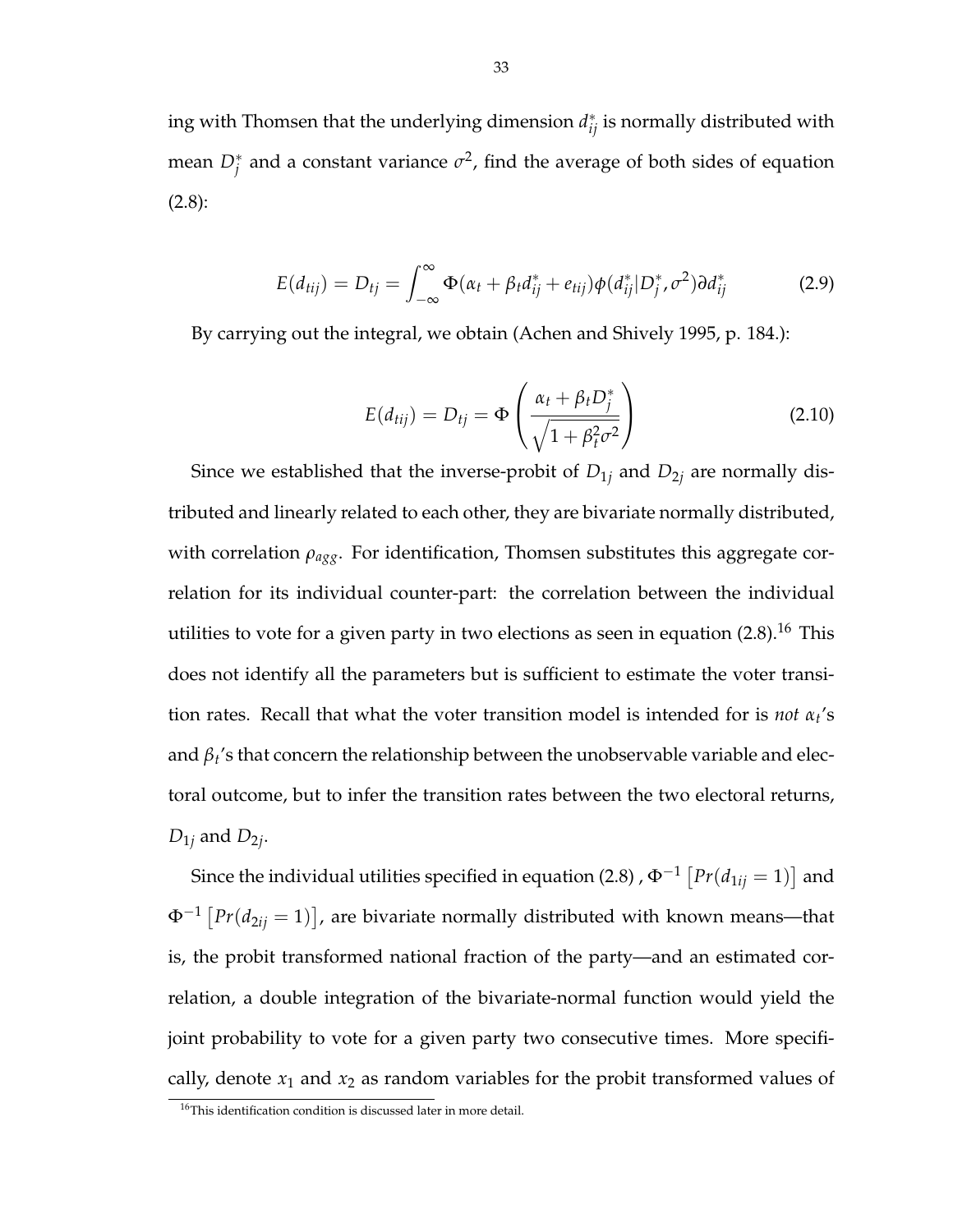ing with Thomsen that the underlying dimension $d^*_{ij}$ is normally distributed with mean $D^*_j$ and a constant variance $\sigma^2$, find the average of both sides of equation (2.8):

$$E(d_{tij}) = D_{tj} = \int_{-\infty}^{\infty} \Phi(\alpha_t + \beta_t d^*_{ij} + e_{tij}) \phi(d^*_{ij} | D^*_j, \sigma^2) \partial d^*_{ij} \tag{2.9}$$

By carrying out the integral, we obtain (Achen and Shively 1995, p. 184.):

$$E(d_{tij}) = D_{tj} = \Phi\left(\frac{\alpha_t + \beta_t D^*_j}{\sqrt{1 + \beta_t^2 \sigma^2}}\right) \tag{2.10}$$

Since we established that the inverse-probit of $D_{1j}$ and $D_{2j}$ are normally distributed and linearly related to each other, they are bivariate normally distributed, with correlation $\rho_{agg}$. For identification, Thomsen substitutes this aggregate correlation for its individual counter-part: the correlation between the individual utilities to vote for a given party in two elections as seen in equation (2.8).[16] This does not identify all the parameters but is sufficient to estimate the voter transition rates. Recall that what the voter transition model is intended for is *not* $\alpha_t$'s and $\beta_t$'s that concern the relationship between the unobservable variable and electoral outcome, but to infer the transition rates between the two electoral returns, $D_{1j}$ and $D_{2j}$.

Since the individual utilities specified in equation (2.8) , $\Phi^{-1}\left[Pr(d_{1ij} = 1)\right]$ and $\Phi^{-1}\left[Pr(d_{2ij} = 1)\right]$, are bivariate normally distributed with known means—that is, the probit transformed national fraction of the party—and an estimated correlation, a double integration of the bivariate-normal function would yield the joint probability to vote for a given party two consecutive times. More specifically, denote $x_1$ and $x_2$ as random variables for the probit transformed values of

[16] This identification condition is discussed later in more detail.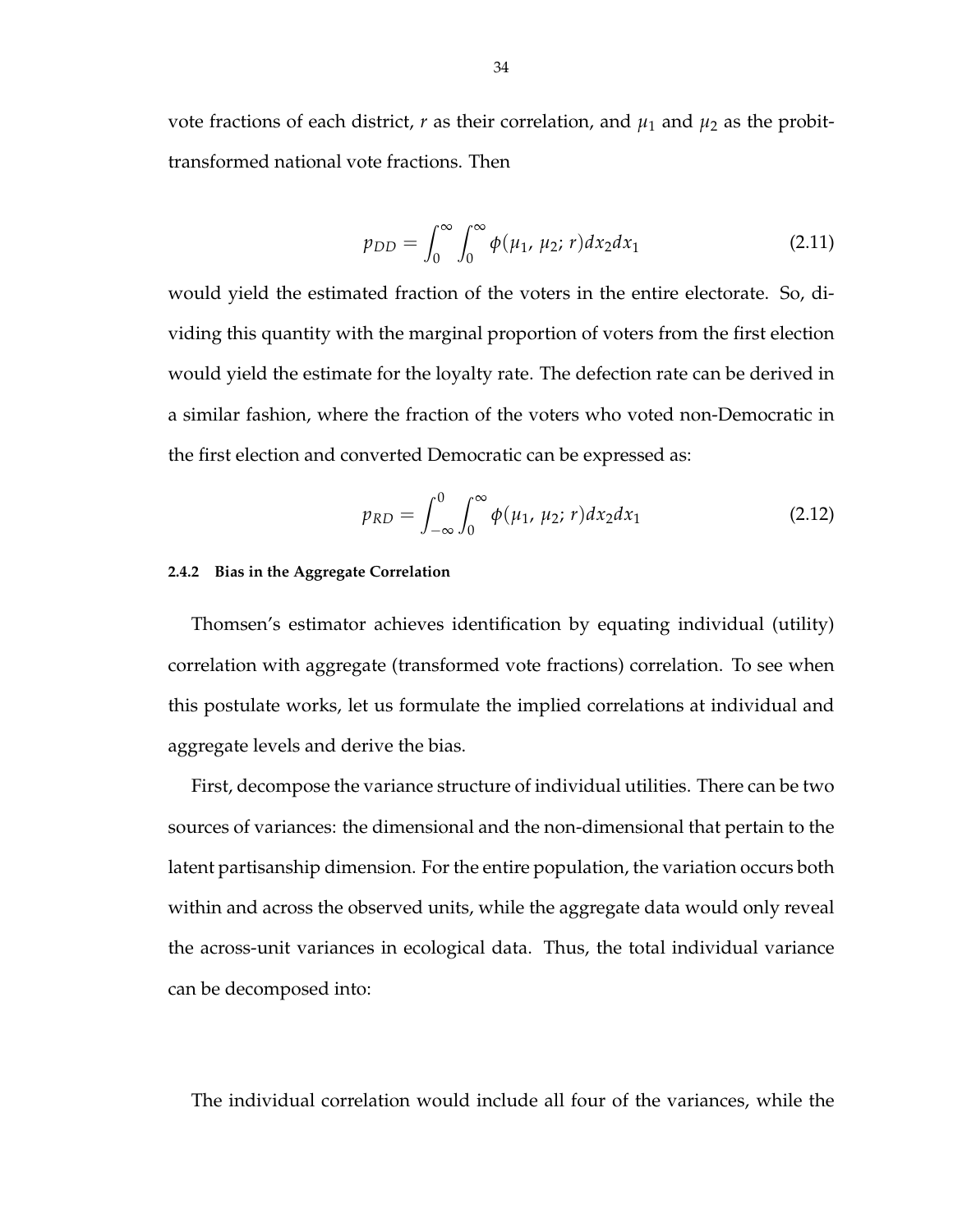vote fractions of each district, $r$ as their correlation, and $\mu_1$ and $\mu_2$ as the probit-transformed national vote fractions. Then

$$p_{DD} = \int_0^\infty \int_0^\infty \phi(\mu_1, \mu_2; r) dx_2 dx_1 \tag{2.11}$$

would yield the estimated fraction of the voters in the entire electorate. So, dividing this quantity with the marginal proportion of voters from the first election would yield the estimate for the loyalty rate. The defection rate can be derived in a similar fashion, where the fraction of the voters who voted non-Democratic in the first election and converted Democratic can be expressed as:

$$p_{RD} = \int_{-\infty}^0 \int_0^\infty \phi(\mu_1, \mu_2; r) dx_2 dx_1 \tag{2.12}$$

### 2.4.2 Bias in the Aggregate Correlation

Thomsen's estimator achieves identification by equating individual (utility) correlation with aggregate (transformed vote fractions) correlation. To see when this postulate works, let us formulate the implied correlations at individual and aggregate levels and derive the bias.

First, decompose the variance structure of individual utilities. There can be two sources of variances: the dimensional and the non-dimensional that pertain to the latent partisanship dimension. For the entire population, the variation occurs both within and across the observed units, while the aggregate data would only reveal the across-unit variances in ecological data. Thus, the total individual variance can be decomposed into:

The individual correlation would include all four of the variances, while the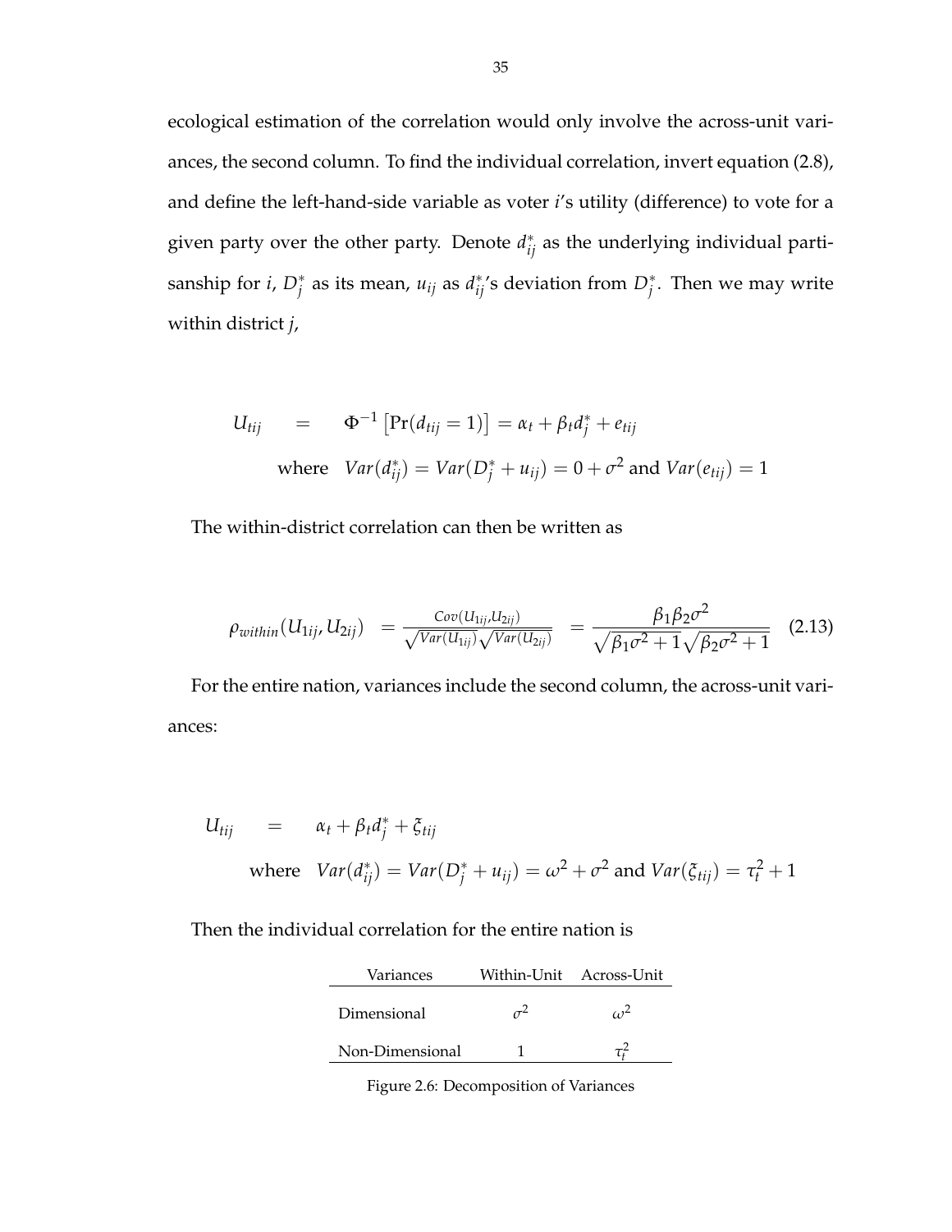ecological estimation of the correlation would only involve the across-unit variances, the second column. To find the individual correlation, invert equation (2.8), and define the left-hand-side variable as voter $i$'s utility (difference) to vote for a given party over the other party. Denote $d^*_{ij}$ as the underlying individual partisanship for $i$, $D^*_j$ as its mean, $u_{ij}$ as $d^*_{ij}$'s deviation from $D^*_j$. Then we may write within district $j$,

$$
\begin{aligned}
U_{tij} \quad &= \quad \Phi^{-1}\left[\Pr(d_{tij} = 1)\right] = \alpha_t + \beta_t d^*_j + e_{tij} \\
&\text{where} \quad Var(d^*_{ij}) = Var(D^*_j + u_{ij}) = 0 + \sigma^2 \text{ and } Var(e_{tij}) = 1
\end{aligned}
$$

The within-district correlation can then be written as

$$
\rho_{within}(U_{1ij}, U_{2ij}) \quad = \frac{Cov(U_{1ij}, U_{2ij})}{\sqrt{Var(U_{1ij})}\sqrt{Var(U_{2ij})}} \quad = \frac{\beta_1 \beta_2 \sigma^2}{\sqrt{\beta_1 \sigma^2 + 1}\sqrt{\beta_2 \sigma^2 + 1}} \tag{2.13}
$$

For the entire nation, variances include the second column, the across-unit variances:

$$
\begin{aligned}
U_{tij} \quad &= \quad \alpha_t + \beta_t d^*_j + \xi_{tij} \\
&\text{where} \quad Var(d^*_{ij}) = Var(D^*_j + u_{ij}) = \omega^2 + \sigma^2 \text{ and } Var(\xi_{tij}) = \tau^2_t + 1
\end{aligned}
$$

Then the individual correlation for the entire nation is

| Variances | Within-Unit | Across-Unit |
|---|---|---|
| Dimensional | $\sigma^2$ | $\omega^2$ |
| Non-Dimensional | 1 | $\tau^2_t$ |

Figure 2.6: Decomposition of Variances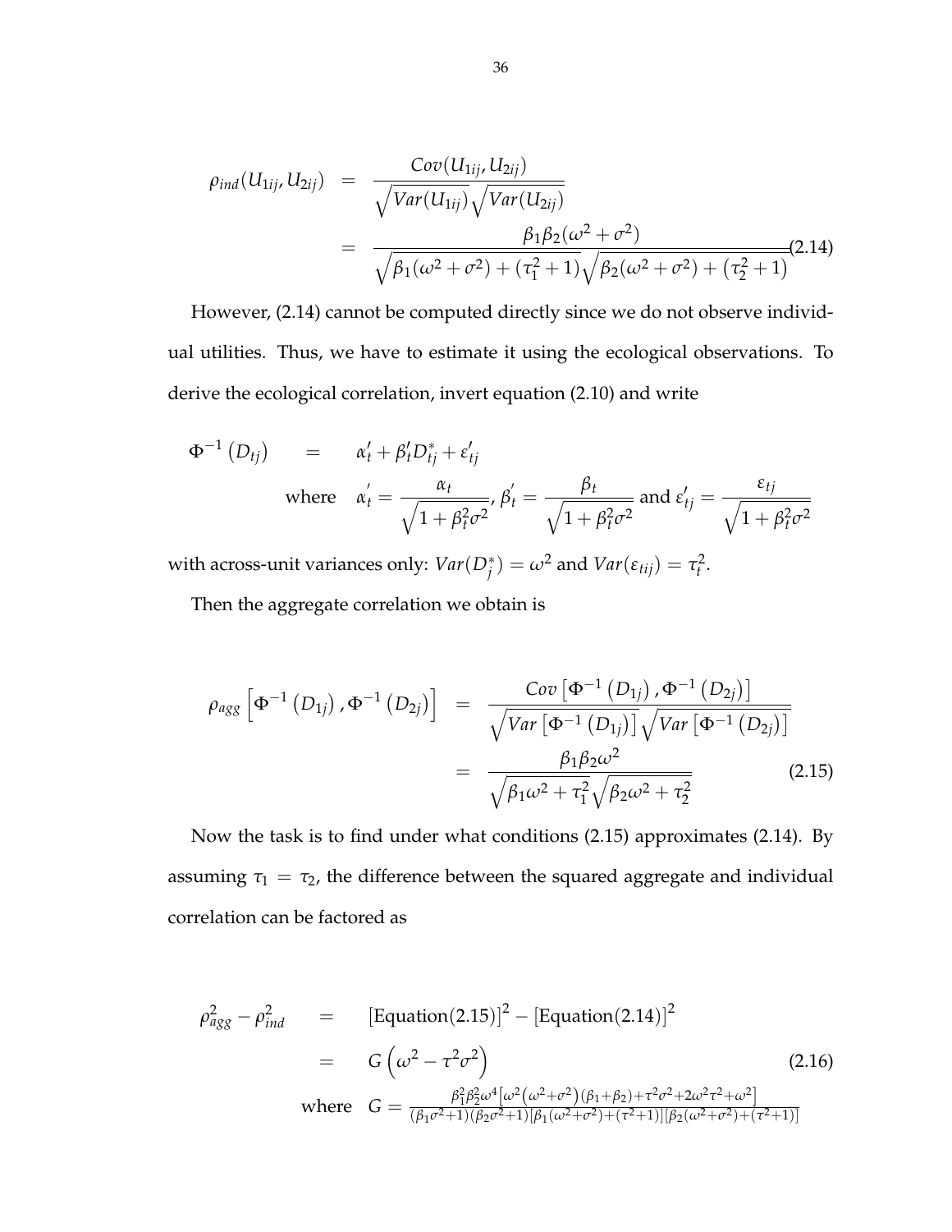$$
\begin{aligned}
\rho_{ind}(U_{1ij}, U_{2ij}) &= \frac{Cov(U_{1ij}, U_{2ij})}{\sqrt{Var(U_{1ij})}\sqrt{Var(U_{2ij})}} \\
&= \frac{\beta_1 \beta_2(\omega^2 + \sigma^2)}{\sqrt{\beta_1(\omega^2 + \sigma^2) + (\tau_1^2 + 1)}\sqrt{\beta_2(\omega^2 + \sigma^2) + (\tau_2^2 + 1)}}
\end{aligned}
\tag{2.14}
$$

However, (2.14) cannot be computed directly since we do not observe individual utilities. Thus, we have to estimate it using the ecological observations. To derive the ecological correlation, invert equation (2.10) and write

$$
\Phi^{-1}\left(D_{tj}\right) = \alpha_t' + \beta_t' D_{tj}^* + \varepsilon_{tj}'
$$

$$
\text{where} \quad \alpha_t^{'} = \frac{\alpha_t}{\sqrt{1 + \beta_t^2 \sigma^2}}, \ \beta_t^{'} = \frac{\beta_t}{\sqrt{1 + \beta_t^2 \sigma^2}} \ \text{and} \ \varepsilon_{tj}' = \frac{\varepsilon_{tj}}{\sqrt{1 + \beta_t^2 \sigma^2}}
$$

with across-unit variances only: $Var(D_j^*) = \omega^2$ and $Var(\varepsilon_{tij}) = \tau_t^2$.

Then the aggregate correlation we obtain is

$$
\begin{aligned}
\rho_{agg}\left[\Phi^{-1}\left(D_{1j}\right), \Phi^{-1}\left(D_{2j}\right)\right] &= \frac{Cov\left[\Phi^{-1}\left(D_{1j}\right), \Phi^{-1}\left(D_{2j}\right)\right]}{\sqrt{Var\left[\Phi^{-1}\left(D_{1j}\right)\right]}\sqrt{Var\left[\Phi^{-1}\left(D_{2j}\right)\right]}} \\
&= \frac{\beta_1 \beta_2 \omega^2}{\sqrt{\beta_1 \omega^2 + \tau_1^2}\sqrt{\beta_2 \omega^2 + \tau_2^2}}
\end{aligned}
\tag{2.15}
$$

Now the task is to find under what conditions (2.15) approximates (2.14). By assuming $\tau_1 = \tau_2$, the difference between the squared aggregate and individual correlation can be factored as

$$
\begin{aligned}
\rho_{agg}^2 - \rho_{ind}^2 &= [\text{Equation}(2.15)]^2 - [\text{Equation}(2.14)]^2 \\
&= G\left(\omega^2 - \tau^2 \sigma^2\right)
\end{aligned}
\tag{2.16}
$$

$$
\text{where} \quad G = \frac{\beta_1^2 \beta_2^2 \omega^4 \left[\omega^2\left(\omega^2 + \sigma^2\right)(\beta_1 + \beta_2) + \tau^2\sigma^2 + 2\omega^2\tau^2 + \omega^2\right]}{(\beta_1\sigma^2 + 1)(\beta_2\sigma^2 + 1)[\beta_1(\omega^2 + \sigma^2) + (\tau^2 + 1)][\beta_2(\omega^2 + \sigma^2) + (\tau^2 + 1)]}
$$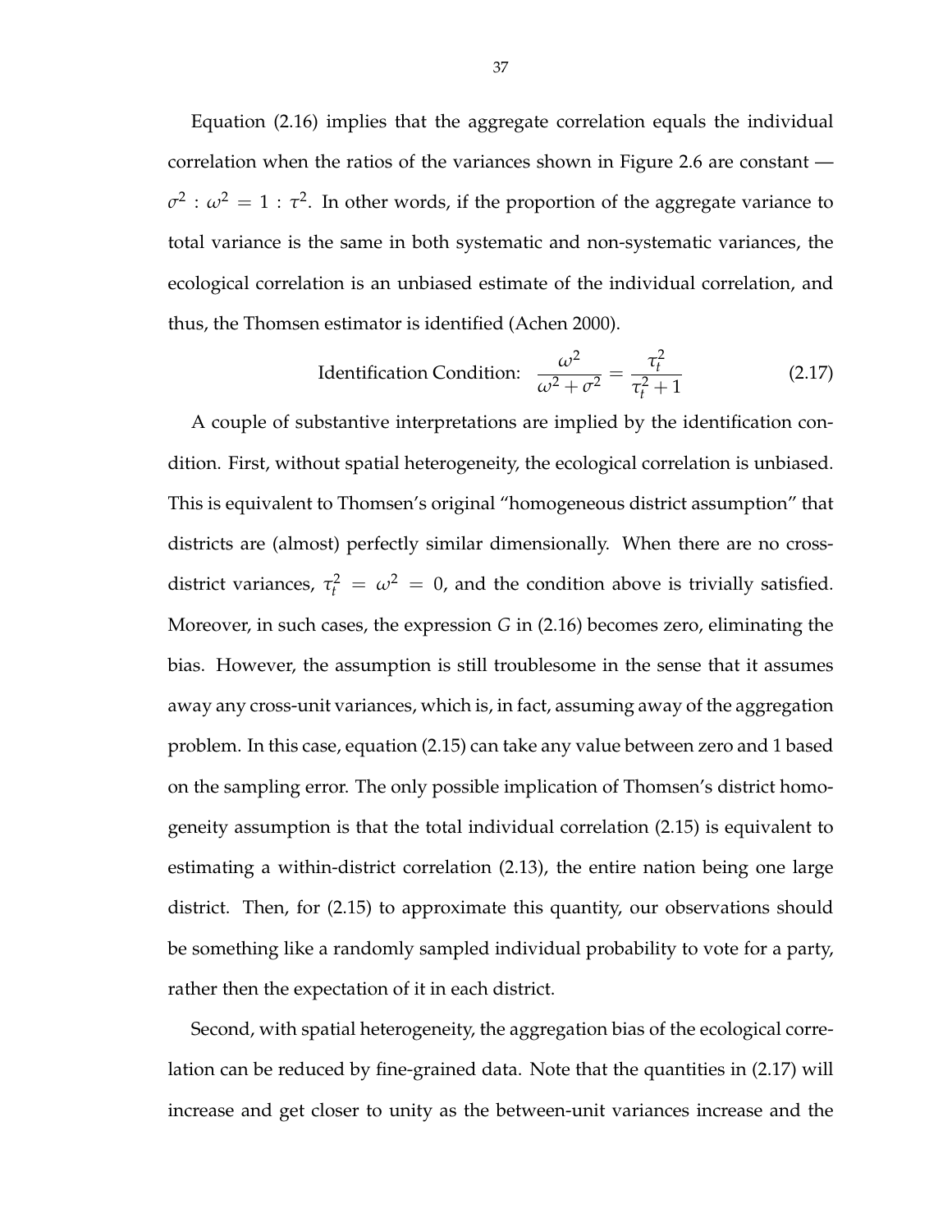Equation (2.16) implies that the aggregate correlation equals the individual correlation when the ratios of the variances shown in Figure 2.6 are constant — $\sigma^2 : \omega^2 = 1 : \tau^2$. In other words, if the proportion of the aggregate variance to total variance is the same in both systematic and non-systematic variances, the ecological correlation is an unbiased estimate of the individual correlation, and thus, the Thomsen estimator is identified (Achen 2000).

$$\text{Identification Condition:} \quad \frac{\omega^2}{\omega^2 + \sigma^2} = \frac{\tau_t^2}{\tau_t^2 + 1} \tag{2.17}$$

A couple of substantive interpretations are implied by the identification condition. First, without spatial heterogeneity, the ecological correlation is unbiased. This is equivalent to Thomsen's original "homogeneous district assumption" that districts are (almost) perfectly similar dimensionally. When there are no cross-district variances, $\tau_t^2 = \omega^2 = 0$, and the condition above is trivially satisfied. Moreover, in such cases, the expression $G$ in (2.16) becomes zero, eliminating the bias. However, the assumption is still troublesome in the sense that it assumes away any cross-unit variances, which is, in fact, assuming away of the aggregation problem. In this case, equation (2.15) can take any value between zero and 1 based on the sampling error. The only possible implication of Thomsen's district homogeneity assumption is that the total individual correlation (2.15) is equivalent to estimating a within-district correlation (2.13), the entire nation being one large district. Then, for (2.15) to approximate this quantity, our observations should be something like a randomly sampled individual probability to vote for a party, rather then the expectation of it in each district.

Second, with spatial heterogeneity, the aggregation bias of the ecological correlation can be reduced by fine-grained data. Note that the quantities in (2.17) will increase and get closer to unity as the between-unit variances increase and the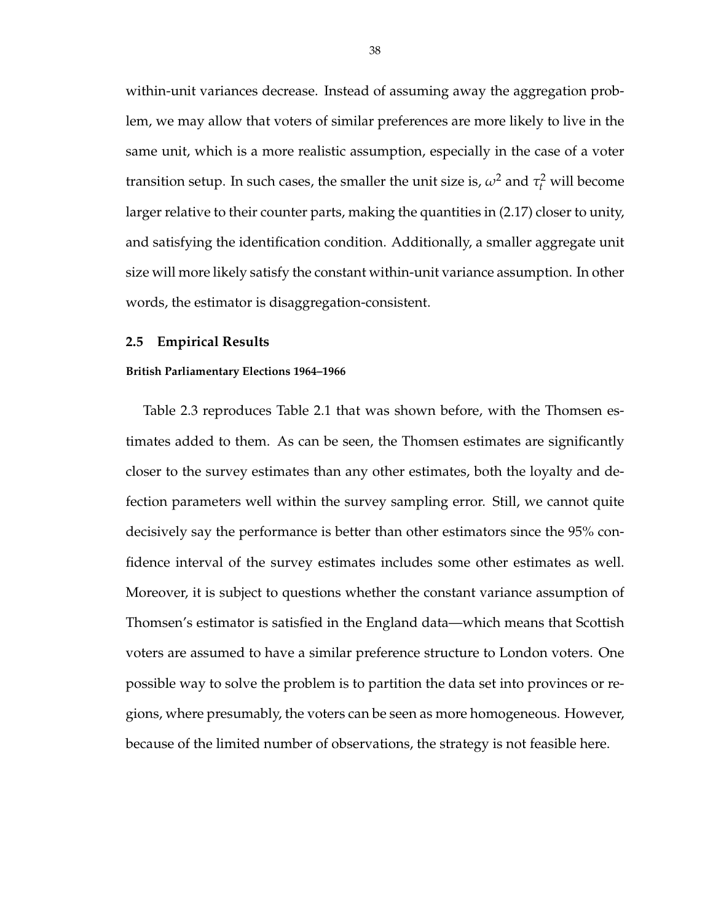within-unit variances decrease. Instead of assuming away the aggregation problem, we may allow that voters of similar preferences are more likely to live in the same unit, which is a more realistic assumption, especially in the case of a voter transition setup. In such cases, the smaller the unit size is, $\omega^2$ and $\tau_t^2$ will become larger relative to their counter parts, making the quantities in (2.17) closer to unity, and satisfying the identification condition. Additionally, a smaller aggregate unit size will more likely satisfy the constant within-unit variance assumption. In other words, the estimator is disaggregation-consistent.

## 2.5 Empirical Results

#### British Parliamentary Elections 1964–1966

Table 2.3 reproduces Table 2.1 that was shown before, with the Thomsen estimates added to them. As can be seen, the Thomsen estimates are significantly closer to the survey estimates than any other estimates, both the loyalty and defection parameters well within the survey sampling error. Still, we cannot quite decisively say the performance is better than other estimators since the 95% confidence interval of the survey estimates includes some other estimates as well. Moreover, it is subject to questions whether the constant variance assumption of Thomsen's estimator is satisfied in the England data—which means that Scottish voters are assumed to have a similar preference structure to London voters. One possible way to solve the problem is to partition the data set into provinces or regions, where presumably, the voters can be seen as more homogeneous. However, because of the limited number of observations, the strategy is not feasible here.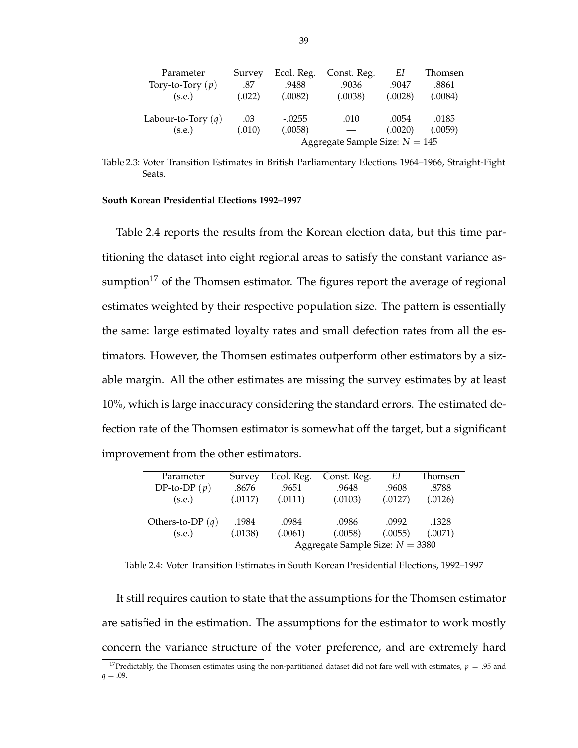| Parameter | Survey | Ecol. Reg. | Const. Reg. | *EI* | Thomsen |
|---|---|---|---|---|---|
| Tory-to-Tory $(p)$ | .87 | .9488 | .9036 | .9047 | .8861 |
| (s.e.) | (.022) | (.0082) | (.0038) | (.0028) | (.0084) |
| Labour-to-Tory $(q)$ | .03 | -.0255 | .010 | .0054 | .0185 |
| (s.e.) | (.010) | (.0058) | — | (.0020) | (.0059) |
| | | Aggregate Sample Size: $N = 145$ | | | |

Table 2.3: Voter Transition Estimates in British Parliamentary Elections 1964–1966, Straight-Fight Seats.

**South Korean Presidential Elections 1992–1997**

Table 2.4 reports the results from the Korean election data, but this time partitioning the dataset into eight regional areas to satisfy the constant variance assumption[17] of the Thomsen estimator. The figures report the average of regional estimates weighted by their respective population size. The pattern is essentially the same: large estimated loyalty rates and small defection rates from all the estimators. However, the Thomsen estimates outperform other estimators by a sizable margin. All the other estimates are missing the survey estimates by at least 10%, which is large inaccuracy considering the standard errors. The estimated defection rate of the Thomsen estimator is somewhat off the target, but a significant improvement from the other estimators.

| Parameter | Survey | Ecol. Reg. | Const. Reg. | *EI* | Thomsen |
|---|---|---|---|---|---|
| DP-to-DP $(p)$ | .8676 | .9651 | .9648 | .9608 | .8788 |
| (s.e.) | (.0117) | (.0111) | (.0103) | (.0127) | (.0126) |
| Others-to-DP $(q)$ | .1984 | .0984 | .0986 | .0992 | .1328 |
| (s.e.) | (.0138) | (.0061) | (.0058) | (.0055) | (.0071) |
| | | Aggregate Sample Size: $N = 3380$ | | | |

Table 2.4: Voter Transition Estimates in South Korean Presidential Elections, 1992–1997

It still requires caution to state that the assumptions for the Thomsen estimator are satisfied in the estimation. The assumptions for the estimator to work mostly concern the variance structure of the voter preference, and are extremely hard

[17] Predictably, the Thomsen estimates using the non-partitioned dataset did not fare well with estimates, $p = .95$ and $q = .09$.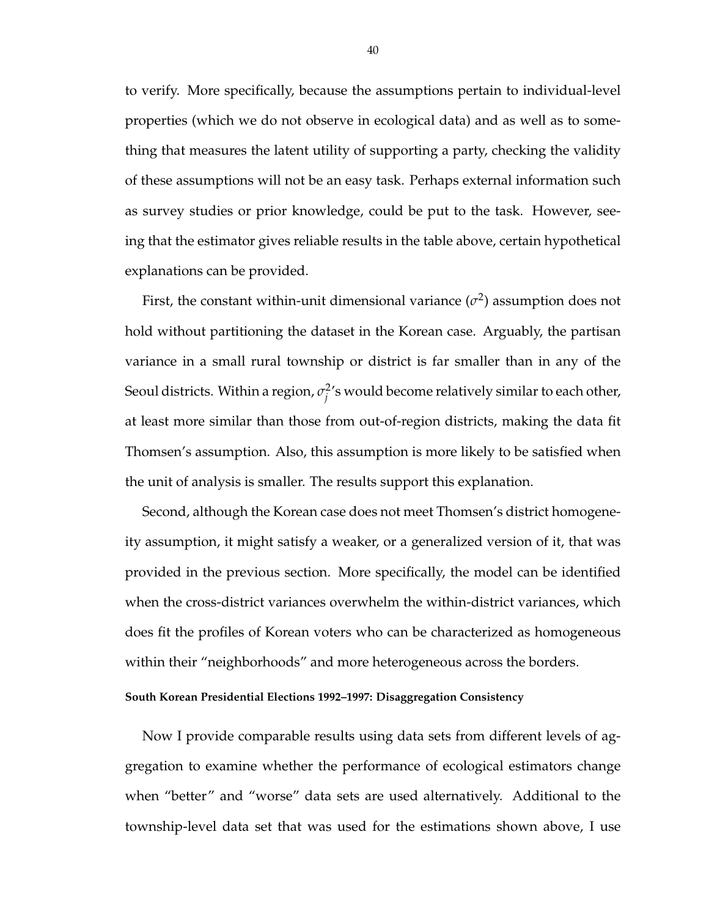to verify. More specifically, because the assumptions pertain to individual-level properties (which we do not observe in ecological data) and as well as to something that measures the latent utility of supporting a party, checking the validity of these assumptions will not be an easy task. Perhaps external information such as survey studies or prior knowledge, could be put to the task. However, seeing that the estimator gives reliable results in the table above, certain hypothetical explanations can be provided.

First, the constant within-unit dimensional variance ($\sigma^2$) assumption does not hold without partitioning the dataset in the Korean case. Arguably, the partisan variance in a small rural township or district is far smaller than in any of the Seoul districts. Within a region, $\sigma_j^2$'s would become relatively similar to each other, at least more similar than those from out-of-region districts, making the data fit Thomsen's assumption. Also, this assumption is more likely to be satisfied when the unit of analysis is smaller. The results support this explanation.

Second, although the Korean case does not meet Thomsen's district homogeneity assumption, it might satisfy a weaker, or a generalized version of it, that was provided in the previous section. More specifically, the model can be identified when the cross-district variances overwhelm the within-district variances, which does fit the profiles of Korean voters who can be characterized as homogeneous within their "neighborhoods" and more heterogeneous across the borders.

#### South Korean Presidential Elections 1992–1997: Disaggregation Consistency

Now I provide comparable results using data sets from different levels of aggregation to examine whether the performance of ecological estimators change when "better" and "worse" data sets are used alternatively. Additional to the township-level data set that was used for the estimations shown above, I use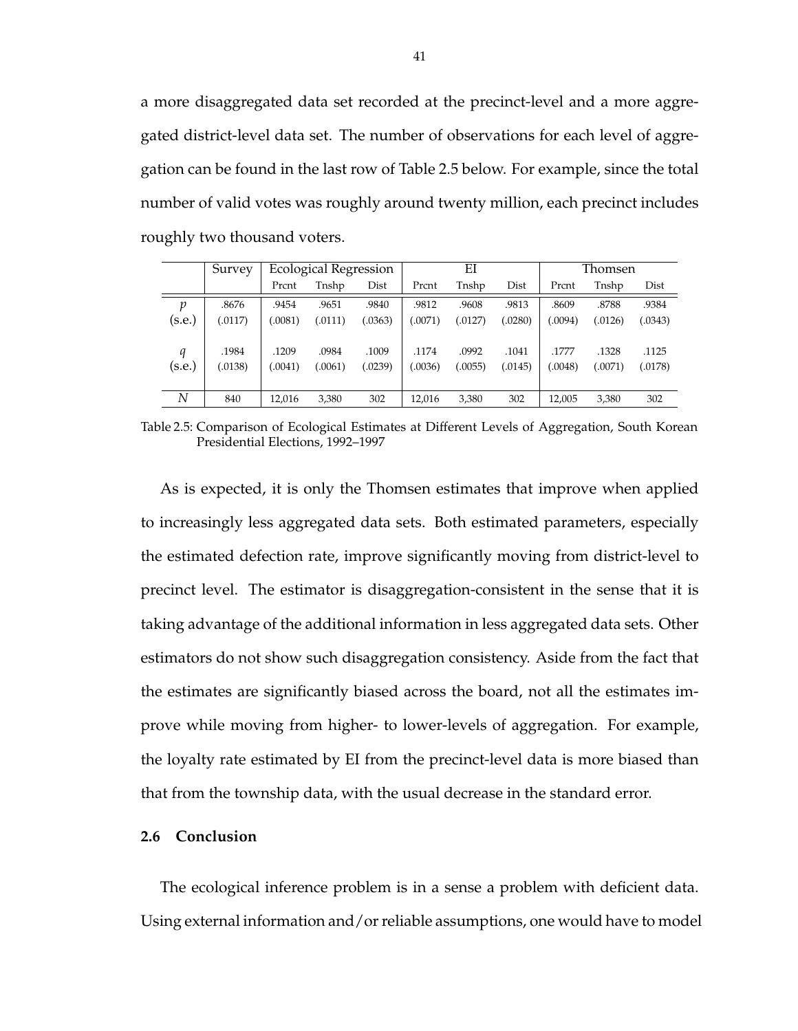a more disaggregated data set recorded at the precinct-level and a more aggregated district-level data set. The number of observations for each level of aggregation can be found in the last row of Table 2.5 below. For example, since the total number of valid votes was roughly around twenty million, each precinct includes roughly two thousand voters.

| | Survey | Ecological Regression | | | EI | | | Thomsen | | |
|---|---|---|---|---|---|---|---|---|---|---|
| | | Prcnt | Tnshp | Dist | Prcnt | Tnshp | Dist | Prcnt | Tnshp | Dist |
| $p$ | .8676 | .9454 | .9651 | .9840 | .9812 | .9608 | .9813 | .8609 | .8788 | .9384 |
| (s.e.) | (.0117) | (.0081) | (.0111) | (.0363) | (.0071) | (.0127) | (.0280) | (.0094) | (.0126) | (.0343) |
| $q$ | .1984 | .1209 | .0984 | .1009 | .1174 | .0992 | .1041 | .1777 | .1328 | .1125 |
| (s.e.) | (.0138) | (.0041) | (.0061) | (.0239) | (.0036) | (.0055) | (.0145) | (.0048) | (.0071) | (.0178) |
| $N$ | 840 | 12,016 | 3,380 | 302 | 12,016 | 3,380 | 302 | 12,005 | 3,380 | 302 |

Table 2.5: Comparison of Ecological Estimates at Different Levels of Aggregation, South Korean Presidential Elections, 1992–1997

As is expected, it is only the Thomsen estimates that improve when applied to increasingly less aggregated data sets. Both estimated parameters, especially the estimated defection rate, improve significantly moving from district-level to precinct level. The estimator is disaggregation-consistent in the sense that it is taking advantage of the additional information in less aggregated data sets. Other estimators do not show such disaggregation consistency. Aside from the fact that the estimates are significantly biased across the board, not all the estimates improve while moving from higher- to lower-levels of aggregation. For example, the loyalty rate estimated by EI from the precinct-level data is more biased than that from the township data, with the usual decrease in the standard error.

### 2.6 Conclusion

The ecological inference problem is in a sense a problem with deficient data. Using external information and/or reliable assumptions, one would have to model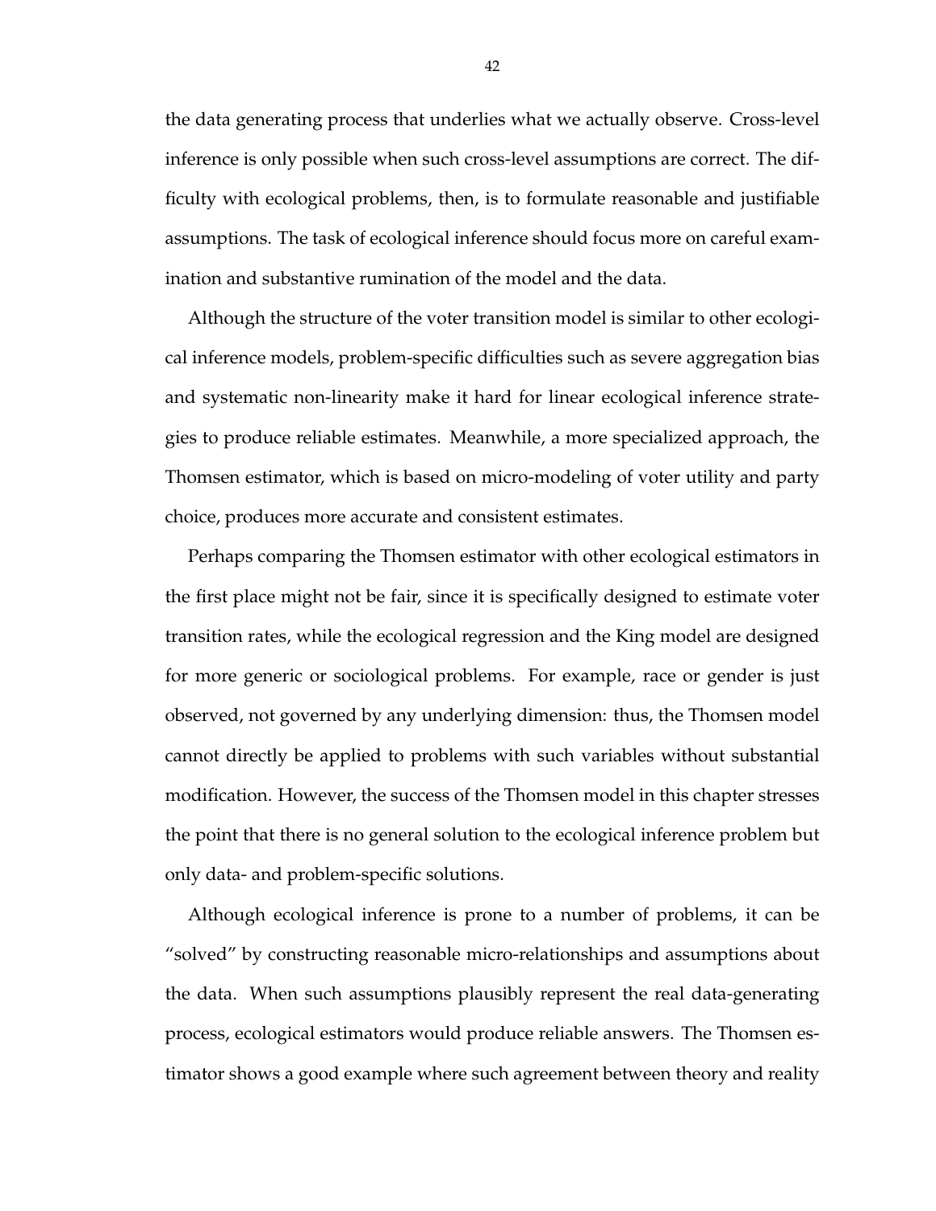the data generating process that underlies what we actually observe. Cross-level inference is only possible when such cross-level assumptions are correct. The difficulty with ecological problems, then, is to formulate reasonable and justifiable assumptions. The task of ecological inference should focus more on careful examination and substantive rumination of the model and the data.

Although the structure of the voter transition model is similar to other ecological inference models, problem-specific difficulties such as severe aggregation bias and systematic non-linearity make it hard for linear ecological inference strategies to produce reliable estimates. Meanwhile, a more specialized approach, the Thomsen estimator, which is based on micro-modeling of voter utility and party choice, produces more accurate and consistent estimates.

Perhaps comparing the Thomsen estimator with other ecological estimators in the first place might not be fair, since it is specifically designed to estimate voter transition rates, while the ecological regression and the King model are designed for more generic or sociological problems. For example, race or gender is just observed, not governed by any underlying dimension: thus, the Thomsen model cannot directly be applied to problems with such variables without substantial modification. However, the success of the Thomsen model in this chapter stresses the point that there is no general solution to the ecological inference problem but only data- and problem-specific solutions.

Although ecological inference is prone to a number of problems, it can be "solved" by constructing reasonable micro-relationships and assumptions about the data. When such assumptions plausibly represent the real data-generating process, ecological estimators would produce reliable answers. The Thomsen estimator shows a good example where such agreement between theory and reality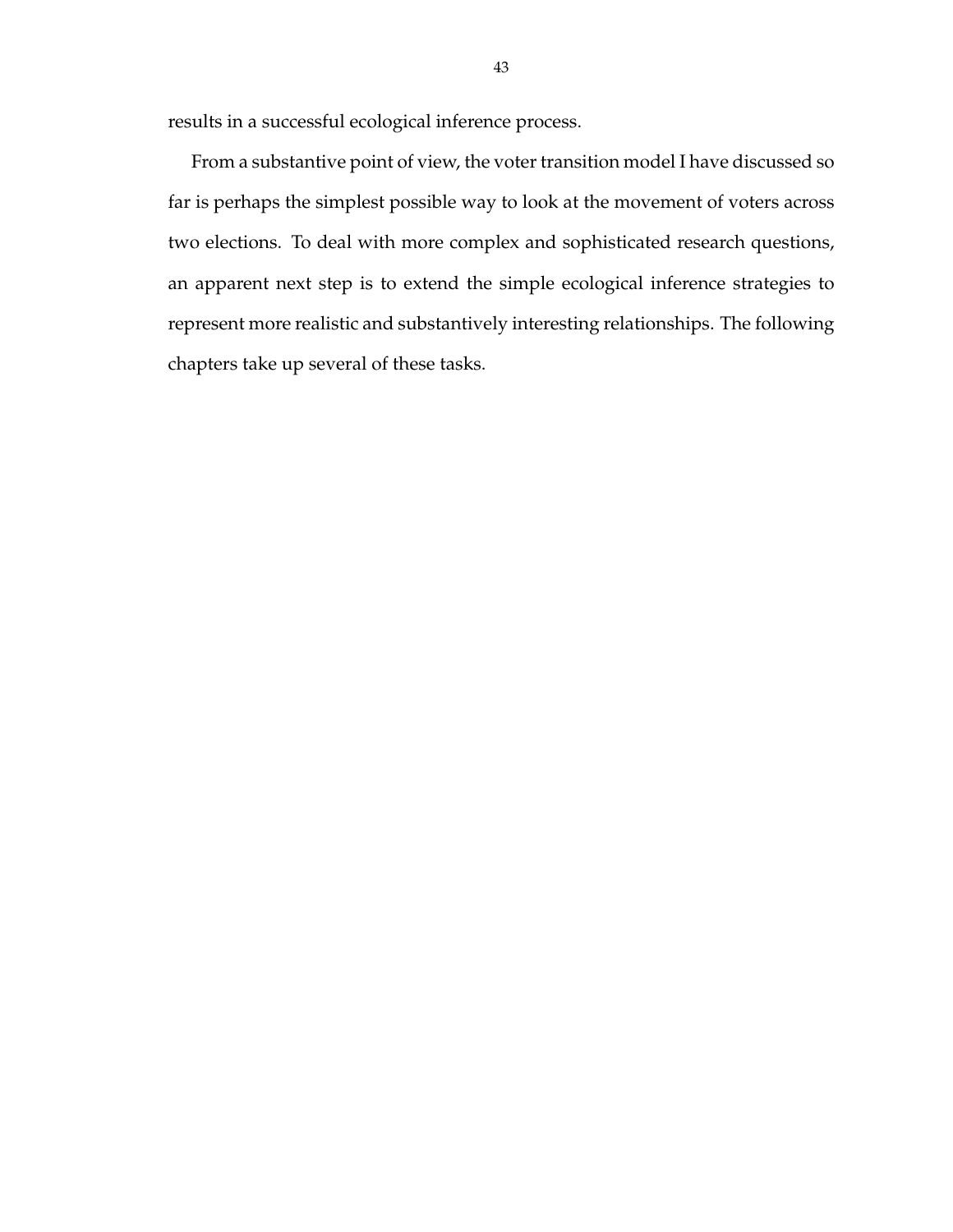results in a successful ecological inference process.

From a substantive point of view, the voter transition model I have discussed so far is perhaps the simplest possible way to look at the movement of voters across two elections. To deal with more complex and sophisticated research questions, an apparent next step is to extend the simple ecological inference strategies to represent more realistic and substantively interesting relationships. The following chapters take up several of these tasks.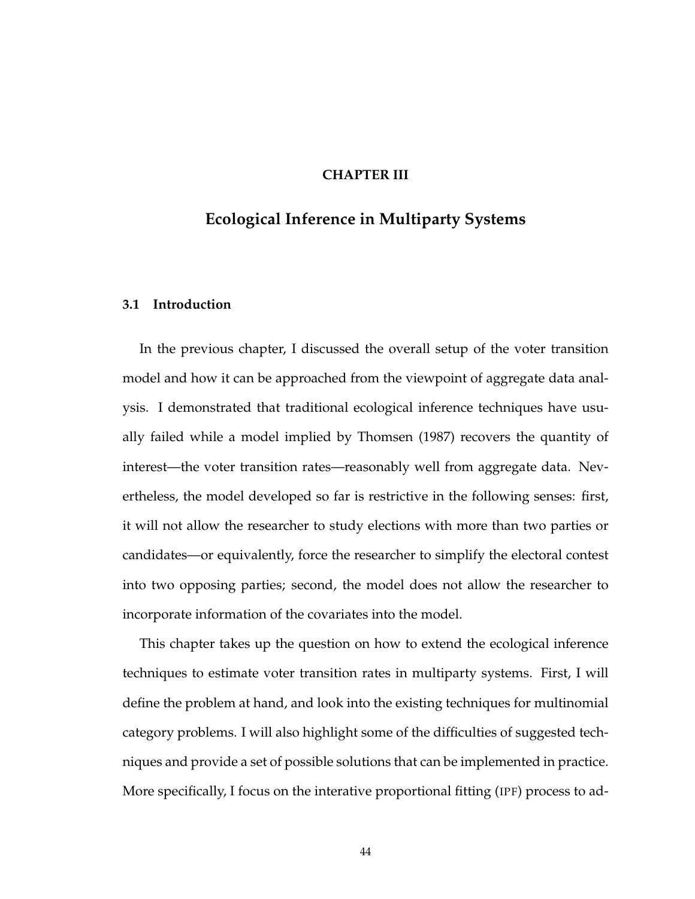# CHAPTER III

# Ecological Inference in Multiparty Systems

## 3.1 Introduction

In the previous chapter, I discussed the overall setup of the voter transition model and how it can be approached from the viewpoint of aggregate data analysis. I demonstrated that traditional ecological inference techniques have usually failed while a model implied by Thomsen (1987) recovers the quantity of interest—the voter transition rates—reasonably well from aggregate data. Nevertheless, the model developed so far is restrictive in the following senses: first, it will not allow the researcher to study elections with more than two parties or candidates—or equivalently, force the researcher to simplify the electoral contest into two opposing parties; second, the model does not allow the researcher to incorporate information of the covariates into the model.

This chapter takes up the question on how to extend the ecological inference techniques to estimate voter transition rates in multiparty systems. First, I will define the problem at hand, and look into the existing techniques for multinomial category problems. I will also highlight some of the difficulties of suggested techniques and provide a set of possible solutions that can be implemented in practice. More specifically, I focus on the interative proportional fitting (IPF) process to ad-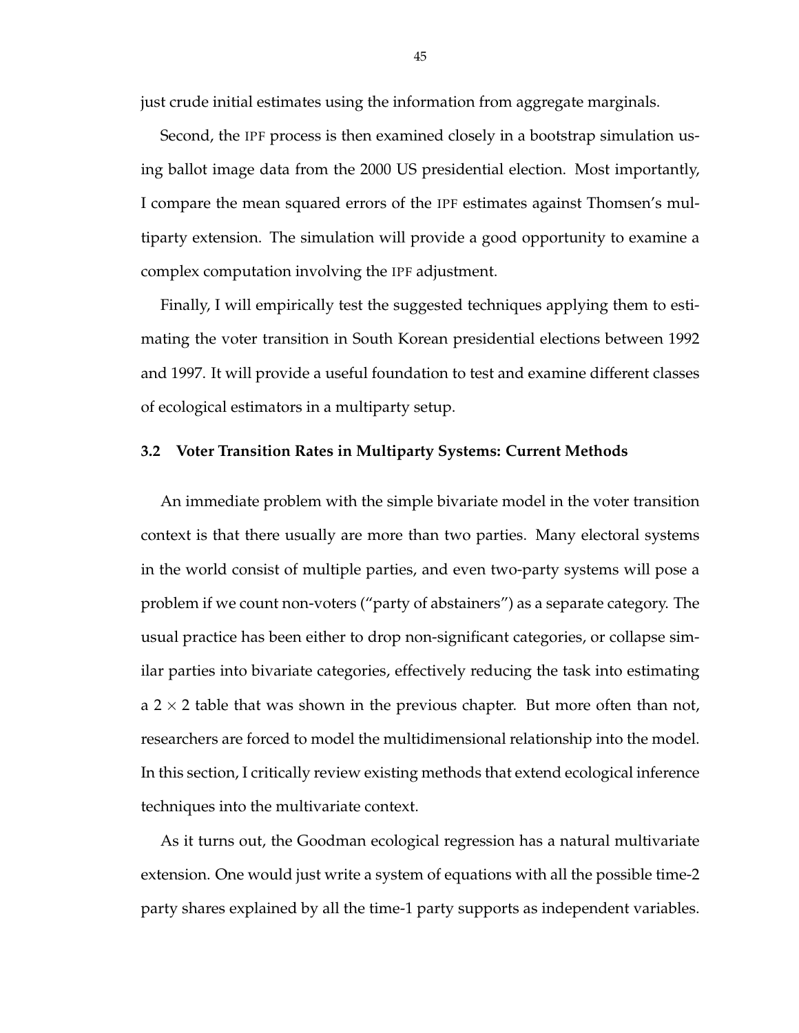just crude initial estimates using the information from aggregate marginals.

Second, the IPF process is then examined closely in a bootstrap simulation using ballot image data from the 2000 US presidential election. Most importantly, I compare the mean squared errors of the IPF estimates against Thomsen's multiparty extension. The simulation will provide a good opportunity to examine a complex computation involving the IPF adjustment.

Finally, I will empirically test the suggested techniques applying them to estimating the voter transition in South Korean presidential elections between 1992 and 1997. It will provide a useful foundation to test and examine different classes of ecological estimators in a multiparty setup.

### 3.2 Voter Transition Rates in Multiparty Systems: Current Methods

An immediate problem with the simple bivariate model in the voter transition context is that there usually are more than two parties. Many electoral systems in the world consist of multiple parties, and even two-party systems will pose a problem if we count non-voters ("party of abstainers") as a separate category. The usual practice has been either to drop non-significant categories, or collapse similar parties into bivariate categories, effectively reducing the task into estimating a $2 \times 2$ table that was shown in the previous chapter. But more often than not, researchers are forced to model the multidimensional relationship into the model. In this section, I critically review existing methods that extend ecological inference techniques into the multivariate context.

As it turns out, the Goodman ecological regression has a natural multivariate extension. One would just write a system of equations with all the possible time-2 party shares explained by all the time-1 party supports as independent variables.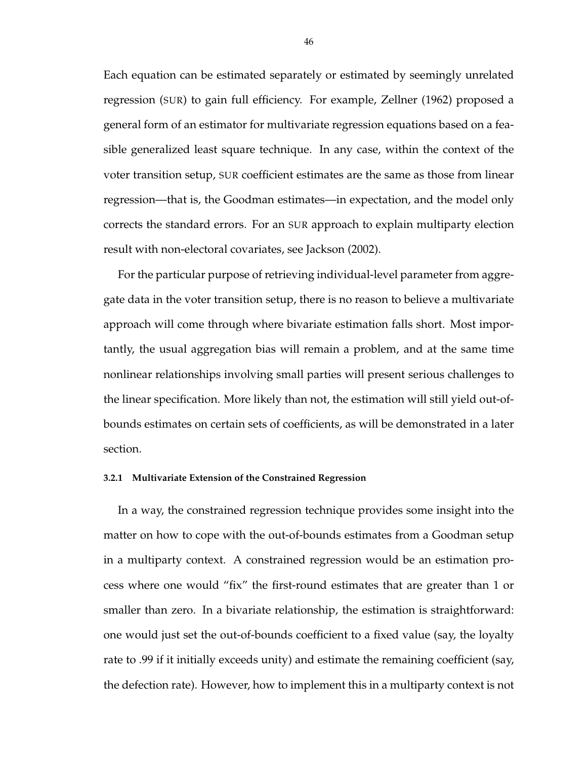Each equation can be estimated separately or estimated by seemingly unrelated regression (SUR) to gain full efficiency. For example, Zellner (1962) proposed a general form of an estimator for multivariate regression equations based on a feasible generalized least square technique. In any case, within the context of the voter transition setup, SUR coefficient estimates are the same as those from linear regression—that is, the Goodman estimates—in expectation, and the model only corrects the standard errors. For an SUR approach to explain multiparty election result with non-electoral covariates, see Jackson (2002).

For the particular purpose of retrieving individual-level parameter from aggregate data in the voter transition setup, there is no reason to believe a multivariate approach will come through where bivariate estimation falls short. Most importantly, the usual aggregation bias will remain a problem, and at the same time nonlinear relationships involving small parties will present serious challenges to the linear specification. More likely than not, the estimation will still yield out-of-bounds estimates on certain sets of coefficients, as will be demonstrated in a later section.

#### 3.2.1 Multivariate Extension of the Constrained Regression

In a way, the constrained regression technique provides some insight into the matter on how to cope with the out-of-bounds estimates from a Goodman setup in a multiparty context. A constrained regression would be an estimation process where one would "fix" the first-round estimates that are greater than 1 or smaller than zero. In a bivariate relationship, the estimation is straightforward: one would just set the out-of-bounds coefficient to a fixed value (say, the loyalty rate to .99 if it initially exceeds unity) and estimate the remaining coefficient (say, the defection rate). However, how to implement this in a multiparty context is not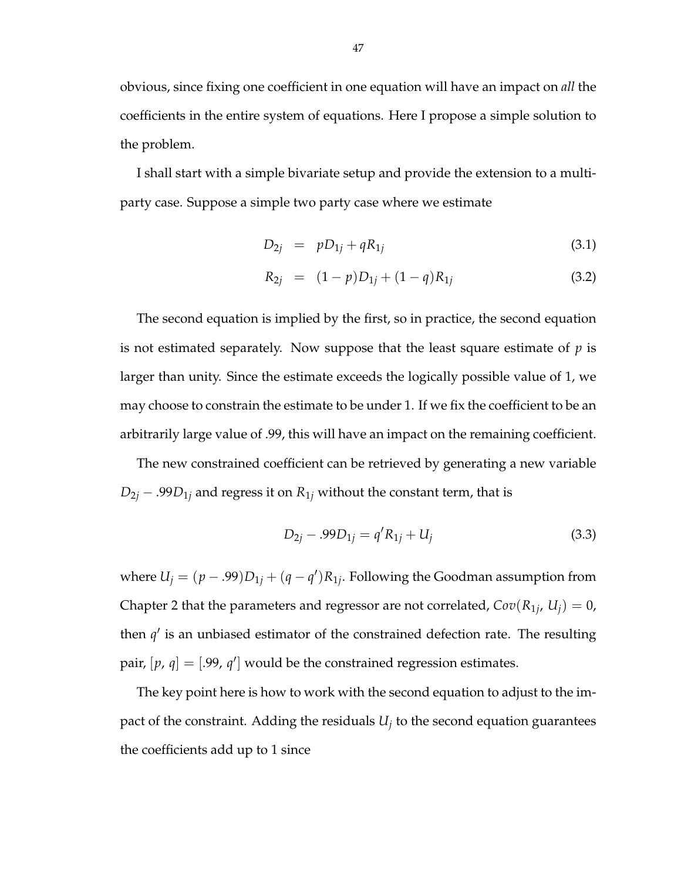obvious, since fixing one coefficient in one equation will have an impact on *all* the coefficients in the entire system of equations. Here I propose a simple solution to the problem.

I shall start with a simple bivariate setup and provide the extension to a multi-party case. Suppose a simple two party case where we estimate

$$D_{2j} = pD_{1j} + qR_{1j} \tag{3.1}$$

$$R_{2j} = (1-p)D_{1j} + (1-q)R_{1j} \tag{3.2}$$

The second equation is implied by the first, so in practice, the second equation is not estimated separately. Now suppose that the least square estimate of $p$ is larger than unity. Since the estimate exceeds the logically possible value of 1, we may choose to constrain the estimate to be under 1. If we fix the coefficient to be an arbitrarily large value of .99, this will have an impact on the remaining coefficient.

The new constrained coefficient can be retrieved by generating a new variable $D_{2j} - .99D_{1j}$ and regress it on $R_{1j}$ without the constant term, that is

$$D_{2j} - .99D_{1j} = q'R_{1j} + U_j \tag{3.3}$$

where $U_j = (p - .99)D_{1j} + (q - q')R_{1j}$. Following the Goodman assumption from Chapter 2 that the parameters and regressor are not correlated, $Cov(R_{1j}, U_j) = 0$, then $q'$ is an unbiased estimator of the constrained defection rate. The resulting pair, $[p, q] = [.99, q']$ would be the constrained regression estimates.

The key point here is how to work with the second equation to adjust to the impact of the constraint. Adding the residuals $U_j$ to the second equation guarantees the coefficients add up to 1 since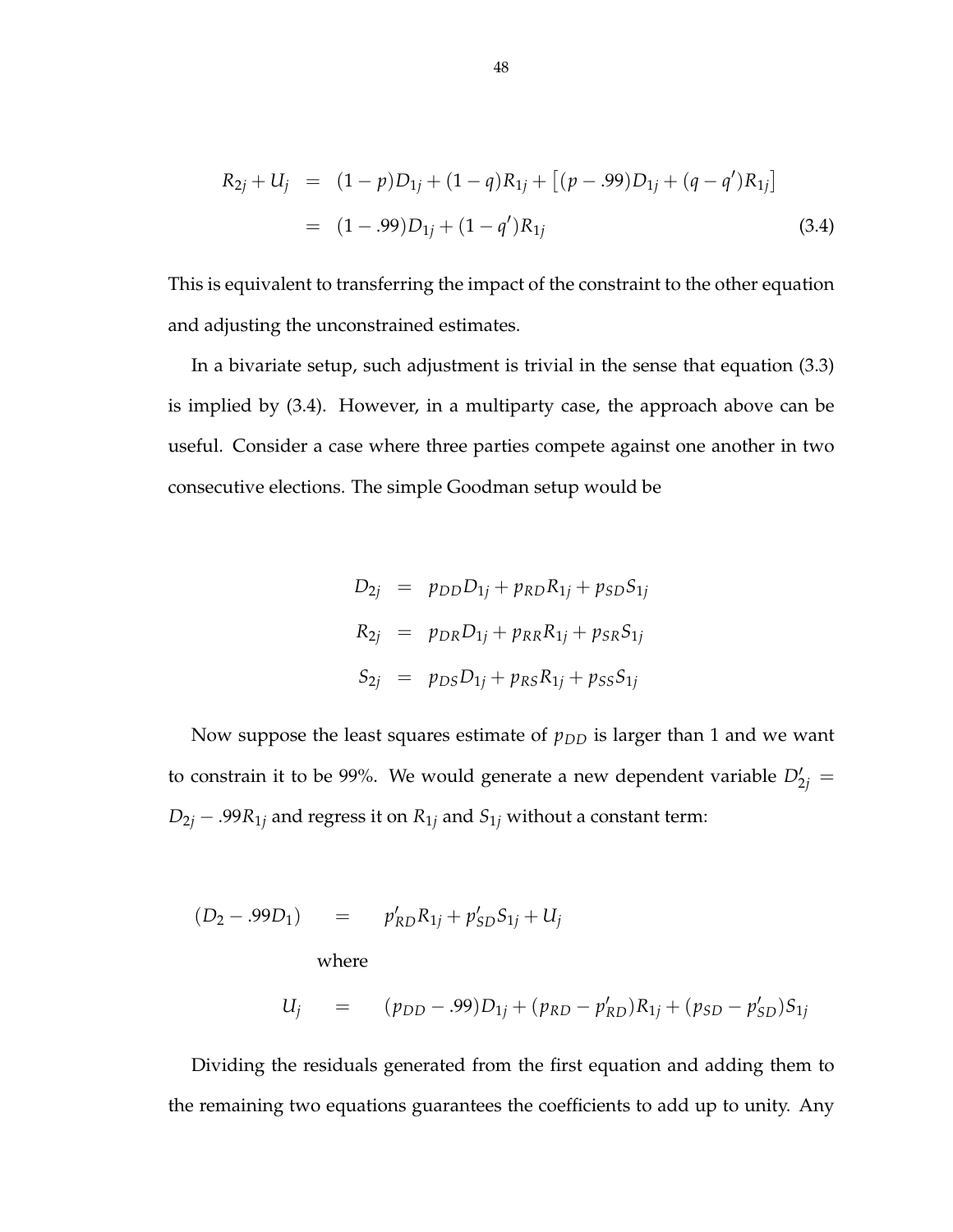$$
\begin{aligned}
R_{2j} + U_j &= (1-p)D_{1j} + (1-q)R_{1j} + \left[(p - .99)D_{1j} + (q - q')R_{1j}\right] \\
&= (1 - .99)D_{1j} + (1-q')R_{1j} \qquad (3.4)
\end{aligned}
$$

This is equivalent to transferring the impact of the constraint to the other equation and adjusting the unconstrained estimates.

In a bivariate setup, such adjustment is trivial in the sense that equation (3.3) is implied by (3.4). However, in a multiparty case, the approach above can be useful. Consider a case where three parties compete against one another in two consecutive elections. The simple Goodman setup would be

$$
\begin{aligned}
D_{2j} &= p_{DD}D_{1j} + p_{RD}R_{1j} + p_{SD}S_{1j} \\
R_{2j} &= p_{DR}D_{1j} + p_{RR}R_{1j} + p_{SR}S_{1j} \\
S_{2j} &= p_{DS}D_{1j} + p_{RS}R_{1j} + p_{SS}S_{1j}
\end{aligned}
$$

Now suppose the least squares estimate of $p_{DD}$ is larger than 1 and we want to constrain it to be 99%. We would generate a new dependent variable $D'_{2j} = D_{2j} - .99R_{1j}$ and regress it on $R_{1j}$ and $S_{1j}$ without a constant term:

$$
(D_2 - .99D_1) \quad = \quad p'_{RD}R_{1j} + p'_{SD}S_{1j} + U_j
$$

where

$$
U_j \quad = \quad (p_{DD} - .99)D_{1j} + (p_{RD} - p'_{RD})R_{1j} + (p_{SD} - p'_{SD})S_{1j}
$$

Dividing the residuals generated from the first equation and adding them to the remaining two equations guarantees the coefficients to add up to unity. Any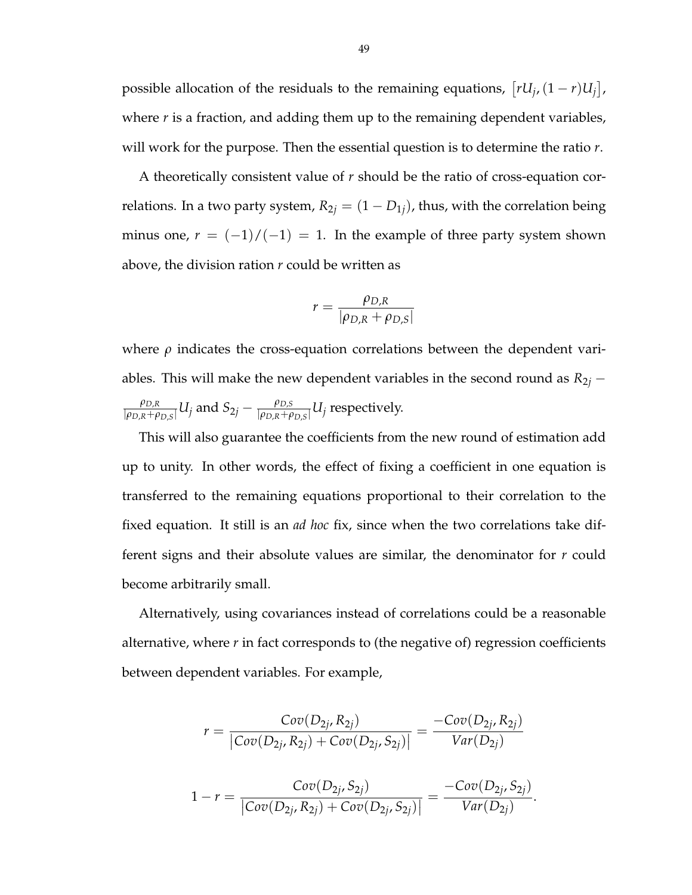possible allocation of the residuals to the remaining equations, $[rU_j, (1-r)U_j]$, where $r$ is a fraction, and adding them up to the remaining dependent variables, will work for the purpose. Then the essential question is to determine the ratio $r$.

A theoretically consistent value of $r$ should be the ratio of cross-equation correlations. In a two party system, $R_{2j} = (1 - D_{1j})$, thus, with the correlation being minus one, $r = (-1)/(-1) = 1$. In the example of three party system shown above, the division ration $r$ could be written as

$$r = \frac{\rho_{D,R}}{|\rho_{D,R} + \rho_{D,S}|}$$

where $\rho$ indicates the cross-equation correlations between the dependent variables. This will make the new dependent variables in the second round as $R_{2j} - \frac{\rho_{D,R}}{|\rho_{D,R}+\rho_{D,S}|}U_j$ and $S_{2j} - \frac{\rho_{D,S}}{|\rho_{D,R}+\rho_{D,S}|}U_j$ respectively.

This will also guarantee the coefficients from the new round of estimation add up to unity. In other words, the effect of fixing a coefficient in one equation is transferred to the remaining equations proportional to their correlation to the fixed equation. It still is an *ad hoc* fix, since when the two correlations take different signs and their absolute values are similar, the denominator for $r$ could become arbitrarily small.

Alternatively, using covariances instead of correlations could be a reasonable alternative, where $r$ in fact corresponds to (the negative of) regression coefficients between dependent variables. For example,

$$r = \frac{Cov(D_{2j}, R_{2j})}{\left|Cov(D_{2j}, R_{2j}) + Cov(D_{2j}, S_{2j})\right|} = \frac{-Cov(D_{2j}, R_{2j})}{Var(D_{2j})}$$

$$1 - r = \frac{Cov(D_{2j}, S_{2j})}{\left|Cov(D_{2j}, R_{2j}) + Cov(D_{2j}, S_{2j})\right|} = \frac{-Cov(D_{2j}, S_{2j})}{Var(D_{2j})}.$$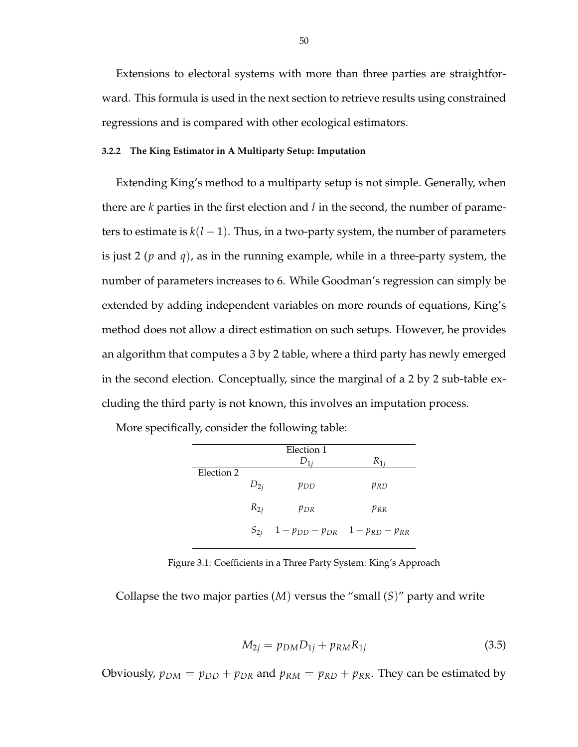Extensions to electoral systems with more than three parties are straightforward. This formula is used in the next section to retrieve results using constrained regressions and is compared with other ecological estimators.

### 3.2.2 The King Estimator in A Multiparty Setup: Imputation

Extending King's method to a multiparty setup is not simple. Generally, when there are $k$ parties in the first election and $l$ in the second, the number of parameters to estimate is $k(l-1)$. Thus, in a two-party system, the number of parameters is just 2 ($p$ and $q$), as in the running example, while in a three-party system, the number of parameters increases to 6. While Goodman's regression can simply be extended by adding independent variables on more rounds of equations, King's method does not allow a direct estimation on such setups. However, he provides an algorithm that computes a 3 by 2 table, where a third party has newly emerged in the second election. Conceptually, since the marginal of a 2 by 2 sub-table excluding the third party is not known, this involves an imputation process.

More specifically, consider the following table:

| | | Election 1 | |
|---|---|---|---|
| | | $D_{1j}$ | $R_{1j}$ |
| Election 2 | | | |
| | $D_{2j}$ | $p_{DD}$ | $p_{RD}$ |
| | $R_{2j}$ | $p_{DR}$ | $p_{RR}$ |
| | $S_{2j}$ | $1-p_{DD}-p_{DR}$ | $1-p_{RD}-p_{RR}$ |

Figure 3.1: Coefficients in a Three Party System: King's Approach

Collapse the two major parties ($M$) versus the "small ($S$)" party and write

$$M_{2j} = p_{DM}D_{1j} + p_{RM}R_{1j} \tag{3.5}$$

Obviously, $p_{DM} = p_{DD} + p_{DR}$ and $p_{RM} = p_{RD} + p_{RR}$. They can be estimated by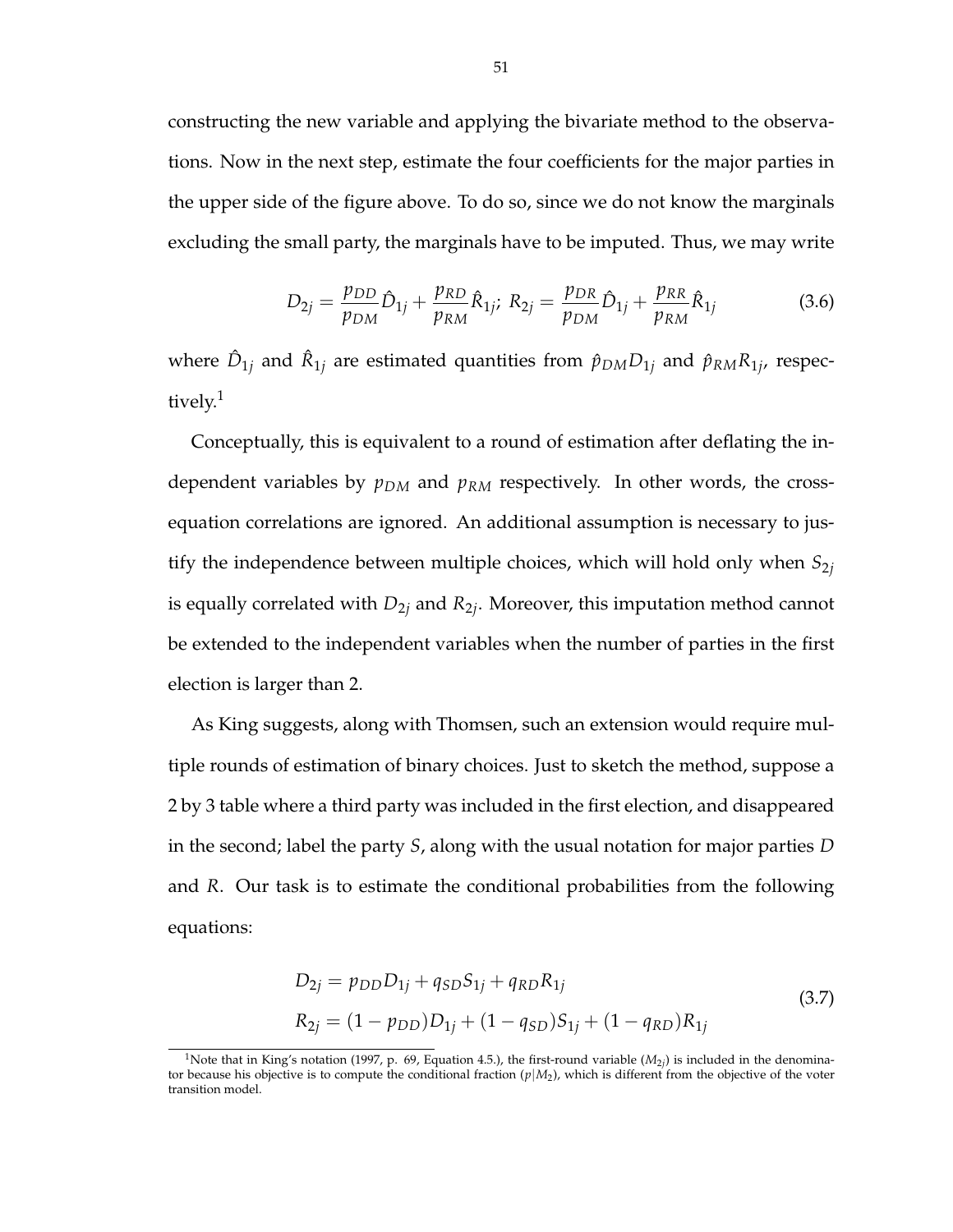constructing the new variable and applying the bivariate method to the observations. Now in the next step, estimate the four coefficients for the major parties in the upper side of the figure above. To do so, since we do not know the marginals excluding the small party, the marginals have to be imputed. Thus, we may write

$$D_{2j} = \frac{p_{DD}}{p_{DM}}\hat{D}_{1j} + \frac{p_{RD}}{p_{RM}}\hat{R}_{1j};\ R_{2j} = \frac{p_{DR}}{p_{DM}}\hat{D}_{1j} + \frac{p_{RR}}{p_{RM}}\hat{R}_{1j} \tag{3.6}$$

where $\hat{D}_{1j}$ and $\hat{R}_{1j}$ are estimated quantities from $\hat{p}_{DM}D_{1j}$ and $\hat{p}_{RM}R_{1j}$, respectively.[1]

Conceptually, this is equivalent to a round of estimation after deflating the independent variables by $p_{DM}$ and $p_{RM}$ respectively. In other words, the cross-equation correlations are ignored. An additional assumption is necessary to justify the independence between multiple choices, which will hold only when $S_{2j}$ is equally correlated with $D_{2j}$ and $R_{2j}$. Moreover, this imputation method cannot be extended to the independent variables when the number of parties in the first election is larger than 2.

As King suggests, along with Thomsen, such an extension would require multiple rounds of estimation of binary choices. Just to sketch the method, suppose a 2 by 3 table where a third party was included in the first election, and disappeared in the second; label the party $S$, along with the usual notation for major parties $D$ and $R$. Our task is to estimate the conditional probabilities from the following equations:

$$\begin{aligned} D_{2j} &= p_{DD}D_{1j} + q_{SD}S_{1j} + q_{RD}R_{1j} \\ R_{2j} &= (1 - p_{DD})D_{1j} + (1 - q_{SD})S_{1j} + (1 - q_{RD})R_{1j} \end{aligned} \tag{3.7}$$

[1] Note that in King's notation (1997, p. 69, Equation 4.5.), the first-round variable ($M_{2j}$) is included in the denominator because his objective is to compute the conditional fraction ($p|M_2$), which is different from the objective of the voter transition model.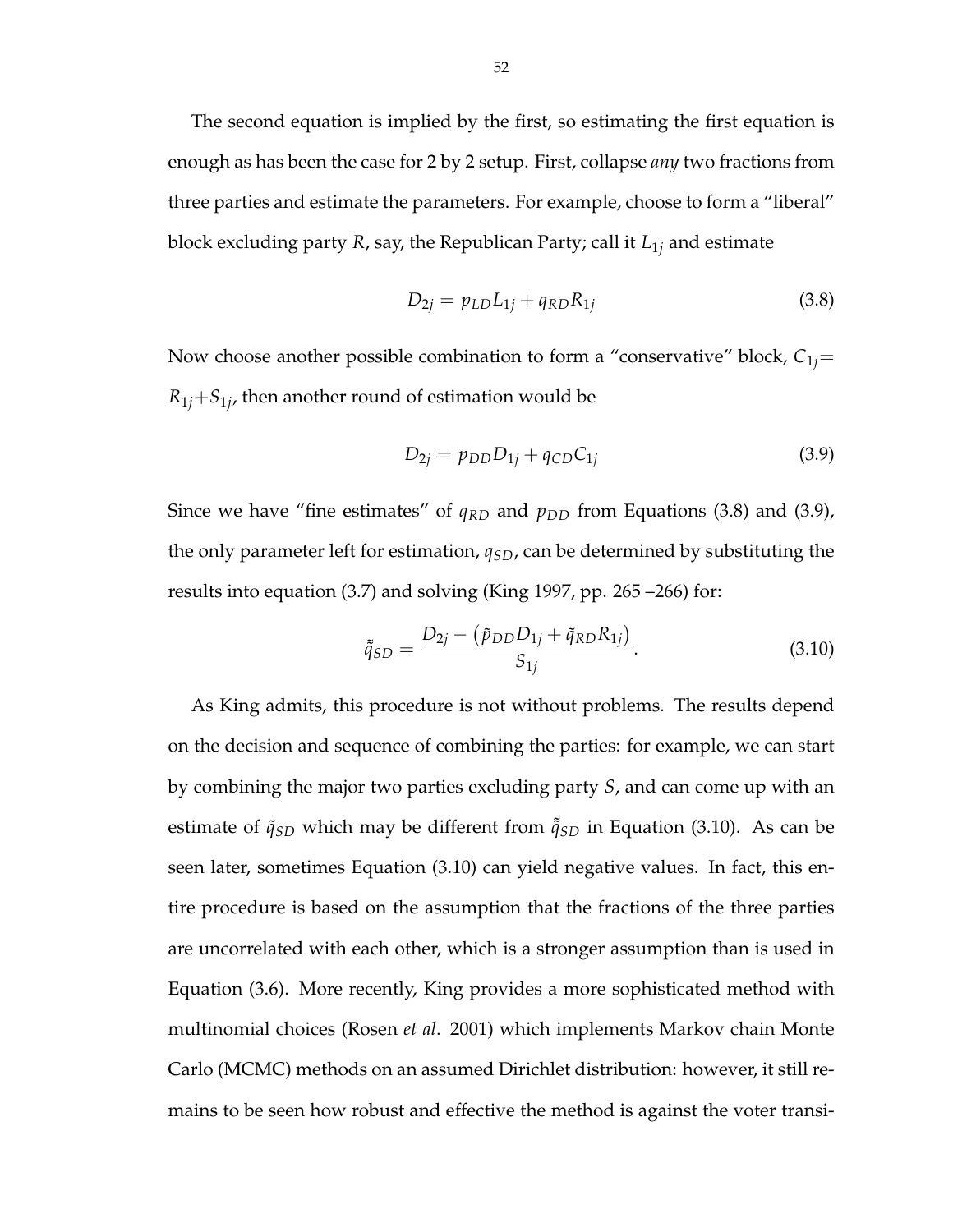The second equation is implied by the first, so estimating the first equation is enough as has been the case for 2 by 2 setup. First, collapse *any* two fractions from three parties and estimate the parameters. For example, choose to form a "liberal" block excluding party $R$, say, the Republican Party; call it $L_{1j}$ and estimate

$$D_{2j} = p_{LD}L_{1j} + q_{RD}R_{1j} \tag{3.8}$$

Now choose another possible combination to form a "conservative" block, $C_{1j}= R_{1j}+S_{1j}$, then another round of estimation would be

$$D_{2j} = p_{DD}D_{1j} + q_{CD}C_{1j} \tag{3.9}$$

Since we have "fine estimates" of $q_{RD}$ and $p_{DD}$ from Equations (3.8) and (3.9), the only parameter left for estimation, $q_{SD}$, can be determined by substituting the results into equation (3.7) and solving (King 1997, pp. 265 –266) for:

$$\tilde{\tilde{q}}_{SD} = \frac{D_{2j} - \left(\tilde{p}_{DD}D_{1j} + \tilde{q}_{RD}R_{1j}\right)}{S_{1j}}. \tag{3.10}$$

As King admits, this procedure is not without problems. The results depend on the decision and sequence of combining the parties: for example, we can start by combining the major two parties excluding party $S$, and can come up with an estimate of $\tilde{q}_{SD}$ which may be different from $\tilde{\tilde{q}}_{SD}$ in Equation (3.10). As can be seen later, sometimes Equation (3.10) can yield negative values. In fact, this entire procedure is based on the assumption that the fractions of the three parties are uncorrelated with each other, which is a stronger assumption than is used in Equation (3.6). More recently, King provides a more sophisticated method with multinomial choices (Rosen *et al*. 2001) which implements Markov chain Monte Carlo (MCMC) methods on an assumed Dirichlet distribution: however, it still remains to be seen how robust and effective the method is against the voter transi-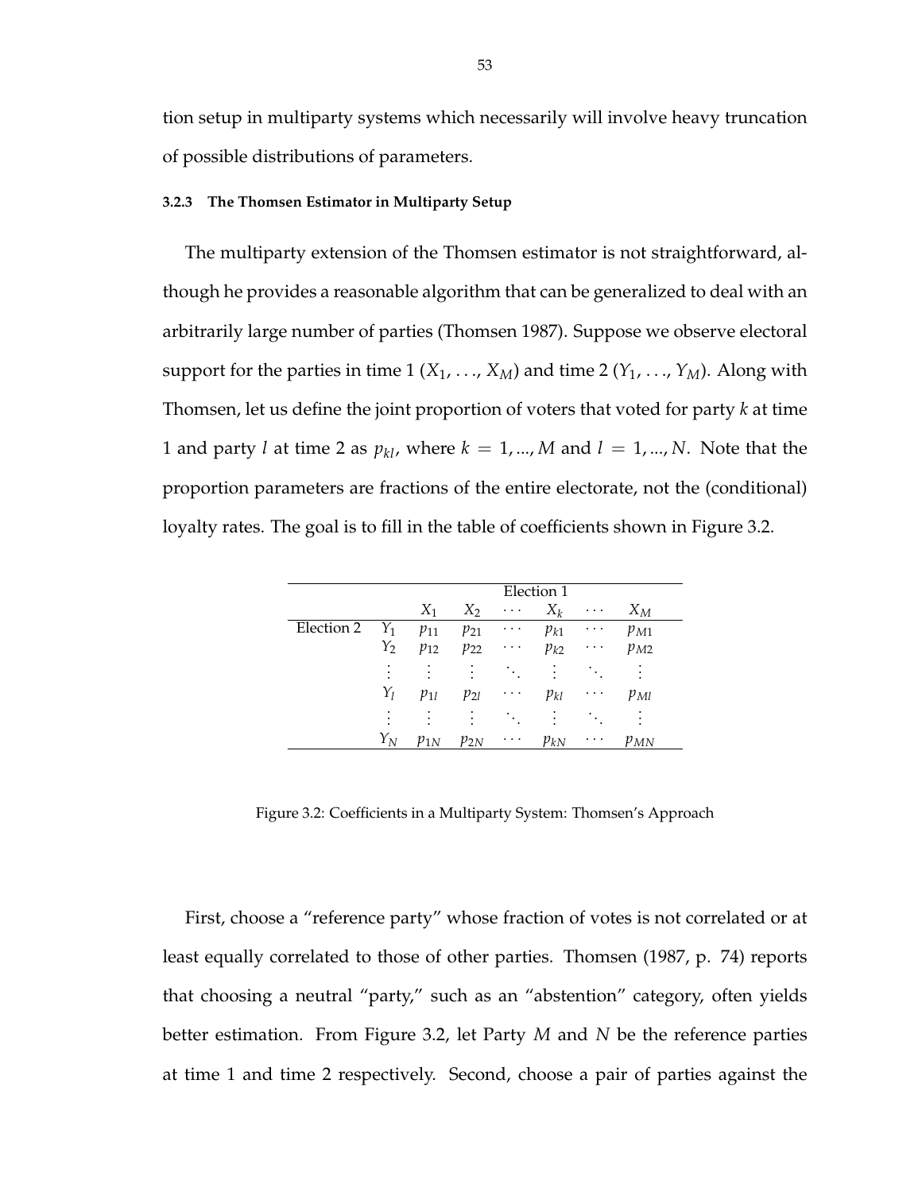tion setup in multiparty systems which necessarily will involve heavy truncation of possible distributions of parameters.

#### 3.2.3 The Thomsen Estimator in Multiparty Setup

The multiparty extension of the Thomsen estimator is not straightforward, although he provides a reasonable algorithm that can be generalized to deal with an arbitrarily large number of parties (Thomsen 1987). Suppose we observe electoral support for the parties in time 1 ($X_1$, ..., $X_M$) and time 2 ($Y_1$, ..., $Y_M$). Along with Thomsen, let us define the joint proportion of voters that voted for party $k$ at time 1 and party $l$ at time 2 as $p_{kl}$, where $k = 1, ..., M$ and $l = 1, ..., N$. Note that the proportion parameters are fractions of the entire electorate, not the (conditional) loyalty rates. The goal is to fill in the table of coefficients shown in Figure 3.2.

| | | Election 1 | | | | | |
|---|---|---|---|---|---|---|---|
| | | $X_1$ | $X_2$ | $\cdots$ | $X_k$ | $\cdots$ | $X_M$ |
| Election 2 | $Y_1$ | $p_{11}$ | $p_{21}$ | $\cdots$ | $p_{k1}$ | $\cdots$ | $p_{M1}$ |
| | $Y_2$ | $p_{12}$ | $p_{22}$ | $\cdots$ | $p_{k2}$ | $\cdots$ | $p_{M2}$ |
| | $\vdots$ | $\vdots$ | $\vdots$ | $\ddots$ | $\vdots$ | $\ddots$ | $\vdots$ |
| | $Y_l$ | $p_{1l}$ | $p_{2l}$ | $\cdots$ | $p_{kl}$ | $\cdots$ | $p_{Ml}$ |
| | $\vdots$ | $\vdots$ | $\vdots$ | $\ddots$ | $\vdots$ | $\ddots$ | $\vdots$ |
| | $Y_N$ | $p_{1N}$ | $p_{2N}$ | $\cdots$ | $p_{kN}$ | $\cdots$ | $p_{MN}$ |

Figure 3.2: Coefficients in a Multiparty System: Thomsen's Approach

First, choose a "reference party" whose fraction of votes is not correlated or at least equally correlated to those of other parties. Thomsen (1987, p. 74) reports that choosing a neutral "party," such as an "abstention" category, often yields better estimation. From Figure 3.2, let Party $M$ and $N$ be the reference parties at time 1 and time 2 respectively. Second, choose a pair of parties against the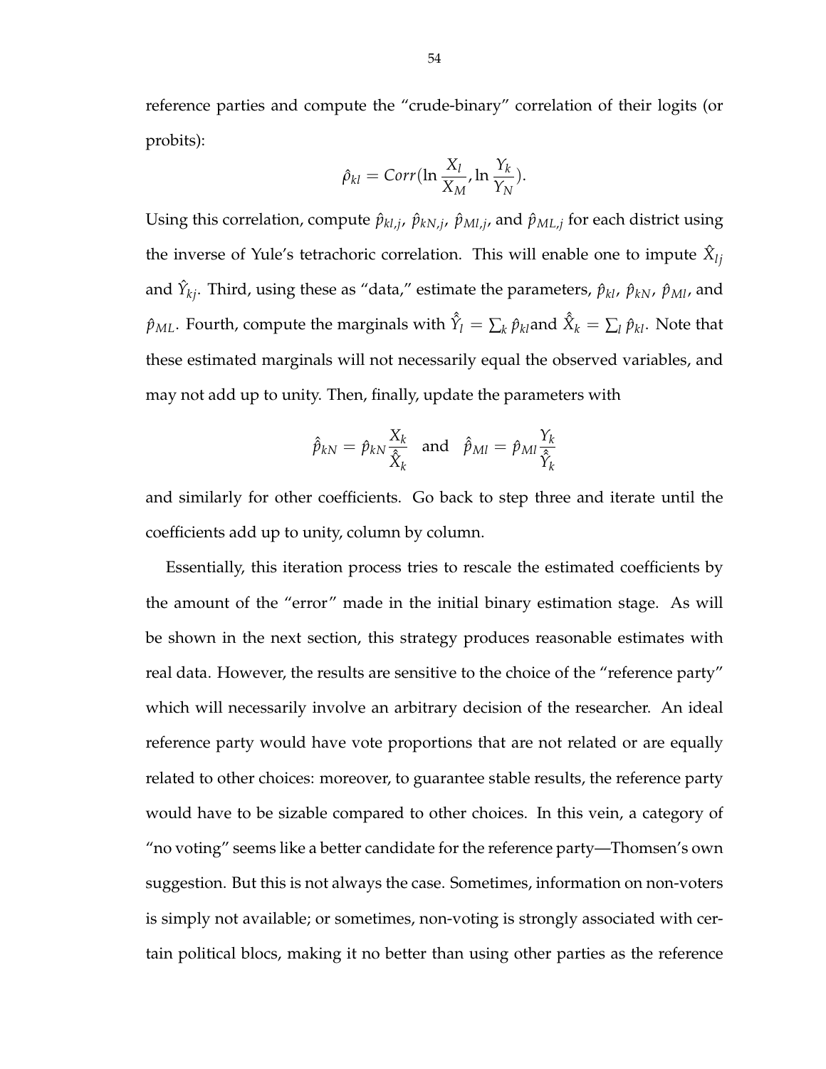reference parties and compute the "crude-binary" correlation of their logits (or probits):

$$\hat{\rho}_{kl} = Corr(\ln \frac{X_l}{X_M}, \ln \frac{Y_k}{Y_N}).$$

Using this correlation, compute $\hat{p}_{kl,j}$, $\hat{p}_{kN,j}$, $\hat{p}_{Ml,j}$, and $\hat{p}_{ML,j}$ for each district using the inverse of Yule's tetrachoric correlation. This will enable one to impute $\hat{X}_{lj}$ and $\hat{Y}_{kj}$. Third, using these as "data," estimate the parameters, $\hat{p}_{kl}$, $\hat{p}_{kN}$, $\hat{p}_{Ml}$, and $\hat{p}_{ML}$. Fourth, compute the marginals with $\hat{\hat{Y}}_l = \sum_k \hat{p}_{kl}$and $\hat{\hat{X}}_k = \sum_l \hat{p}_{kl}$. Note that these estimated marginals will not necessarily equal the observed variables, and may not add up to unity. Then, finally, update the parameters with

$$\hat{\hat{p}}_{kN} = \hat{p}_{kN} \frac{X_k}{\hat{\hat{X}}_k} \quad \text{and} \quad \hat{\hat{p}}_{Ml} = \hat{p}_{Ml} \frac{Y_k}{\hat{\hat{Y}}_k}$$

and similarly for other coefficients. Go back to step three and iterate until the coefficients add up to unity, column by column.

Essentially, this iteration process tries to rescale the estimated coefficients by the amount of the "error" made in the initial binary estimation stage. As will be shown in the next section, this strategy produces reasonable estimates with real data. However, the results are sensitive to the choice of the "reference party" which will necessarily involve an arbitrary decision of the researcher. An ideal reference party would have vote proportions that are not related or are equally related to other choices: moreover, to guarantee stable results, the reference party would have to be sizable compared to other choices. In this vein, a category of "no voting" seems like a better candidate for the reference party—Thomsen's own suggestion. But this is not always the case. Sometimes, information on non-voters is simply not available; or sometimes, non-voting is strongly associated with certain political blocs, making it no better than using other parties as the reference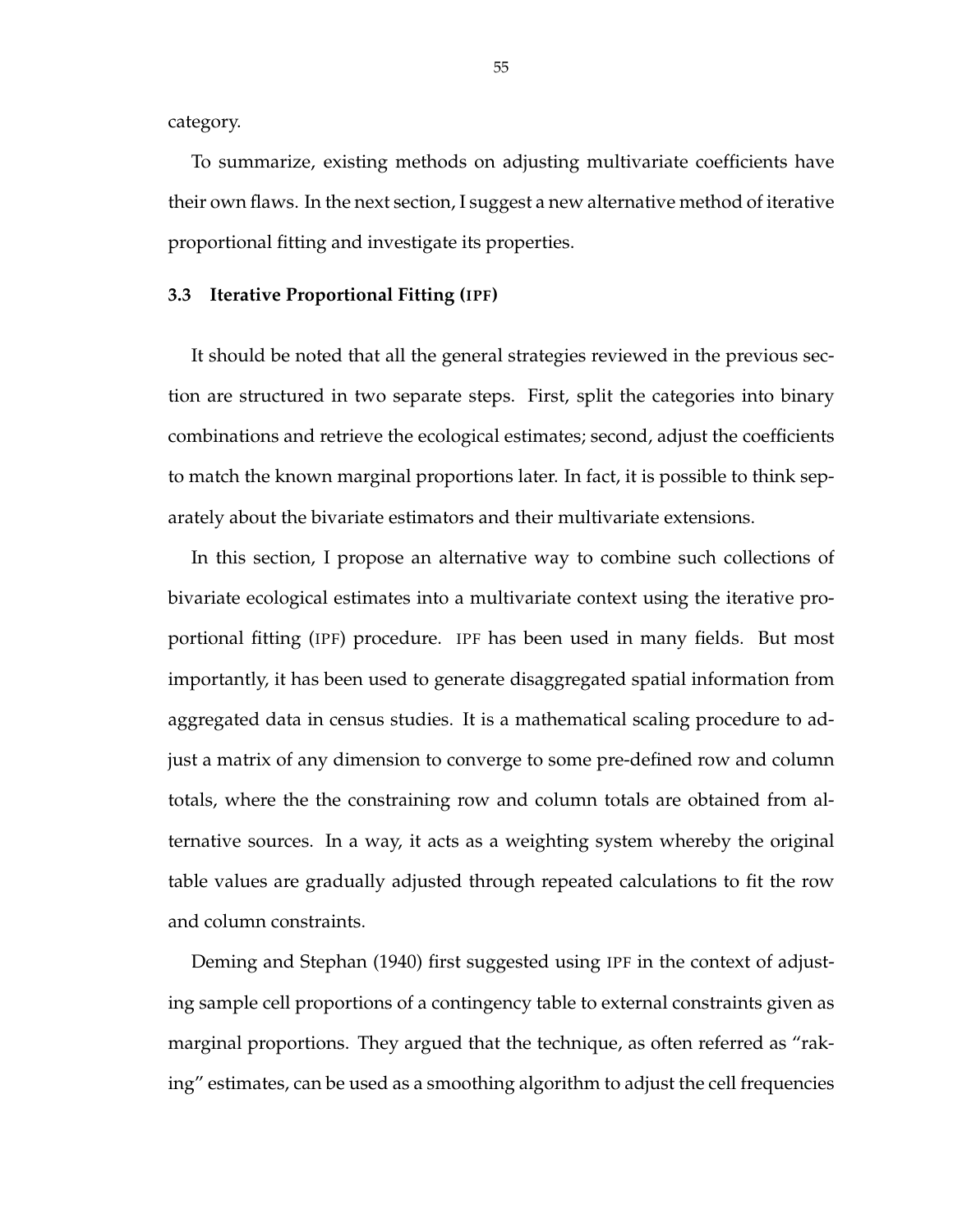category.

To summarize, existing methods on adjusting multivariate coefficients have their own flaws. In the next section, I suggest a new alternative method of iterative proportional fitting and investigate its properties.

### 3.3 Iterative Proportional Fitting (IPF)

It should be noted that all the general strategies reviewed in the previous section are structured in two separate steps. First, split the categories into binary combinations and retrieve the ecological estimates; second, adjust the coefficients to match the known marginal proportions later. In fact, it is possible to think separately about the bivariate estimators and their multivariate extensions.

In this section, I propose an alternative way to combine such collections of bivariate ecological estimates into a multivariate context using the iterative proportional fitting (IPF) procedure. IPF has been used in many fields. But most importantly, it has been used to generate disaggregated spatial information from aggregated data in census studies. It is a mathematical scaling procedure to adjust a matrix of any dimension to converge to some pre-defined row and column totals, where the the constraining row and column totals are obtained from alternative sources. In a way, it acts as a weighting system whereby the original table values are gradually adjusted through repeated calculations to fit the row and column constraints.

Deming and Stephan (1940) first suggested using IPF in the context of adjusting sample cell proportions of a contingency table to external constraints given as marginal proportions. They argued that the technique, as often referred as "raking" estimates, can be used as a smoothing algorithm to adjust the cell frequencies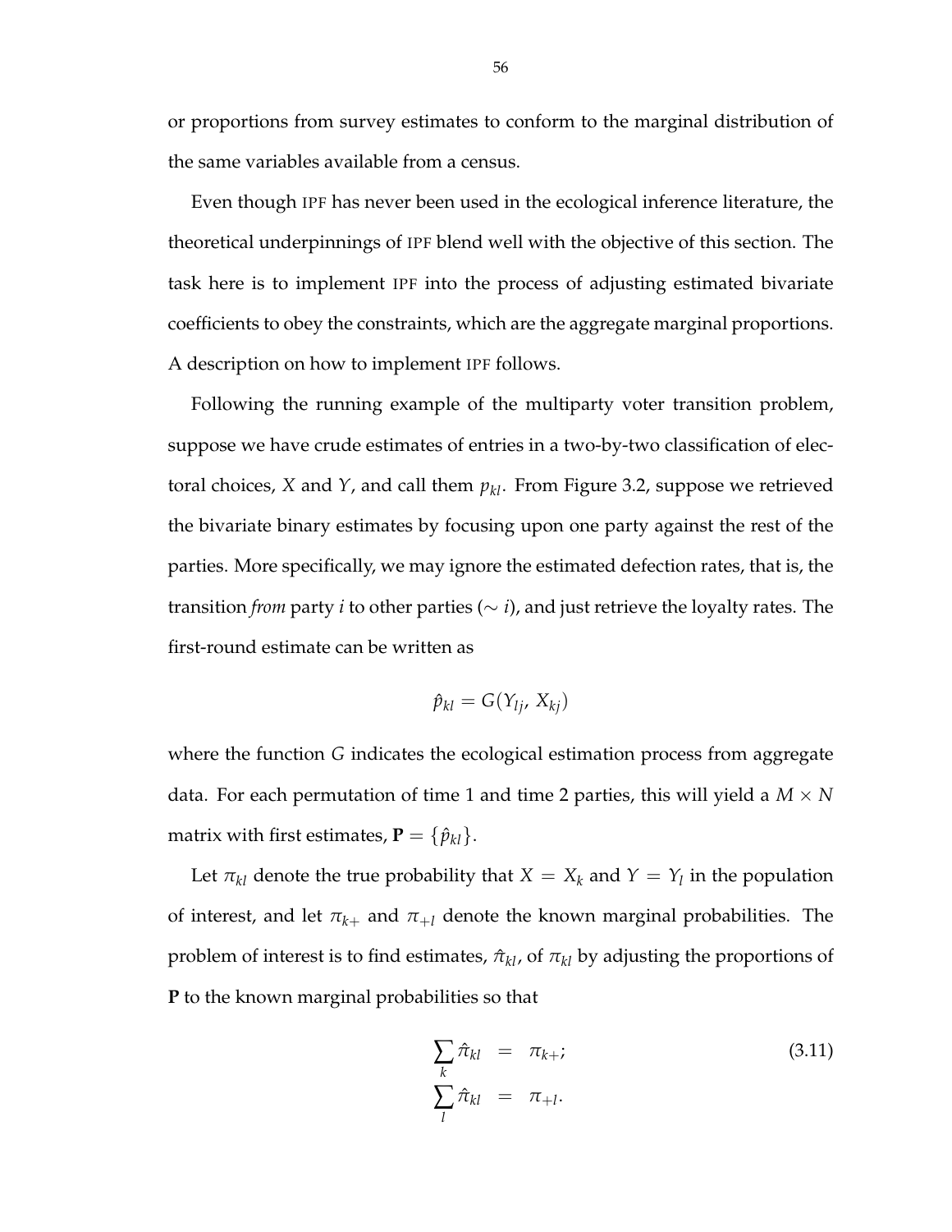or proportions from survey estimates to conform to the marginal distribution of the same variables available from a census.

Even though IPF has never been used in the ecological inference literature, the theoretical underpinnings of IPF blend well with the objective of this section. The task here is to implement IPF into the process of adjusting estimated bivariate coefficients to obey the constraints, which are the aggregate marginal proportions. A description on how to implement IPF follows.

Following the running example of the multiparty voter transition problem, suppose we have crude estimates of entries in a two-by-two classification of electoral choices, $X$ and $Y$, and call them $p_{kl}$. From Figure 3.2, suppose we retrieved the bivariate binary estimates by focusing upon one party against the rest of the parties. More specifically, we may ignore the estimated defection rates, that is, the transition *from* party $i$ to other parties ($\sim i$), and just retrieve the loyalty rates. The first-round estimate can be written as

$$\hat{p}_{kl} = G(Y_{lj}, X_{kj})$$

where the function $G$ indicates the ecological estimation process from aggregate data. For each permutation of time 1 and time 2 parties, this will yield a $M \times N$ matrix with first estimates, $\mathbf{P} = \{\hat{p}_{kl}\}$.

Let $\pi_{kl}$ denote the true probability that $X = X_k$ and $Y = Y_l$ in the population of interest, and let $\pi_{k+}$ and $\pi_{+l}$ denote the known marginal probabilities. The problem of interest is to find estimates, $\hat{\pi}_{kl}$, of $\pi_{kl}$ by adjusting the proportions of $\mathbf{P}$ to the known marginal probabilities so that

$$\begin{aligned} \sum_k \hat{\pi}_{kl} &= \pi_{k+}; \\ \sum_l \hat{\pi}_{kl} &= \pi_{+l}. \end{aligned} \tag{3.11}$$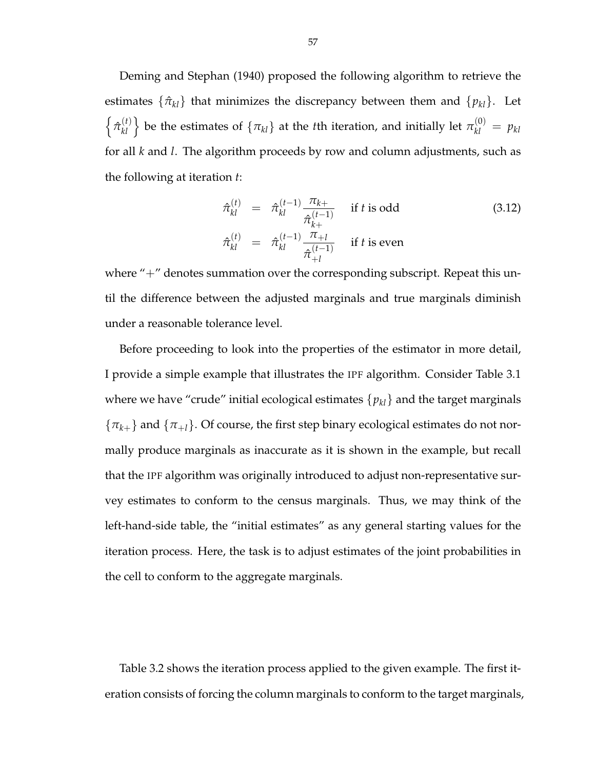Deming and Stephan (1940) proposed the following algorithm to retrieve the estimates $\{\hat{\pi}_{kl}\}$ that minimizes the discrepancy between them and $\{p_{kl}\}$. Let $\left\{\hat{\pi}_{kl}^{(t)}\right\}$ be the estimates of $\{\pi_{kl}\}$ at the $t$th iteration, and initially let $\pi_{kl}^{(0)} = p_{kl}$ for all $k$ and $l$. The algorithm proceeds by row and column adjustments, such as the following at iteration $t$:

$$
\begin{aligned}
\hat{\pi}_{kl}^{(t)} &= \hat{\pi}_{kl}^{(t-1)} \frac{\pi_{k+}}{\hat{\pi}_{k+}^{(t-1)}} \quad \text{if } t \text{ is odd} \\
\hat{\pi}_{kl}^{(t)} &= \hat{\pi}_{kl}^{(t-1)} \frac{\pi_{+l}}{\hat{\pi}_{+l}^{(t-1)}} \quad \text{if } t \text{ is even}
\end{aligned}
\tag{3.12}
$$

where "+" denotes summation over the corresponding subscript. Repeat this until the difference between the adjusted marginals and true marginals diminish under a reasonable tolerance level.

Before proceeding to look into the properties of the estimator in more detail, I provide a simple example that illustrates the IPF algorithm. Consider Table 3.1 where we have "crude" initial ecological estimates $\{p_{kl}\}$ and the target marginals $\{\pi_{k+}\}$ and $\{\pi_{+l}\}$. Of course, the first step binary ecological estimates do not normally produce marginals as inaccurate as it is shown in the example, but recall that the IPF algorithm was originally introduced to adjust non-representative survey estimates to conform to the census marginals. Thus, we may think of the left-hand-side table, the "initial estimates" as any general starting values for the iteration process. Here, the task is to adjust estimates of the joint probabilities in the cell to conform to the aggregate marginals.

Table 3.2 shows the iteration process applied to the given example. The first iteration consists of forcing the column marginals to conform to the target marginals,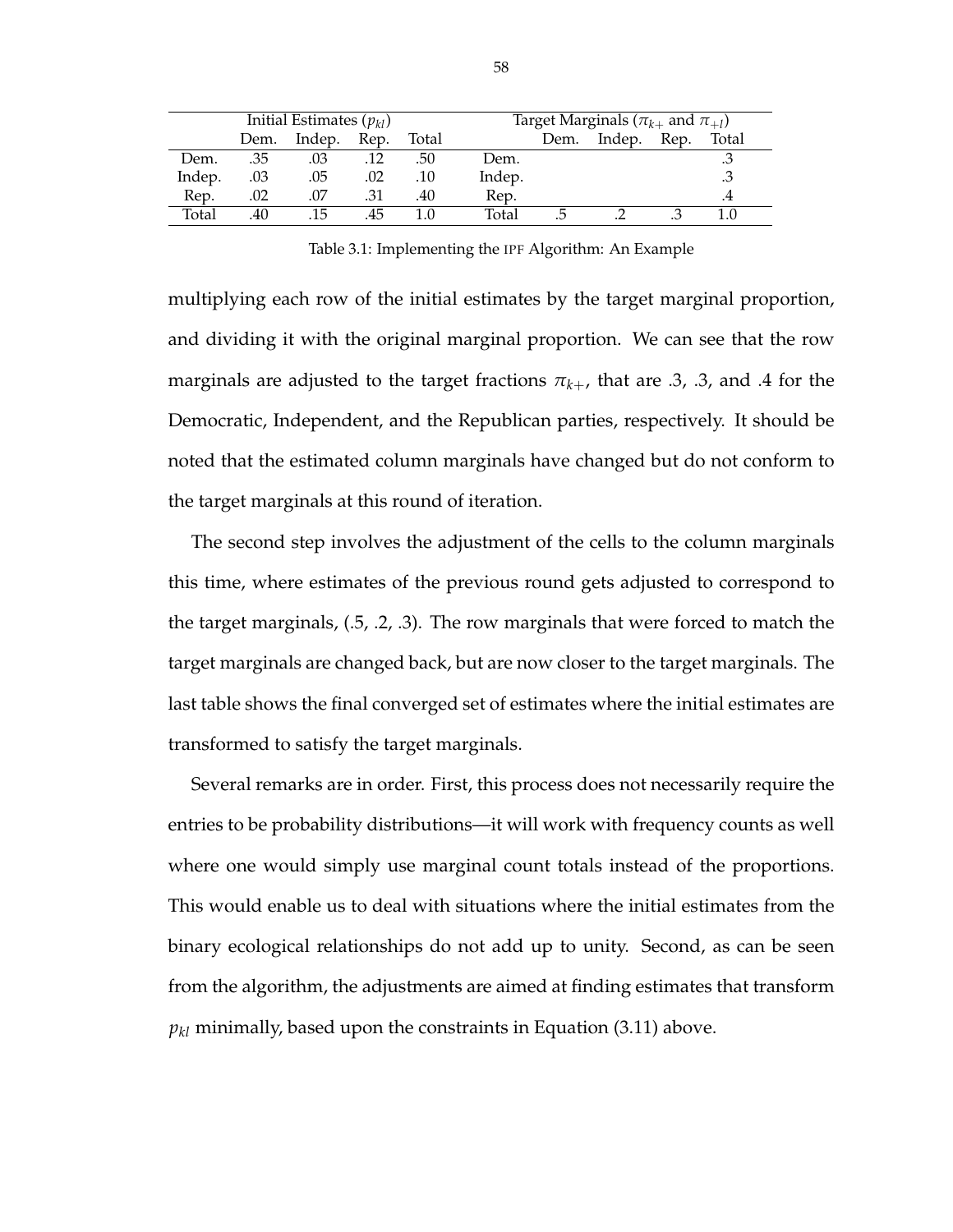| | Initial Estimates ($p_{kl}$) | | | | | Target Marginals ($\pi_{k+}$ and $\pi_{+l}$) | | | |
|---|---|---|---|---|---|---|---|---|---|
| | Dem. | Indep. | Rep. | Total | | Dem. | Indep. | Rep. | Total |
| Dem. | .35 | .03 | .12 | .50 | Dem. | | | | .3 |
| Indep. | .03 | .05 | .02 | .10 | Indep. | | | | .3 |
| Rep. | .02 | .07 | .31 | .40 | Rep. | | | | .4 |
| Total | .40 | .15 | .45 | 1.0 | Total | .5 | .2 | .3 | 1.0 |

Table 3.1: Implementing the IPF Algorithm: An Example

multiplying each row of the initial estimates by the target marginal proportion, and dividing it with the original marginal proportion. We can see that the row marginals are adjusted to the target fractions $\pi_{k+}$, that are .3, .3, and .4 for the Democratic, Independent, and the Republican parties, respectively. It should be noted that the estimated column marginals have changed but do not conform to the target marginals at this round of iteration.

The second step involves the adjustment of the cells to the column marginals this time, where estimates of the previous round gets adjusted to correspond to the target marginals, (.5, .2, .3). The row marginals that were forced to match the target marginals are changed back, but are now closer to the target marginals. The last table shows the final converged set of estimates where the initial estimates are transformed to satisfy the target marginals.

Several remarks are in order. First, this process does not necessarily require the entries to be probability distributions—it will work with frequency counts as well where one would simply use marginal count totals instead of the proportions. This would enable us to deal with situations where the initial estimates from the binary ecological relationships do not add up to unity. Second, as can be seen from the algorithm, the adjustments are aimed at finding estimates that transform $p_{kl}$ minimally, based upon the constraints in Equation (3.11) above.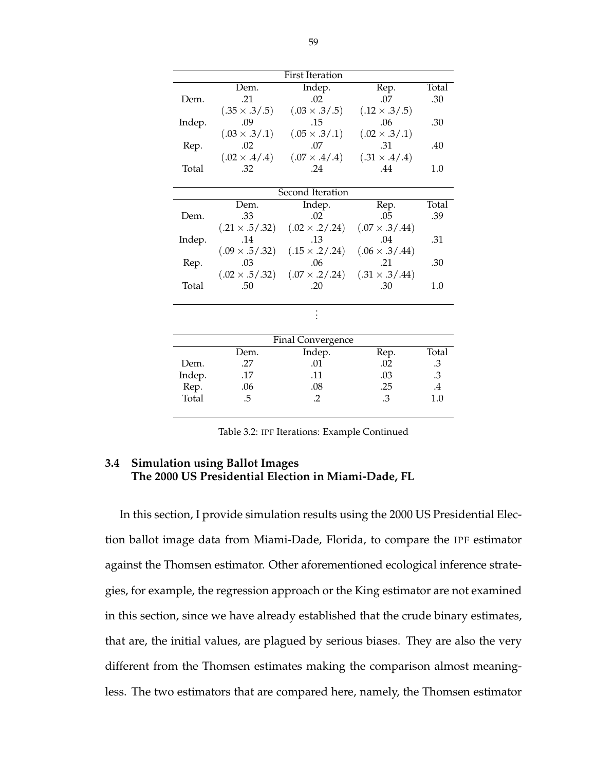| First Iteration | | | | |
|---|---|---|---|---|
| | Dem. | Indep. | Rep. | Total |
| Dem. | .21 | .02 | .07 | .30 |
| | $(.35 \times .3/.5)$ | $(.03 \times .3/.5)$ | $(.12 \times .3/.5)$ | |
| Indep. | .09 | .15 | .06 | .30 |
| | $(.03 \times .3/.1)$ | $(.05 \times .3/.1)$ | $(.02 \times .3/.1)$ | |
| Rep. | .02 | .07 | .31 | .40 |
| | $(.02 \times .4/.4)$ | $(.07 \times .4/.4)$ | $(.31 \times .4/.4)$ | |
| Total | .32 | .24 | .44 | 1.0 |

| Second Iteration | | | | |
|---|---|---|---|---|
| | Dem. | Indep. | Rep. | Total |
| Dem. | .33 | .02 | .05 | .39 |
| | $(.21 \times .5/.32)$ | $(.02 \times .2/.24)$ | $(.07 \times .3/.44)$ | |
| Indep. | .14 | .13 | .04 | .31 |
| | $(.09 \times .5/.32)$ | $(.15 \times .2/.24)$ | $(.06 \times .3/.44)$ | |
| Rep. | .03 | .06 | .21 | .30 |
| | $(.02 \times .5/.32)$ | $(.07 \times .2/.24)$ | $(.31 \times .3/.44)$ | |
| Total | .50 | .20 | .30 | 1.0 |

⋮

| Final Convergence | | | | |
|---|---|---|---|---|
| | Dem. | Indep. | Rep. | Total |
| Dem. | .27 | .01 | .02 | .3 |
| Indep. | .17 | .11 | .03 | .3 |
| Rep. | .06 | .08 | .25 | .4 |
| Total | .5 | .2 | .3 | 1.0 |

Table 3.2: IPF Iterations: Example Continued

## 3.4 Simulation using Ballot Images The 2000 US Presidential Election in Miami-Dade, FL

In this section, I provide simulation results using the 2000 US Presidential Election ballot image data from Miami-Dade, Florida, to compare the IPF estimator against the Thomsen estimator. Other aforementioned ecological inference strategies, for example, the regression approach or the King estimator are not examined in this section, since we have already established that the crude binary estimates, that are, the initial values, are plagued by serious biases. They are also the very different from the Thomsen estimates making the comparison almost meaningless. The two estimators that are compared here, namely, the Thomsen estimator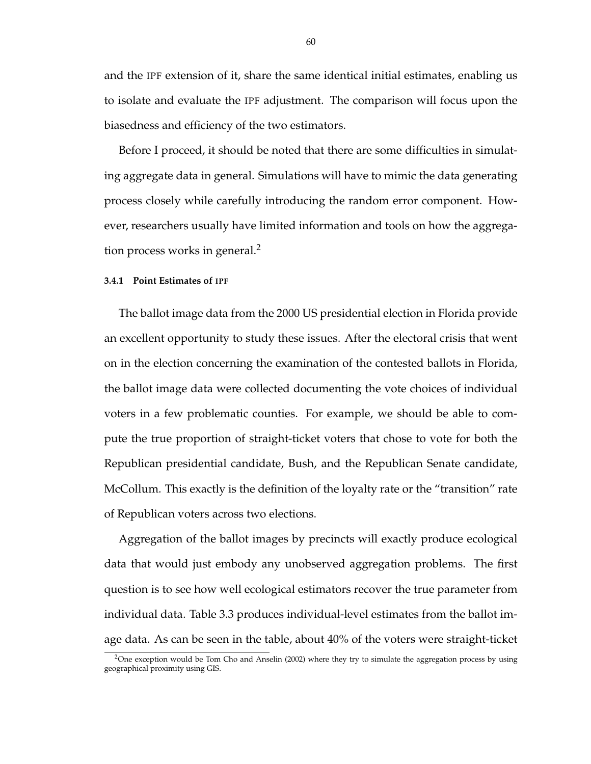and the IPF extension of it, share the same identical initial estimates, enabling us to isolate and evaluate the IPF adjustment. The comparison will focus upon the biasedness and efficiency of the two estimators.

Before I proceed, it should be noted that there are some difficulties in simulating aggregate data in general. Simulations will have to mimic the data generating process closely while carefully introducing the random error component. However, researchers usually have limited information and tools on how the aggregation process works in general.[2]

#### 3.4.1 Point Estimates of IPF

The ballot image data from the 2000 US presidential election in Florida provide an excellent opportunity to study these issues. After the electoral crisis that went on in the election concerning the examination of the contested ballots in Florida, the ballot image data were collected documenting the vote choices of individual voters in a few problematic counties. For example, we should be able to compute the true proportion of straight-ticket voters that chose to vote for both the Republican presidential candidate, Bush, and the Republican Senate candidate, McCollum. This exactly is the definition of the loyalty rate or the "transition" rate of Republican voters across two elections.

Aggregation of the ballot images by precincts will exactly produce ecological data that would just embody any unobserved aggregation problems. The first question is to see how well ecological estimators recover the true parameter from individual data. Table 3.3 produces individual-level estimates from the ballot image data. As can be seen in the table, about 40% of the voters were straight-ticket

[2] One exception would be Tom Cho and Anselin (2002) where they try to simulate the aggregation process by using geographical proximity using GIS.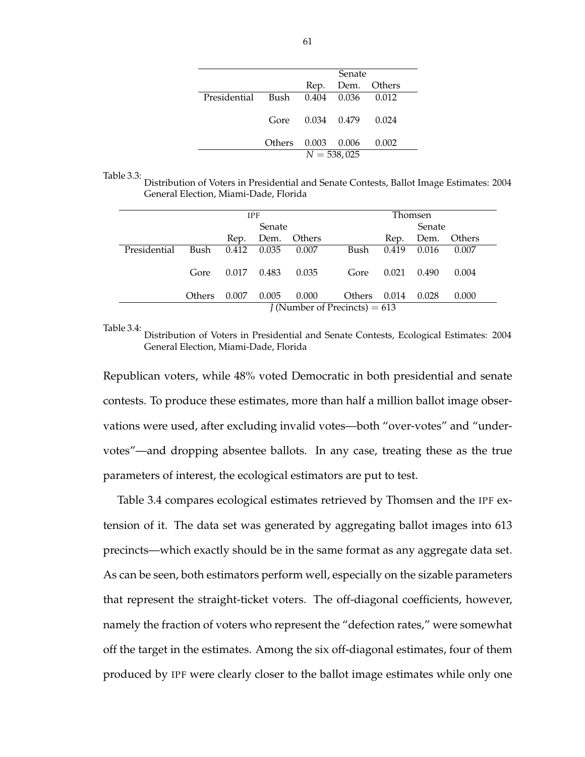| | | Senate | | |
|---|---|---|---|---|
| | | Rep. | Dem. | Others |
| Presidential | Bush | 0.404 | 0.036 | 0.012 |
| | Gore | 0.034 | 0.479 | 0.024 |
| | Others | 0.003 | 0.006 | 0.002 |
| | | $N = 538,025$ | | |

Table 3.3: Distribution of Voters in Presidential and Senate Contests, Ballot Image Estimates: 2004 General Election, Miami-Dade, Florida

| | | IPF | | | | Thomsen | | |
|---|---|---|---|---|---|---|---|---|
| | | Senate | | | | Senate | | |
| | | Rep. | Dem. | Others | | Rep. | Dem. | Others |
| Presidential | Bush | 0.412 | 0.035 | 0.007 | Bush | 0.419 | 0.016 | 0.007 |
| | Gore | 0.017 | 0.483 | 0.035 | Gore | 0.021 | 0.490 | 0.004 |
| | Others | 0.007 | 0.005 | 0.000 | Others | 0.014 | 0.028 | 0.000 |
| | | $J$ (Number of Precincts) $= 613$ | | | | | | |

Table 3.4: Distribution of Voters in Presidential and Senate Contests, Ecological Estimates: 2004 General Election, Miami-Dade, Florida

Republican voters, while 48% voted Democratic in both presidential and senate contests. To produce these estimates, more than half a million ballot image observations were used, after excluding invalid votes—both "over-votes" and "under-votes"—and dropping absentee ballots. In any case, treating these as the true parameters of interest, the ecological estimators are put to test.

Table 3.4 compares ecological estimates retrieved by Thomsen and the IPF extension of it. The data set was generated by aggregating ballot images into 613 precincts—which exactly should be in the same format as any aggregate data set. As can be seen, both estimators perform well, especially on the sizable parameters that represent the straight-ticket voters. The off-diagonal coefficients, however, namely the fraction of voters who represent the "defection rates," were somewhat off the target in the estimates. Among the six off-diagonal estimates, four of them produced by IPF were clearly closer to the ballot image estimates while only one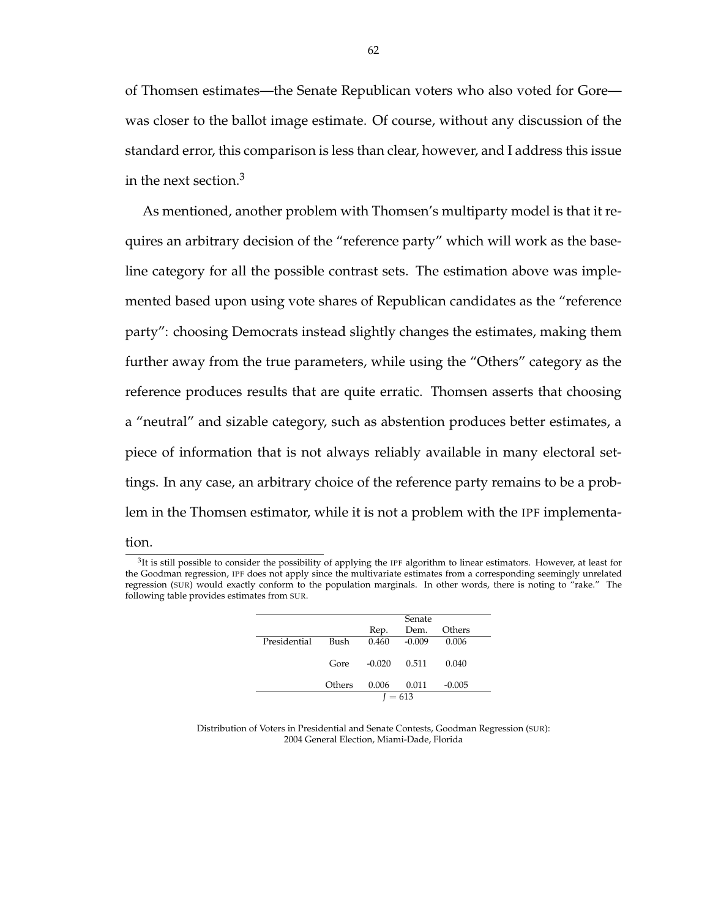of Thomsen estimates—the Senate Republican voters who also voted for Gore—was closer to the ballot image estimate. Of course, without any discussion of the standard error, this comparison is less than clear, however, and I address this issue in the next section.[3]

As mentioned, another problem with Thomsen's multiparty model is that it requires an arbitrary decision of the "reference party" which will work as the baseline category for all the possible contrast sets. The estimation above was implemented based upon using vote shares of Republican candidates as the "reference party": choosing Democrats instead slightly changes the estimates, making them further away from the true parameters, while using the "Others" category as the reference produces results that are quite erratic. Thomsen asserts that choosing a "neutral" and sizable category, such as abstention produces better estimates, a piece of information that is not always reliably available in many electoral settings. In any case, an arbitrary choice of the reference party remains to be a problem in the Thomsen estimator, while it is not a problem with the IPF implementation.

[3]It is still possible to consider the possibility of applying the IPF algorithm to linear estimators. However, at least for the Goodman regression, IPF does not apply since the multivariate estimates from a corresponding seemingly unrelated regression (SUR) would exactly conform to the population marginals. In other words, there is noting to "rake." The following table provides estimates from SUR.

| | | Senate | | |
|---|---|---|---|---|
| | | Rep. | Dem. | Others |
| Presidential | Bush | 0.460 | -0.009 | 0.006 |
| | Gore | -0.020 | 0.511 | 0.040 |
| | Others | 0.006 | 0.011 | -0.005 |
| | | $J = 613$ | | |

Distribution of Voters in Presidential and Senate Contests, Goodman Regression (SUR): 2004 General Election, Miami-Dade, Florida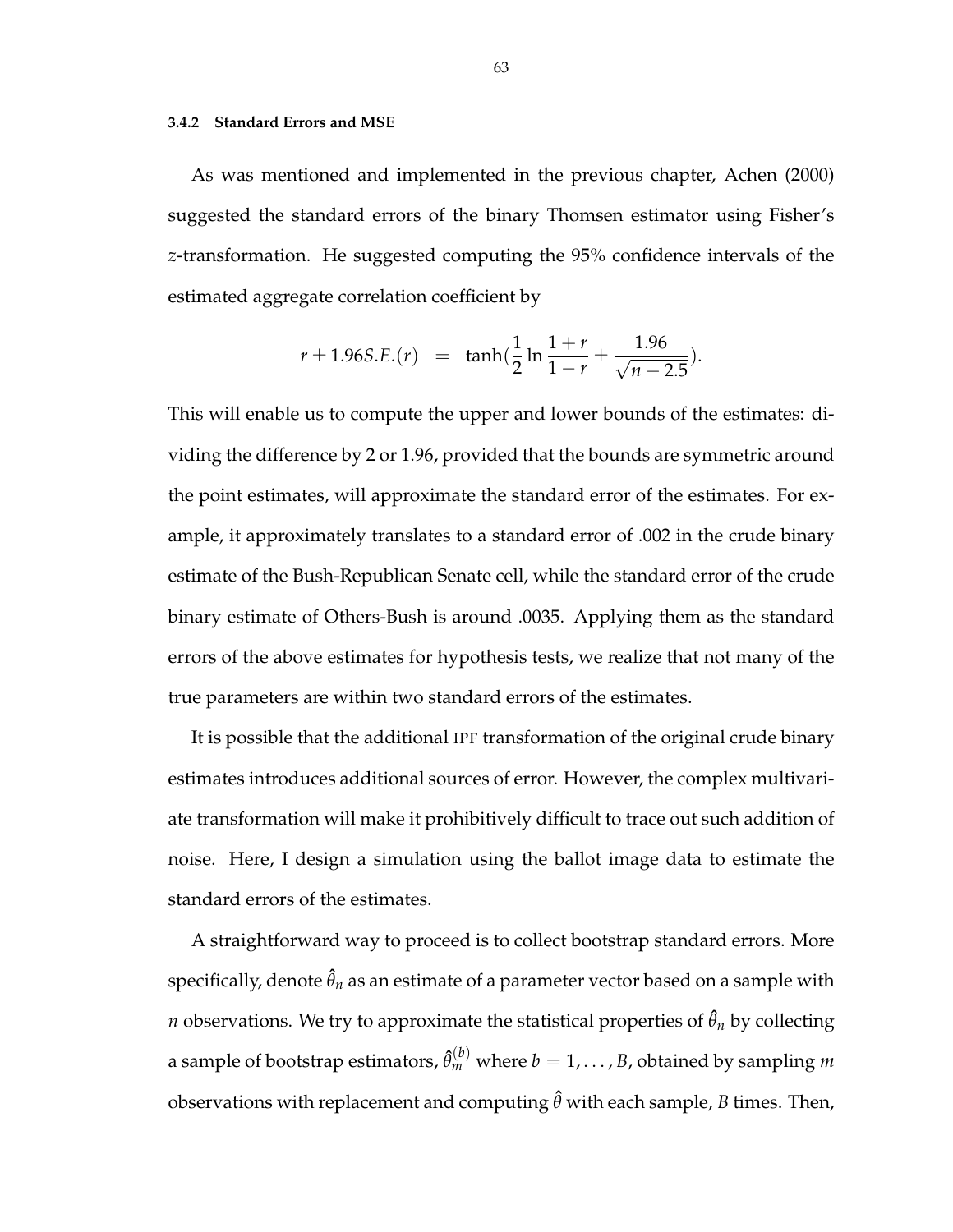### 3.4.2 Standard Errors and MSE

As was mentioned and implemented in the previous chapter, Achen (2000) suggested the standard errors of the binary Thomsen estimator using Fisher's $z$-transformation. He suggested computing the 95% confidence intervals of the estimated aggregate correlation coefficient by

$$r \pm 1.96S.E.(r) \quad = \quad \tanh(\frac{1}{2}\ln\frac{1+r}{1-r} \pm \frac{1.96}{\sqrt{n-2.5}}).$$

This will enable us to compute the upper and lower bounds of the estimates: dividing the difference by 2 or 1.96, provided that the bounds are symmetric around the point estimates, will approximate the standard error of the estimates. For example, it approximately translates to a standard error of .002 in the crude binary estimate of the Bush-Republican Senate cell, while the standard error of the crude binary estimate of Others-Bush is around .0035. Applying them as the standard errors of the above estimates for hypothesis tests, we realize that not many of the true parameters are within two standard errors of the estimates.

It is possible that the additional IPF transformation of the original crude binary estimates introduces additional sources of error. However, the complex multivariate transformation will make it prohibitively difficult to trace out such addition of noise. Here, I design a simulation using the ballot image data to estimate the standard errors of the estimates.

A straightforward way to proceed is to collect bootstrap standard errors. More specifically, denote $\hat{\theta}_n$ as an estimate of a parameter vector based on a sample with $n$ observations. We try to approximate the statistical properties of $\hat{\theta}_n$ by collecting a sample of bootstrap estimators, $\hat{\theta}_m^{(b)}$ where $b = 1, \ldots, B$, obtained by sampling $m$ observations with replacement and computing $\hat{\theta}$ with each sample, $B$ times. Then,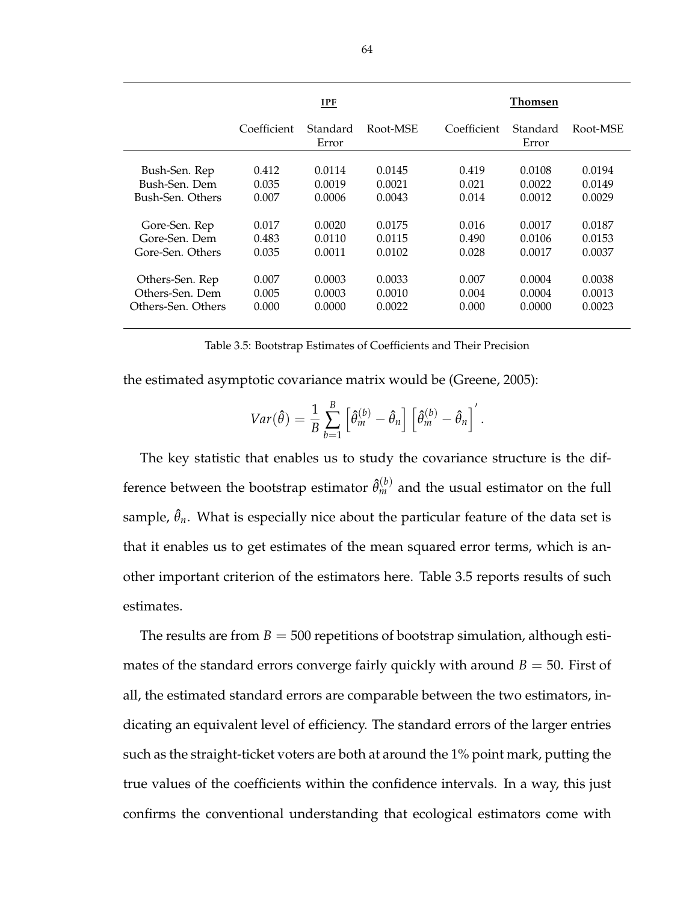| | IPF | | | Thomsen | | |
|---|---|---|---|---|---|---|
| | Coefficient | Standard Error | Root-MSE | Coefficient | Standard Error | Root-MSE |
| Bush-Sen. Rep | 0.412 | 0.0114 | 0.0145 | 0.419 | 0.0108 | 0.0194 |
| Bush-Sen. Dem | 0.035 | 0.0019 | 0.0021 | 0.021 | 0.0022 | 0.0149 |
| Bush-Sen. Others | 0.007 | 0.0006 | 0.0043 | 0.014 | 0.0012 | 0.0029 |
| Gore-Sen. Rep | 0.017 | 0.0020 | 0.0175 | 0.016 | 0.0017 | 0.0187 |
| Gore-Sen. Dem | 0.483 | 0.0110 | 0.0115 | 0.490 | 0.0106 | 0.0153 |
| Gore-Sen. Others | 0.035 | 0.0011 | 0.0102 | 0.028 | 0.0017 | 0.0037 |
| Others-Sen. Rep | 0.007 | 0.0003 | 0.0033 | 0.007 | 0.0004 | 0.0038 |
| Others-Sen. Dem | 0.005 | 0.0003 | 0.0010 | 0.004 | 0.0004 | 0.0013 |
| Others-Sen. Others | 0.000 | 0.0000 | 0.0022 | 0.000 | 0.0000 | 0.0023 |

Table 3.5: Bootstrap Estimates of Coefficients and Their Precision

the estimated asymptotic covariance matrix would be (Greene, 2005):

$$Var(\hat{\theta}) = \frac{1}{B} \sum_{b=1}^{B} \left[ \hat{\theta}_m^{(b)} - \hat{\theta}_n \right] \left[ \hat{\theta}_m^{(b)} - \hat{\theta}_n \right]'.$$

The key statistic that enables us to study the covariance structure is the difference between the bootstrap estimator $\hat{\theta}_m^{(b)}$ and the usual estimator on the full sample, $\hat{\theta}_n$. What is especially nice about the particular feature of the data set is that it enables us to get estimates of the mean squared error terms, which is another important criterion of the estimators here. Table 3.5 reports results of such estimates.

The results are from $B = 500$ repetitions of bootstrap simulation, although estimates of the standard errors converge fairly quickly with around $B = 50$. First of all, the estimated standard errors are comparable between the two estimators, indicating an equivalent level of efficiency. The standard errors of the larger entries such as the straight-ticket voters are both at around the 1% point mark, putting the true values of the coefficients within the confidence intervals. In a way, this just confirms the conventional understanding that ecological estimators come with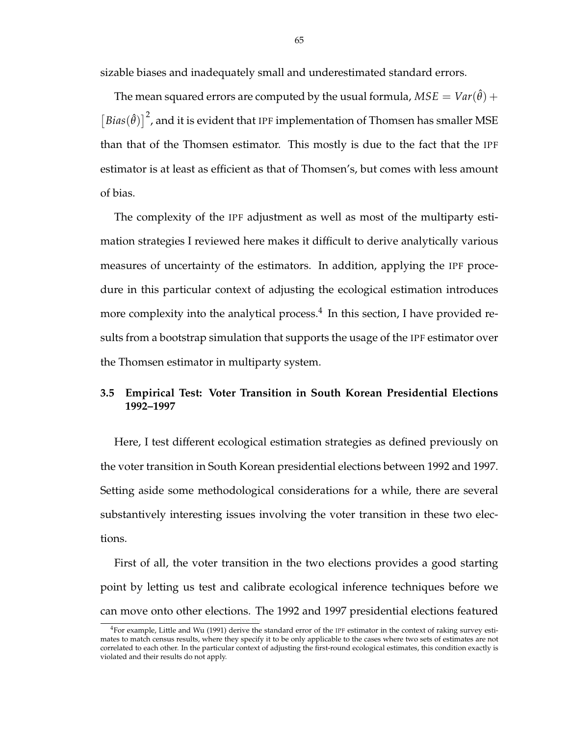sizable biases and inadequately small and underestimated standard errors.

The mean squared errors are computed by the usual formula, $MSE = Var(\hat{\theta}) + \left[Bias(\hat{\theta})\right]^2$, and it is evident that IPF implementation of Thomsen has smaller MSE than that of the Thomsen estimator. This mostly is due to the fact that the IPF estimator is at least as efficient as that of Thomsen's, but comes with less amount of bias.

The complexity of the IPF adjustment as well as most of the multiparty estimation strategies I reviewed here makes it difficult to derive analytically various measures of uncertainty of the estimators. In addition, applying the IPF procedure in this particular context of adjusting the ecological estimation introduces more complexity into the analytical process.[4] In this section, I have provided results from a bootstrap simulation that supports the usage of the IPF estimator over the Thomsen estimator in multiparty system.

### 3.5 Empirical Test: Voter Transition in South Korean Presidential Elections 1992–1997

Here, I test different ecological estimation strategies as defined previously on the voter transition in South Korean presidential elections between 1992 and 1997. Setting aside some methodological considerations for a while, there are several substantively interesting issues involving the voter transition in these two elections.

First of all, the voter transition in the two elections provides a good starting point by letting us test and calibrate ecological inference techniques before we can move onto other elections. The 1992 and 1997 presidential elections featured

[4] For example, Little and Wu (1991) derive the standard error of the IPF estimator in the context of raking survey estimates to match census results, where they specify it to be only applicable to the cases where two sets of estimates are not correlated to each other. In the particular context of adjusting the first-round ecological estimates, this condition exactly is violated and their results do not apply.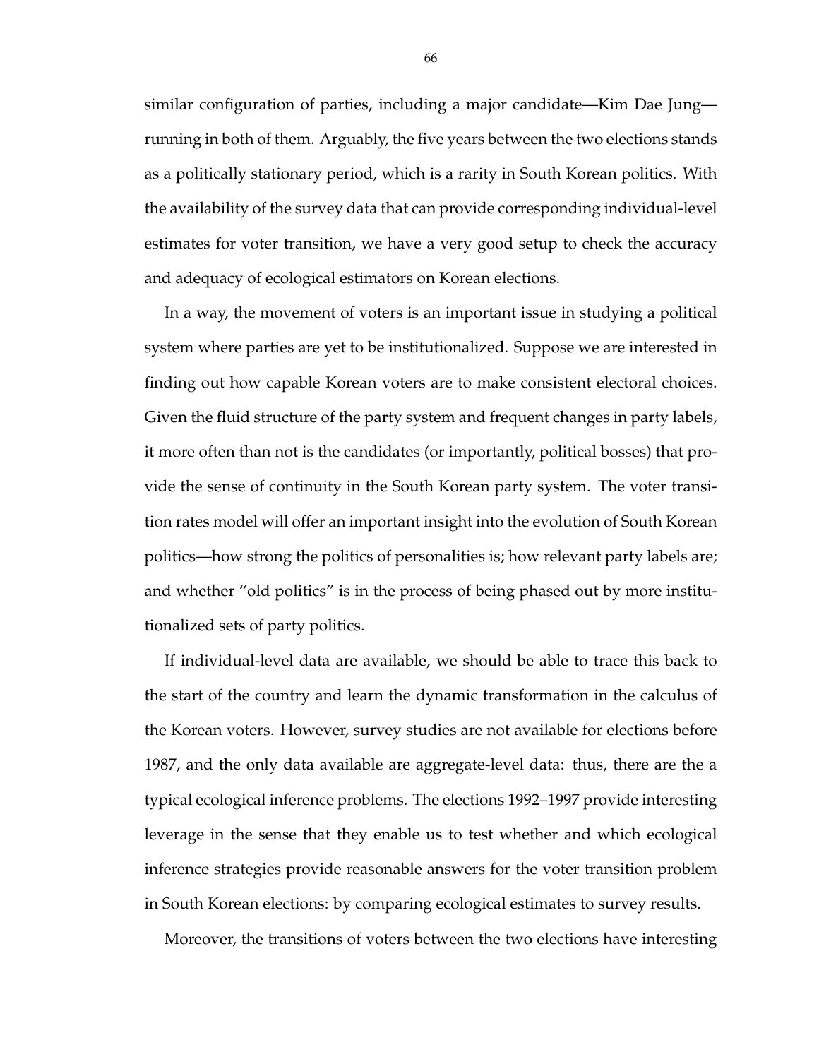similar configuration of parties, including a major candidate—Kim Dae Jung—running in both of them. Arguably, the five years between the two elections stands as a politically stationary period, which is a rarity in South Korean politics. With the availability of the survey data that can provide corresponding individual-level estimates for voter transition, we have a very good setup to check the accuracy and adequacy of ecological estimators on Korean elections.

In a way, the movement of voters is an important issue in studying a political system where parties are yet to be institutionalized. Suppose we are interested in finding out how capable Korean voters are to make consistent electoral choices. Given the fluid structure of the party system and frequent changes in party labels, it more often than not is the candidates (or importantly, political bosses) that provide the sense of continuity in the South Korean party system. The voter transition rates model will offer an important insight into the evolution of South Korean politics—how strong the politics of personalities is; how relevant party labels are; and whether "old politics" is in the process of being phased out by more institutionalized sets of party politics.

If individual-level data are available, we should be able to trace this back to the start of the country and learn the dynamic transformation in the calculus of the Korean voters. However, survey studies are not available for elections before 1987, and the only data available are aggregate-level data: thus, there are the a typical ecological inference problems. The elections 1992–1997 provide interesting leverage in the sense that they enable us to test whether and which ecological inference strategies provide reasonable answers for the voter transition problem in South Korean elections: by comparing ecological estimates to survey results.

Moreover, the transitions of voters between the two elections have interesting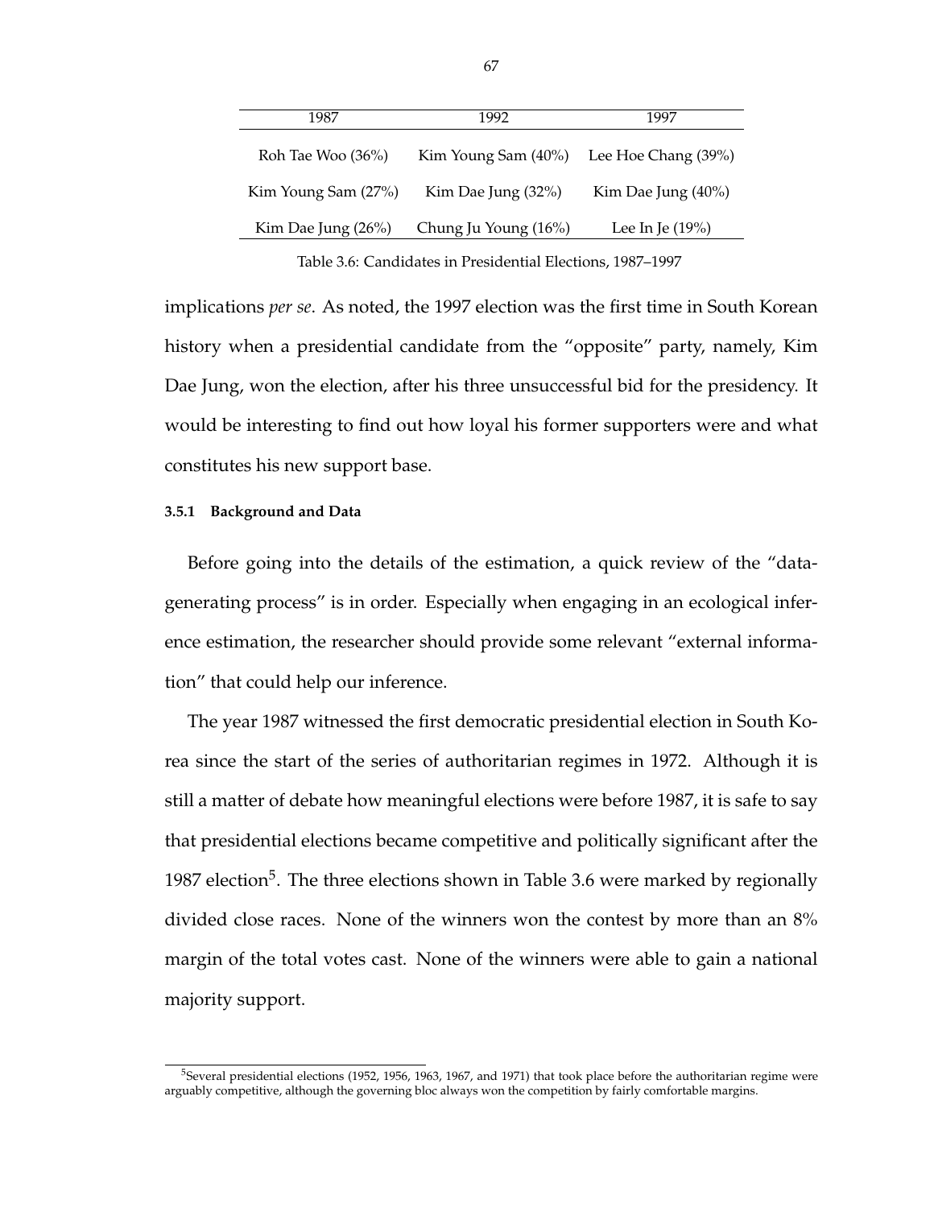| 1987 | 1992 | 1997 |
|---|---|---|
| Roh Tae Woo (36%) | Kim Young Sam (40%) | Lee Hoe Chang (39%) |
| Kim Young Sam (27%) | Kim Dae Jung (32%) | Kim Dae Jung (40%) |
| Kim Dae Jung (26%) | Chung Ju Young (16%) | Lee In Je (19%) |

Table 3.6: Candidates in Presidential Elections, 1987–1997

implications *per se*. As noted, the 1997 election was the first time in South Korean history when a presidential candidate from the "opposite" party, namely, Kim Dae Jung, won the election, after his three unsuccessful bid for the presidency. It would be interesting to find out how loyal his former supporters were and what constitutes his new support base.

#### 3.5.1 Background and Data

Before going into the details of the estimation, a quick review of the "data-generating process" is in order. Especially when engaging in an ecological inference estimation, the researcher should provide some relevant "external information" that could help our inference.

The year 1987 witnessed the first democratic presidential election in South Korea since the start of the series of authoritarian regimes in 1972. Although it is still a matter of debate how meaningful elections were before 1987, it is safe to say that presidential elections became competitive and politically significant after the 1987 election[5]. The three elections shown in Table 3.6 were marked by regionally divided close races. None of the winners won the contest by more than an 8% margin of the total votes cast. None of the winners were able to gain a national majority support.

[5]Several presidential elections (1952, 1956, 1963, 1967, and 1971) that took place before the authoritarian regime were arguably competitive, although the governing bloc always won the competition by fairly comfortable margins.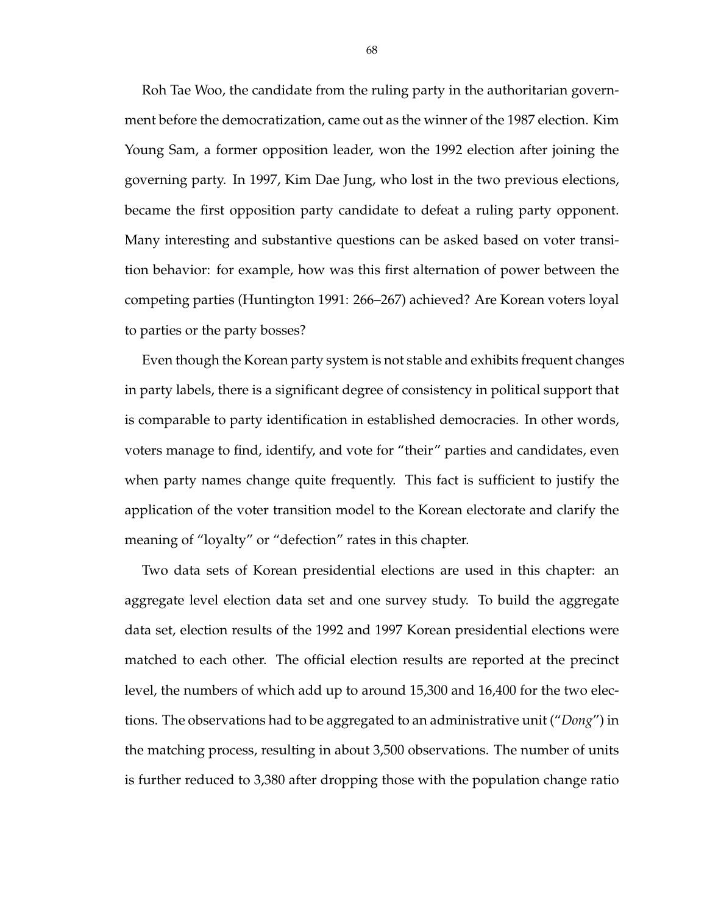Roh Tae Woo, the candidate from the ruling party in the authoritarian government before the democratization, came out as the winner of the 1987 election. Kim Young Sam, a former opposition leader, won the 1992 election after joining the governing party. In 1997, Kim Dae Jung, who lost in the two previous elections, became the first opposition party candidate to defeat a ruling party opponent. Many interesting and substantive questions can be asked based on voter transition behavior: for example, how was this first alternation of power between the competing parties (Huntington 1991: 266–267) achieved? Are Korean voters loyal to parties or the party bosses?

Even though the Korean party system is not stable and exhibits frequent changes in party labels, there is a significant degree of consistency in political support that is comparable to party identification in established democracies. In other words, voters manage to find, identify, and vote for "their" parties and candidates, even when party names change quite frequently. This fact is sufficient to justify the application of the voter transition model to the Korean electorate and clarify the meaning of "loyalty" or "defection" rates in this chapter.

Two data sets of Korean presidential elections are used in this chapter: an aggregate level election data set and one survey study. To build the aggregate data set, election results of the 1992 and 1997 Korean presidential elections were matched to each other. The official election results are reported at the precinct level, the numbers of which add up to around 15,300 and 16,400 for the two elections. The observations had to be aggregated to an administrative unit ("*Dong*") in the matching process, resulting in about 3,500 observations. The number of units is further reduced to 3,380 after dropping those with the population change ratio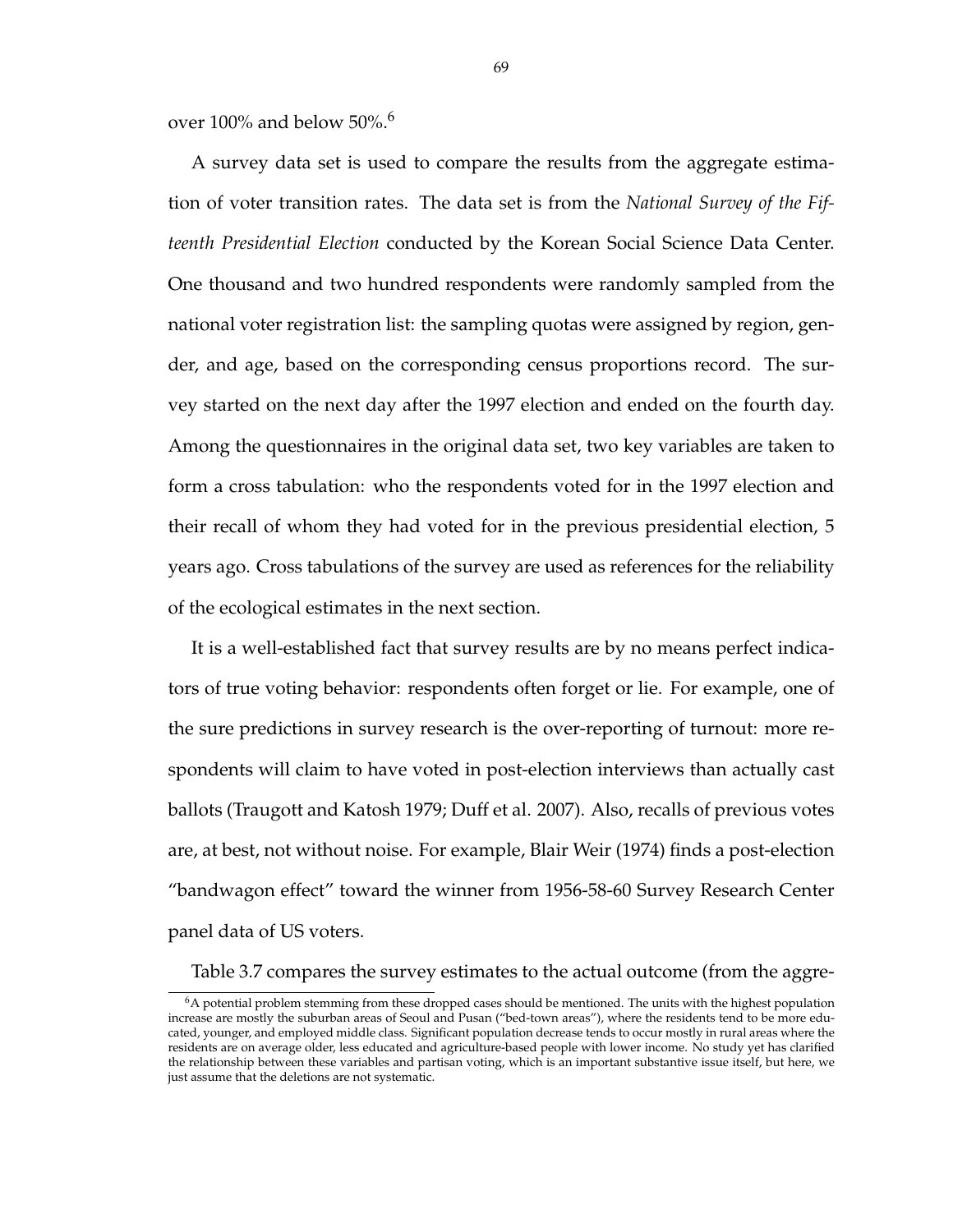over 100% and below 50%.[6]

A survey data set is used to compare the results from the aggregate estimation of voter transition rates. The data set is from the *National Survey of the Fifteenth Presidential Election* conducted by the Korean Social Science Data Center. One thousand and two hundred respondents were randomly sampled from the national voter registration list: the sampling quotas were assigned by region, gender, and age, based on the corresponding census proportions record. The survey started on the next day after the 1997 election and ended on the fourth day. Among the questionnaires in the original data set, two key variables are taken to form a cross tabulation: who the respondents voted for in the 1997 election and their recall of whom they had voted for in the previous presidential election, 5 years ago. Cross tabulations of the survey are used as references for the reliability of the ecological estimates in the next section.

It is a well-established fact that survey results are by no means perfect indicators of true voting behavior: respondents often forget or lie. For example, one of the sure predictions in survey research is the over-reporting of turnout: more respondents will claim to have voted in post-election interviews than actually cast ballots (Traugott and Katosh 1979; Duff et al. 2007). Also, recalls of previous votes are, at best, not without noise. For example, Blair Weir (1974) finds a post-election "bandwagon effect" toward the winner from 1956-58-60 Survey Research Center panel data of US voters.

Table 3.7 compares the survey estimates to the actual outcome (from the aggre-

[6] A potential problem stemming from these dropped cases should be mentioned. The units with the highest population increase are mostly the suburban areas of Seoul and Pusan ("bed-town areas"), where the residents tend to be more educated, younger, and employed middle class. Significant population decrease tends to occur mostly in rural areas where the residents are on average older, less educated and agriculture-based people with lower income. No study yet has clarified the relationship between these variables and partisan voting, which is an important substantive issue itself, but here, we just assume that the deletions are not systematic.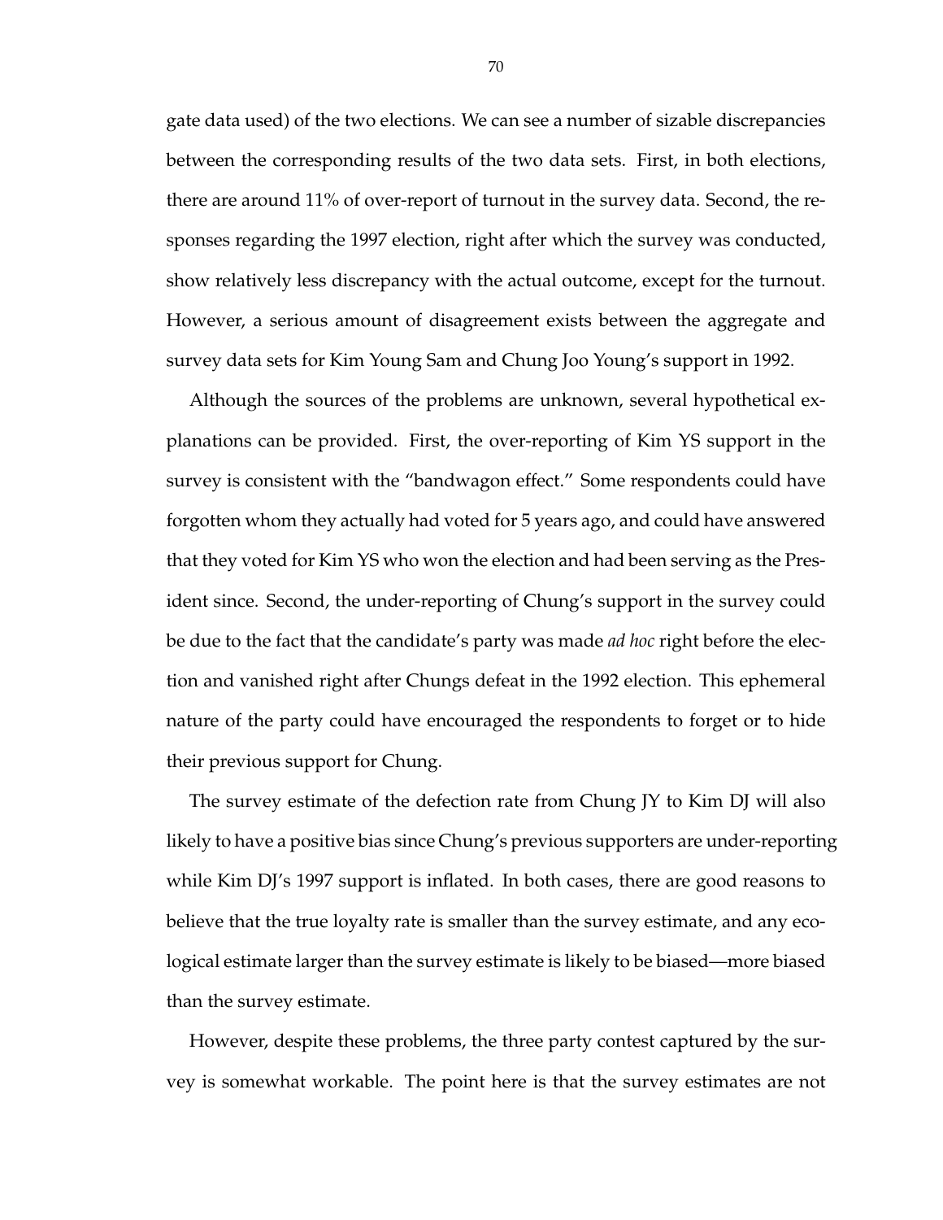gate data used) of the two elections. We can see a number of sizable discrepancies between the corresponding results of the two data sets. First, in both elections, there are around 11% of over-report of turnout in the survey data. Second, the responses regarding the 1997 election, right after which the survey was conducted, show relatively less discrepancy with the actual outcome, except for the turnout. However, a serious amount of disagreement exists between the aggregate and survey data sets for Kim Young Sam and Chung Joo Young's support in 1992.

Although the sources of the problems are unknown, several hypothetical explanations can be provided. First, the over-reporting of Kim YS support in the survey is consistent with the "bandwagon effect." Some respondents could have forgotten whom they actually had voted for 5 years ago, and could have answered that they voted for Kim YS who won the election and had been serving as the President since. Second, the under-reporting of Chung's support in the survey could be due to the fact that the candidate's party was made *ad hoc* right before the election and vanished right after Chungs defeat in the 1992 election. This ephemeral nature of the party could have encouraged the respondents to forget or to hide their previous support for Chung.

The survey estimate of the defection rate from Chung JY to Kim DJ will also likely to have a positive bias since Chung's previous supporters are under-reporting while Kim DJ's 1997 support is inflated. In both cases, there are good reasons to believe that the true loyalty rate is smaller than the survey estimate, and any ecological estimate larger than the survey estimate is likely to be biased—more biased than the survey estimate.

However, despite these problems, the three party contest captured by the survey is somewhat workable. The point here is that the survey estimates are not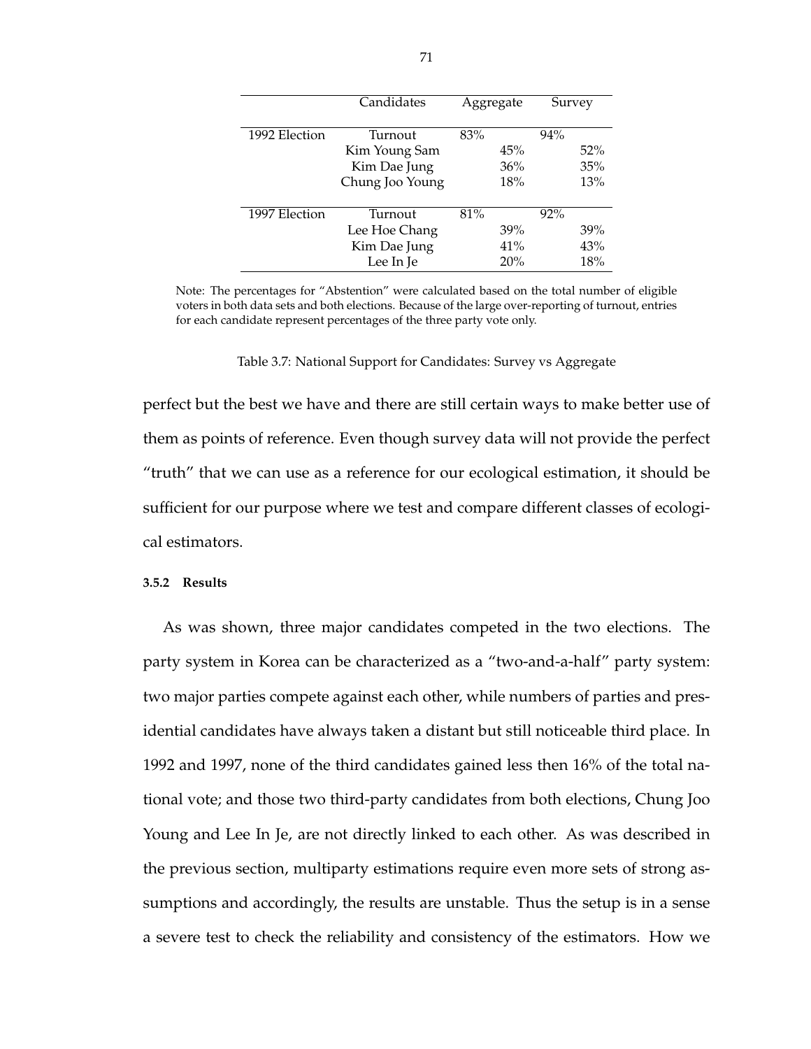| | Candidates | Aggregate | | Survey | |
|---|---|---|---|---|---|
| 1992 Election | Turnout | 83% | | 94% | |
| | Kim Young Sam | | 45% | | 52% |
| | Kim Dae Jung | | 36% | | 35% |
| | Chung Joo Young | | 18% | | 13% |
| 1997 Election | Turnout | 81% | | 92% | |
| | Lee Hoe Chang | | 39% | | 39% |
| | Kim Dae Jung | | 41% | | 43% |
| | Lee In Je | | 20% | | 18% |

Note: The percentages for "Abstention" were calculated based on the total number of eligible voters in both data sets and both elections. Because of the large over-reporting of turnout, entries for each candidate represent percentages of the three party vote only.

Table 3.7: National Support for Candidates: Survey vs Aggregate

perfect but the best we have and there are still certain ways to make better use of them as points of reference. Even though survey data will not provide the perfect "truth" that we can use as a reference for our ecological estimation, it should be sufficient for our purpose where we test and compare different classes of ecological estimators.

#### 3.5.2 Results

As was shown, three major candidates competed in the two elections. The party system in Korea can be characterized as a "two-and-a-half" party system: two major parties compete against each other, while numbers of parties and presidential candidates have always taken a distant but still noticeable third place. In 1992 and 1997, none of the third candidates gained less then 16% of the total national vote; and those two third-party candidates from both elections, Chung Joo Young and Lee In Je, are not directly linked to each other. As was described in the previous section, multiparty estimations require even more sets of strong assumptions and accordingly, the results are unstable. Thus the setup is in a sense a severe test to check the reliability and consistency of the estimators. How we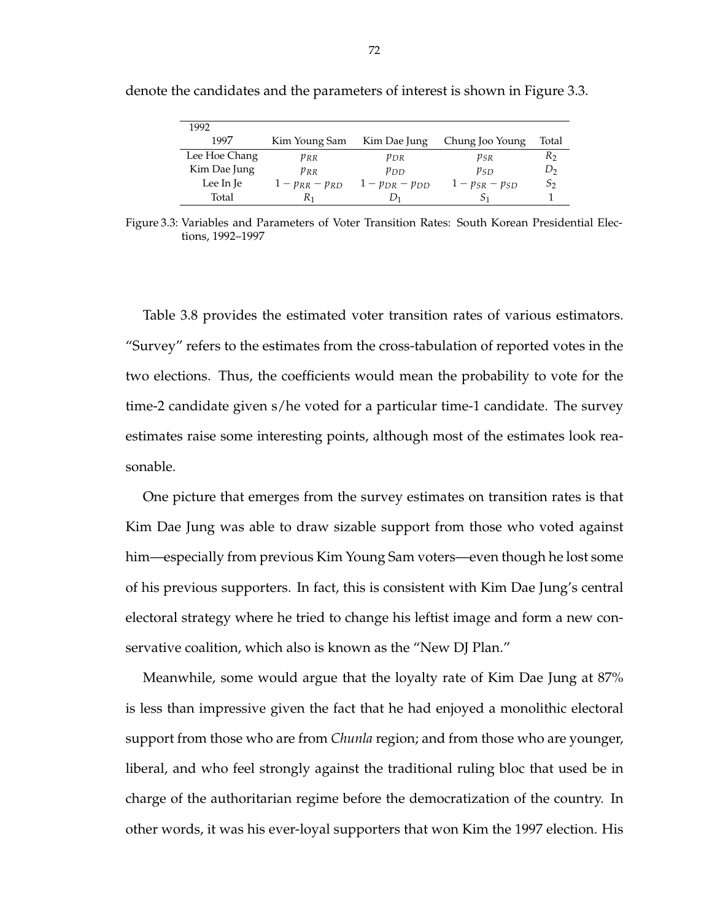denote the candidates and the parameters of interest is shown in Figure 3.3.

| 1992<br>1997 | Kim Young Sam | Kim Dae Jung | Chung Joo Young | Total |
|---|---|---|---|---|
| Lee Hoe Chang | $p_{RR}$ | $p_{DR}$ | $p_{SR}$ | $R_2$ |
| Kim Dae Jung | $p_{RR}$ | $p_{DD}$ | $p_{SD}$ | $D_2$ |
| Lee In Je | $1 - p_{RR} - p_{RD}$ | $1 - p_{DR} - p_{DD}$ | $1 - p_{SR} - p_{SD}$ | $S_2$ |
| Total | $R_1$ | $D_1$ | $S_1$ | 1 |

Figure 3.3: Variables and Parameters of Voter Transition Rates: South Korean Presidential Elections, 1992–1997

Table 3.8 provides the estimated voter transition rates of various estimators. "Survey" refers to the estimates from the cross-tabulation of reported votes in the two elections. Thus, the coefficients would mean the probability to vote for the time-2 candidate given s/he voted for a particular time-1 candidate. The survey estimates raise some interesting points, although most of the estimates look reasonable.

One picture that emerges from the survey estimates on transition rates is that Kim Dae Jung was able to draw sizable support from those who voted against him—especially from previous Kim Young Sam voters—even though he lost some of his previous supporters. In fact, this is consistent with Kim Dae Jung's central electoral strategy where he tried to change his leftist image and form a new conservative coalition, which also is known as the "New DJ Plan."

Meanwhile, some would argue that the loyalty rate of Kim Dae Jung at 87% is less than impressive given the fact that he had enjoyed a monolithic electoral support from those who are from *Chunla* region; and from those who are younger, liberal, and who feel strongly against the traditional ruling bloc that used be in charge of the authoritarian regime before the democratization of the country. In other words, it was his ever-loyal supporters that won Kim the 1997 election. His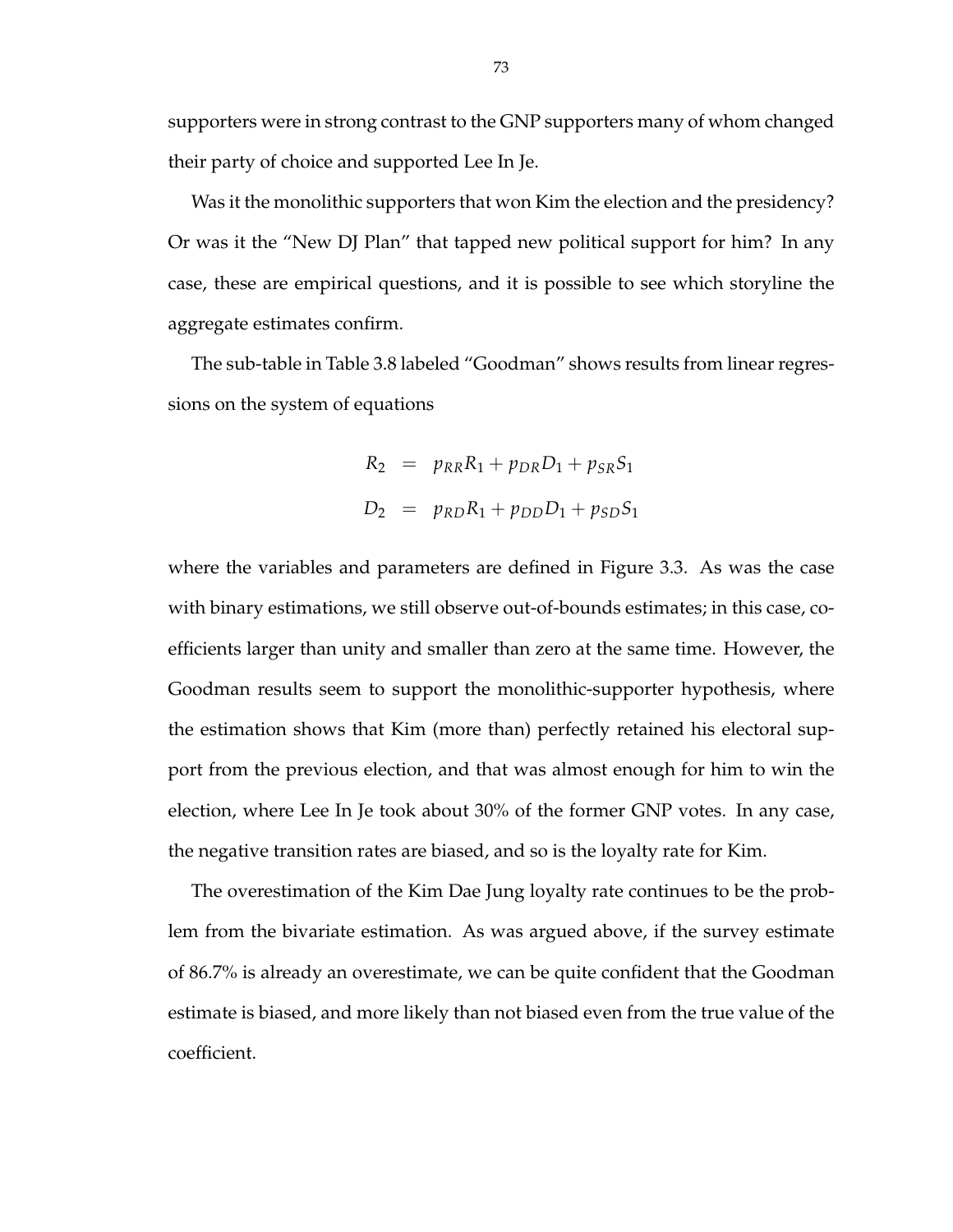supporters were in strong contrast to the GNP supporters many of whom changed their party of choice and supported Lee In Je.

Was it the monolithic supporters that won Kim the election and the presidency? Or was it the "New DJ Plan" that tapped new political support for him? In any case, these are empirical questions, and it is possible to see which storyline the aggregate estimates confirm.

The sub-table in Table 3.8 labeled "Goodman" shows results from linear regressions on the system of equations

$$
\begin{aligned}
R_2 &= p_{RR}R_1 + p_{DR}D_1 + p_{SR}S_1 \\
D_2 &= p_{RD}R_1 + p_{DD}D_1 + p_{SD}S_1
\end{aligned}
$$

where the variables and parameters are defined in Figure 3.3. As was the case with binary estimations, we still observe out-of-bounds estimates; in this case, coefficients larger than unity and smaller than zero at the same time. However, the Goodman results seem to support the monolithic-supporter hypothesis, where the estimation shows that Kim (more than) perfectly retained his electoral support from the previous election, and that was almost enough for him to win the election, where Lee In Je took about 30% of the former GNP votes. In any case, the negative transition rates are biased, and so is the loyalty rate for Kim.

The overestimation of the Kim Dae Jung loyalty rate continues to be the problem from the bivariate estimation. As was argued above, if the survey estimate of 86.7% is already an overestimate, we can be quite confident that the Goodman estimate is biased, and more likely than not biased even from the true value of the coefficient.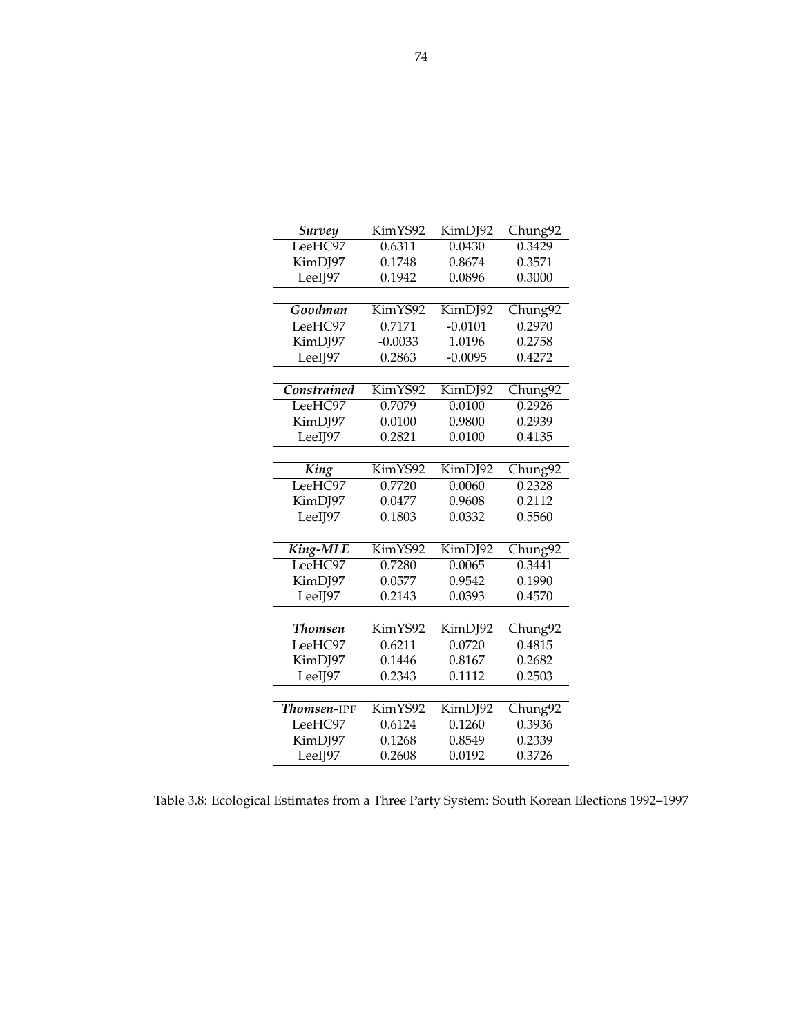| ***Survey*** | KimYS92 | KimDJ92 | Chung92 |
|---|---|---|---|
| LeeHC97 | 0.6311 | 0.0430 | 0.3429 |
| KimDJ97 | 0.1748 | 0.8674 | 0.3571 |
| LeeIJ97 | 0.1942 | 0.0896 | 0.3000 |

| ***Goodman*** | KimYS92 | KimDJ92 | Chung92 |
|---|---|---|---|
| LeeHC97 | 0.7171 | -0.0101 | 0.2970 |
| KimDJ97 | -0.0033 | 1.0196 | 0.2758 |
| LeeIJ97 | 0.2863 | -0.0095 | 0.4272 |

| ***Constrained*** | KimYS92 | KimDJ92 | Chung92 |
|---|---|---|---|
| LeeHC97 | 0.7079 | 0.0100 | 0.2926 |
| KimDJ97 | 0.0100 | 0.9800 | 0.2939 |
| LeeIJ97 | 0.2821 | 0.0100 | 0.4135 |

| ***King*** | KimYS92 | KimDJ92 | Chung92 |
|---|---|---|---|
| LeeHC97 | 0.7720 | 0.0060 | 0.2328 |
| KimDJ97 | 0.0477 | 0.9608 | 0.2112 |
| LeeIJ97 | 0.1803 | 0.0332 | 0.5560 |

| ***King-MLE*** | KimYS92 | KimDJ92 | Chung92 |
|---|---|---|---|
| LeeHC97 | 0.7280 | 0.0065 | 0.3441 |
| KimDJ97 | 0.0577 | 0.9542 | 0.1990 |
| LeeIJ97 | 0.2143 | 0.0393 | 0.4570 |

| ***Thomsen*** | KimYS92 | KimDJ92 | Chung92 |
|---|---|---|---|
| LeeHC97 | 0.6211 | 0.0720 | 0.4815 |
| KimDJ97 | 0.1446 | 0.8167 | 0.2682 |
| LeeIJ97 | 0.2343 | 0.1112 | 0.2503 |

| ***Thomsen*-IPF** | KimYS92 | KimDJ92 | Chung92 |
|---|---|---|---|
| LeeHC97 | 0.6124 | 0.1260 | 0.3936 |
| KimDJ97 | 0.1268 | 0.8549 | 0.2339 |
| LeeIJ97 | 0.2608 | 0.0192 | 0.3726 |

Table 3.8: Ecological Estimates from a Three Party System: South Korean Elections 1992–1997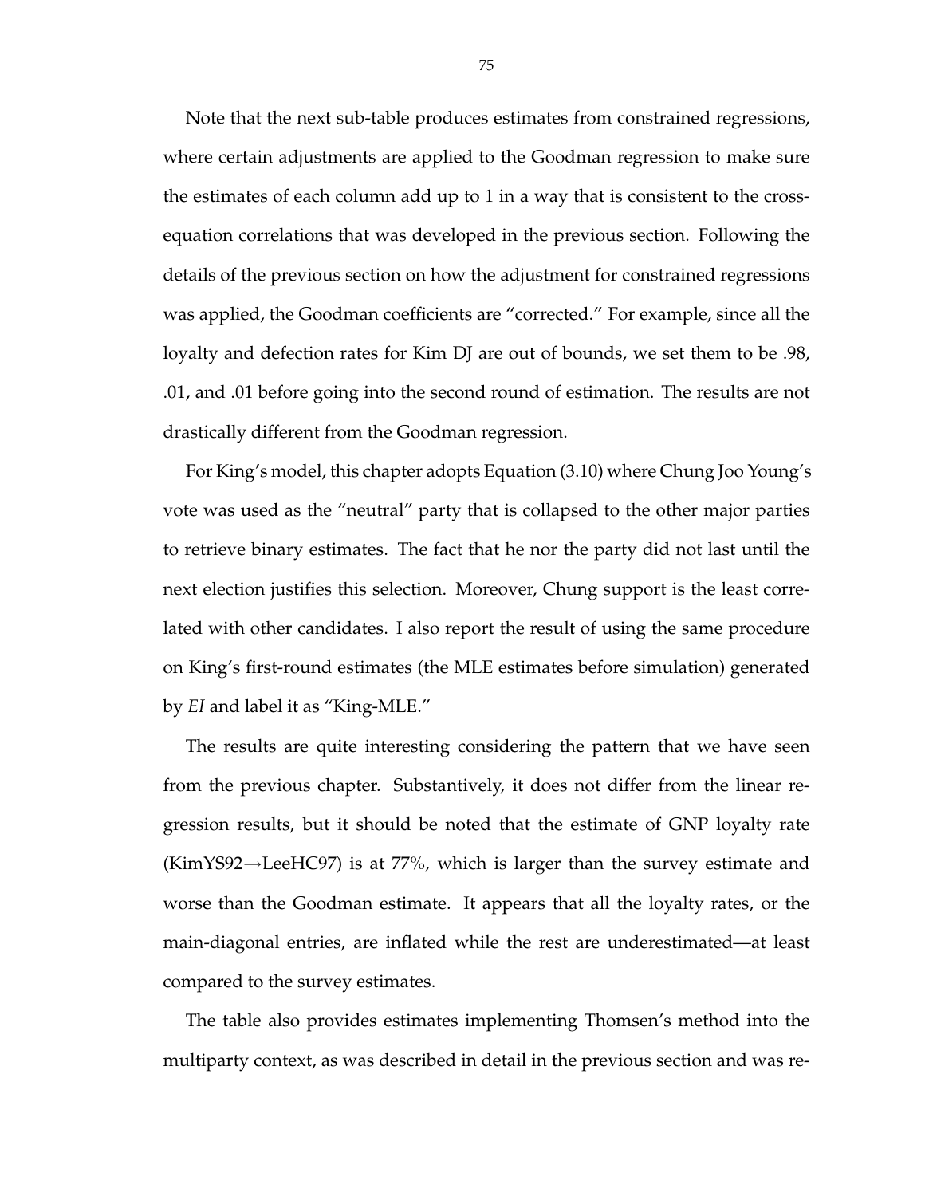Note that the next sub-table produces estimates from constrained regressions, where certain adjustments are applied to the Goodman regression to make sure the estimates of each column add up to 1 in a way that is consistent to the cross-equation correlations that was developed in the previous section. Following the details of the previous section on how the adjustment for constrained regressions was applied, the Goodman coefficients are "corrected." For example, since all the loyalty and defection rates for Kim DJ are out of bounds, we set them to be .98, .01, and .01 before going into the second round of estimation. The results are not drastically different from the Goodman regression.

For King's model, this chapter adopts Equation (3.10) where Chung Joo Young's vote was used as the "neutral" party that is collapsed to the other major parties to retrieve binary estimates. The fact that he nor the party did not last until the next election justifies this selection. Moreover, Chung support is the least correlated with other candidates. I also report the result of using the same procedure on King's first-round estimates (the MLE estimates before simulation) generated by *EI* and label it as "King-MLE."

The results are quite interesting considering the pattern that we have seen from the previous chapter. Substantively, it does not differ from the linear regression results, but it should be noted that the estimate of GNP loyalty rate (KimYS92→LeeHC97) is at 77%, which is larger than the survey estimate and worse than the Goodman estimate. It appears that all the loyalty rates, or the main-diagonal entries, are inflated while the rest are underestimated—at least compared to the survey estimates.

The table also provides estimates implementing Thomsen's method into the multiparty context, as was described in detail in the previous section and was re-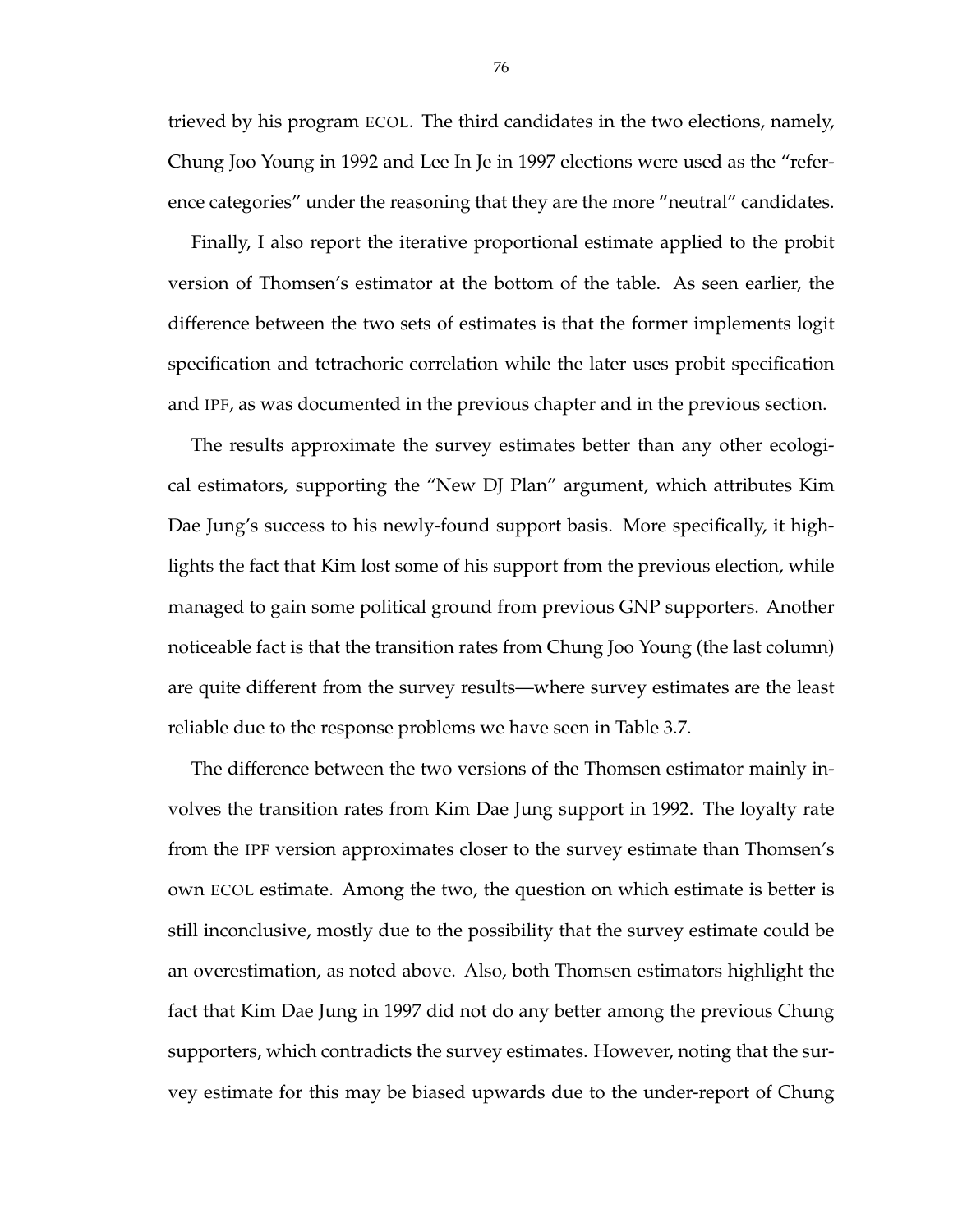trieved by his program ECOL. The third candidates in the two elections, namely, Chung Joo Young in 1992 and Lee In Je in 1997 elections were used as the "reference categories" under the reasoning that they are the more "neutral" candidates.

Finally, I also report the iterative proportional estimate applied to the probit version of Thomsen's estimator at the bottom of the table. As seen earlier, the difference between the two sets of estimates is that the former implements logit specification and tetrachoric correlation while the later uses probit specification and IPF, as was documented in the previous chapter and in the previous section.

The results approximate the survey estimates better than any other ecological estimators, supporting the "New DJ Plan" argument, which attributes Kim Dae Jung's success to his newly-found support basis. More specifically, it highlights the fact that Kim lost some of his support from the previous election, while managed to gain some political ground from previous GNP supporters. Another noticeable fact is that the transition rates from Chung Joo Young (the last column) are quite different from the survey results—where survey estimates are the least reliable due to the response problems we have seen in Table 3.7.

The difference between the two versions of the Thomsen estimator mainly involves the transition rates from Kim Dae Jung support in 1992. The loyalty rate from the IPF version approximates closer to the survey estimate than Thomsen's own ECOL estimate. Among the two, the question on which estimate is better is still inconclusive, mostly due to the possibility that the survey estimate could be an overestimation, as noted above. Also, both Thomsen estimators highlight the fact that Kim Dae Jung in 1997 did not do any better among the previous Chung supporters, which contradicts the survey estimates. However, noting that the survey estimate for this may be biased upwards due to the under-report of Chung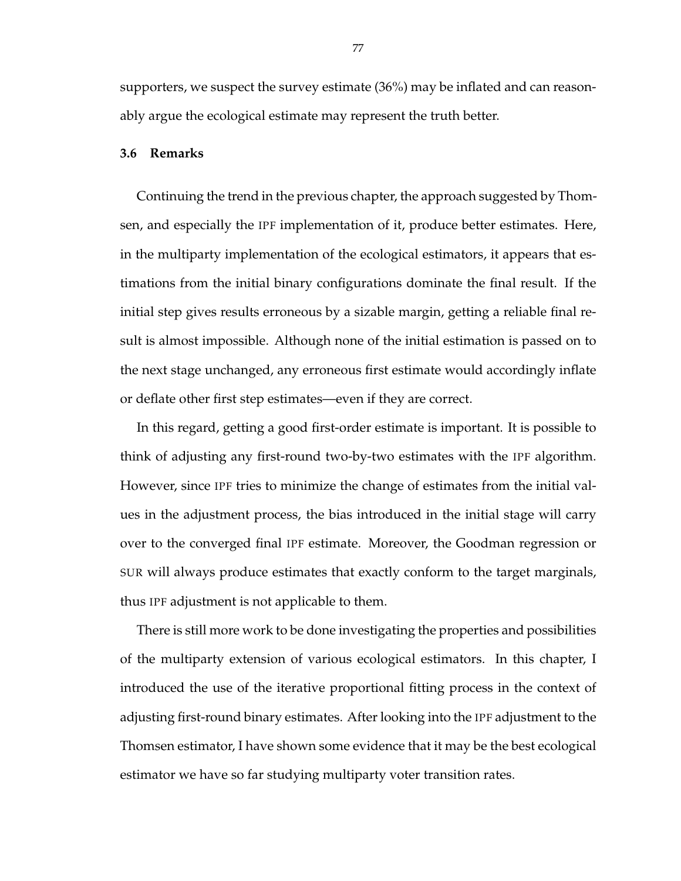supporters, we suspect the survey estimate (36%) may be inflated and can reasonably argue the ecological estimate may represent the truth better.

### 3.6 Remarks

Continuing the trend in the previous chapter, the approach suggested by Thomsen, and especially the IPF implementation of it, produce better estimates. Here, in the multiparty implementation of the ecological estimators, it appears that estimations from the initial binary configurations dominate the final result. If the initial step gives results erroneous by a sizable margin, getting a reliable final result is almost impossible. Although none of the initial estimation is passed on to the next stage unchanged, any erroneous first estimate would accordingly inflate or deflate other first step estimates—even if they are correct.

In this regard, getting a good first-order estimate is important. It is possible to think of adjusting any first-round two-by-two estimates with the IPF algorithm. However, since IPF tries to minimize the change of estimates from the initial values in the adjustment process, the bias introduced in the initial stage will carry over to the converged final IPF estimate. Moreover, the Goodman regression or SUR will always produce estimates that exactly conform to the target marginals, thus IPF adjustment is not applicable to them.

There is still more work to be done investigating the properties and possibilities of the multiparty extension of various ecological estimators. In this chapter, I introduced the use of the iterative proportional fitting process in the context of adjusting first-round binary estimates. After looking into the IPF adjustment to the Thomsen estimator, I have shown some evidence that it may be the best ecological estimator we have so far studying multiparty voter transition rates.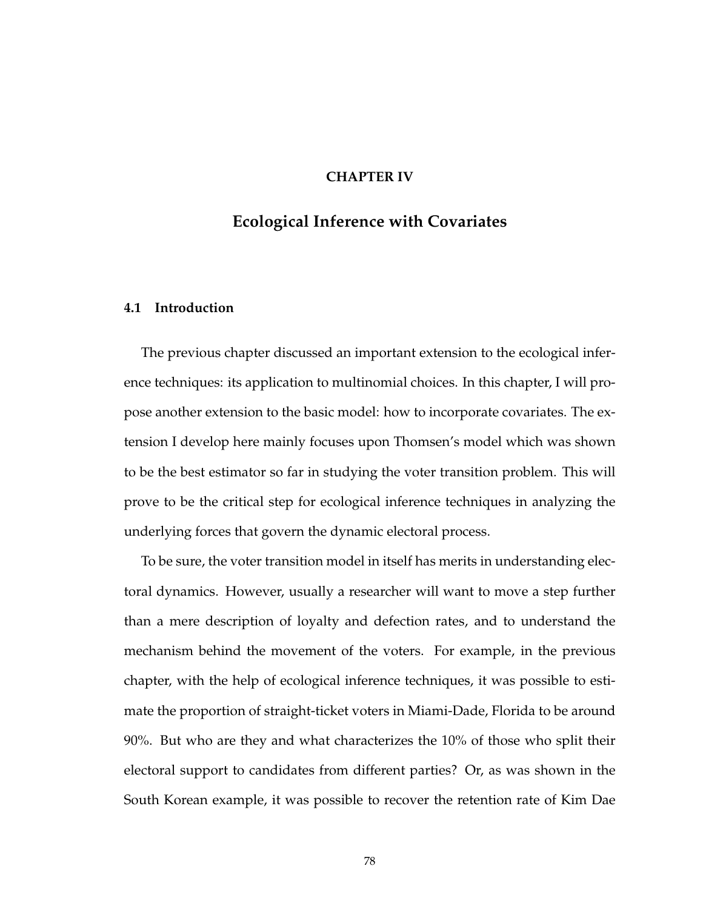# CHAPTER IV

# Ecological Inference with Covariates

## 4.1 Introduction

The previous chapter discussed an important extension to the ecological inference techniques: its application to multinomial choices. In this chapter, I will propose another extension to the basic model: how to incorporate covariates. The extension I develop here mainly focuses upon Thomsen's model which was shown to be the best estimator so far in studying the voter transition problem. This will prove to be the critical step for ecological inference techniques in analyzing the underlying forces that govern the dynamic electoral process.

To be sure, the voter transition model in itself has merits in understanding electoral dynamics. However, usually a researcher will want to move a step further than a mere description of loyalty and defection rates, and to understand the mechanism behind the movement of the voters. For example, in the previous chapter, with the help of ecological inference techniques, it was possible to estimate the proportion of straight-ticket voters in Miami-Dade, Florida to be around 90%. But who are they and what characterizes the 10% of those who split their electoral support to candidates from different parties? Or, as was shown in the South Korean example, it was possible to recover the retention rate of Kim Dae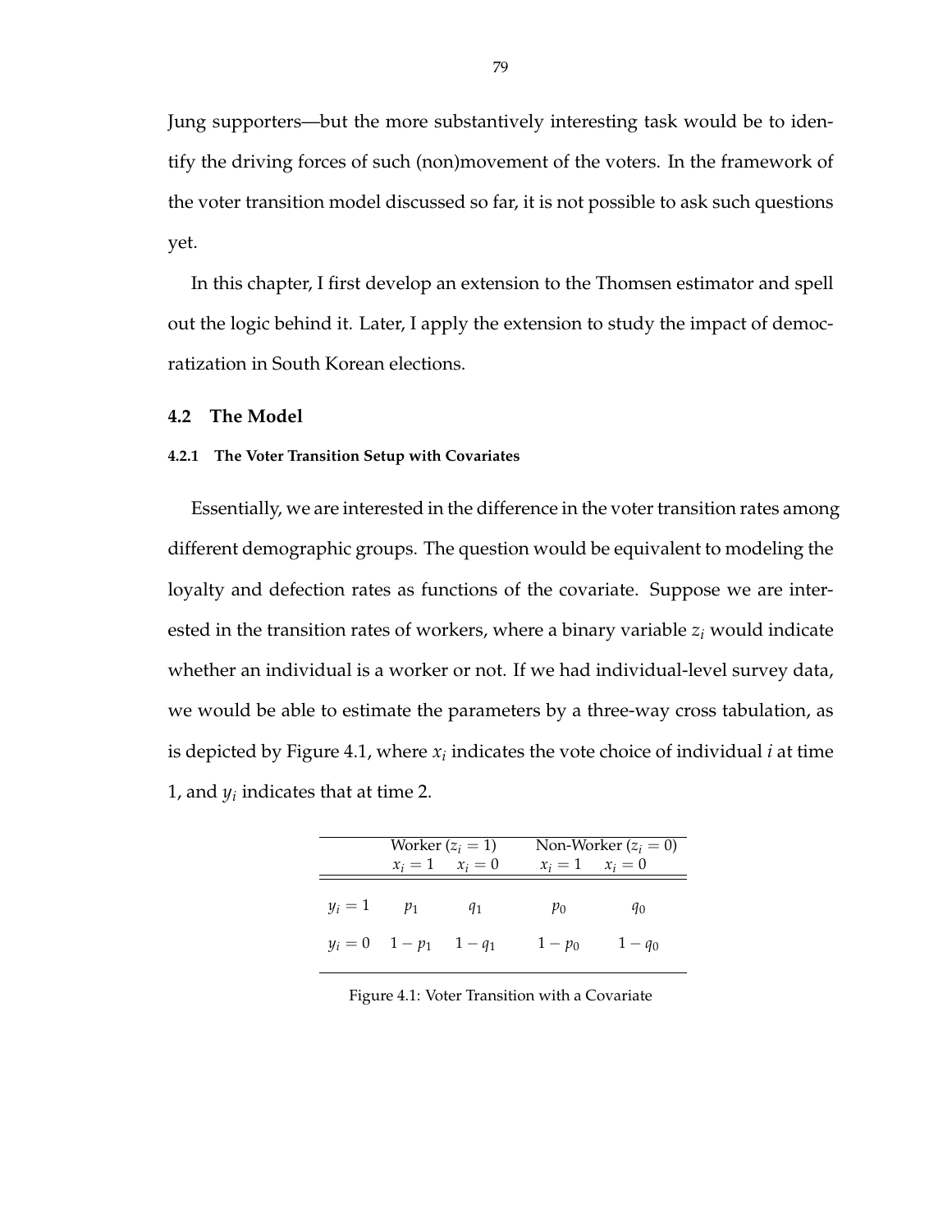Jung supporters—but the more substantively interesting task would be to identify the driving forces of such (non)movement of the voters. In the framework of the voter transition model discussed so far, it is not possible to ask such questions yet.

In this chapter, I first develop an extension to the Thomsen estimator and spell out the logic behind it. Later, I apply the extension to study the impact of democratization in South Korean elections.

## 4.2 The Model

### 4.2.1 The Voter Transition Setup with Covariates

Essentially, we are interested in the difference in the voter transition rates among different demographic groups. The question would be equivalent to modeling the loyalty and defection rates as functions of the covariate. Suppose we are interested in the transition rates of workers, where a binary variable $z_i$ would indicate whether an individual is a worker or not. If we had individual-level survey data, we would be able to estimate the parameters by a three-way cross tabulation, as is depicted by Figure 4.1, where $x_i$ indicates the vote choice of individual $i$ at time 1, and $y_i$ indicates that at time 2.

| | Worker ($z_i = 1$) | | Non-Worker ($z_i = 0$) | |
|---|---|---|---|---|
| | $x_i = 1$ | $x_i = 0$ | $x_i = 1$ | $x_i = 0$ |
| $y_i = 1$ | $p_1$ | $q_1$ | $p_0$ | $q_0$ |
| $y_i = 0$ | $1 - p_1$ | $1 - q_1$ | $1 - p_0$ | $1 - q_0$ |

Figure 4.1: Voter Transition with a Covariate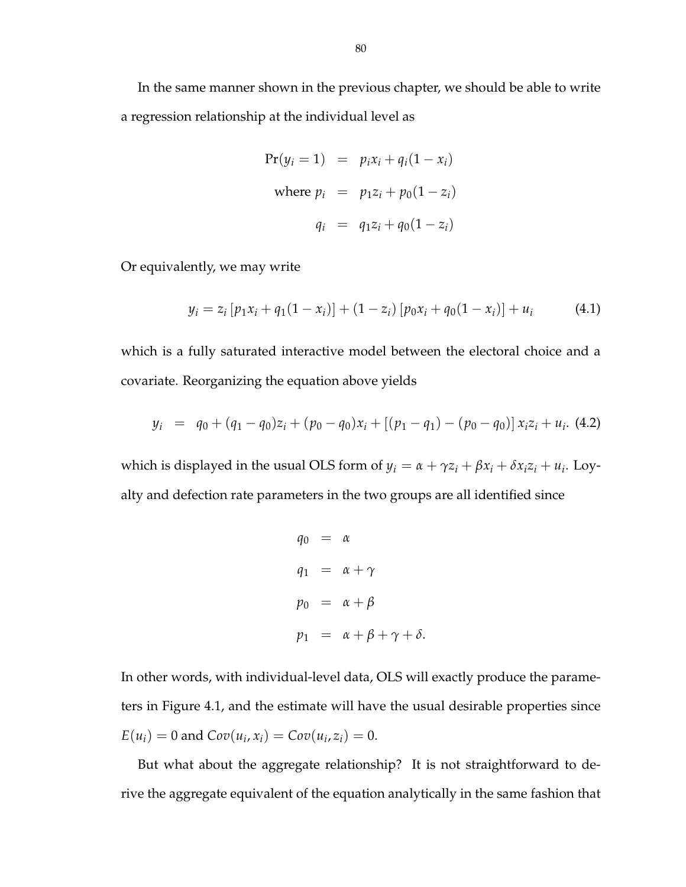In the same manner shown in the previous chapter, we should be able to write a regression relationship at the individual level as

$$
\begin{aligned}
\Pr(y_i = 1) &= p_i x_i + q_i(1 - x_i) \\
\text{where } p_i &= p_1 z_i + p_0(1 - z_i) \\
q_i &= q_1 z_i + q_0(1 - z_i)
\end{aligned}
$$

Or equivalently, we may write

$$
y_i = z_i \left[ p_1 x_i + q_1(1 - x_i) \right] + (1 - z_i) \left[ p_0 x_i + q_0(1 - x_i) \right] + u_i \tag{4.1}
$$

which is a fully saturated interactive model between the electoral choice and a covariate. Reorganizing the equation above yields

$$
y_i = q_0 + (q_1 - q_0) z_i + (p_0 - q_0) x_i + \left[ (p_1 - q_1) - (p_0 - q_0) \right] x_i z_i + u_i. \tag{4.2}
$$

which is displayed in the usual OLS form of $y_i = \alpha + \gamma z_i + \beta x_i + \delta x_i z_i + u_i$. Loyalty and defection rate parameters in the two groups are all identified since

$$
\begin{aligned}
q_0 &= \alpha \\
q_1 &= \alpha + \gamma \\
p_0 &= \alpha + \beta \\
p_1 &= \alpha + \beta + \gamma + \delta.
\end{aligned}
$$

In other words, with individual-level data, OLS will exactly produce the parameters in Figure 4.1, and the estimate will have the usual desirable properties since $E(u_i) = 0$ and $Cov(u_i, x_i) = Cov(u_i, z_i) = 0$.

But what about the aggregate relationship? It is not straightforward to derive the aggregate equivalent of the equation analytically in the same fashion that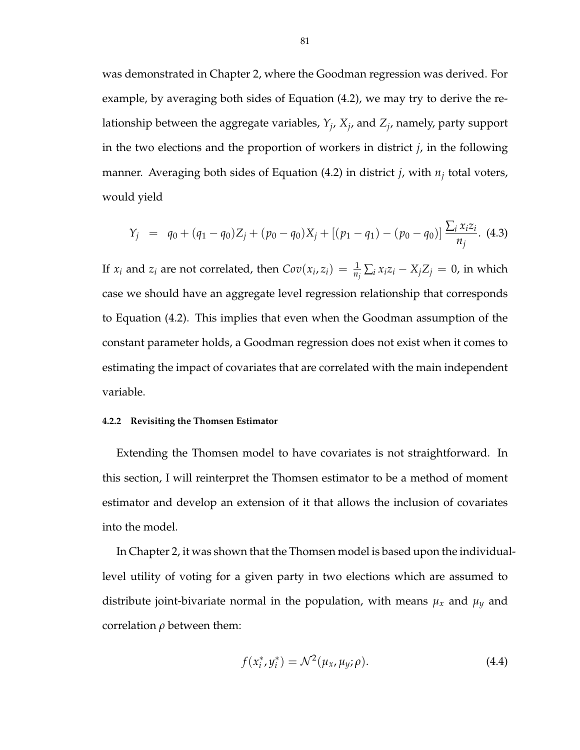was demonstrated in Chapter 2, where the Goodman regression was derived. For example, by averaging both sides of Equation (4.2), we may try to derive the relationship between the aggregate variables, $Y_j$, $X_j$, and $Z_j$, namely, party support in the two elections and the proportion of workers in district $j$, in the following manner. Averaging both sides of Equation (4.2) in district $j$, with $n_j$ total voters, would yield

$$Y_j \quad = \quad q_0 + (q_1 - q_0)Z_j + (p_0 - q_0)X_j + [(p_1 - q_1) - (p_0 - q_0)]\frac{\sum_i x_i z_i}{n_j}. \quad (4.3)$$

If $x_i$ and $z_i$ are not correlated, then $Cov(x_i, z_i) = \frac{1}{n_j}\sum_i x_i z_i - X_j Z_j = 0$, in which case we should have an aggregate level regression relationship that corresponds to Equation (4.2). This implies that even when the Goodman assumption of the constant parameter holds, a Goodman regression does not exist when it comes to estimating the impact of covariates that are correlated with the main independent variable.

#### 4.2.2 Revisiting the Thomsen Estimator

Extending the Thomsen model to have covariates is not straightforward. In this section, I will reinterpret the Thomsen estimator to be a method of moment estimator and develop an extension of it that allows the inclusion of covariates into the model.

In Chapter 2, it was shown that the Thomsen model is based upon the individual-level utility of voting for a given party in two elections which are assumed to distribute joint-bivariate normal in the population, with means $\mu_x$ and $\mu_y$ and correlation $\rho$ between them:

$$f(x_i^*, y_i^*) = \mathcal{N}^2(\mu_x, \mu_y; \rho). \quad (4.4)$$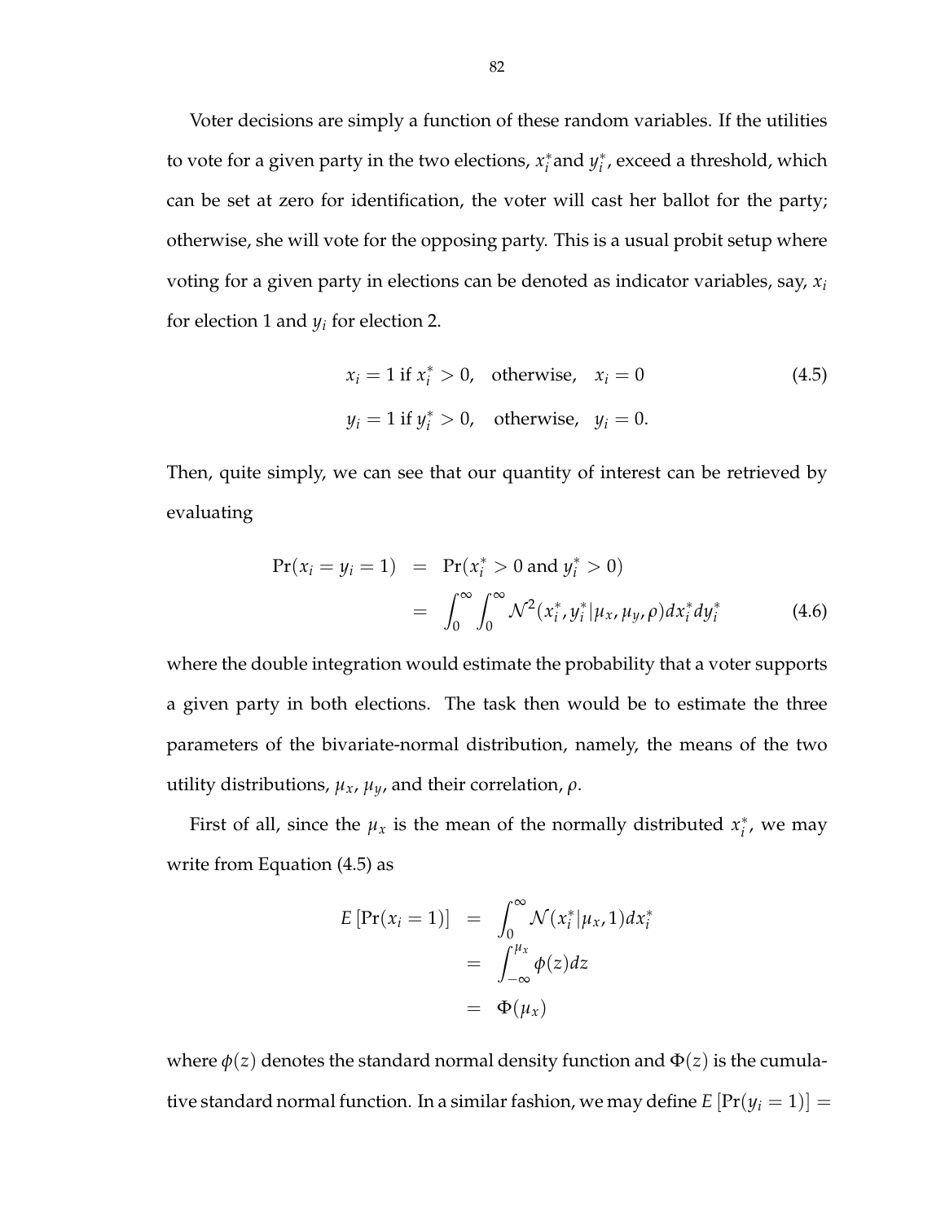Voter decisions are simply a function of these random variables. If the utilities to vote for a given party in the two elections, $x_i^*$ and $y_i^*$, exceed a threshold, which can be set at zero for identification, the voter will cast her ballot for the party; otherwise, she will vote for the opposing party. This is a usual probit setup where voting for a given party in elections can be denoted as indicator variables, say, $x_i$ for election 1 and $y_i$ for election 2.

$$
\begin{aligned}
x_i &= 1 \text{ if } x_i^* > 0, \quad \text{otherwise,} \quad x_i = 0 \qquad (4.5)\\
y_i &= 1 \text{ if } y_i^* > 0, \quad \text{otherwise,} \quad y_i = 0.
\end{aligned}
$$

Then, quite simply, we can see that our quantity of interest can be retrieved by evaluating

$$
\begin{aligned}
\Pr(x_i = y_i = 1) &= \Pr(x_i^* > 0 \text{ and } y_i^* > 0) \\
&= \int_0^\infty \int_0^\infty \mathcal{N}^2(x_i^*, y_i^* | \mu_x, \mu_y, \rho) dx_i^* dy_i^* \qquad (4.6)
\end{aligned}
$$

where the double integration would estimate the probability that a voter supports a given party in both elections. The task then would be to estimate the three parameters of the bivariate-normal distribution, namely, the means of the two utility distributions, $\mu_x$, $\mu_y$, and their correlation, $\rho$.

First of all, since the $\mu_x$ is the mean of the normally distributed $x_i^*$, we may write from Equation (4.5) as

$$
\begin{aligned}
E\left[\Pr(x_i = 1)\right] &= \int_0^\infty \mathcal{N}(x_i^* | \mu_x, 1) dx_i^* \\
&= \int_{-\infty}^{\mu_x} \phi(z) dz \\
&= \Phi(\mu_x)
\end{aligned}
$$

where $\phi(z)$ denotes the standard normal density function and $\Phi(z)$ is the cumulative standard normal function. In a similar fashion, we may define $E\left[\Pr(y_i = 1)\right] =$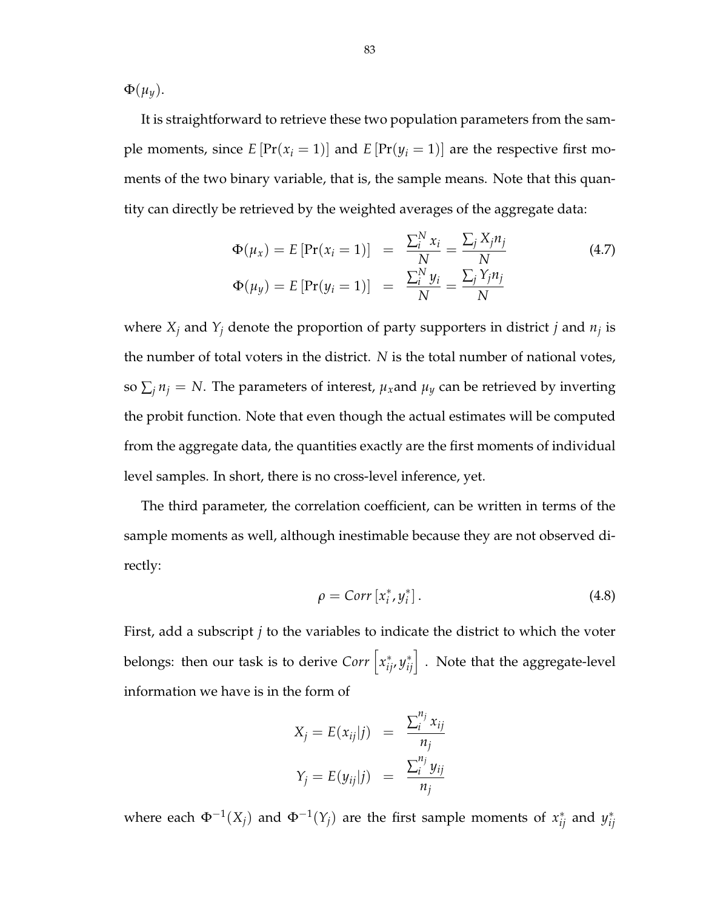$\Phi(\mu_y)$.

It is straightforward to retrieve these two population parameters from the sample moments, since $E[\Pr(x_i = 1)]$ and $E[\Pr(y_i = 1)]$ are the respective first moments of the two binary variable, that is, the sample means. Note that this quantity can directly be retrieved by the weighted averages of the aggregate data:

$$
\begin{aligned}
\Phi(\mu_x) = E[\Pr(x_i = 1)] &= \frac{\sum_i^N x_i}{N} = \frac{\sum_j X_j n_j}{N} \\
\Phi(\mu_y) = E[\Pr(y_i = 1)] &= \frac{\sum_i^N y_i}{N} = \frac{\sum_j Y_j n_j}{N}
\end{aligned}
\tag{4.7}
$$

where $X_j$ and $Y_j$ denote the proportion of party supporters in district $j$ and $n_j$ is the number of total voters in the district. $N$ is the total number of national votes, so $\sum_j n_j = N$. The parameters of interest, $\mu_x$and $\mu_y$ can be retrieved by inverting the probit function. Note that even though the actual estimates will be computed from the aggregate data, the quantities exactly are the first moments of individual level samples. In short, there is no cross-level inference, yet.

The third parameter, the correlation coefficient, can be written in terms of the sample moments as well, although inestimable because they are not observed directly:

$$
\rho = Corr\left[x_i^*, y_i^*\right]. \tag{4.8}
$$

First, add a subscript $j$ to the variables to indicate the district to which the voter belongs: then our task is to derive $Corr\left[x_{ij}^*, y_{ij}^*\right]$ . Note that the aggregate-level information we have is in the form of

$$
\begin{aligned}
X_j = E(x_{ij}|j) &= \frac{\sum_i^{n_j} x_{ij}}{n_j} \\
Y_j = E(y_{ij}|j) &= \frac{\sum_i^{n_j} y_{ij}}{n_j}
\end{aligned}
$$

where each $\Phi^{-1}(X_j)$ and $\Phi^{-1}(Y_j)$ are the first sample moments of $x_{ij}^*$ and $y_{ij}^*$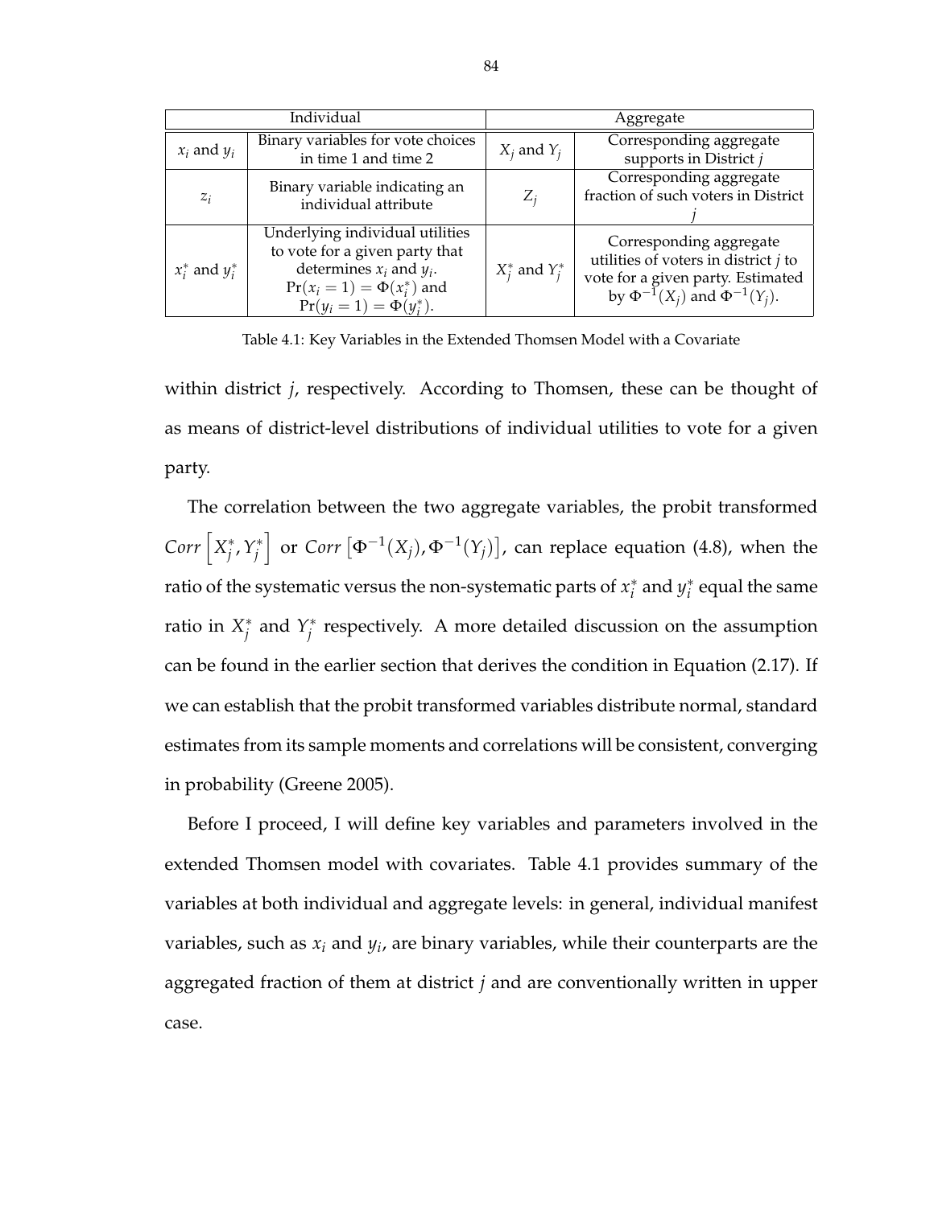| Individual | | Aggregate | |
|---|---|---|---|
| $x_i$ and $y_i$ | Binary variables for vote choices in time 1 and time 2 | $X_j$ and $Y_j$ | Corresponding aggregate supports in District $j$ |
| $z_i$ | Binary variable indicating an individual attribute | $Z_j$ | Corresponding aggregate fraction of such voters in District $j$ |
| $x_i^*$ and $y_i^*$ | Underlying individual utilities to vote for a given party that determines $x_i$ and $y_i$. $\Pr(x_i = 1) = \Phi(x_i^*)$ and $\Pr(y_i = 1) = \Phi(y_i^*)$. | $X_j^*$ and $Y_j^*$ | Corresponding aggregate utilities of voters in district $j$ to vote for a given party. Estimated by $\Phi^{-1}(X_j)$ and $\Phi^{-1}(Y_j)$. |

Table 4.1: Key Variables in the Extended Thomsen Model with a Covariate

within district $j$, respectively. According to Thomsen, these can be thought of as means of district-level distributions of individual utilities to vote for a given party.

The correlation between the two aggregate variables, the probit transformed $Corr\left[X_j^*, Y_j^*\right]$ or $Corr\left[\Phi^{-1}(X_j), \Phi^{-1}(Y_j)\right]$, can replace equation (4.8), when the ratio of the systematic versus the non-systematic parts of $x_i^*$ and $y_i^*$ equal the same ratio in $X_j^*$ and $Y_j^*$ respectively. A more detailed discussion on the assumption can be found in the earlier section that derives the condition in Equation (2.17). If we can establish that the probit transformed variables distribute normal, standard estimates from its sample moments and correlations will be consistent, converging in probability (Greene 2005).

Before I proceed, I will define key variables and parameters involved in the extended Thomsen model with covariates. Table 4.1 provides summary of the variables at both individual and aggregate levels: in general, individual manifest variables, such as $x_i$ and $y_i$, are binary variables, while their counterparts are the aggregated fraction of them at district $j$ and are conventionally written in upper case.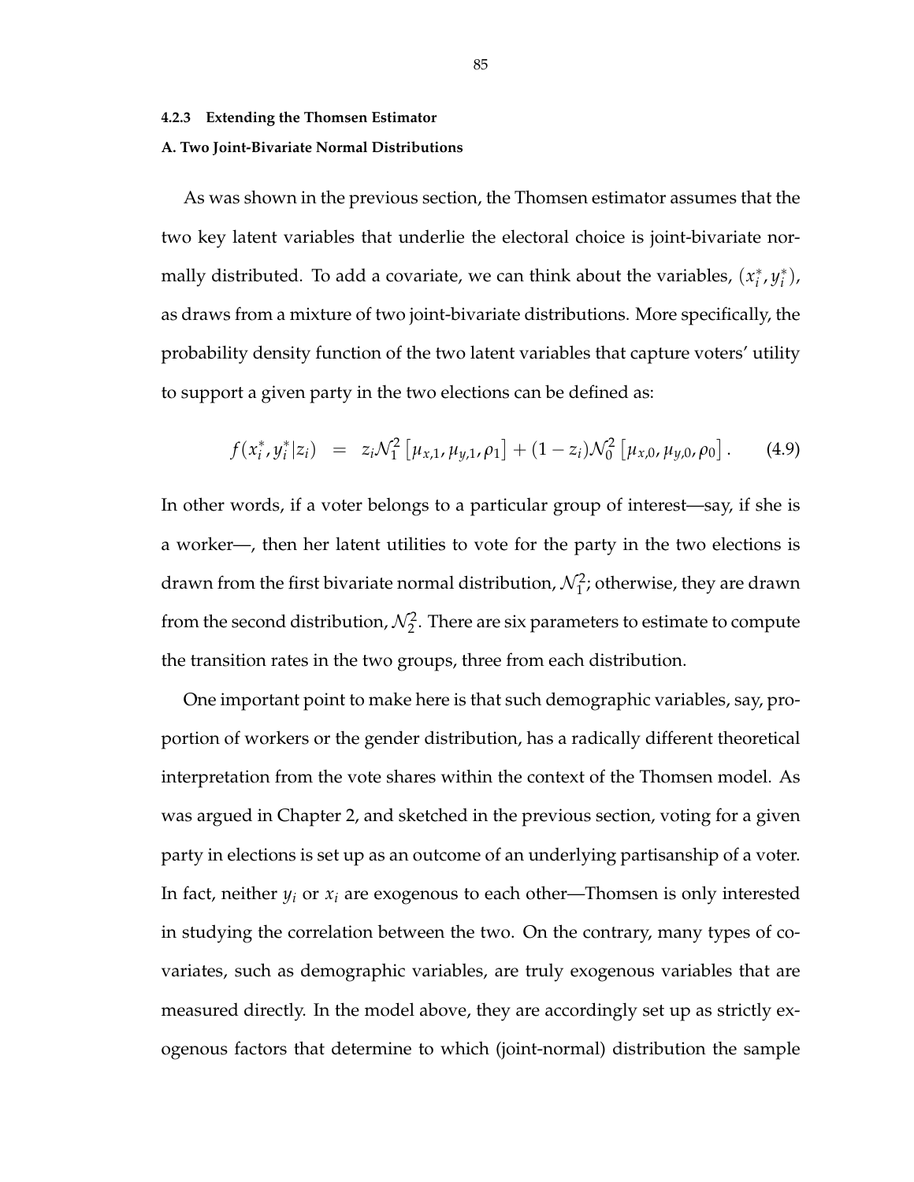#### 4.2.3 Extending the Thomsen Estimator

**A. Two Joint-Bivariate Normal Distributions**

As was shown in the previous section, the Thomsen estimator assumes that the two key latent variables that underlie the electoral choice is joint-bivariate normally distributed. To add a covariate, we can think about the variables, $(x_i^*, y_i^*)$, as draws from a mixture of two joint-bivariate distributions. More specifically, the probability density function of the two latent variables that capture voters' utility to support a given party in the two elections can be defined as:

$$f(x_i^*, y_i^*|z_i) \quad = \quad z_i \mathcal{N}_1^2 \left[\mu_{x,1}, \mu_{y,1}, \rho_1\right] + (1 - z_i)\mathcal{N}_0^2 \left[\mu_{x,0}, \mu_{y,0}, \rho_0\right]. \qquad (4.9)$$

In other words, if a voter belongs to a particular group of interest—say, if she is a worker—, then her latent utilities to vote for the party in the two elections is drawn from the first bivariate normal distribution, $\mathcal{N}_1^2$; otherwise, they are drawn from the second distribution, $\mathcal{N}_2^2$. There are six parameters to estimate to compute the transition rates in the two groups, three from each distribution.

One important point to make here is that such demographic variables, say, proportion of workers or the gender distribution, has a radically different theoretical interpretation from the vote shares within the context of the Thomsen model. As was argued in Chapter 2, and sketched in the previous section, voting for a given party in elections is set up as an outcome of an underlying partisanship of a voter. In fact, neither $y_i$ or $x_i$ are exogenous to each other—Thomsen is only interested in studying the correlation between the two. On the contrary, many types of covariates, such as demographic variables, are truly exogenous variables that are measured directly. In the model above, they are accordingly set up as strictly exogenous factors that determine to which (joint-normal) distribution the sample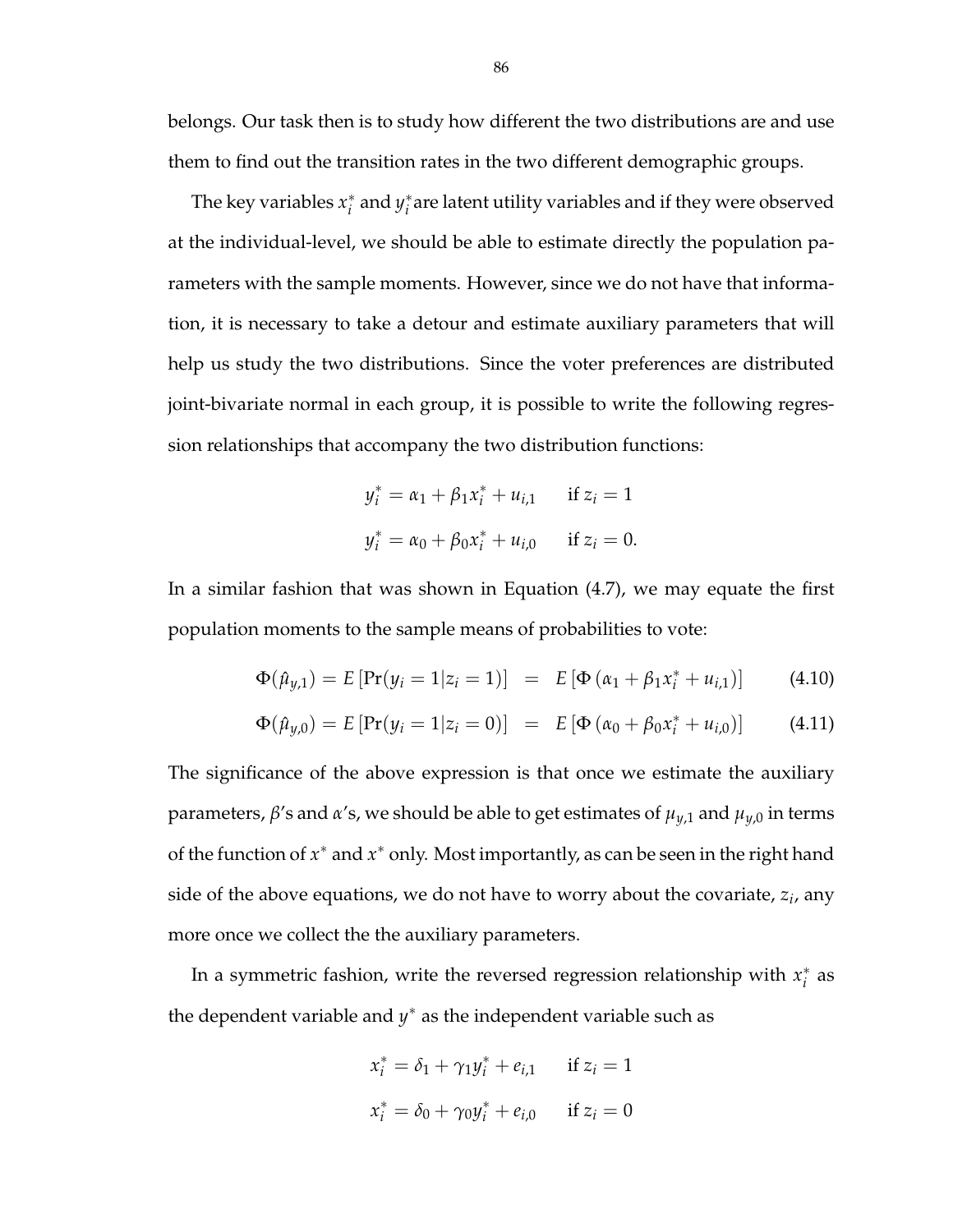belongs. Our task then is to study how different the two distributions are and use them to find out the transition rates in the two different demographic groups.

The key variables $x_i^*$ and $y_i^*$are latent utility variables and if they were observed at the individual-level, we should be able to estimate directly the population parameters with the sample moments. However, since we do not have that information, it is necessary to take a detour and estimate auxiliary parameters that will help us study the two distributions. Since the voter preferences are distributed joint-bivariate normal in each group, it is possible to write the following regression relationships that accompany the two distribution functions:

$$
\begin{aligned}
y_i^* &= \alpha_1 + \beta_1 x_i^* + u_{i,1} \qquad \text{if } z_i = 1 \\
y_i^* &= \alpha_0 + \beta_0 x_i^* + u_{i,0} \qquad \text{if } z_i = 0.
\end{aligned}
$$

In a similar fashion that was shown in Equation (4.7), we may equate the first population moments to the sample means of probabilities to vote:

$$
\Phi(\hat{\mu}_{y,1}) = E\left[\Pr(y_i = 1 | z_i = 1)\right] = E\left[\Phi\left(\alpha_1 + \beta_1 x_i^* + u_{i,1}\right)\right] \tag{4.10}
$$

$$
\Phi(\hat{\mu}_{y,0}) = E\left[\Pr(y_i = 1 | z_i = 0)\right] = E\left[\Phi\left(\alpha_0 + \beta_0 x_i^* + u_{i,0}\right)\right] \tag{4.11}
$$

The significance of the above expression is that once we estimate the auxiliary parameters, $\beta$'s and $\alpha$'s, we should be able to get estimates of $\mu_{y,1}$ and $\mu_{y,0}$ in terms of the function of $x^*$ and $x^*$ only. Most importantly, as can be seen in the right hand side of the above equations, we do not have to worry about the covariate, $z_i$, any more once we collect the the auxiliary parameters.

In a symmetric fashion, write the reversed regression relationship with $x_i^*$ as the dependent variable and $y^*$ as the independent variable such as

$$
\begin{aligned}
x_i^* &= \delta_1 + \gamma_1 y_i^* + e_{i,1} \qquad \text{if } z_i = 1 \\
x_i^* &= \delta_0 + \gamma_0 y_i^* + e_{i,0} \qquad \text{if } z_i = 0
\end{aligned}
$$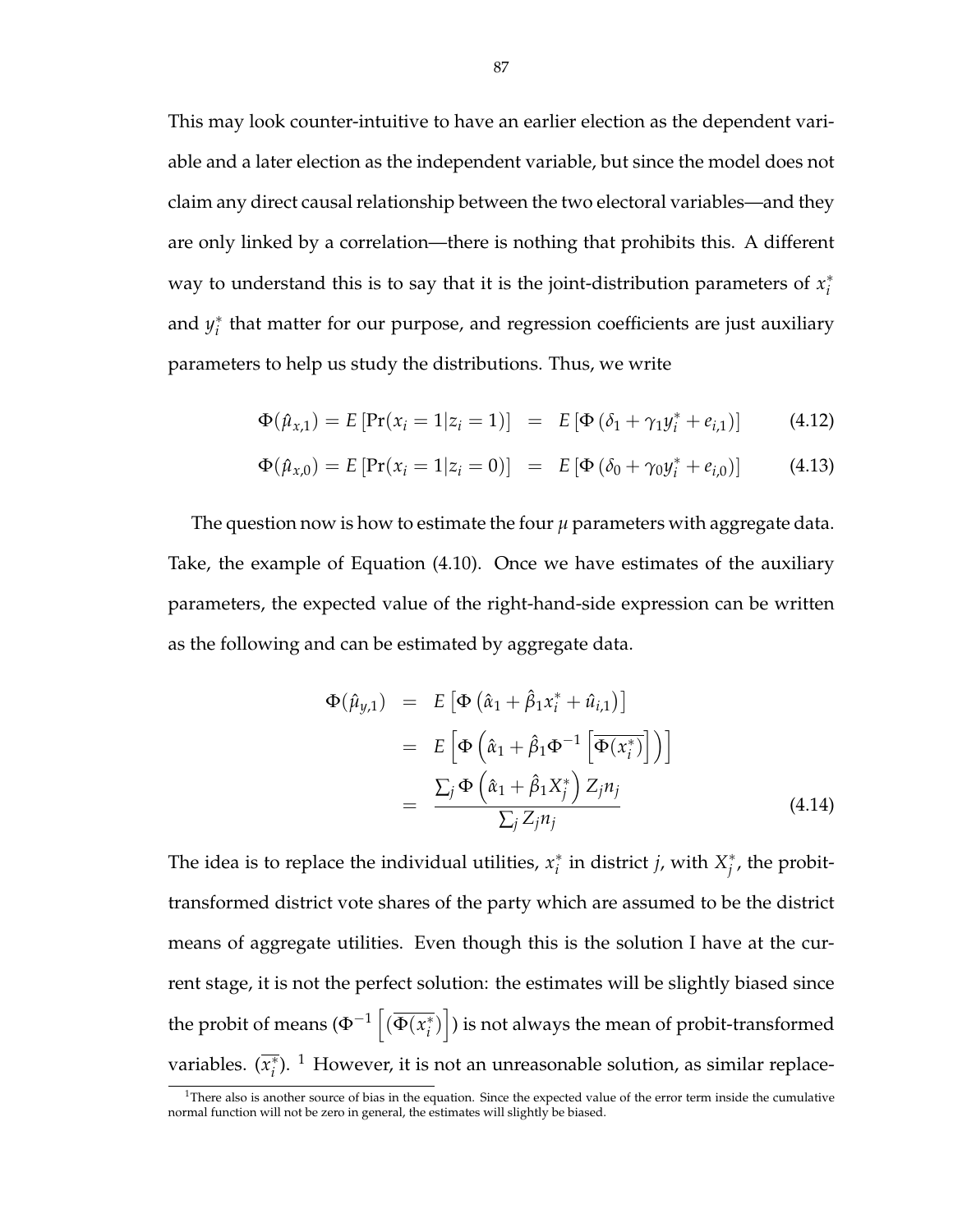This may look counter-intuitive to have an earlier election as the dependent variable and a later election as the independent variable, but since the model does not claim any direct causal relationship between the two electoral variables—and they are only linked by a correlation—there is nothing that prohibits this. A different way to understand this is to say that it is the joint-distribution parameters of $x_i^*$ and $y_i^*$ that matter for our purpose, and regression coefficients are just auxiliary parameters to help us study the distributions. Thus, we write

$$\Phi(\hat{\mu}_{x,1}) = E\left[\Pr(x_i = 1 | z_i = 1)\right] = E\left[\Phi\left(\delta_1 + \gamma_1 y_i^* + e_{i,1}\right)\right] \tag{4.12}$$

$$\Phi(\hat{\mu}_{x,0}) = E\left[\Pr(x_i = 1 | z_i = 0)\right] = E\left[\Phi\left(\delta_0 + \gamma_0 y_i^* + e_{i,0}\right)\right] \tag{4.13}$$

The question now is how to estimate the four $\mu$ parameters with aggregate data. Take, the example of Equation (4.10). Once we have estimates of the auxiliary parameters, the expected value of the right-hand-side expression can be written as the following and can be estimated by aggregate data.

$$\begin{aligned}
\Phi(\hat{\mu}_{y,1}) &= E\left[\Phi\left(\hat{\alpha}_1 + \hat{\beta}_1 x_i^* + \hat{u}_{i,1}\right)\right] \\
&= E\left[\Phi\left(\hat{\alpha}_1 + \hat{\beta}_1 \Phi^{-1}\left[\overline{\Phi(x_i^*)}\right]\right)\right] \\
&= \frac{\sum_j \Phi\left(\hat{\alpha}_1 + \hat{\beta}_1 X_j^*\right) Z_j n_j}{\sum_j Z_j n_j}
\end{aligned} \tag{4.14}$$

The idea is to replace the individual utilities, $x_i^*$ in district $j$, with $X_j^*$, the probit-transformed district vote shares of the party which are assumed to be the district means of aggregate utilities. Even though this is the solution I have at the current stage, it is not the perfect solution: the estimates will be slightly biased since the probit of means ($\Phi^{-1}\left[(\overline{\Phi(x_i^*)}\right]$) is not always the mean of probit-transformed variables. ($\overline{x_i^*}$). [1] However, it is not an unreasonable solution, as similar replace-

[1] There also is another source of bias in the equation. Since the expected value of the error term inside the cumulative normal function will not be zero in general, the estimates will slightly be biased.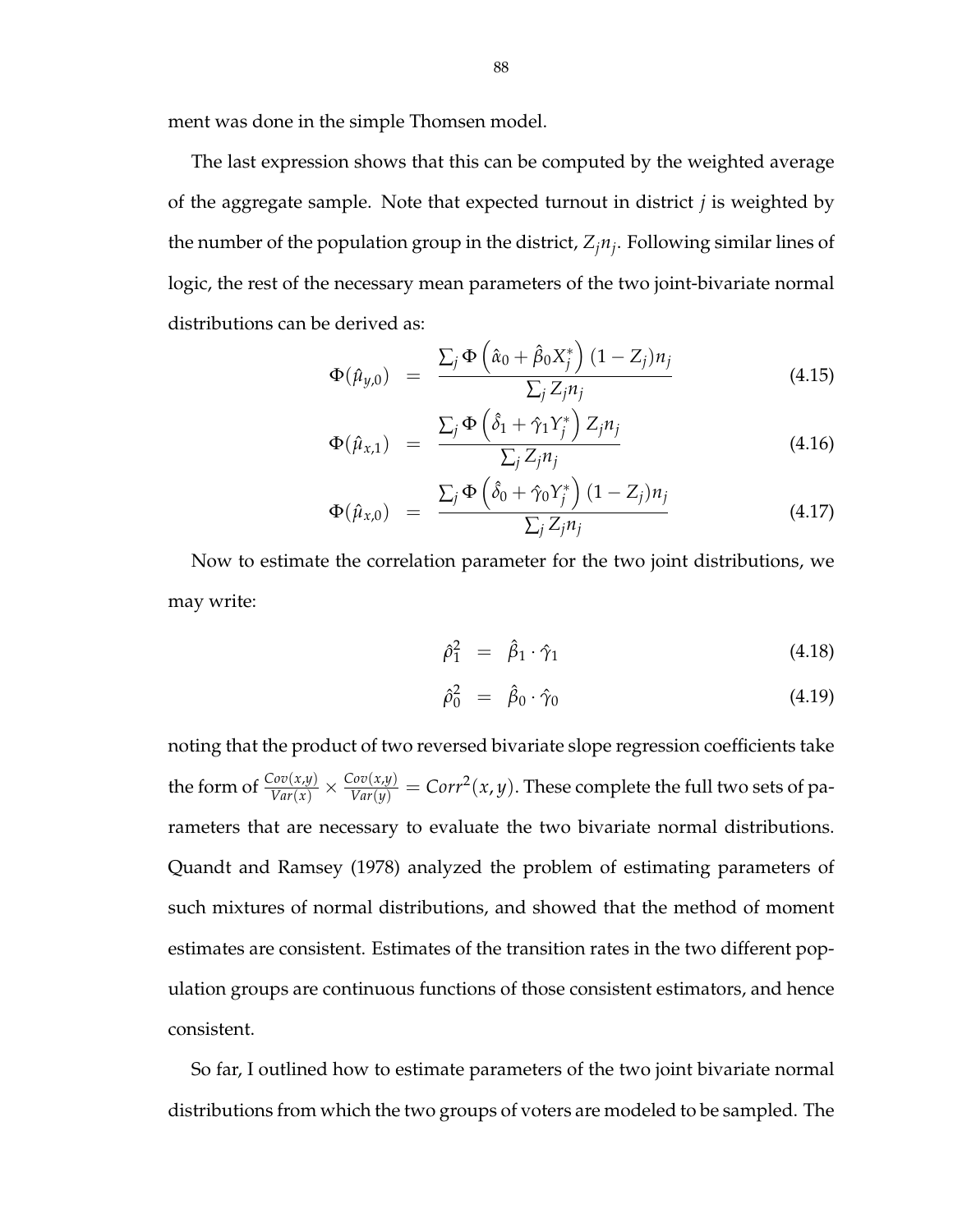ment was done in the simple Thomsen model.

The last expression shows that this can be computed by the weighted average of the aggregate sample. Note that expected turnout in district $j$ is weighted by the number of the population group in the district, $Z_j n_j$. Following similar lines of logic, the rest of the necessary mean parameters of the two joint-bivariate normal distributions can be derived as:

$$
\begin{aligned}
\Phi(\hat{\mu}_{y,0}) &= \frac{\sum_j \Phi\left(\hat{\alpha}_0 + \hat{\beta}_0 X_j^*\right)(1 - Z_j)n_j}{\sum_j Z_j n_j} && (4.15) \\
\Phi(\hat{\mu}_{x,1}) &= \frac{\sum_j \Phi\left(\hat{\delta}_1 + \hat{\gamma}_1 Y_j^*\right) Z_j n_j}{\sum_j Z_j n_j} && (4.16) \\
\Phi(\hat{\mu}_{x,0}) &= \frac{\sum_j \Phi\left(\hat{\delta}_0 + \hat{\gamma}_0 Y_j^*\right)(1 - Z_j)n_j}{\sum_j Z_j n_j} && (4.17)
\end{aligned}
$$

Now to estimate the correlation parameter for the two joint distributions, we may write:

$$
\begin{aligned}
\hat{\rho}_1^2 &= \hat{\beta}_1 \cdot \hat{\gamma}_1 && (4.18) \\
\hat{\rho}_0^2 &= \hat{\beta}_0 \cdot \hat{\gamma}_0 && (4.19)
\end{aligned}
$$

noting that the product of two reversed bivariate slope regression coefficients take the form of $\frac{Cov(x,y)}{Var(x)} \times \frac{Cov(x,y)}{Var(y)} = Corr^2(x, y)$. These complete the full two sets of parameters that are necessary to evaluate the two bivariate normal distributions. Quandt and Ramsey (1978) analyzed the problem of estimating parameters of such mixtures of normal distributions, and showed that the method of moment estimates are consistent. Estimates of the transition rates in the two different population groups are continuous functions of those consistent estimators, and hence consistent.

So far, I outlined how to estimate parameters of the two joint bivariate normal distributions from which the two groups of voters are modeled to be sampled. The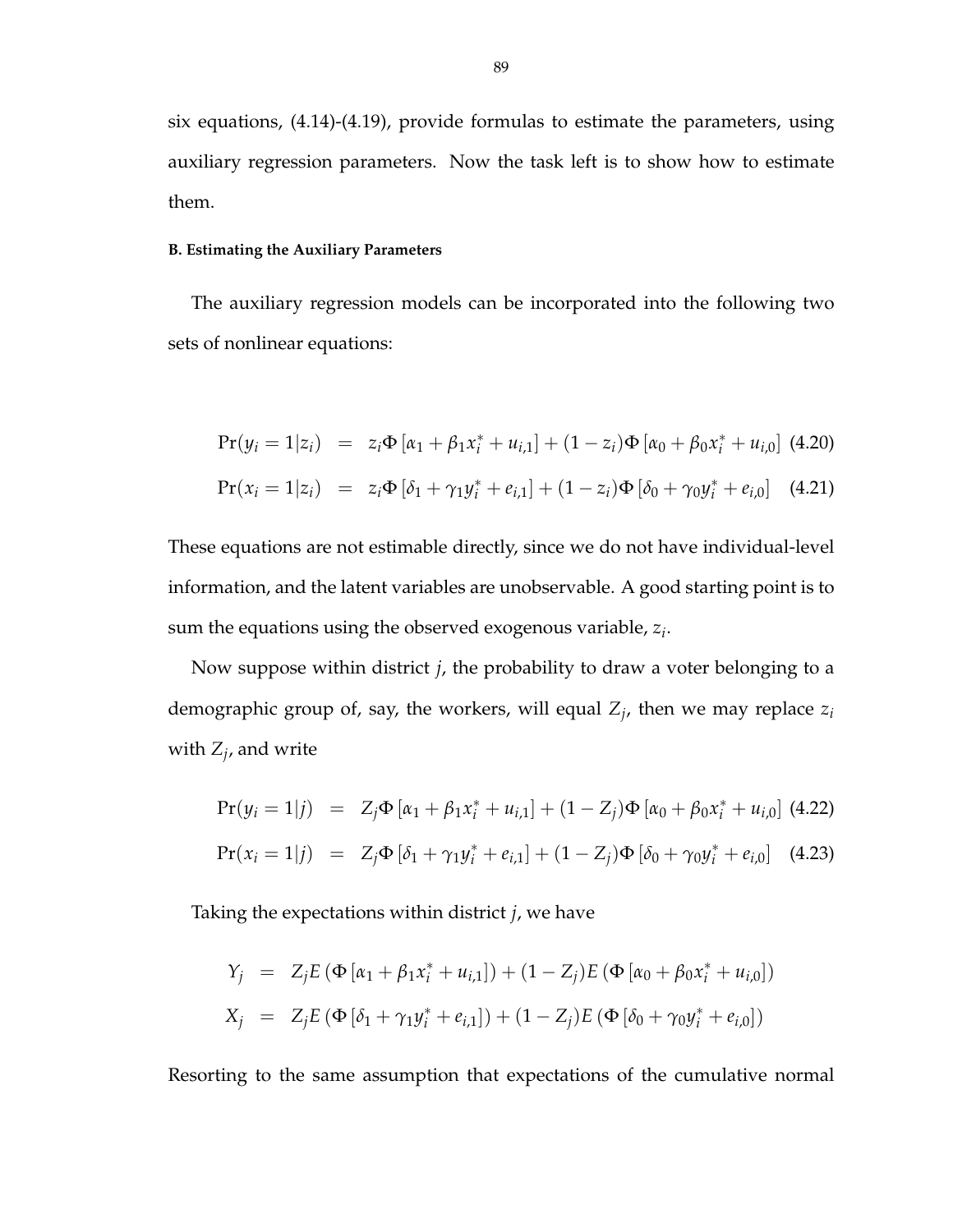six equations, (4.14)-(4.19), provide formulas to estimate the parameters, using auxiliary regression parameters. Now the task left is to show how to estimate them.

#### B. Estimating the Auxiliary Parameters

The auxiliary regression models can be incorporated into the following two sets of nonlinear equations:

$$\Pr(y_i = 1|z_i) = z_i \Phi\left[\alpha_1 + \beta_1 x_i^* + u_{i,1}\right] + (1 - z_i)\Phi\left[\alpha_0 + \beta_0 x_i^* + u_{i,0}\right] \quad (4.20)$$

$$\Pr(x_i = 1|z_i) = z_i \Phi\left[\delta_1 + \gamma_1 y_i^* + e_{i,1}\right] + (1 - z_i)\Phi\left[\delta_0 + \gamma_0 y_i^* + e_{i,0}\right] \quad (4.21)$$

These equations are not estimable directly, since we do not have individual-level information, and the latent variables are unobservable. A good starting point is to sum the equations using the observed exogenous variable, $z_i$.

Now suppose within district $j$, the probability to draw a voter belonging to a demographic group of, say, the workers, will equal $Z_j$, then we may replace $z_i$ with $Z_j$, and write

$$\Pr(y_i = 1|j) = Z_j \Phi\left[\alpha_1 + \beta_1 x_i^* + u_{i,1}\right] + (1 - Z_j)\Phi\left[\alpha_0 + \beta_0 x_i^* + u_{i,0}\right] \quad (4.22)$$

$$\Pr(x_i = 1|j) = Z_j \Phi\left[\delta_1 + \gamma_1 y_i^* + e_{i,1}\right] + (1 - Z_j)\Phi\left[\delta_0 + \gamma_0 y_i^* + e_{i,0}\right] \quad (4.23)$$

Taking the expectations within district $j$, we have

$$Y_j = Z_j E\left(\Phi\left[\alpha_1 + \beta_1 x_i^* + u_{i,1}\right]\right) + (1 - Z_j) E\left(\Phi\left[\alpha_0 + \beta_0 x_i^* + u_{i,0}\right]\right)$$

$$X_j = Z_j E\left(\Phi\left[\delta_1 + \gamma_1 y_i^* + e_{i,1}\right]\right) + (1 - Z_j) E\left(\Phi\left[\delta_0 + \gamma_0 y_i^* + e_{i,0}\right]\right)$$

Resorting to the same assumption that expectations of the cumulative normal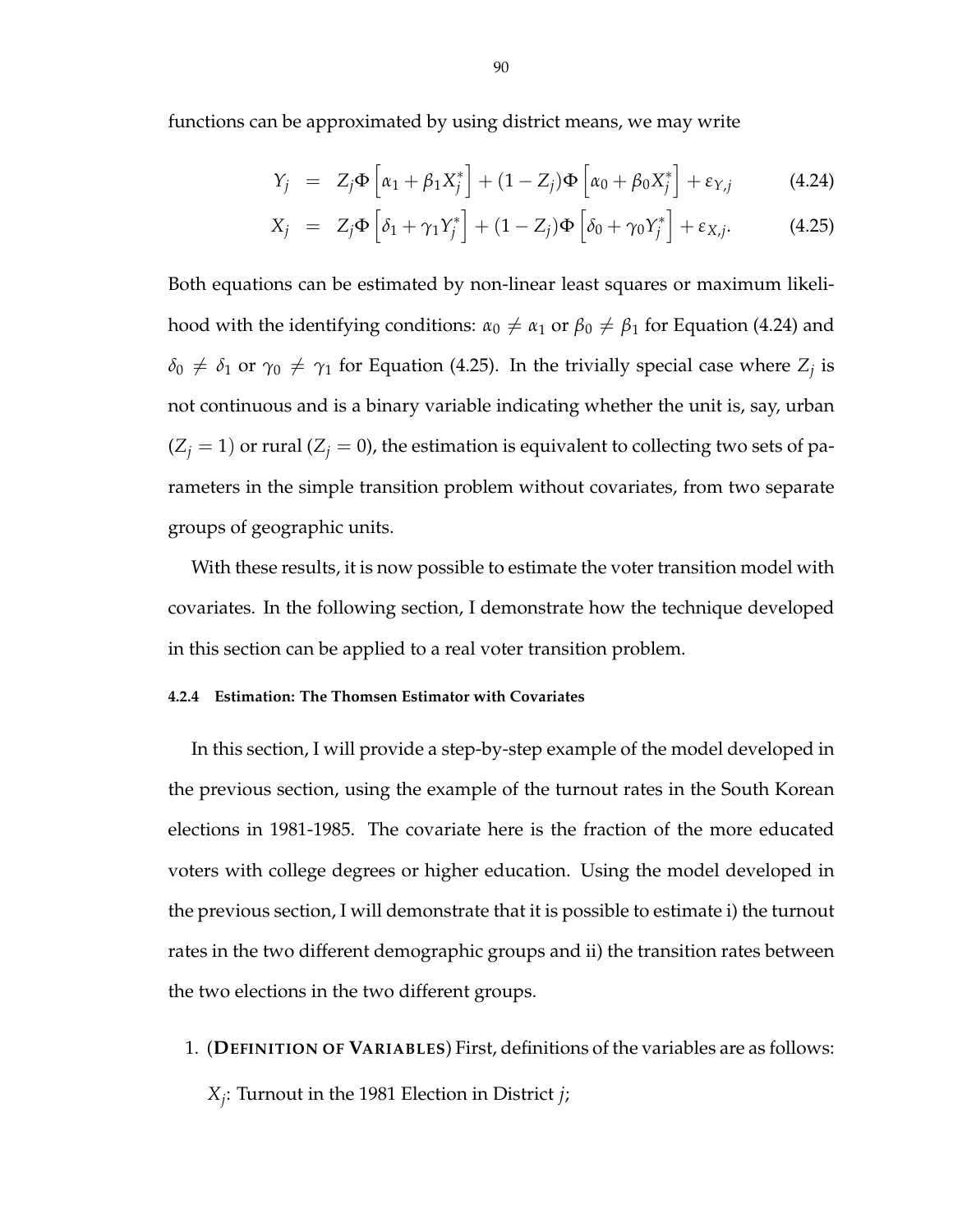functions can be approximated by using district means, we may write

$$
\begin{aligned}
Y_j &= Z_j \Phi\left[\alpha_1 + \beta_1 X_j^*\right] + (1 - Z_j)\Phi\left[\alpha_0 + \beta_0 X_j^*\right] + \varepsilon_{Y,j} \qquad (4.24) \\
X_j &= Z_j \Phi\left[\delta_1 + \gamma_1 Y_j^*\right] + (1 - Z_j)\Phi\left[\delta_0 + \gamma_0 Y_j^*\right] + \varepsilon_{X,j}. \qquad (4.25)
\end{aligned}
$$

Both equations can be estimated by non-linear least squares or maximum likelihood with the identifying conditions: $\alpha_0 \neq \alpha_1$ or $\beta_0 \neq \beta_1$ for Equation (4.24) and $\delta_0 \neq \delta_1$ or $\gamma_0 \neq \gamma_1$ for Equation (4.25). In the trivially special case where $Z_j$ is not continuous and is a binary variable indicating whether the unit is, say, urban ($Z_j = 1$) or rural ($Z_j = 0$), the estimation is equivalent to collecting two sets of parameters in the simple transition problem without covariates, from two separate groups of geographic units.

With these results, it is now possible to estimate the voter transition model with covariates. In the following section, I demonstrate how the technique developed in this section can be applied to a real voter transition problem.

#### 4.2.4 Estimation: The Thomsen Estimator with Covariates

In this section, I will provide a step-by-step example of the model developed in the previous section, using the example of the turnout rates in the South Korean elections in 1981-1985. The covariate here is the fraction of the more educated voters with college degrees or higher education. Using the model developed in the previous section, I will demonstrate that it is possible to estimate i) the turnout rates in the two different demographic groups and ii) the transition rates between the two elections in the two different groups.

1. (**DEFINITION OF VARIABLES**) First, definitions of the variables are as follows:

   $X_j$: Turnout in the 1981 Election in District $j$;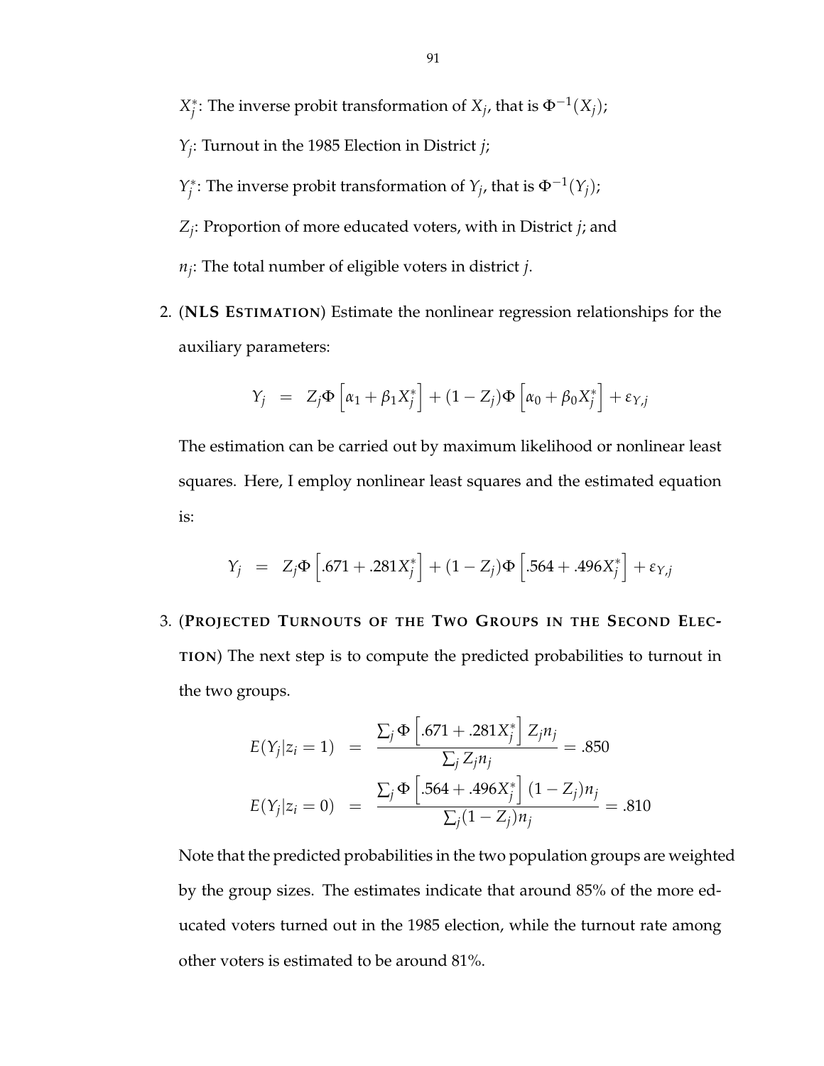$X_j^*$: The inverse probit transformation of $X_j$, that is $\Phi^{-1}(X_j)$;

$Y_j$: Turnout in the 1985 Election in District $j$;

$Y_j^*$: The inverse probit transformation of $Y_j$, that is $\Phi^{-1}(Y_j)$;

$Z_j$: Proportion of more educated voters, with in District $j$; and

$n_j$: The total number of eligible voters in district $j$.

2. (**NLS Estimation**) Estimate the nonlinear regression relationships for the auxiliary parameters:

$$Y_j = Z_j \Phi\left[\alpha_1 + \beta_1 X_j^*\right] + (1 - Z_j)\Phi\left[\alpha_0 + \beta_0 X_j^*\right] + \varepsilon_{Y,j}$$

The estimation can be carried out by maximum likelihood or nonlinear least squares. Here, I employ nonlinear least squares and the estimated equation is:

$$Y_j = Z_j \Phi\left[.671 + .281 X_j^*\right] + (1 - Z_j)\Phi\left[.564 + .496 X_j^*\right] + \varepsilon_{Y,j}$$

3. (**Projected Turnouts of the Two Groups in the Second Election**) The next step is to compute the predicted probabilities to turnout in the two groups.

$$E(Y_j | z_i = 1) = \frac{\sum_j \Phi\left[.671 + .281 X_j^*\right] Z_j n_j}{\sum_j Z_j n_j} = .850$$

$$E(Y_j | z_i = 0) = \frac{\sum_j \Phi\left[.564 + .496 X_j^*\right] (1 - Z_j) n_j}{\sum_j (1 - Z_j) n_j} = .810$$

Note that the predicted probabilities in the two population groups are weighted by the group sizes. The estimates indicate that around 85% of the more educated voters turned out in the 1985 election, while the turnout rate among other voters is estimated to be around 81%.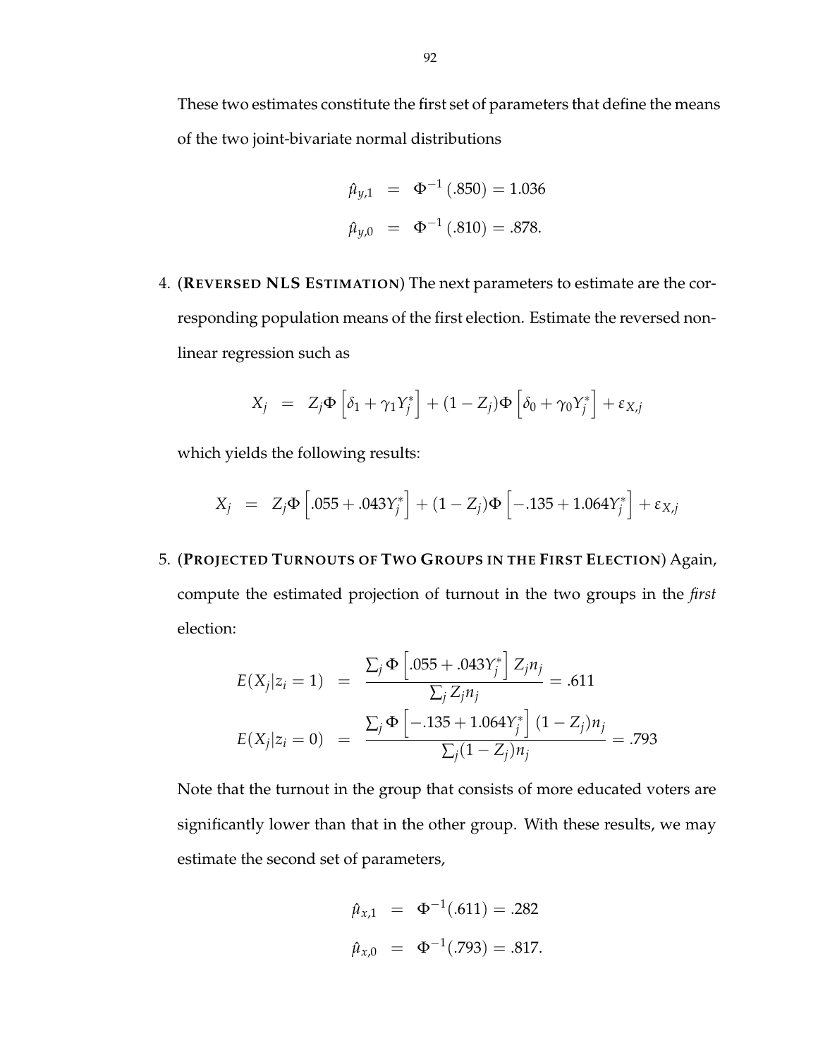These two estimates constitute the first set of parameters that define the means of the two joint-bivariate normal distributions

$$
\begin{aligned}
\hat{\mu}_{y,1} &= \Phi^{-1}(.850) = 1.036 \\
\hat{\mu}_{y,0} &= \Phi^{-1}(.810) = .878.
\end{aligned}
$$

4. (**REVERSED NLS ESTIMATION**) The next parameters to estimate are the corresponding population means of the first election. Estimate the reversed nonlinear regression such as

$$
X_j = Z_j \Phi\left[\delta_1 + \gamma_1 Y_j^*\right] + (1 - Z_j)\Phi\left[\delta_0 + \gamma_0 Y_j^*\right] + \varepsilon_{X,j}
$$

which yields the following results:

$$
X_j = Z_j \Phi\left[.055 + .043 Y_j^*\right] + (1 - Z_j)\Phi\left[-.135 + 1.064 Y_j^*\right] + \varepsilon_{X,j}
$$

5. (**PROJECTED TURNOUTS OF TWO GROUPS IN THE FIRST ELECTION**) Again, compute the estimated projection of turnout in the two groups in the *first* election:

$$
\begin{aligned}
E(X_j|z_i = 1) &= \frac{\sum_j \Phi\left[.055 + .043 Y_j^*\right] Z_j n_j}{\sum_j Z_j n_j} = .611 \\
E(X_j|z_i = 0) &= \frac{\sum_j \Phi\left[-.135 + 1.064 Y_j^*\right] (1 - Z_j) n_j}{\sum_j (1 - Z_j) n_j} = .793
\end{aligned}
$$

Note that the turnout in the group that consists of more educated voters are significantly lower than that in the other group. With these results, we may estimate the second set of parameters,

$$
\begin{aligned}
\hat{\mu}_{x,1} &= \Phi^{-1}(.611) = .282 \\
\hat{\mu}_{x,0} &= \Phi^{-1}(.793) = .817.
\end{aligned}
$$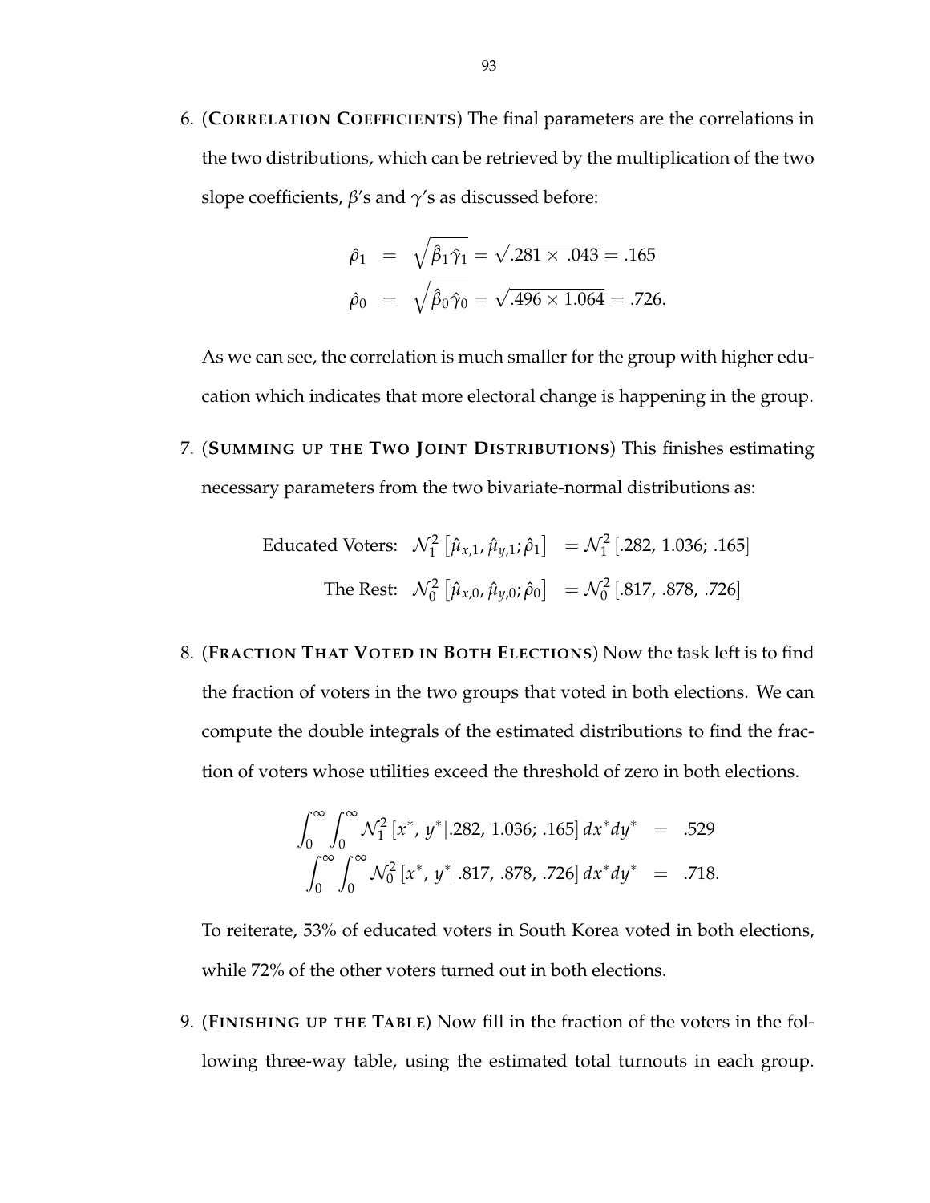6. (**Correlation Coefficients**) The final parameters are the correlations in the two distributions, which can be retrieved by the multiplication of the two slope coefficients, $\beta$'s and $\gamma$'s as discussed before:

$$
\begin{aligned}
\hat{\rho}_1 &= \sqrt{\hat{\beta}_1 \hat{\gamma}_1} = \sqrt{.281 \times .043} = .165 \\
\hat{\rho}_0 &= \sqrt{\hat{\beta}_0 \hat{\gamma}_0} = \sqrt{.496 \times 1.064} = .726.
\end{aligned}
$$

As we can see, the correlation is much smaller for the group with higher education which indicates that more electoral change is happening in the group.

7. (**Summing up the Two Joint Distributions**) This finishes estimating necessary parameters from the two bivariate-normal distributions as:

$$
\begin{aligned}
\text{Educated Voters:} \quad \mathcal{N}_1^2\left[\hat{\mu}_{x,1}, \hat{\mu}_{y,1}; \hat{\rho}_1\right] &= \mathcal{N}_1^2\left[.282,\ 1.036;\ .165\right] \\
\text{The Rest:} \quad \mathcal{N}_0^2\left[\hat{\mu}_{x,0}, \hat{\mu}_{y,0}; \hat{\rho}_0\right] &= \mathcal{N}_0^2\left[.817,\ .878,\ .726\right]
\end{aligned}
$$

8. (**Fraction That Voted in Both Elections**) Now the task left is to find the fraction of voters in the two groups that voted in both elections. We can compute the double integrals of the estimated distributions to find the fraction of voters whose utilities exceed the threshold of zero in both elections.

$$
\begin{aligned}
\int_0^\infty \int_0^\infty \mathcal{N}_1^2\left[x^*, y^* | .282,\ 1.036;\ .165\right] dx^* dy^* &= .529 \\
\int_0^\infty \int_0^\infty \mathcal{N}_0^2\left[x^*, y^* | .817,\ .878,\ .726\right] dx^* dy^* &= .718.
\end{aligned}
$$

To reiterate, 53% of educated voters in South Korea voted in both elections, while 72% of the other voters turned out in both elections.

9. (**Finishing up the Table**) Now fill in the fraction of the voters in the following three-way table, using the estimated total turnouts in each group.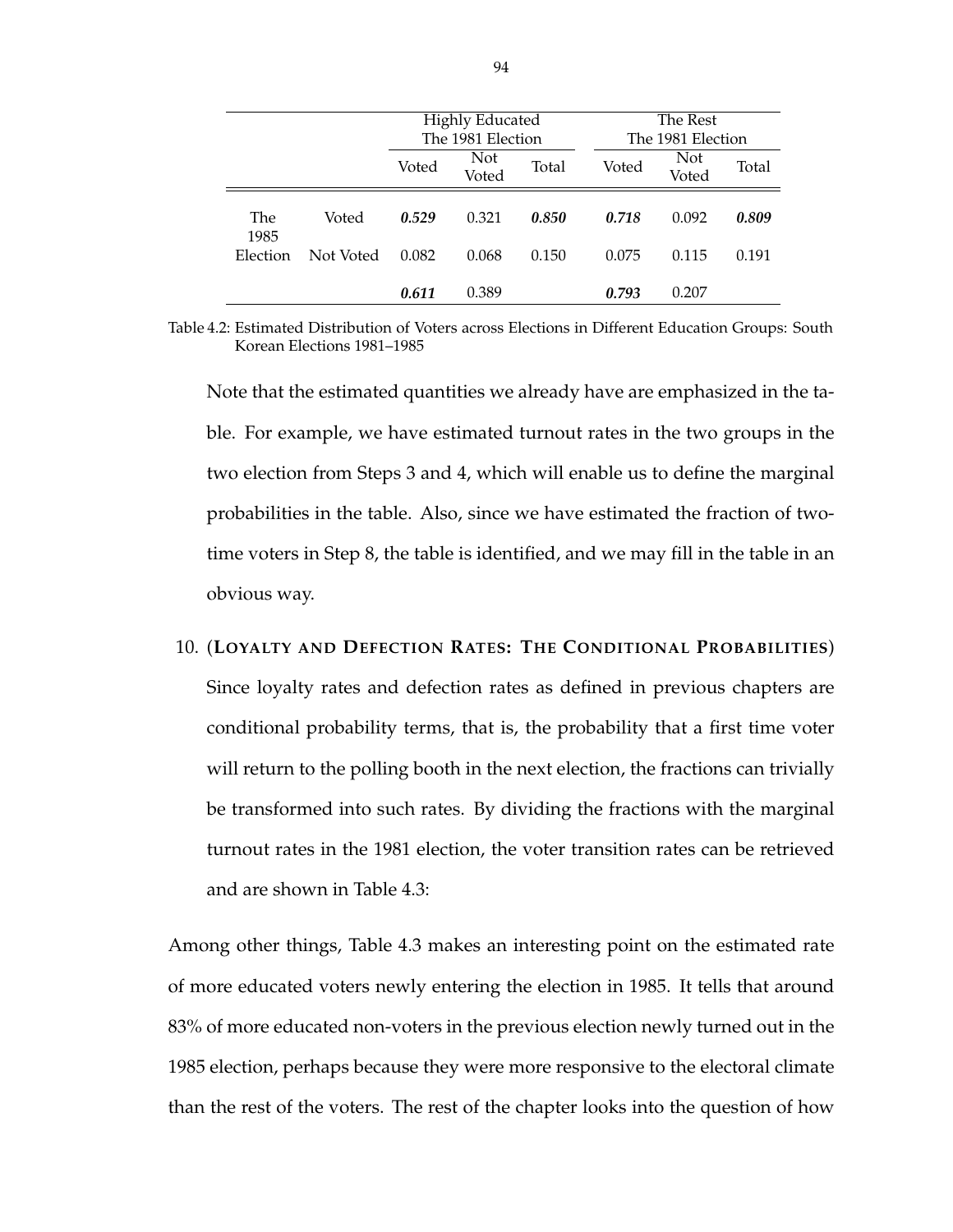| | | Highly Educated The 1981 Election | | | The Rest The 1981 Election | | |
|---|---|---|---|---|---|---|---|
| | | Voted | Not Voted | Total | Voted | Not Voted | Total |
| The 1985 Election | Voted | ***0.529*** | 0.321 | ***0.850*** | ***0.718*** | 0.092 | ***0.809*** |
| | Not Voted | 0.082 | 0.068 | 0.150 | 0.075 | 0.115 | 0.191 |
| | | ***0.611*** | 0.389 | | ***0.793*** | 0.207 | |

Table 4.2: Estimated Distribution of Voters across Elections in Different Education Groups: South Korean Elections 1981–1985

Note that the estimated quantities we already have are emphasized in the table. For example, we have estimated turnout rates in the two groups in the two election from Steps 3 and 4, which will enable us to define the marginal probabilities in the table. Also, since we have estimated the fraction of two-time voters in Step 8, the table is identified, and we may fill in the table in an obvious way.

10. (**Loyalty and Defection Rates: The Conditional Probabilities**) Since loyalty rates and defection rates as defined in previous chapters are conditional probability terms, that is, the probability that a first time voter will return to the polling booth in the next election, the fractions can trivially be transformed into such rates. By dividing the fractions with the marginal turnout rates in the 1981 election, the voter transition rates can be retrieved and are shown in Table 4.3:

Among other things, Table 4.3 makes an interesting point on the estimated rate of more educated voters newly entering the election in 1985. It tells that around 83% of more educated non-voters in the previous election newly turned out in the 1985 election, perhaps because they were more responsive to the electoral climate than the rest of the voters. The rest of the chapter looks into the question of how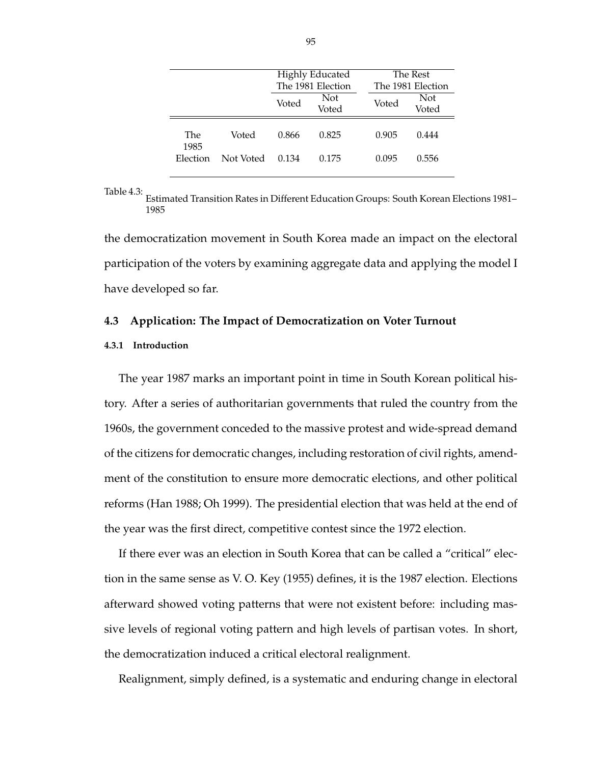| | | Highly Educated | | The Rest | |
|---|---|---|---|---|---|
| | | The 1981 Election | | The 1981 Election | |
| | | Voted | Not Voted | Voted | Not Voted |
| The 1985 Election | Voted | 0.866 | 0.825 | 0.905 | 0.444 |
| | Not Voted | 0.134 | 0.175 | 0.095 | 0.556 |

Table 4.3: Estimated Transition Rates in Different Education Groups: South Korean Elections 1981–1985

the democratization movement in South Korea made an impact on the electoral participation of the voters by examining aggregate data and applying the model I have developed so far.

### 4.3 Application: The Impact of Democratization on Voter Turnout

#### 4.3.1 Introduction

The year 1987 marks an important point in time in South Korean political history. After a series of authoritarian governments that ruled the country from the 1960s, the government conceded to the massive protest and wide-spread demand of the citizens for democratic changes, including restoration of civil rights, amendment of the constitution to ensure more democratic elections, and other political reforms (Han 1988; Oh 1999). The presidential election that was held at the end of the year was the first direct, competitive contest since the 1972 election.

If there ever was an election in South Korea that can be called a "critical" election in the same sense as V. O. Key (1955) defines, it is the 1987 election. Elections afterward showed voting patterns that were not existent before: including massive levels of regional voting pattern and high levels of partisan votes. In short, the democratization induced a critical electoral realignment.

Realignment, simply defined, is a systematic and enduring change in electoral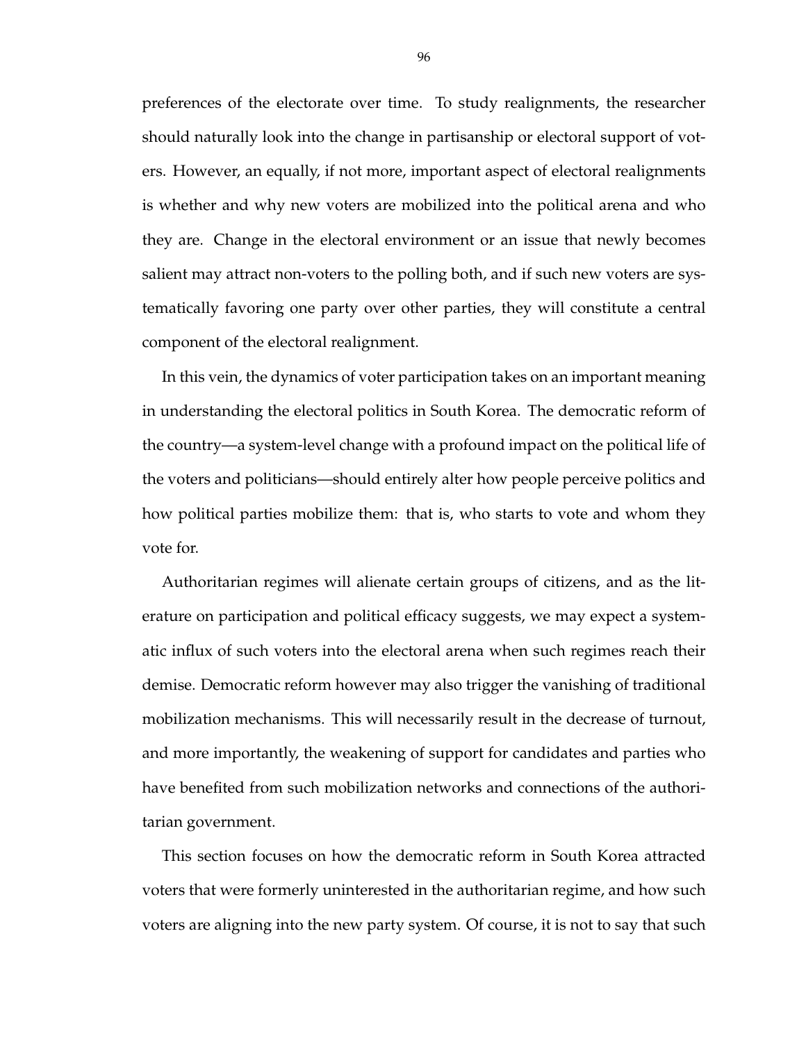preferences of the electorate over time. To study realignments, the researcher should naturally look into the change in partisanship or electoral support of voters. However, an equally, if not more, important aspect of electoral realignments is whether and why new voters are mobilized into the political arena and who they are. Change in the electoral environment or an issue that newly becomes salient may attract non-voters to the polling both, and if such new voters are systematically favoring one party over other parties, they will constitute a central component of the electoral realignment.

In this vein, the dynamics of voter participation takes on an important meaning in understanding the electoral politics in South Korea. The democratic reform of the country—a system-level change with a profound impact on the political life of the voters and politicians—should entirely alter how people perceive politics and how political parties mobilize them: that is, who starts to vote and whom they vote for.

Authoritarian regimes will alienate certain groups of citizens, and as the literature on participation and political efficacy suggests, we may expect a systematic influx of such voters into the electoral arena when such regimes reach their demise. Democratic reform however may also trigger the vanishing of traditional mobilization mechanisms. This will necessarily result in the decrease of turnout, and more importantly, the weakening of support for candidates and parties who have benefited from such mobilization networks and connections of the authoritarian government.

This section focuses on how the democratic reform in South Korea attracted voters that were formerly uninterested in the authoritarian regime, and how such voters are aligning into the new party system. Of course, it is not to say that such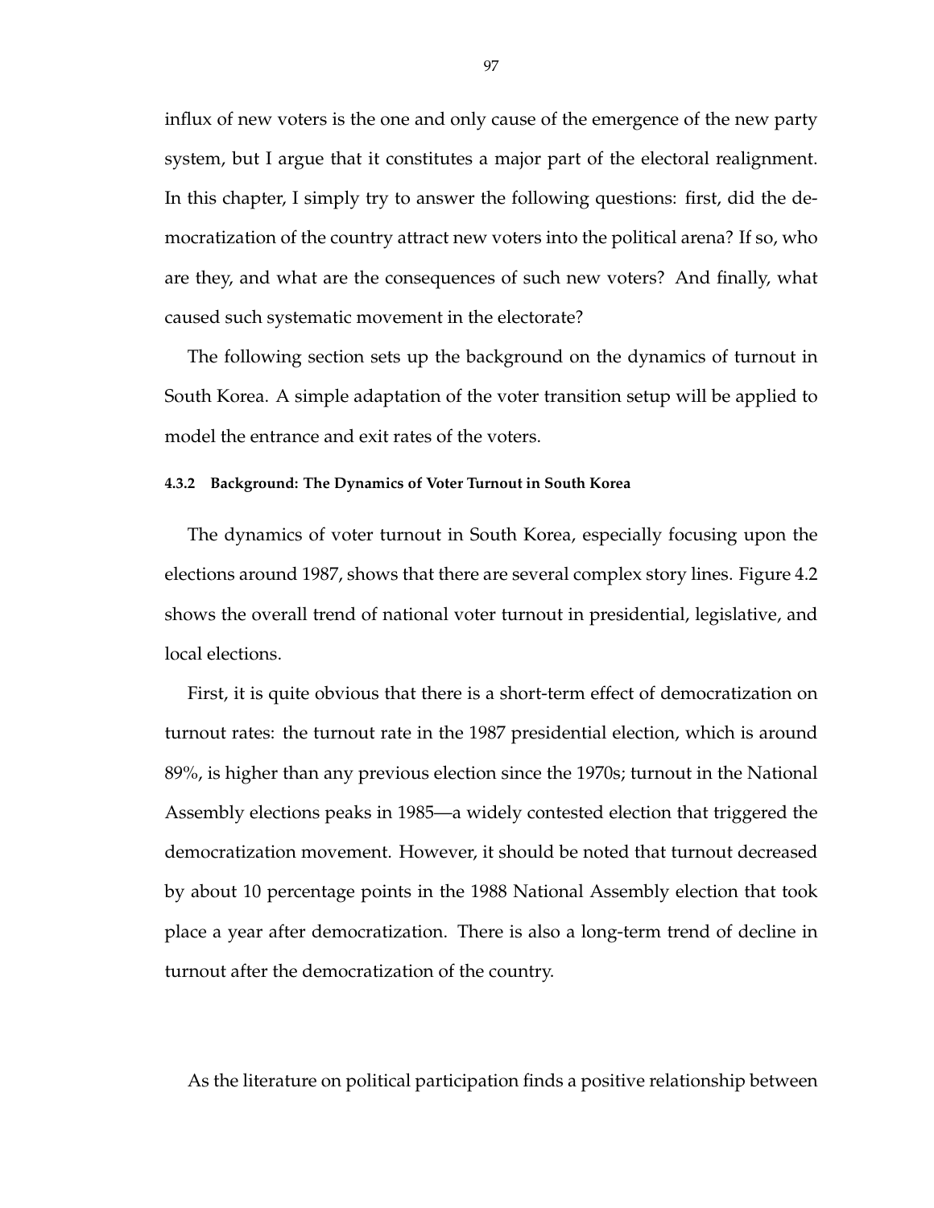influx of new voters is the one and only cause of the emergence of the new party system, but I argue that it constitutes a major part of the electoral realignment. In this chapter, I simply try to answer the following questions: first, did the democratization of the country attract new voters into the political arena? If so, who are they, and what are the consequences of such new voters? And finally, what caused such systematic movement in the electorate?

The following section sets up the background on the dynamics of turnout in South Korea. A simple adaptation of the voter transition setup will be applied to model the entrance and exit rates of the voters.

#### 4.3.2 Background: The Dynamics of Voter Turnout in South Korea

The dynamics of voter turnout in South Korea, especially focusing upon the elections around 1987, shows that there are several complex story lines. Figure 4.2 shows the overall trend of national voter turnout in presidential, legislative, and local elections.

First, it is quite obvious that there is a short-term effect of democratization on turnout rates: the turnout rate in the 1987 presidential election, which is around 89%, is higher than any previous election since the 1970s; turnout in the National Assembly elections peaks in 1985—a widely contested election that triggered the democratization movement. However, it should be noted that turnout decreased by about 10 percentage points in the 1988 National Assembly election that took place a year after democratization. There is also a long-term trend of decline in turnout after the democratization of the country.

As the literature on political participation finds a positive relationship between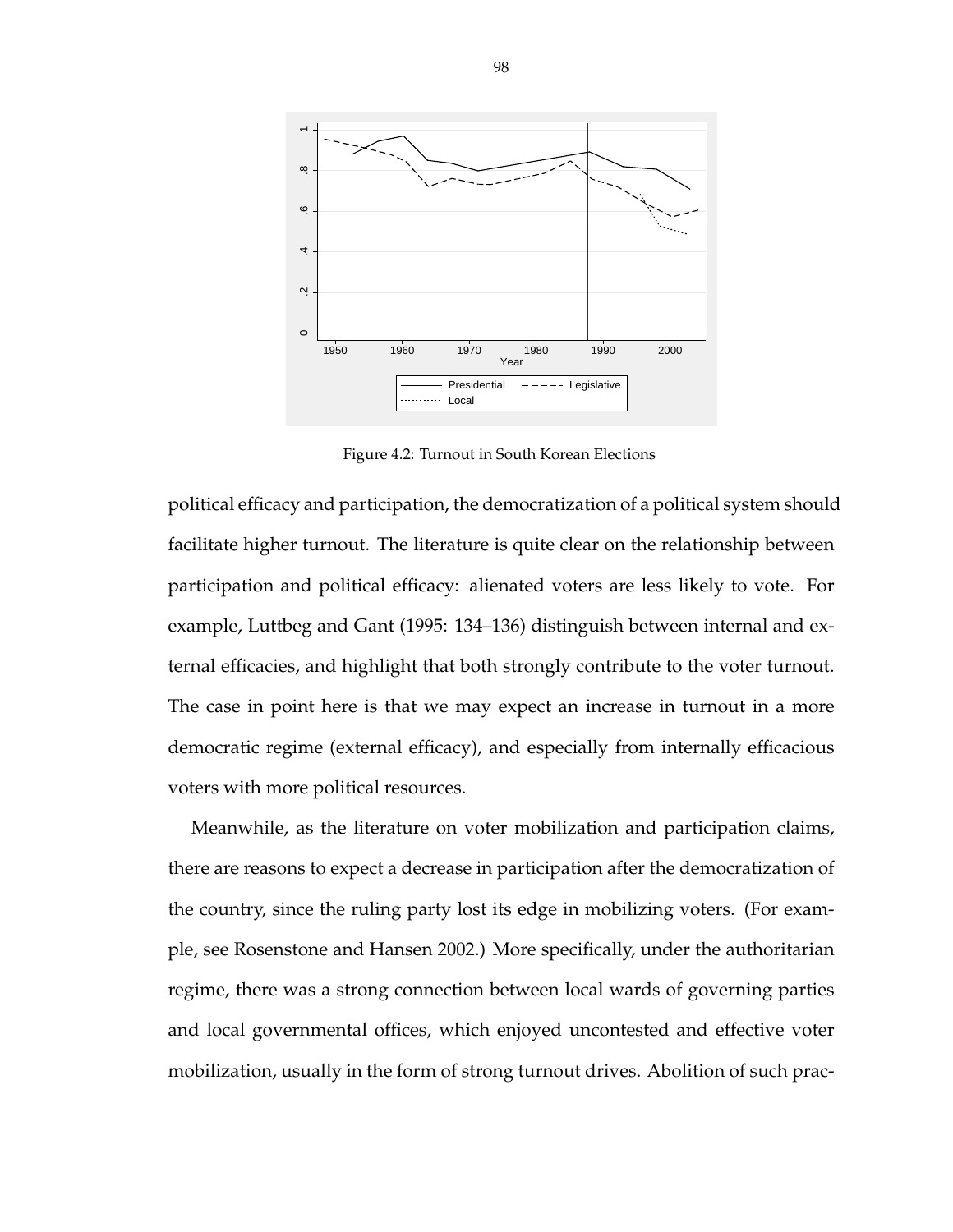Figure 4.2: Turnout in South Korean Elections

political efficacy and participation, the democratization of a political system should facilitate higher turnout. The literature is quite clear on the relationship between participation and political efficacy: alienated voters are less likely to vote. For example, Luttbeg and Gant (1995: 134–136) distinguish between internal and external efficacies, and highlight that both strongly contribute to the voter turnout. The case in point here is that we may expect an increase in turnout in a more democratic regime (external efficacy), and especially from internally efficacious voters with more political resources.

Meanwhile, as the literature on voter mobilization and participation claims, there are reasons to expect a decrease in participation after the democratization of the country, since the ruling party lost its edge in mobilizing voters. (For example, see Rosenstone and Hansen 2002.) More specifically, under the authoritarian regime, there was a strong connection between local wards of governing parties and local governmental offices, which enjoyed uncontested and effective voter mobilization, usually in the form of strong turnout drives. Abolition of such prac-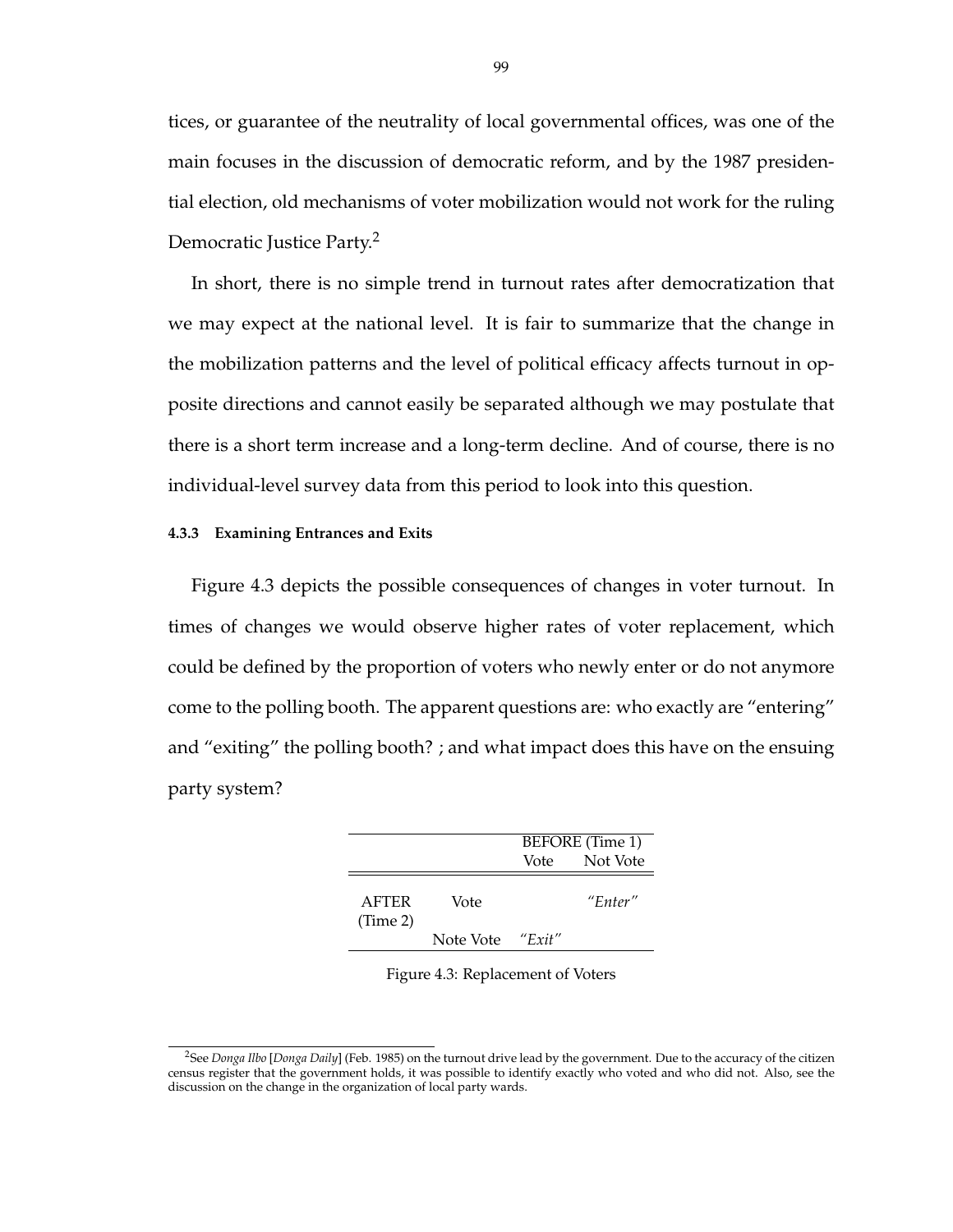tices, or guarantee of the neutrality of local governmental offices, was one of the main focuses in the discussion of democratic reform, and by the 1987 presidential election, old mechanisms of voter mobilization would not work for the ruling Democratic Justice Party.[2]

In short, there is no simple trend in turnout rates after democratization that we may expect at the national level. It is fair to summarize that the change in the mobilization patterns and the level of political efficacy affects turnout in opposite directions and cannot easily be separated although we may postulate that there is a short term increase and a long-term decline. And of course, there is no individual-level survey data from this period to look into this question.

#### 4.3.3 Examining Entrances and Exits

Figure 4.3 depicts the possible consequences of changes in voter turnout. In times of changes we would observe higher rates of voter replacement, which could be defined by the proportion of voters who newly enter or do not anymore come to the polling booth. The apparent questions are: who exactly are "entering" and "exiting" the polling booth? ; and what impact does this have on the ensuing party system?

| | | BEFORE (Time 1) | |
|---|---|---|---|
| | | Vote | Not Vote |
| AFTER (Time 2) | Vote | | *"Enter"* |
| | Note Vote | *"Exit"* | |

Figure 4.3: Replacement of Voters

[2]See *Donga Ilbo* [*Donga Daily*] (Feb. 1985) on the turnout drive lead by the government. Due to the accuracy of the citizen census register that the government holds, it was possible to identify exactly who voted and who did not. Also, see the discussion on the change in the organization of local party wards.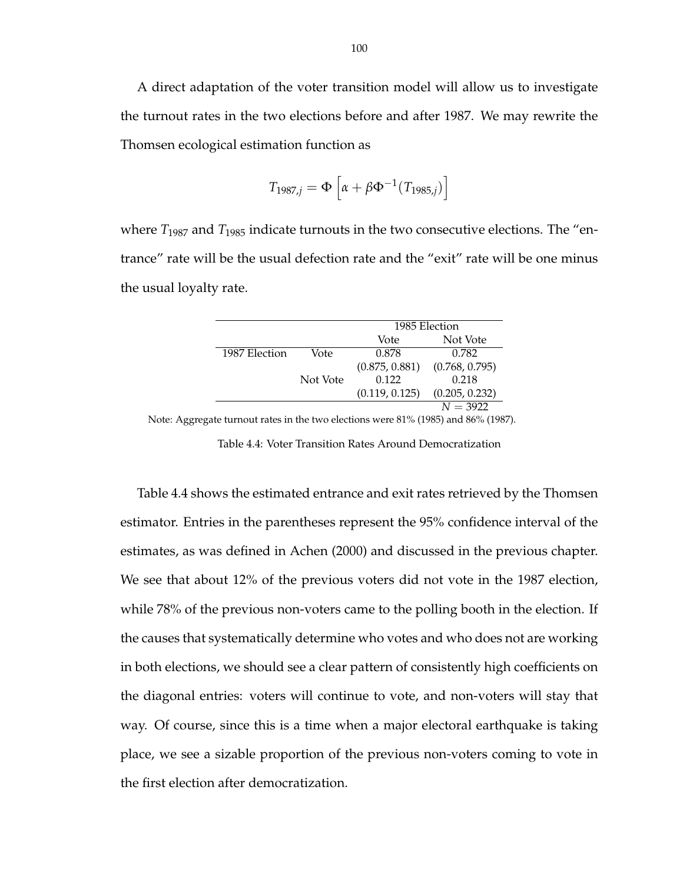A direct adaptation of the voter transition model will allow us to investigate the turnout rates in the two elections before and after 1987. We may rewrite the Thomsen ecological estimation function as

$$T_{1987,j} = \Phi\left[\alpha + \beta\Phi^{-1}(T_{1985,j})\right]$$

where $T_{1987}$ and $T_{1985}$ indicate turnouts in the two consecutive elections. The "entrance" rate will be the usual defection rate and the "exit" rate will be one minus the usual loyalty rate.

| | | 1985 Election | |
|---|---|---|---|
| | | Vote | Not Vote |
| 1987 Election | Vote | 0.878 | 0.782 |
| | | (0.875, 0.881) | (0.768, 0.795) |
| | Not Vote | 0.122 | 0.218 |
| | | (0.119, 0.125) | (0.205, 0.232) |
| | | | $N = 3922$ |

Note: Aggregate turnout rates in the two elections were 81% (1985) and 86% (1987).

Table 4.4: Voter Transition Rates Around Democratization

Table 4.4 shows the estimated entrance and exit rates retrieved by the Thomsen estimator. Entries in the parentheses represent the 95% confidence interval of the estimates, as was defined in Achen (2000) and discussed in the previous chapter. We see that about 12% of the previous voters did not vote in the 1987 election, while 78% of the previous non-voters came to the polling booth in the election. If the causes that systematically determine who votes and who does not are working in both elections, we should see a clear pattern of consistently high coefficients on the diagonal entries: voters will continue to vote, and non-voters will stay that way. Of course, since this is a time when a major electoral earthquake is taking place, we see a sizable proportion of the previous non-voters coming to vote in the first election after democratization.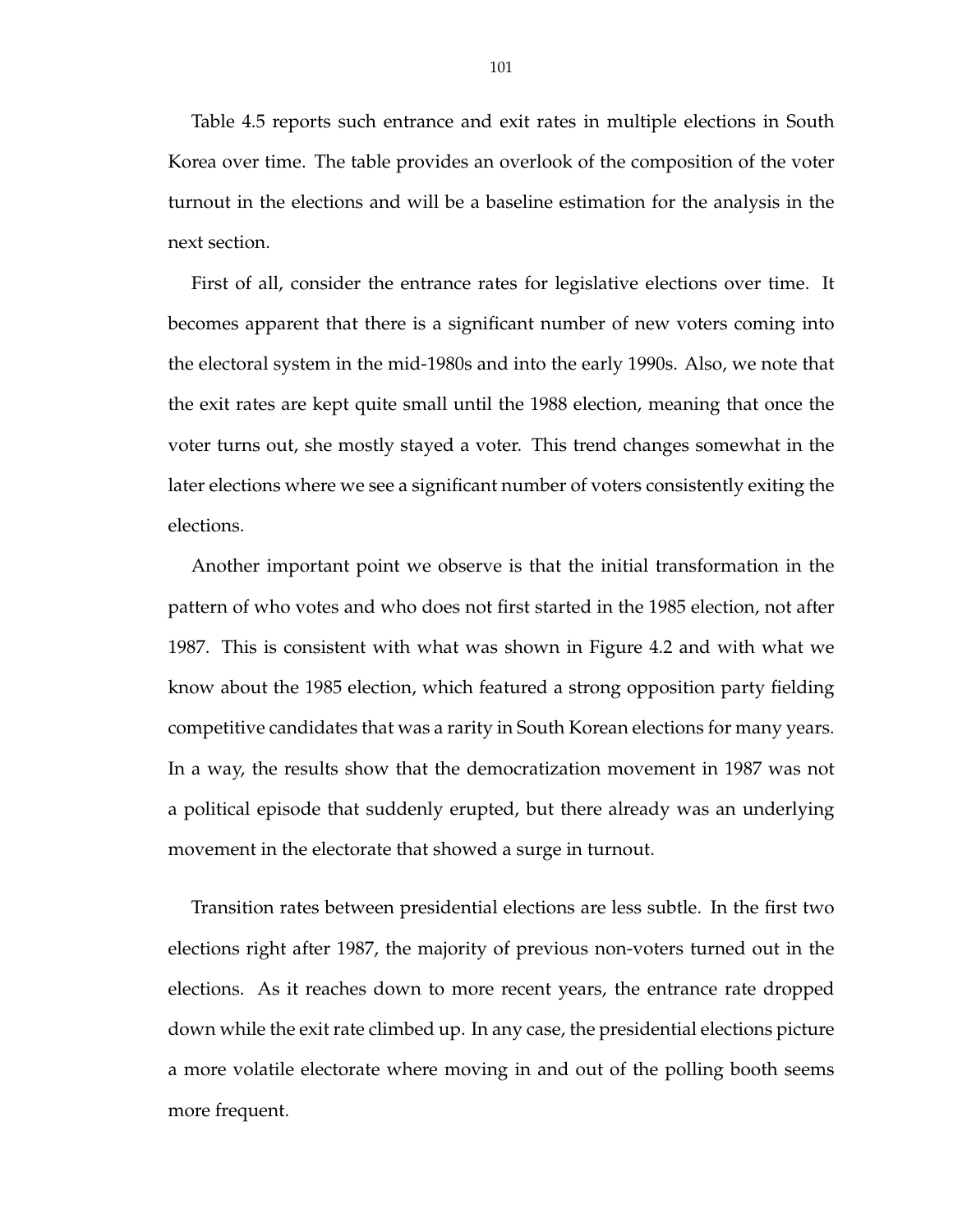Table 4.5 reports such entrance and exit rates in multiple elections in South Korea over time. The table provides an overlook of the composition of the voter turnout in the elections and will be a baseline estimation for the analysis in the next section.

First of all, consider the entrance rates for legislative elections over time. It becomes apparent that there is a significant number of new voters coming into the electoral system in the mid-1980s and into the early 1990s. Also, we note that the exit rates are kept quite small until the 1988 election, meaning that once the voter turns out, she mostly stayed a voter. This trend changes somewhat in the later elections where we see a significant number of voters consistently exiting the elections.

Another important point we observe is that the initial transformation in the pattern of who votes and who does not first started in the 1985 election, not after 1987. This is consistent with what was shown in Figure 4.2 and with what we know about the 1985 election, which featured a strong opposition party fielding competitive candidates that was a rarity in South Korean elections for many years. In a way, the results show that the democratization movement in 1987 was not a political episode that suddenly erupted, but there already was an underlying movement in the electorate that showed a surge in turnout.

Transition rates between presidential elections are less subtle. In the first two elections right after 1987, the majority of previous non-voters turned out in the elections. As it reaches down to more recent years, the entrance rate dropped down while the exit rate climbed up. In any case, the presidential elections picture a more volatile electorate where moving in and out of the polling booth seems more frequent.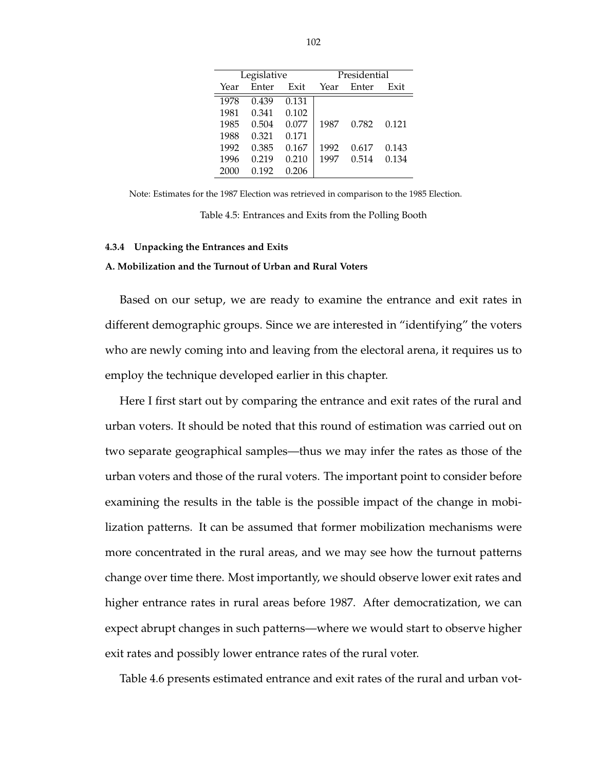| Legislative | | | Presidential | | |
|---|---|---|---|---|---|
| Year | Enter | Exit | Year | Enter | Exit |
| 1978 | 0.439 | 0.131 | | | |
| 1981 | 0.341 | 0.102 | | | |
| 1985 | 0.504 | 0.077 | 1987 | 0.782 | 0.121 |
| 1988 | 0.321 | 0.171 | | | |
| 1992 | 0.385 | 0.167 | 1992 | 0.617 | 0.143 |
| 1996 | 0.219 | 0.210 | 1997 | 0.514 | 0.134 |
| 2000 | 0.192 | 0.206 | | | |

Note: Estimates for the 1987 Election was retrieved in comparison to the 1985 Election.

Table 4.5: Entrances and Exits from the Polling Booth

#### 4.3.4 Unpacking the Entrances and Exits

**A. Mobilization and the Turnout of Urban and Rural Voters**

Based on our setup, we are ready to examine the entrance and exit rates in different demographic groups. Since we are interested in "identifying" the voters who are newly coming into and leaving from the electoral arena, it requires us to employ the technique developed earlier in this chapter.

Here I first start out by comparing the entrance and exit rates of the rural and urban voters. It should be noted that this round of estimation was carried out on two separate geographical samples—thus we may infer the rates as those of the urban voters and those of the rural voters. The important point to consider before examining the results in the table is the possible impact of the change in mobilization patterns. It can be assumed that former mobilization mechanisms were more concentrated in the rural areas, and we may see how the turnout patterns change over time there. Most importantly, we should observe lower exit rates and higher entrance rates in rural areas before 1987. After democratization, we can expect abrupt changes in such patterns—where we would start to observe higher exit rates and possibly lower entrance rates of the rural voter.

Table 4.6 presents estimated entrance and exit rates of the rural and urban vot-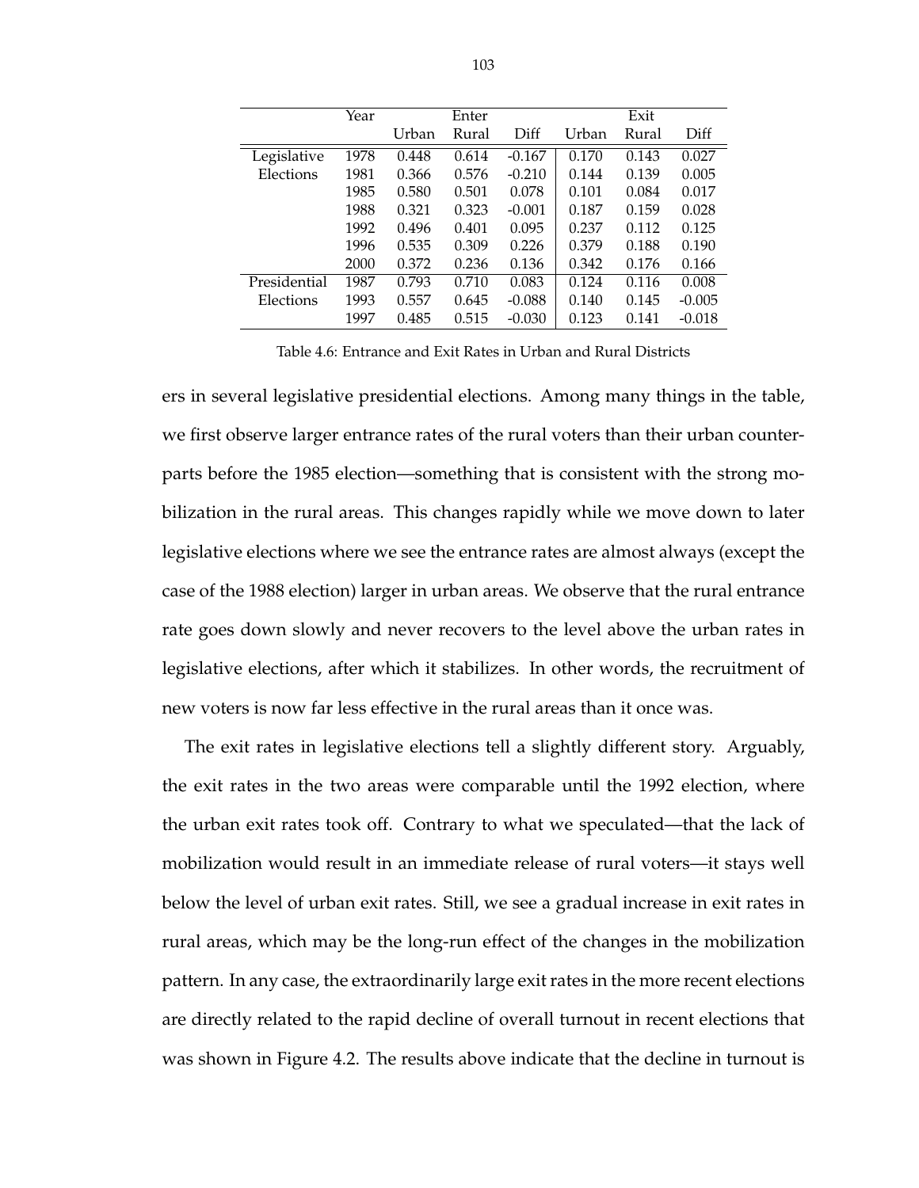| | Year | Enter | | | Exit | | |
|---|---|---|---|---|---|---|---|
| | | Urban | Rural | Diff | Urban | Rural | Diff |
| Legislative Elections | 1978 | 0.448 | 0.614 | -0.167 | 0.170 | 0.143 | 0.027 |
| | 1981 | 0.366 | 0.576 | -0.210 | 0.144 | 0.139 | 0.005 |
| | 1985 | 0.580 | 0.501 | 0.078 | 0.101 | 0.084 | 0.017 |
| | 1988 | 0.321 | 0.323 | -0.001 | 0.187 | 0.159 | 0.028 |
| | 1992 | 0.496 | 0.401 | 0.095 | 0.237 | 0.112 | 0.125 |
| | 1996 | 0.535 | 0.309 | 0.226 | 0.379 | 0.188 | 0.190 |
| | 2000 | 0.372 | 0.236 | 0.136 | 0.342 | 0.176 | 0.166 |
| Presidential Elections | 1987 | 0.793 | 0.710 | 0.083 | 0.124 | 0.116 | 0.008 |
| | 1993 | 0.557 | 0.645 | -0.088 | 0.140 | 0.145 | -0.005 |
| | 1997 | 0.485 | 0.515 | -0.030 | 0.123 | 0.141 | -0.018 |

Table 4.6: Entrance and Exit Rates in Urban and Rural Districts

ers in several legislative presidential elections. Among many things in the table, we first observe larger entrance rates of the rural voters than their urban counterparts before the 1985 election—something that is consistent with the strong mobilization in the rural areas. This changes rapidly while we move down to later legislative elections where we see the entrance rates are almost always (except the case of the 1988 election) larger in urban areas. We observe that the rural entrance rate goes down slowly and never recovers to the level above the urban rates in legislative elections, after which it stabilizes. In other words, the recruitment of new voters is now far less effective in the rural areas than it once was.

The exit rates in legislative elections tell a slightly different story. Arguably, the exit rates in the two areas were comparable until the 1992 election, where the urban exit rates took off. Contrary to what we speculated—that the lack of mobilization would result in an immediate release of rural voters—it stays well below the level of urban exit rates. Still, we see a gradual increase in exit rates in rural areas, which may be the long-run effect of the changes in the mobilization pattern. In any case, the extraordinarily large exit rates in the more recent elections are directly related to the rapid decline of overall turnout in recent elections that was shown in Figure 4.2. The results above indicate that the decline in turnout is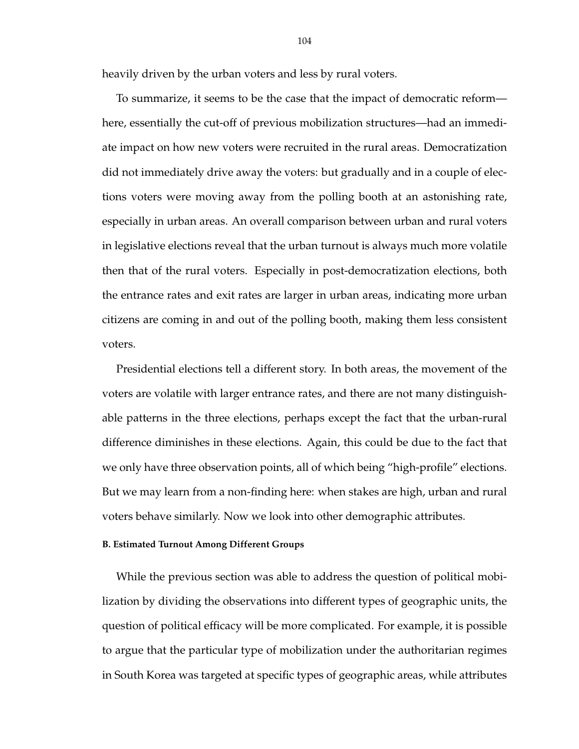heavily driven by the urban voters and less by rural voters.

To summarize, it seems to be the case that the impact of democratic reform—here, essentially the cut-off of previous mobilization structures—had an immediate impact on how new voters were recruited in the rural areas. Democratization did not immediately drive away the voters: but gradually and in a couple of elections voters were moving away from the polling booth at an astonishing rate, especially in urban areas. An overall comparison between urban and rural voters in legislative elections reveal that the urban turnout is always much more volatile then that of the rural voters. Especially in post-democratization elections, both the entrance rates and exit rates are larger in urban areas, indicating more urban citizens are coming in and out of the polling booth, making them less consistent voters.

Presidential elections tell a different story. In both areas, the movement of the voters are volatile with larger entrance rates, and there are not many distinguishable patterns in the three elections, perhaps except the fact that the urban-rural difference diminishes in these elections. Again, this could be due to the fact that we only have three observation points, all of which being "high-profile" elections. But we may learn from a non-finding here: when stakes are high, urban and rural voters behave similarly. Now we look into other demographic attributes.

#### B. Estimated Turnout Among Different Groups

While the previous section was able to address the question of political mobilization by dividing the observations into different types of geographic units, the question of political efficacy will be more complicated. For example, it is possible to argue that the particular type of mobilization under the authoritarian regimes in South Korea was targeted at specific types of geographic areas, while attributes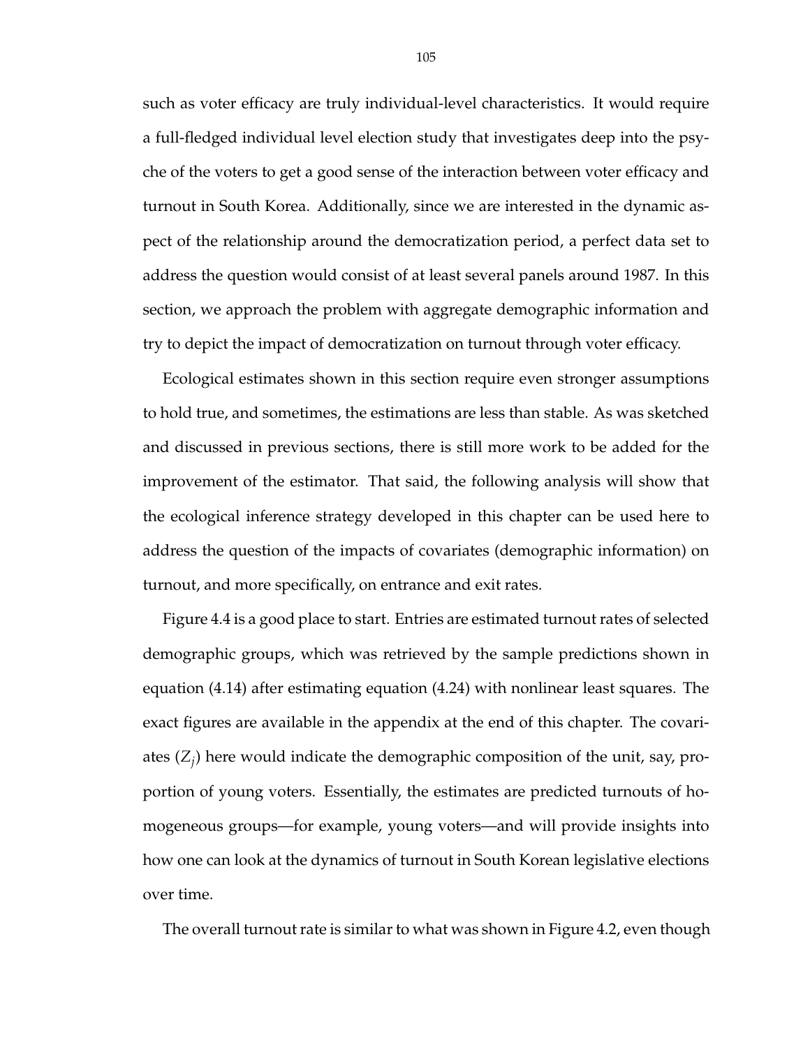such as voter efficacy are truly individual-level characteristics. It would require a full-fledged individual level election study that investigates deep into the psyche of the voters to get a good sense of the interaction between voter efficacy and turnout in South Korea. Additionally, since we are interested in the dynamic aspect of the relationship around the democratization period, a perfect data set to address the question would consist of at least several panels around 1987. In this section, we approach the problem with aggregate demographic information and try to depict the impact of democratization on turnout through voter efficacy.

Ecological estimates shown in this section require even stronger assumptions to hold true, and sometimes, the estimations are less than stable. As was sketched and discussed in previous sections, there is still more work to be added for the improvement of the estimator. That said, the following analysis will show that the ecological inference strategy developed in this chapter can be used here to address the question of the impacts of covariates (demographic information) on turnout, and more specifically, on entrance and exit rates.

Figure 4.4 is a good place to start. Entries are estimated turnout rates of selected demographic groups, which was retrieved by the sample predictions shown in equation (4.14) after estimating equation (4.24) with nonlinear least squares. The exact figures are available in the appendix at the end of this chapter. The covariates ($Z_j$) here would indicate the demographic composition of the unit, say, proportion of young voters. Essentially, the estimates are predicted turnouts of homogeneous groups—for example, young voters—and will provide insights into how one can look at the dynamics of turnout in South Korean legislative elections over time.

The overall turnout rate is similar to what was shown in Figure 4.2, even though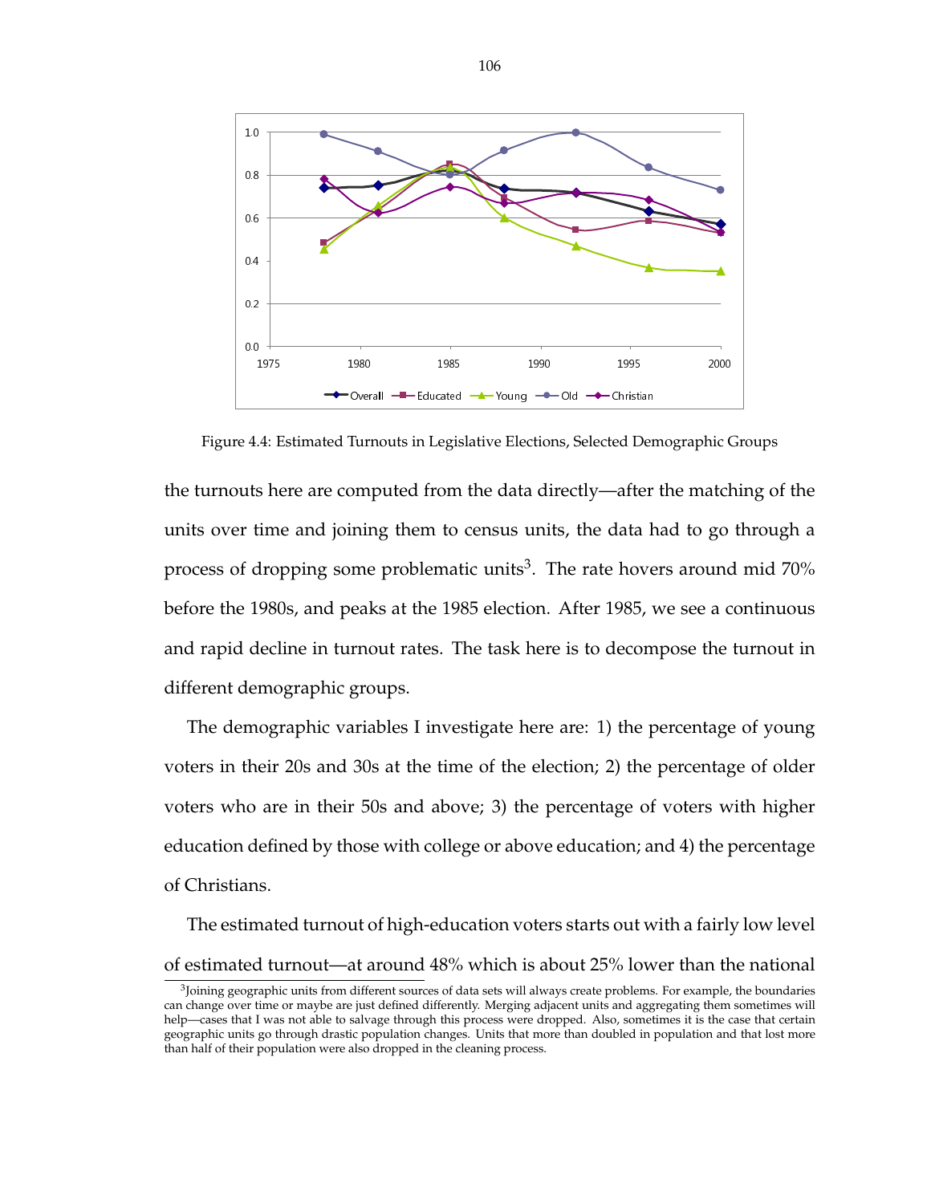Figure 4.4: Estimated Turnouts in Legislative Elections, Selected Demographic Groups

the turnouts here are computed from the data directly—after the matching of the units over time and joining them to census units, the data had to go through a process of dropping some problematic units[3]. The rate hovers around mid 70% before the 1980s, and peaks at the 1985 election. After 1985, we see a continuous and rapid decline in turnout rates. The task here is to decompose the turnout in different demographic groups.

The demographic variables I investigate here are: 1) the percentage of young voters in their 20s and 30s at the time of the election; 2) the percentage of older voters who are in their 50s and above; 3) the percentage of voters with higher education defined by those with college or above education; and 4) the percentage of Christians.

The estimated turnout of high-education voters starts out with a fairly low level of estimated turnout—at around 48% which is about 25% lower than the national

[3]Joining geographic units from different sources of data sets will always create problems. For example, the boundaries can change over time or maybe are just defined differently. Merging adjacent units and aggregating them sometimes will help—cases that I was not able to salvage through this process were dropped. Also, sometimes it is the case that certain geographic units go through drastic population changes. Units that more than doubled in population and that lost more than half of their population were also dropped in the cleaning process.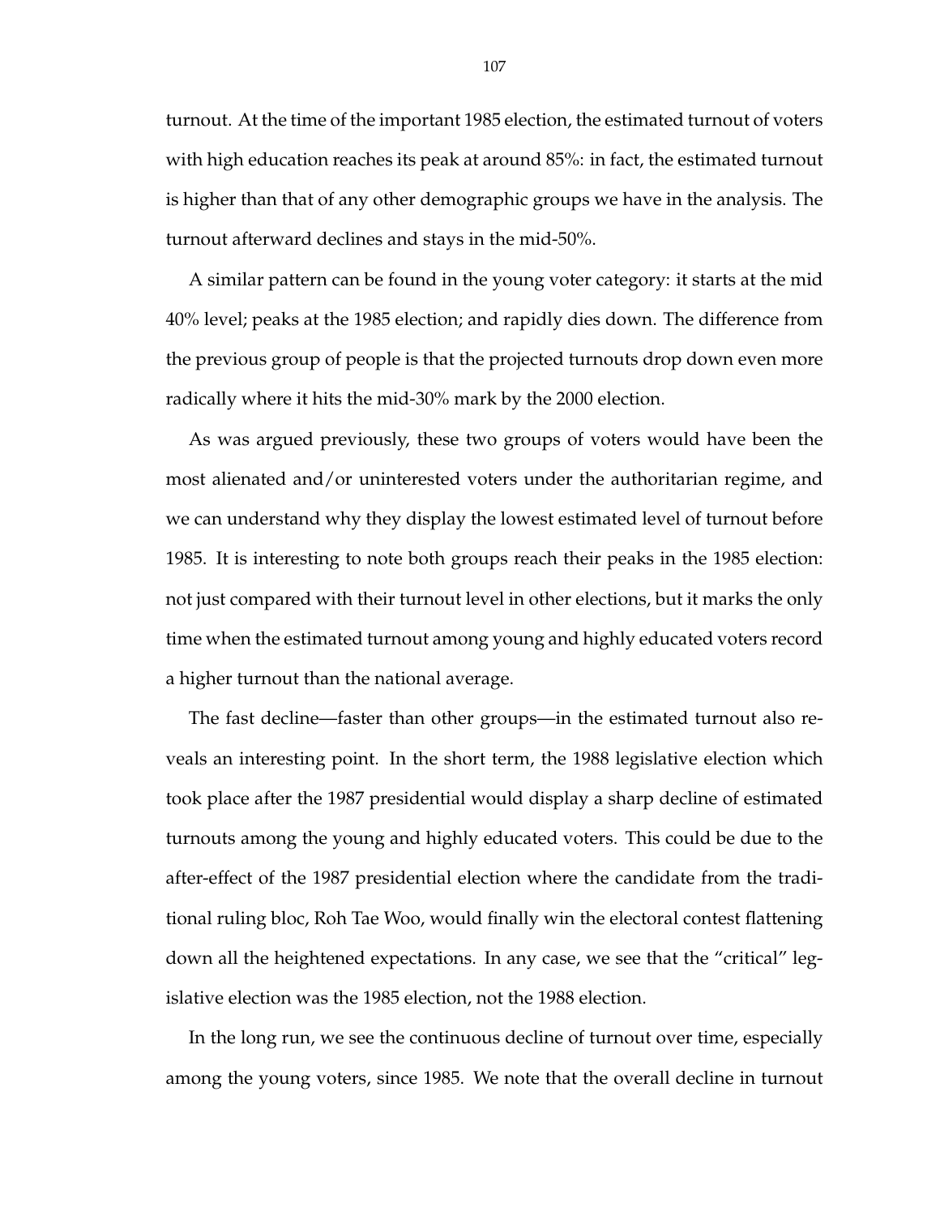turnout. At the time of the important 1985 election, the estimated turnout of voters with high education reaches its peak at around 85%: in fact, the estimated turnout is higher than that of any other demographic groups we have in the analysis. The turnout afterward declines and stays in the mid-50%.

A similar pattern can be found in the young voter category: it starts at the mid 40% level; peaks at the 1985 election; and rapidly dies down. The difference from the previous group of people is that the projected turnouts drop down even more radically where it hits the mid-30% mark by the 2000 election.

As was argued previously, these two groups of voters would have been the most alienated and/or uninterested voters under the authoritarian regime, and we can understand why they display the lowest estimated level of turnout before 1985. It is interesting to note both groups reach their peaks in the 1985 election: not just compared with their turnout level in other elections, but it marks the only time when the estimated turnout among young and highly educated voters record a higher turnout than the national average.

The fast decline—faster than other groups—in the estimated turnout also reveals an interesting point. In the short term, the 1988 legislative election which took place after the 1987 presidential would display a sharp decline of estimated turnouts among the young and highly educated voters. This could be due to the after-effect of the 1987 presidential election where the candidate from the traditional ruling bloc, Roh Tae Woo, would finally win the electoral contest flattening down all the heightened expectations. In any case, we see that the "critical" legislative election was the 1985 election, not the 1988 election.

In the long run, we see the continuous decline of turnout over time, especially among the young voters, since 1985. We note that the overall decline in turnout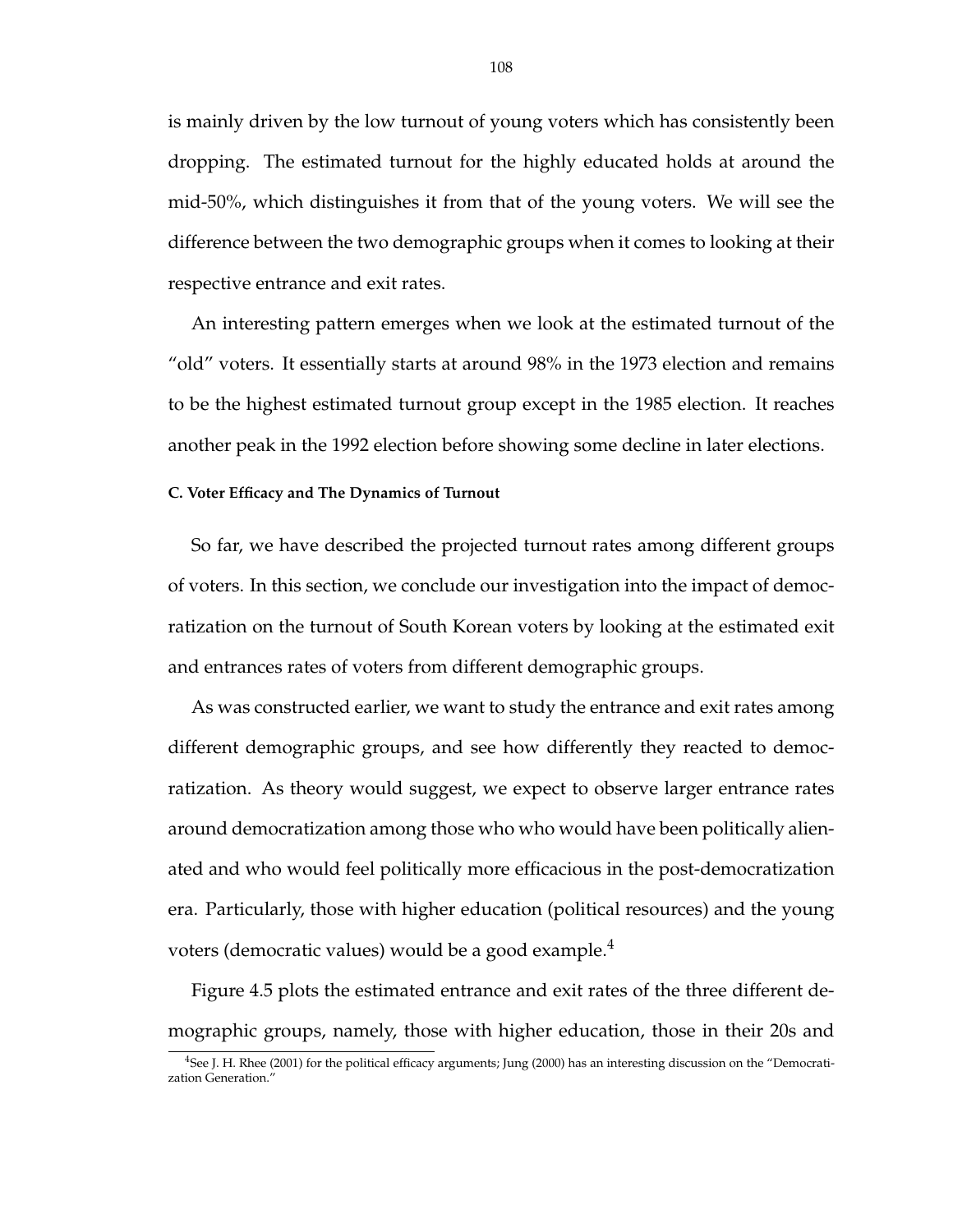is mainly driven by the low turnout of young voters which has consistently been dropping. The estimated turnout for the highly educated holds at around the mid-50%, which distinguishes it from that of the young voters. We will see the difference between the two demographic groups when it comes to looking at their respective entrance and exit rates.

An interesting pattern emerges when we look at the estimated turnout of the "old" voters. It essentially starts at around 98% in the 1973 election and remains to be the highest estimated turnout group except in the 1985 election. It reaches another peak in the 1992 election before showing some decline in later elections.

#### C. Voter Efficacy and The Dynamics of Turnout

So far, we have described the projected turnout rates among different groups of voters. In this section, we conclude our investigation into the impact of democratization on the turnout of South Korean voters by looking at the estimated exit and entrances rates of voters from different demographic groups.

As was constructed earlier, we want to study the entrance and exit rates among different demographic groups, and see how differently they reacted to democratization. As theory would suggest, we expect to observe larger entrance rates around democratization among those who who would have been politically alienated and who would feel politically more efficacious in the post-democratization era. Particularly, those with higher education (political resources) and the young voters (democratic values) would be a good example.[4]

Figure 4.5 plots the estimated entrance and exit rates of the three different demographic groups, namely, those with higher education, those in their 20s and

[4]See J. H. Rhee (2001) for the political efficacy arguments; Jung (2000) has an interesting discussion on the "Democratization Generation."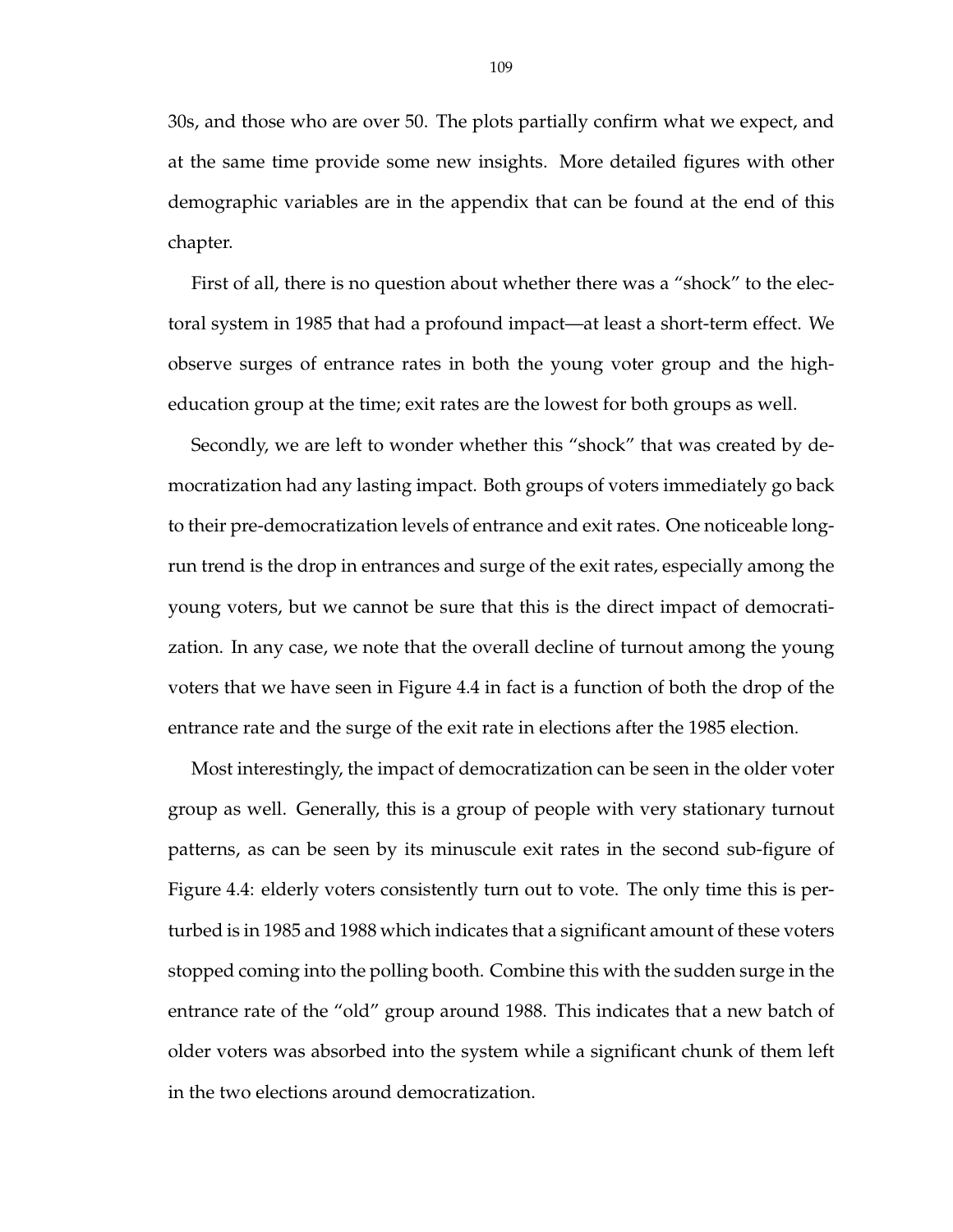30s, and those who are over 50. The plots partially confirm what we expect, and at the same time provide some new insights. More detailed figures with other demographic variables are in the appendix that can be found at the end of this chapter.

First of all, there is no question about whether there was a "shock" to the electoral system in 1985 that had a profound impact—at least a short-term effect. We observe surges of entrance rates in both the young voter group and the high-education group at the time; exit rates are the lowest for both groups as well.

Secondly, we are left to wonder whether this "shock" that was created by democratization had any lasting impact. Both groups of voters immediately go back to their pre-democratization levels of entrance and exit rates. One noticeable long-run trend is the drop in entrances and surge of the exit rates, especially among the young voters, but we cannot be sure that this is the direct impact of democratization. In any case, we note that the overall decline of turnout among the young voters that we have seen in Figure 4.4 in fact is a function of both the drop of the entrance rate and the surge of the exit rate in elections after the 1985 election.

Most interestingly, the impact of democratization can be seen in the older voter group as well. Generally, this is a group of people with very stationary turnout patterns, as can be seen by its minuscule exit rates in the second sub-figure of Figure 4.4: elderly voters consistently turn out to vote. The only time this is perturbed is in 1985 and 1988 which indicates that a significant amount of these voters stopped coming into the polling booth. Combine this with the sudden surge in the entrance rate of the "old" group around 1988. This indicates that a new batch of older voters was absorbed into the system while a significant chunk of them left in the two elections around democratization.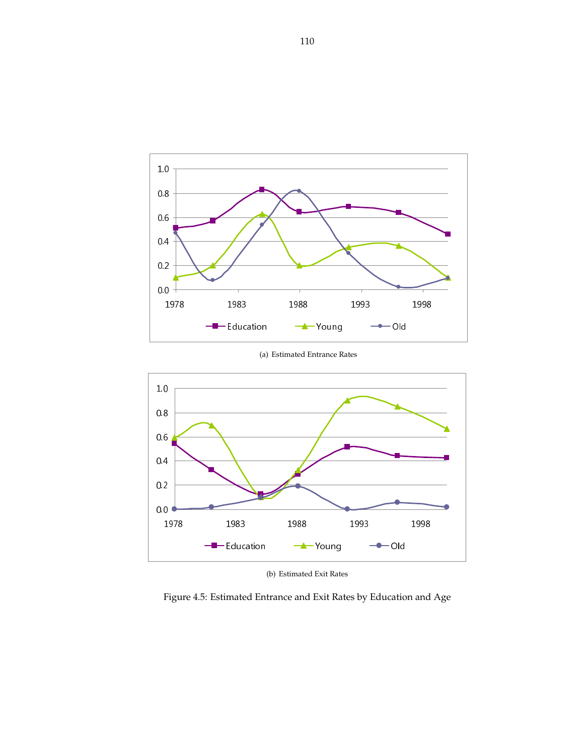(a) Estimated Entrance Rates

(b) Estimated Exit Rates

Figure 4.5: Estimated Entrance and Exit Rates by Education and Age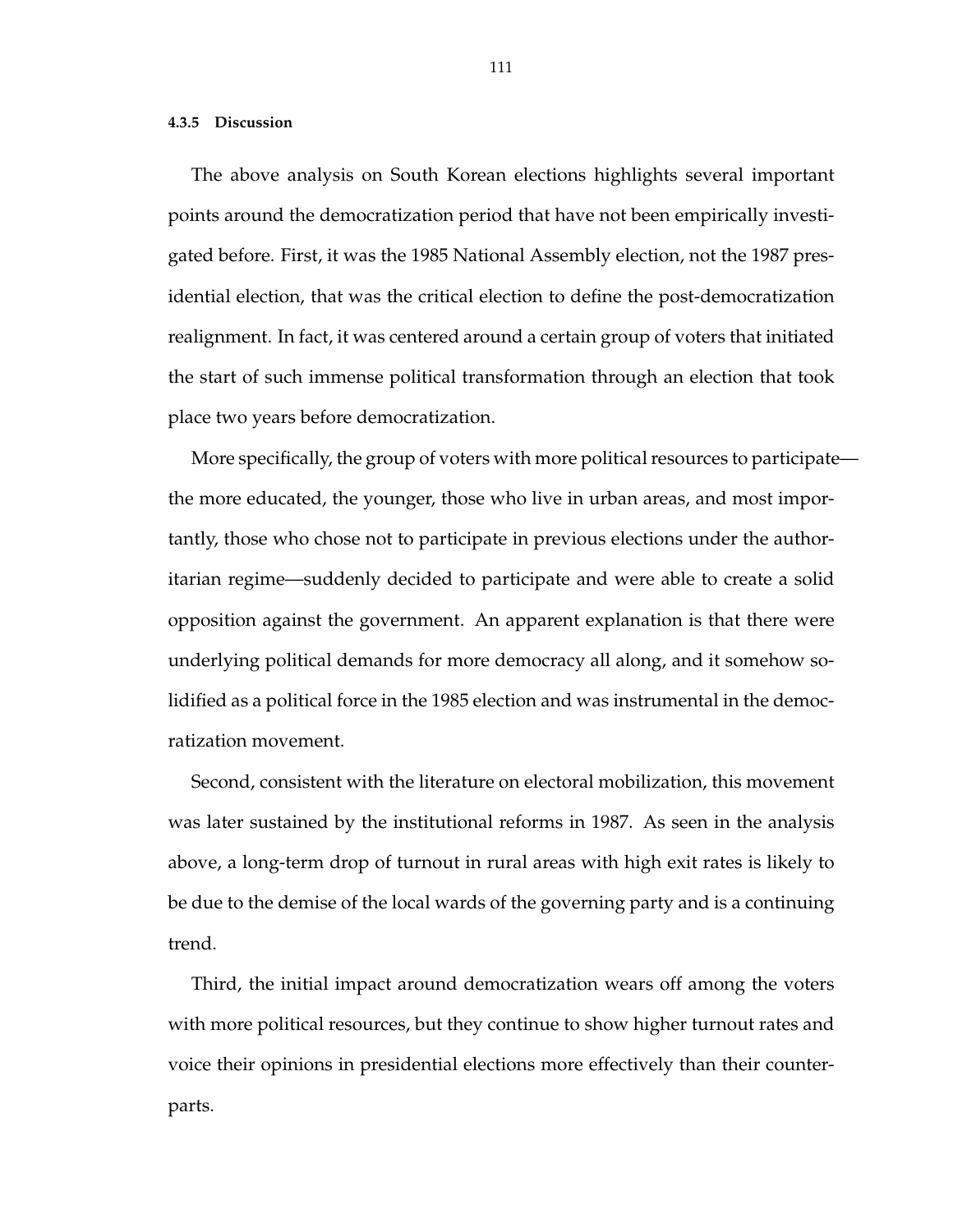#### 4.3.5 Discussion

The above analysis on South Korean elections highlights several important points around the democratization period that have not been empirically investigated before. First, it was the 1985 National Assembly election, not the 1987 presidential election, that was the critical election to define the post-democratization realignment. In fact, it was centered around a certain group of voters that initiated the start of such immense political transformation through an election that took place two years before democratization.

More specifically, the group of voters with more political resources to participate—the more educated, the younger, those who live in urban areas, and most importantly, those who chose not to participate in previous elections under the authoritarian regime—suddenly decided to participate and were able to create a solid opposition against the government. An apparent explanation is that there were underlying political demands for more democracy all along, and it somehow solidified as a political force in the 1985 election and was instrumental in the democratization movement.

Second, consistent with the literature on electoral mobilization, this movement was later sustained by the institutional reforms in 1987. As seen in the analysis above, a long-term drop of turnout in rural areas with high exit rates is likely to be due to the demise of the local wards of the governing party and is a continuing trend.

Third, the initial impact around democratization wears off among the voters with more political resources, but they continue to show higher turnout rates and voice their opinions in presidential elections more effectively than their counterparts.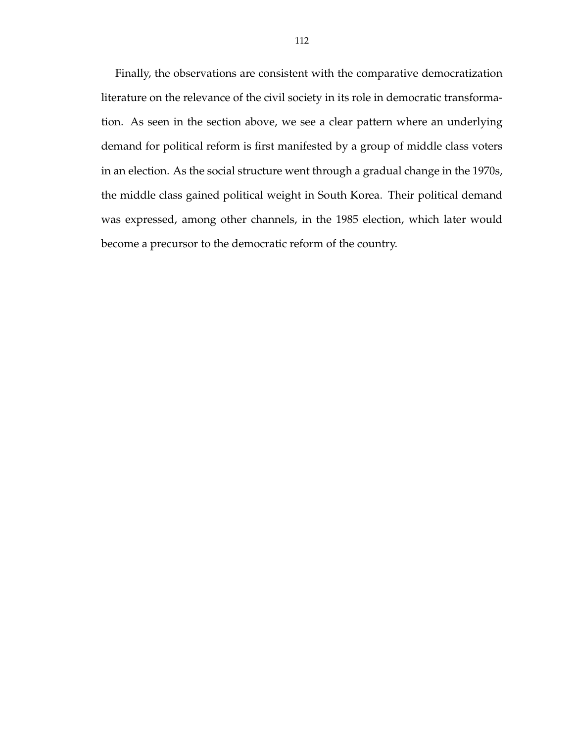Finally, the observations are consistent with the comparative democratization literature on the relevance of the civil society in its role in democratic transformation. As seen in the section above, we see a clear pattern where an underlying demand for political reform is first manifested by a group of middle class voters in an election. As the social structure went through a gradual change in the 1970s, the middle class gained political weight in South Korea. Their political demand was expressed, among other channels, in the 1985 election, which later would become a precursor to the democratic reform of the country.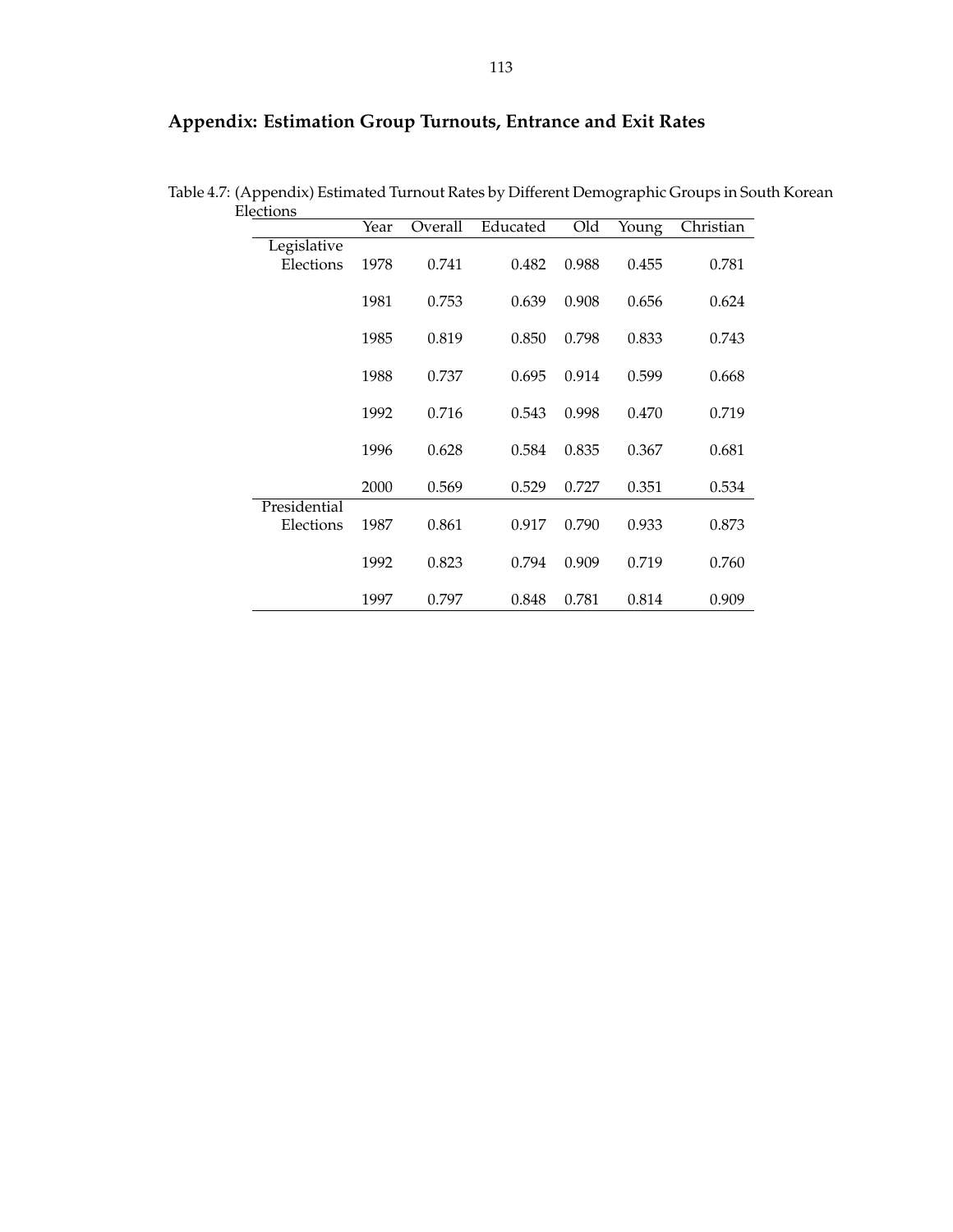## Appendix: Estimation Group Turnouts, Entrance and Exit Rates

Table 4.7: (Appendix) Estimated Turnout Rates by Different Demographic Groups in South Korean Elections

| | Year | Overall | Educated | Old | Young | Christian |
|---|---|---|---|---|---|---|
| Legislative Elections | 1978 | 0.741 | 0.482 | 0.988 | 0.455 | 0.781 |
| | 1981 | 0.753 | 0.639 | 0.908 | 0.656 | 0.624 |
| | 1985 | 0.819 | 0.850 | 0.798 | 0.833 | 0.743 |
| | 1988 | 0.737 | 0.695 | 0.914 | 0.599 | 0.668 |
| | 1992 | 0.716 | 0.543 | 0.998 | 0.470 | 0.719 |
| | 1996 | 0.628 | 0.584 | 0.835 | 0.367 | 0.681 |
| | 2000 | 0.569 | 0.529 | 0.727 | 0.351 | 0.534 |
| Presidential Elections | 1987 | 0.861 | 0.917 | 0.790 | 0.933 | 0.873 |
| | 1992 | 0.823 | 0.794 | 0.909 | 0.719 | 0.760 |
| | 1997 | 0.797 | 0.848 | 0.781 | 0.814 | 0.909 |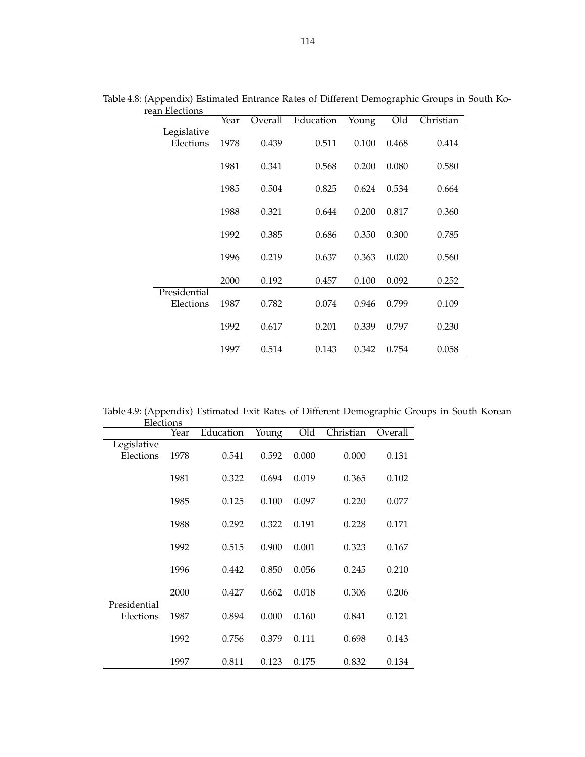Table 4.8: (Appendix) Estimated Entrance Rates of Different Demographic Groups in South Korean Elections

| | Year | Overall | Education | Young | Old | Christian |
|---|---|---|---|---|---|---|
| Legislative Elections | 1978 | 0.439 | 0.511 | 0.100 | 0.468 | 0.414 |
| | 1981 | 0.341 | 0.568 | 0.200 | 0.080 | 0.580 |
| | 1985 | 0.504 | 0.825 | 0.624 | 0.534 | 0.664 |
| | 1988 | 0.321 | 0.644 | 0.200 | 0.817 | 0.360 |
| | 1992 | 0.385 | 0.686 | 0.350 | 0.300 | 0.785 |
| | 1996 | 0.219 | 0.637 | 0.363 | 0.020 | 0.560 |
| | 2000 | 0.192 | 0.457 | 0.100 | 0.092 | 0.252 |
| Presidential Elections | 1987 | 0.782 | 0.074 | 0.946 | 0.799 | 0.109 |
| | 1992 | 0.617 | 0.201 | 0.339 | 0.797 | 0.230 |
| | 1997 | 0.514 | 0.143 | 0.342 | 0.754 | 0.058 |

Table 4.9: (Appendix) Estimated Exit Rates of Different Demographic Groups in South Korean Elections

| | Year | Education | Young | Old | Christian | Overall |
|---|---|---|---|---|---|---|
| Legislative Elections | 1978 | 0.541 | 0.592 | 0.000 | 0.000 | 0.131 |
| | 1981 | 0.322 | 0.694 | 0.019 | 0.365 | 0.102 |
| | 1985 | 0.125 | 0.100 | 0.097 | 0.220 | 0.077 |
| | 1988 | 0.292 | 0.322 | 0.191 | 0.228 | 0.171 |
| | 1992 | 0.515 | 0.900 | 0.001 | 0.323 | 0.167 |
| | 1996 | 0.442 | 0.850 | 0.056 | 0.245 | 0.210 |
| | 2000 | 0.427 | 0.662 | 0.018 | 0.306 | 0.206 |
| Presidential Elections | 1987 | 0.894 | 0.000 | 0.160 | 0.841 | 0.121 |
| | 1992 | 0.756 | 0.379 | 0.111 | 0.698 | 0.143 |
| | 1997 | 0.811 | 0.123 | 0.175 | 0.832 | 0.134 |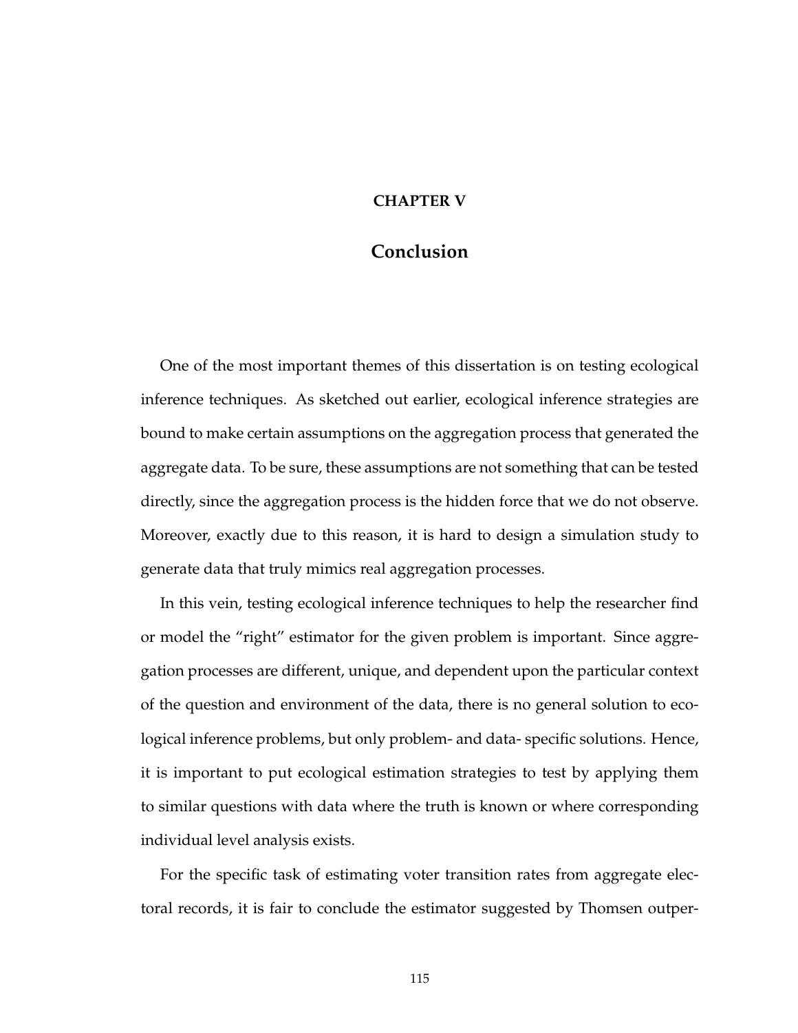# CHAPTER V

## Conclusion

One of the most important themes of this dissertation is on testing ecological inference techniques. As sketched out earlier, ecological inference strategies are bound to make certain assumptions on the aggregation process that generated the aggregate data. To be sure, these assumptions are not something that can be tested directly, since the aggregation process is the hidden force that we do not observe. Moreover, exactly due to this reason, it is hard to design a simulation study to generate data that truly mimics real aggregation processes.

In this vein, testing ecological inference techniques to help the researcher find or model the "right" estimator for the given problem is important. Since aggregation processes are different, unique, and dependent upon the particular context of the question and environment of the data, there is no general solution to ecological inference problems, but only problem- and data- specific solutions. Hence, it is important to put ecological estimation strategies to test by applying them to similar questions with data where the truth is known or where corresponding individual level analysis exists.

For the specific task of estimating voter transition rates from aggregate electoral records, it is fair to conclude the estimator suggested by Thomsen outper-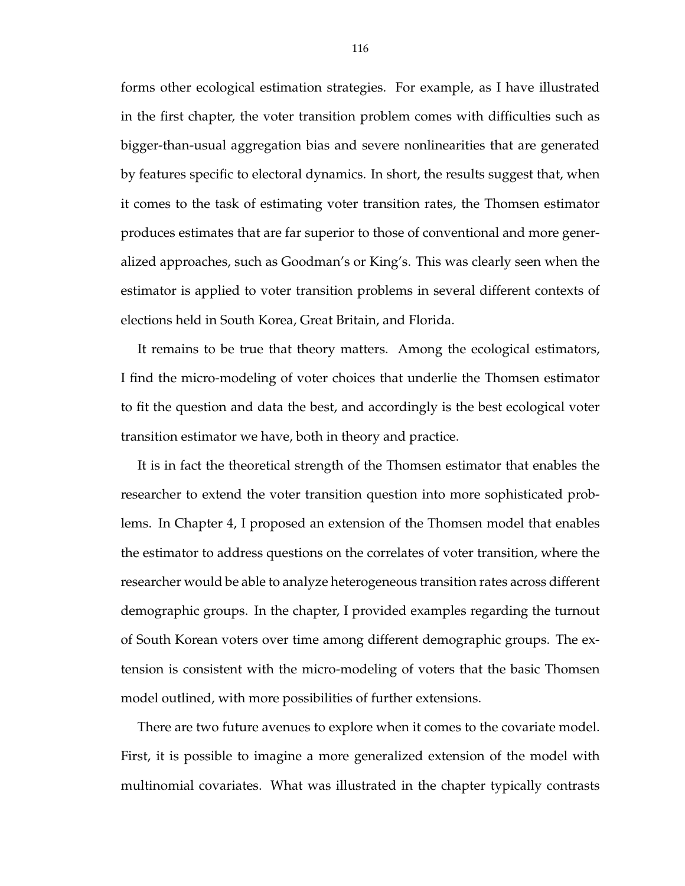forms other ecological estimation strategies. For example, as I have illustrated in the first chapter, the voter transition problem comes with difficulties such as bigger-than-usual aggregation bias and severe nonlinearities that are generated by features specific to electoral dynamics. In short, the results suggest that, when it comes to the task of estimating voter transition rates, the Thomsen estimator produces estimates that are far superior to those of conventional and more generalized approaches, such as Goodman's or King's. This was clearly seen when the estimator is applied to voter transition problems in several different contexts of elections held in South Korea, Great Britain, and Florida.

It remains to be true that theory matters. Among the ecological estimators, I find the micro-modeling of voter choices that underlie the Thomsen estimator to fit the question and data the best, and accordingly is the best ecological voter transition estimator we have, both in theory and practice.

It is in fact the theoretical strength of the Thomsen estimator that enables the researcher to extend the voter transition question into more sophisticated problems. In Chapter 4, I proposed an extension of the Thomsen model that enables the estimator to address questions on the correlates of voter transition, where the researcher would be able to analyze heterogeneous transition rates across different demographic groups. In the chapter, I provided examples regarding the turnout of South Korean voters over time among different demographic groups. The extension is consistent with the micro-modeling of voters that the basic Thomsen model outlined, with more possibilities of further extensions.

There are two future avenues to explore when it comes to the covariate model. First, it is possible to imagine a more generalized extension of the model with multinomial covariates. What was illustrated in the chapter typically contrasts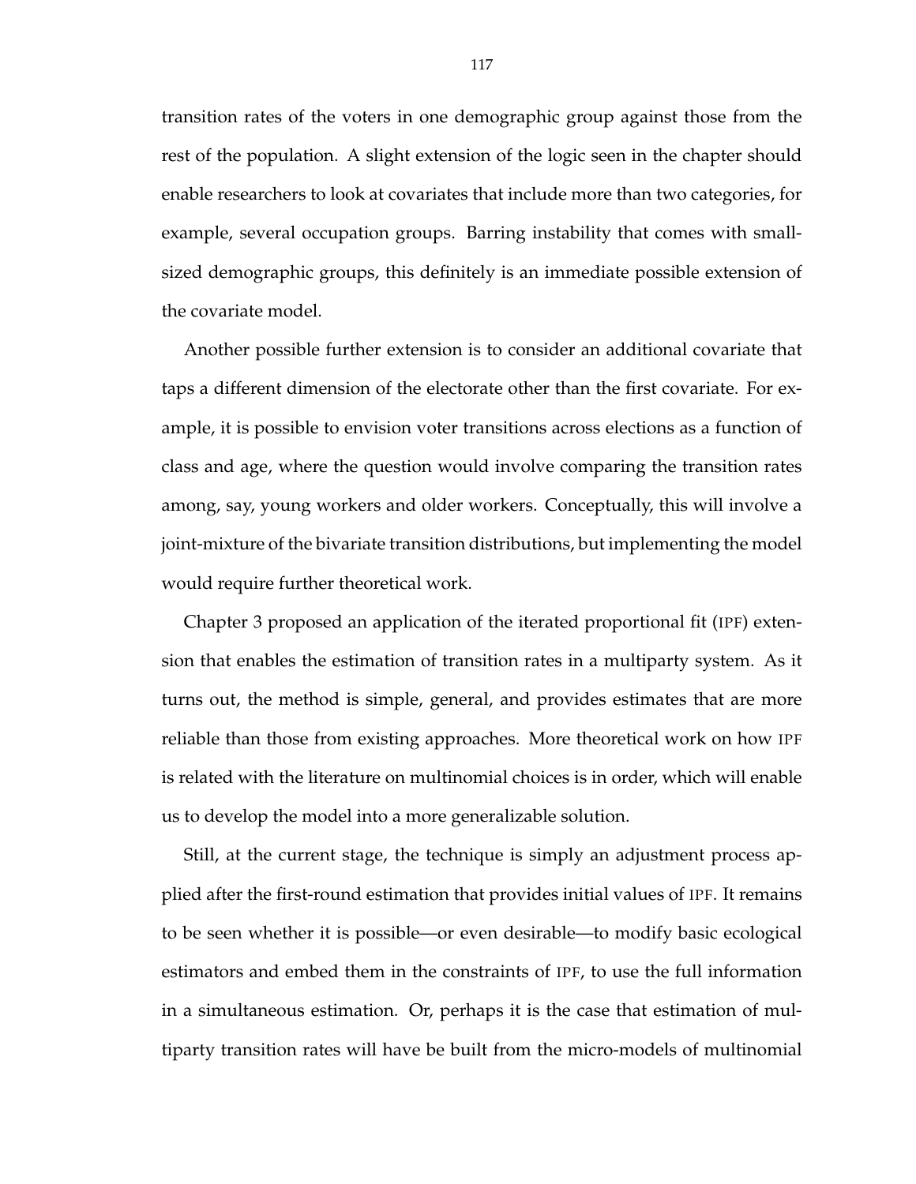transition rates of the voters in one demographic group against those from the rest of the population. A slight extension of the logic seen in the chapter should enable researchers to look at covariates that include more than two categories, for example, several occupation groups. Barring instability that comes with small-sized demographic groups, this definitely is an immediate possible extension of the covariate model.

Another possible further extension is to consider an additional covariate that taps a different dimension of the electorate other than the first covariate. For example, it is possible to envision voter transitions across elections as a function of class and age, where the question would involve comparing the transition rates among, say, young workers and older workers. Conceptually, this will involve a joint-mixture of the bivariate transition distributions, but implementing the model would require further theoretical work.

Chapter 3 proposed an application of the iterated proportional fit (IPF) extension that enables the estimation of transition rates in a multiparty system. As it turns out, the method is simple, general, and provides estimates that are more reliable than those from existing approaches. More theoretical work on how IPF is related with the literature on multinomial choices is in order, which will enable us to develop the model into a more generalizable solution.

Still, at the current stage, the technique is simply an adjustment process applied after the first-round estimation that provides initial values of IPF. It remains to be seen whether it is possible—or even desirable—to modify basic ecological estimators and embed them in the constraints of IPF, to use the full information in a simultaneous estimation. Or, perhaps it is the case that estimation of multiparty transition rates will have be built from the micro-models of multinomial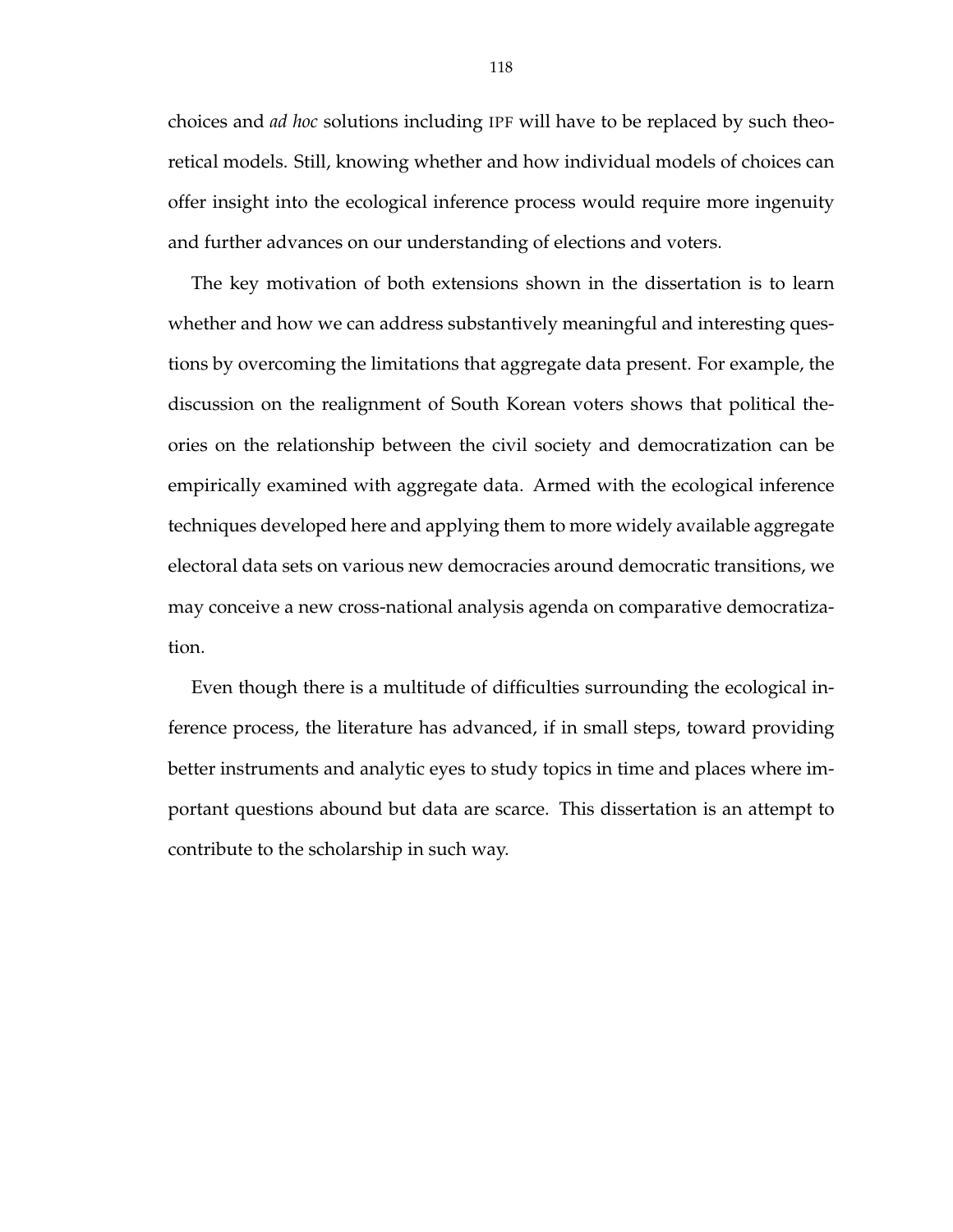choices and *ad hoc* solutions including IPF will have to be replaced by such theoretical models. Still, knowing whether and how individual models of choices can offer insight into the ecological inference process would require more ingenuity and further advances on our understanding of elections and voters.

The key motivation of both extensions shown in the dissertation is to learn whether and how we can address substantively meaningful and interesting questions by overcoming the limitations that aggregate data present. For example, the discussion on the realignment of South Korean voters shows that political theories on the relationship between the civil society and democratization can be empirically examined with aggregate data. Armed with the ecological inference techniques developed here and applying them to more widely available aggregate electoral data sets on various new democracies around democratic transitions, we may conceive a new cross-national analysis agenda on comparative democratization.

Even though there is a multitude of difficulties surrounding the ecological inference process, the literature has advanced, if in small steps, toward providing better instruments and analytic eyes to study topics in time and places where important questions abound but data are scarce. This dissertation is an attempt to contribute to the scholarship in such way.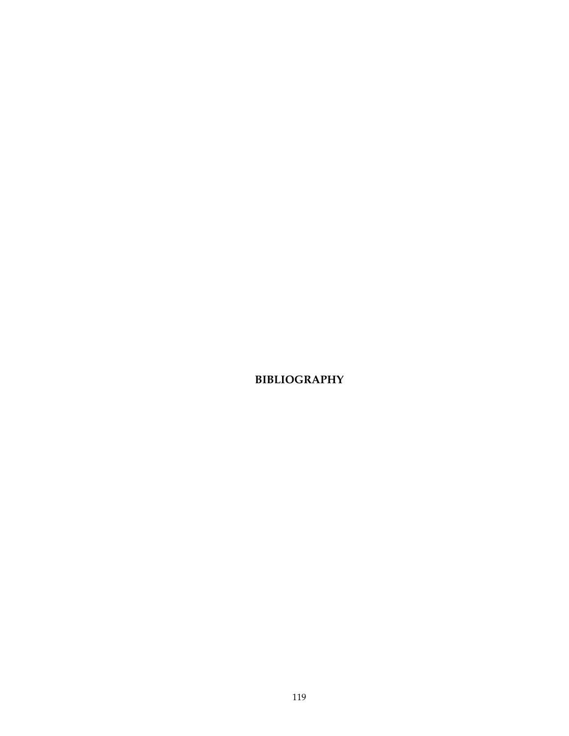# BIBLIOGRAPHY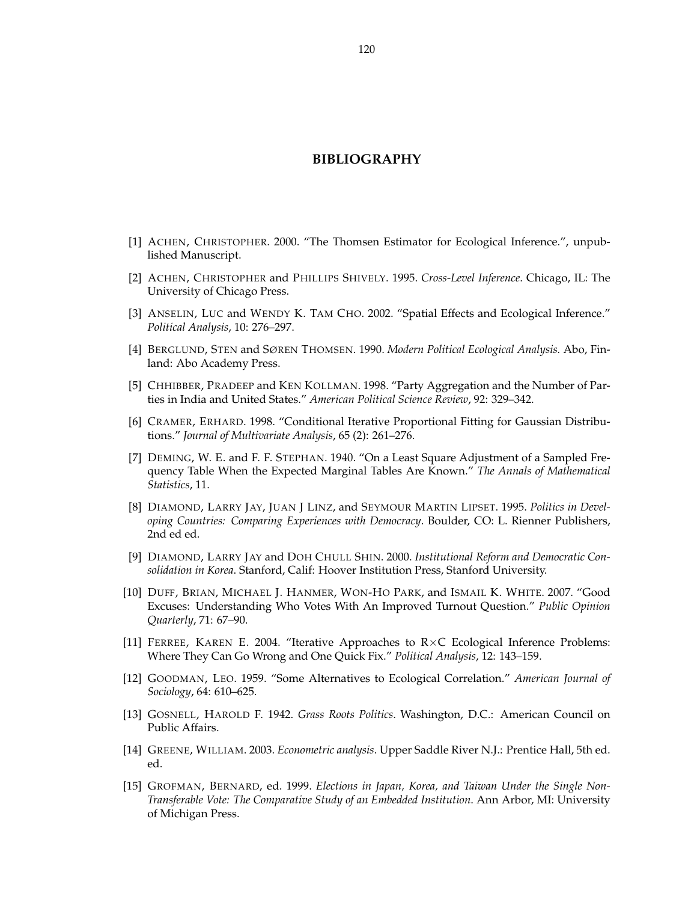# BIBLIOGRAPHY

[1] ACHEN, CHRISTOPHER. 2000. "The Thomsen Estimator for Ecological Inference.", unpublished Manuscript.

[2] ACHEN, CHRISTOPHER and PHILLIPS SHIVELY. 1995. *Cross-Level Inference*. Chicago, IL: The University of Chicago Press.

[3] ANSELIN, LUC and WENDY K. TAM CHO. 2002. "Spatial Effects and Ecological Inference." *Political Analysis*, 10: 276–297.

[4] BERGLUND, STEN and SØREN THOMSEN. 1990. *Modern Political Ecological Analysis.* Abo, Finland: Abo Academy Press.

[5] CHHIBBER, PRADEEP and KEN KOLLMAN. 1998. "Party Aggregation and the Number of Parties in India and United States." *American Political Science Review*, 92: 329–342.

[6] CRAMER, ERHARD. 1998. "Conditional Iterative Proportional Fitting for Gaussian Distributions." *Journal of Multivariate Analysis*, 65 (2): 261–276.

[7] DEMING, W. E. and F. F. STEPHAN. 1940. "On a Least Square Adjustment of a Sampled Frequency Table When the Expected Marginal Tables Are Known." *The Annals of Mathematical Statistics*, 11.

[8] DIAMOND, LARRY JAY, JUAN J LINZ, and SEYMOUR MARTIN LIPSET. 1995. *Politics in Developing Countries: Comparing Experiences with Democracy*. Boulder, CO: L. Rienner Publishers, 2nd ed ed.

[9] DIAMOND, LARRY JAY and DOH CHULL SHIN. 2000. *Institutional Reform and Democratic Consolidation in Korea*. Stanford, Calif: Hoover Institution Press, Stanford University.

[10] DUFF, BRIAN, MICHAEL J. HANMER, WON-HO PARK, and ISMAIL K. WHITE. 2007. "Good Excuses: Understanding Who Votes With An Improved Turnout Question." *Public Opinion Quarterly*, 71: 67–90.

[11] FERREE, KAREN E. 2004. "Iterative Approaches to R×C Ecological Inference Problems: Where They Can Go Wrong and One Quick Fix." *Political Analysis*, 12: 143–159.

[12] GOODMAN, LEO. 1959. "Some Alternatives to Ecological Correlation." *American Journal of Sociology*, 64: 610–625.

[13] GOSNELL, HAROLD F. 1942. *Grass Roots Politics*. Washington, D.C.: American Council on Public Affairs.

[14] GREENE, WILLIAM. 2003. *Econometric analysis*. Upper Saddle River N.J.: Prentice Hall, 5th ed. ed.

[15] GROFMAN, BERNARD, ed. 1999. *Elections in Japan, Korea, and Taiwan Under the Single Non-Transferable Vote: The Comparative Study of an Embedded Institution.* Ann Arbor, MI: University of Michigan Press.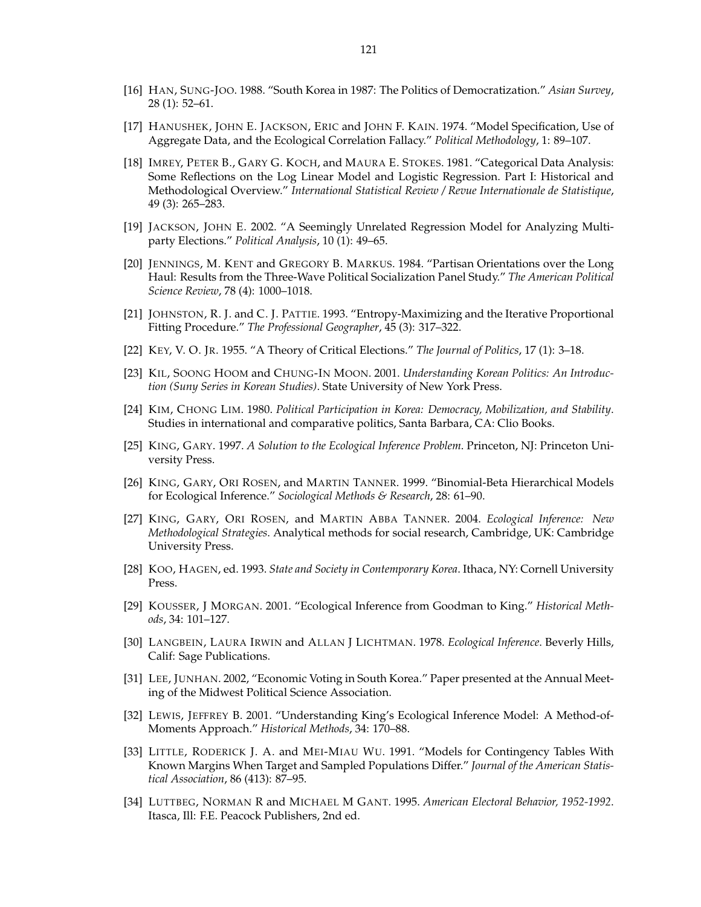[16] HAN, SUNG-JOO. 1988. "South Korea in 1987: The Politics of Democratization." *Asian Survey*, 28 (1): 52–61.

[17] HANUSHEK, JOHN E. JACKSON, ERIC and JOHN F. KAIN. 1974. "Model Specification, Use of Aggregate Data, and the Ecological Correlation Fallacy." *Political Methodology*, 1: 89–107.

[18] IMREY, PETER B., GARY G. KOCH, and MAURA E. STOKES. 1981. "Categorical Data Analysis: Some Reflections on the Log Linear Model and Logistic Regression. Part I: Historical and Methodological Overview." *International Statistical Review / Revue Internationale de Statistique*, 49 (3): 265–283.

[19] JACKSON, JOHN E. 2002. "A Seemingly Unrelated Regression Model for Analyzing Multiparty Elections." *Political Analysis*, 10 (1): 49–65.

[20] JENNINGS, M. KENT and GREGORY B. MARKUS. 1984. "Partisan Orientations over the Long Haul: Results from the Three-Wave Political Socialization Panel Study." *The American Political Science Review*, 78 (4): 1000–1018.

[21] JOHNSTON, R. J. and C. J. PATTIE. 1993. "Entropy-Maximizing and the Iterative Proportional Fitting Procedure." *The Professional Geographer*, 45 (3): 317–322.

[22] KEY, V. O. JR. 1955. "A Theory of Critical Elections." *The Journal of Politics*, 17 (1): 3–18.

[23] KIL, SOONG HOOM and CHUNG-IN MOON. 2001. *Understanding Korean Politics: An Introduction (Suny Series in Korean Studies)*. State University of New York Press.

[24] KIM, CHONG LIM. 1980. *Political Participation in Korea: Democracy, Mobilization, and Stability*. Studies in international and comparative politics, Santa Barbara, CA: Clio Books.

[25] KING, GARY. 1997. *A Solution to the Ecological Inference Problem*. Princeton, NJ: Princeton University Press.

[26] KING, GARY, ORI ROSEN, and MARTIN TANNER. 1999. "Binomial-Beta Hierarchical Models for Ecological Inference." *Sociological Methods & Research*, 28: 61–90.

[27] KING, GARY, ORI ROSEN, and MARTIN ABBA TANNER. 2004. *Ecological Inference: New Methodological Strategies*. Analytical methods for social research, Cambridge, UK: Cambridge University Press.

[28] KOO, HAGEN, ed. 1993. *State and Society in Contemporary Korea*. Ithaca, NY: Cornell University Press.

[29] KOUSSER, J MORGAN. 2001. "Ecological Inference from Goodman to King." *Historical Methods*, 34: 101–127.

[30] LANGBEIN, LAURA IRWIN and ALLAN J LICHTMAN. 1978. *Ecological Inference*. Beverly Hills, Calif: Sage Publications.

[31] LEE, JUNHAN. 2002, "Economic Voting in South Korea." Paper presented at the Annual Meeting of the Midwest Political Science Association.

[32] LEWIS, JEFFREY B. 2001. "Understanding King's Ecological Inference Model: A Method-of-Moments Approach." *Historical Methods*, 34: 170–88.

[33] LITTLE, RODERICK J. A. and MEI-MIAU WU. 1991. "Models for Contingency Tables With Known Margins When Target and Sampled Populations Differ." *Journal of the American Statistical Association*, 86 (413): 87–95.

[34] LUTTBEG, NORMAN R and MICHAEL M GANT. 1995. *American Electoral Behavior, 1952-1992*. Itasca, Ill: F.E. Peacock Publishers, 2nd ed.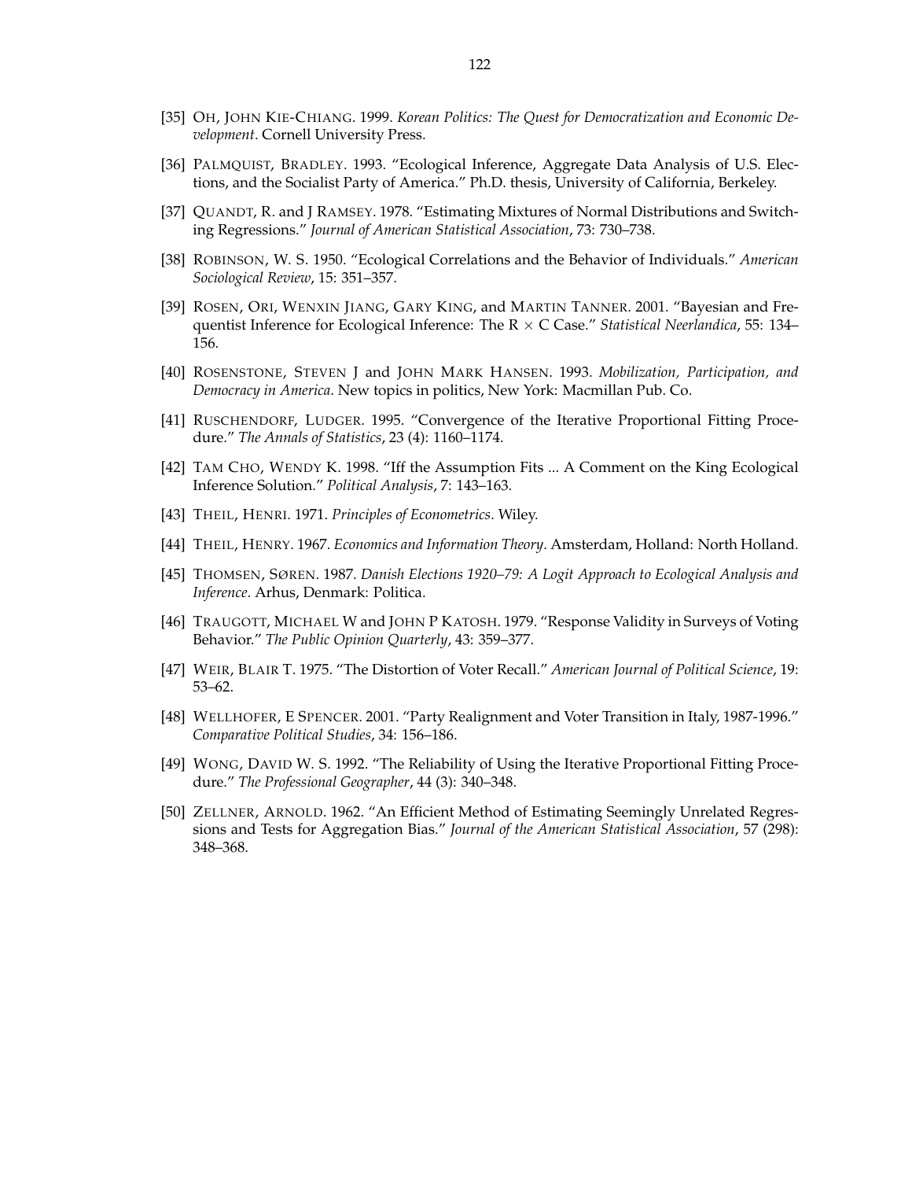[35] Oh, John Kie-Chiang. 1999. *Korean Politics: The Quest for Democratization and Economic Development*. Cornell University Press.

[36] Palmquist, Bradley. 1993. "Ecological Inference, Aggregate Data Analysis of U.S. Elections, and the Socialist Party of America." Ph.D. thesis, University of California, Berkeley.

[37] Quandt, R. and J Ramsey. 1978. "Estimating Mixtures of Normal Distributions and Switching Regressions." *Journal of American Statistical Association*, 73: 730–738.

[38] Robinson, W. S. 1950. "Ecological Correlations and the Behavior of Individuals." *American Sociological Review*, 15: 351–357.

[39] Rosen, Ori, Wenxin Jiang, Gary King, and Martin Tanner. 2001. "Bayesian and Frequentist Inference for Ecological Inference: The R $\times$ C Case." *Statistical Neerlandica*, 55: 134–156.

[40] Rosenstone, Steven J and John Mark Hansen. 1993. *Mobilization, Participation, and Democracy in America*. New topics in politics, New York: Macmillan Pub. Co.

[41] Ruschendorf, Ludger. 1995. "Convergence of the Iterative Proportional Fitting Procedure." *The Annals of Statistics*, 23 (4): 1160–1174.

[42] Tam Cho, Wendy K. 1998. "Iff the Assumption Fits ... A Comment on the King Ecological Inference Solution." *Political Analysis*, 7: 143–163.

[43] Theil, Henri. 1971. *Principles of Econometrics*. Wiley.

[44] Theil, Henry. 1967. *Economics and Information Theory*. Amsterdam, Holland: North Holland.

[45] Thomsen, Søren. 1987. *Danish Elections 1920–79: A Logit Approach to Ecological Analysis and Inference*. Arhus, Denmark: Politica.

[46] Traugott, Michael W and John P Katosh. 1979. "Response Validity in Surveys of Voting Behavior." *The Public Opinion Quarterly*, 43: 359–377.

[47] Weir, Blair T. 1975. "The Distortion of Voter Recall." *American Journal of Political Science*, 19: 53–62.

[48] Wellhofer, E Spencer. 2001. "Party Realignment and Voter Transition in Italy, 1987-1996." *Comparative Political Studies*, 34: 156–186.

[49] Wong, David W. S. 1992. "The Reliability of Using the Iterative Proportional Fitting Procedure." *The Professional Geographer*, 44 (3): 340–348.

[50] Zellner, Arnold. 1962. "An Efficient Method of Estimating Seemingly Unrelated Regressions and Tests for Aggregation Bias." *Journal of the American Statistical Association*, 57 (298): 348–368.